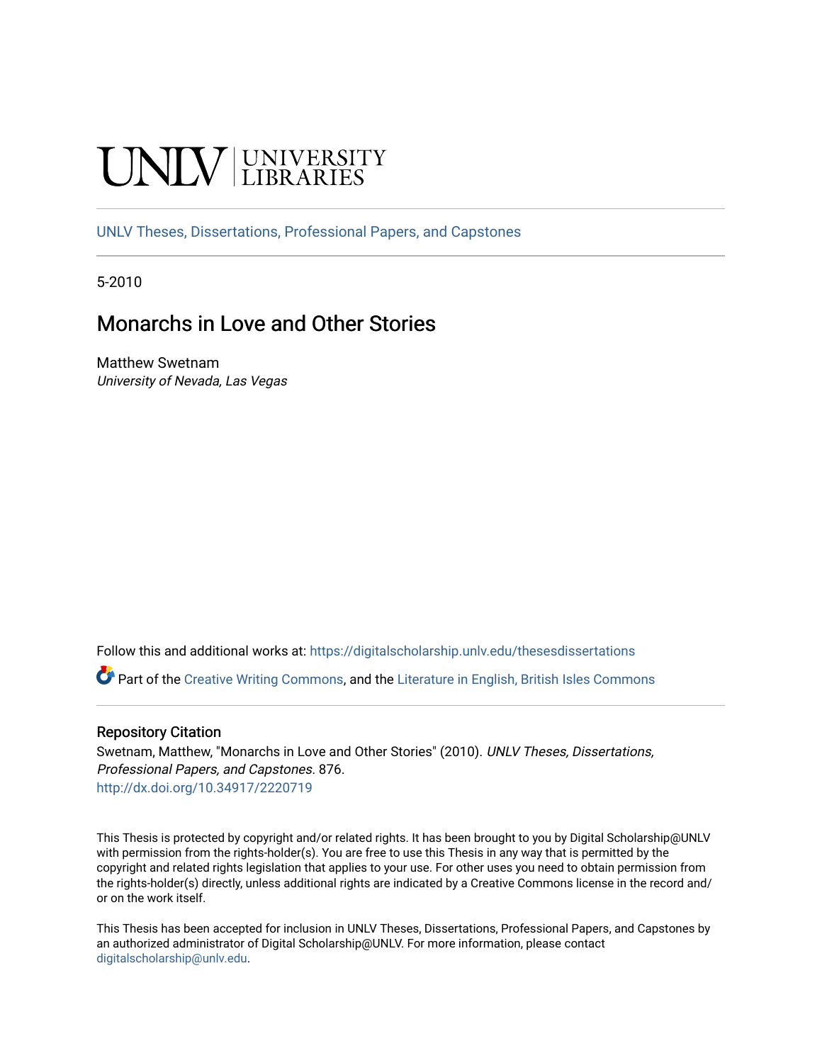UNLV | UNIVERSITY LIBRARIES

UNLV Theses, Dissertations, Professional Papers, and Capstones

5-2010

# Monarchs in Love and Other Stories

Matthew Swetnam

*University of Nevada, Las Vegas*

Follow this and additional works at: https://digitalscholarship.unlv.edu/thesesdissertations

Part of the Creative Writing Commons, and the Literature in English, British Isles Commons

## Repository Citation

Swetnam, Matthew, "Monarchs in Love and Other Stories" (2010). *UNLV Theses, Dissertations, Professional Papers, and Capstones*. 876.
http://dx.doi.org/10.34917/2220719

This Thesis is protected by copyright and/or related rights. It has been brought to you by Digital Scholarship@UNLV with permission from the rights-holder(s). You are free to use this Thesis in any way that is permitted by the copyright and related rights legislation that applies to your use. For other uses you need to obtain permission from the rights-holder(s) directly, unless additional rights are indicated by a Creative Commons license in the record and/or on the work itself.

This Thesis has been accepted for inclusion in UNLV Theses, Dissertations, Professional Papers, and Capstones by an authorized administrator of Digital Scholarship@UNLV. For more information, please contact digitalscholarship@unlv.edu.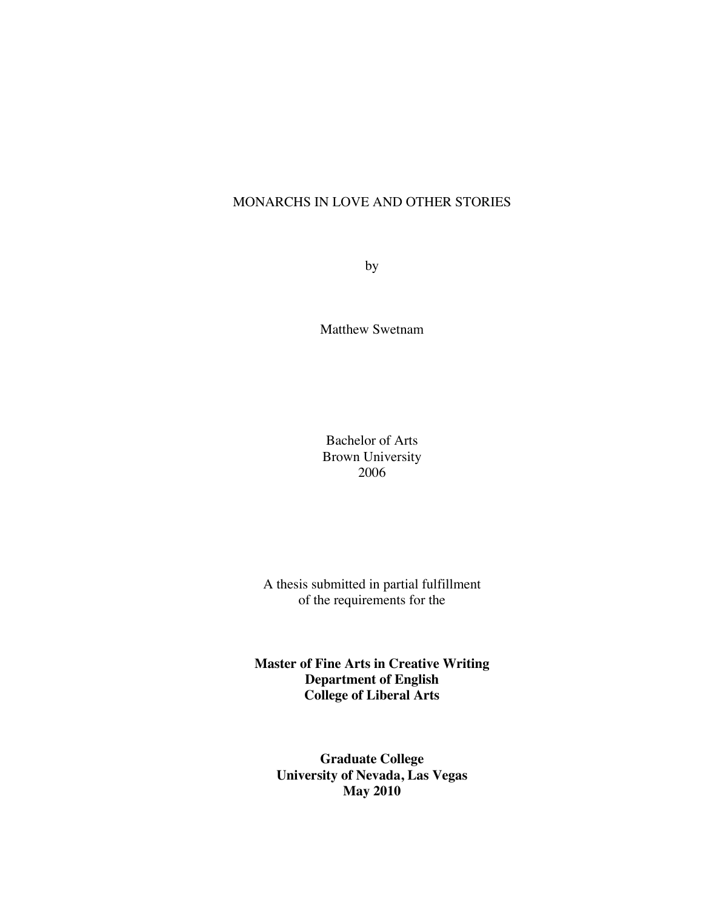# MONARCHS IN LOVE AND OTHER STORIES

by

Matthew Swetnam

Bachelor of Arts
Brown University
2006

A thesis submitted in partial fulfillment
of the requirements for the

**Master of Fine Arts in Creative Writing**
**Department of English**
**College of Liberal Arts**

**Graduate College**
**University of Nevada, Las Vegas**
**May 2010**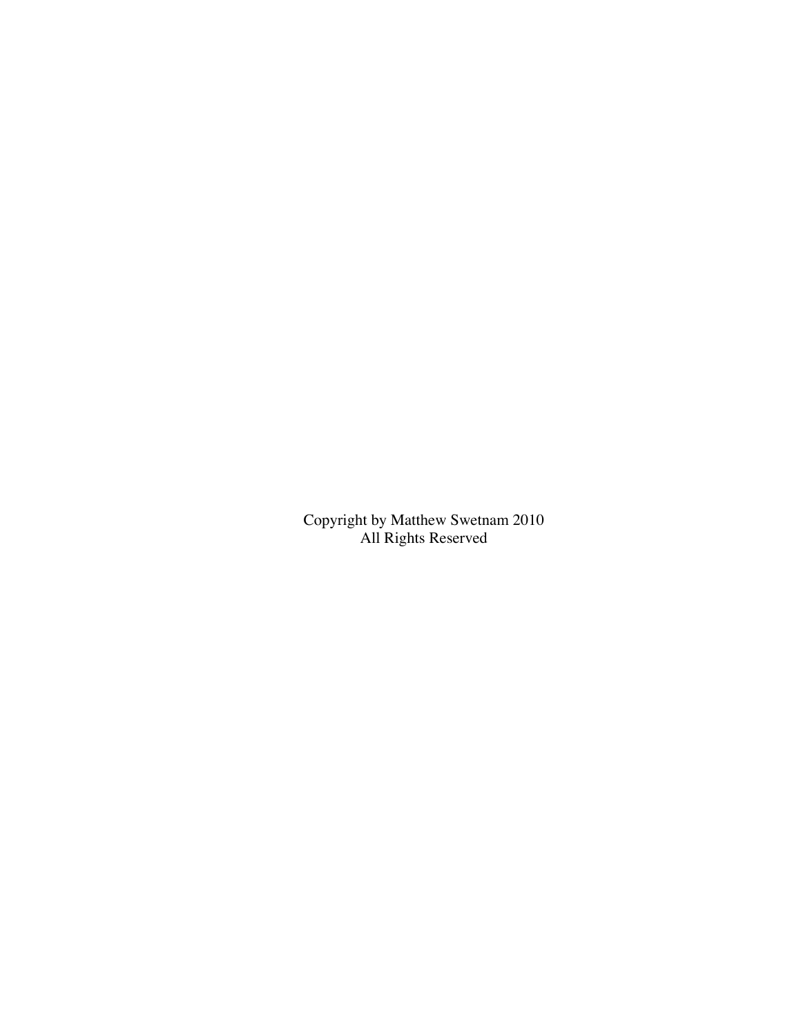Copyright by Matthew Swetnam 2010
All Rights Reserved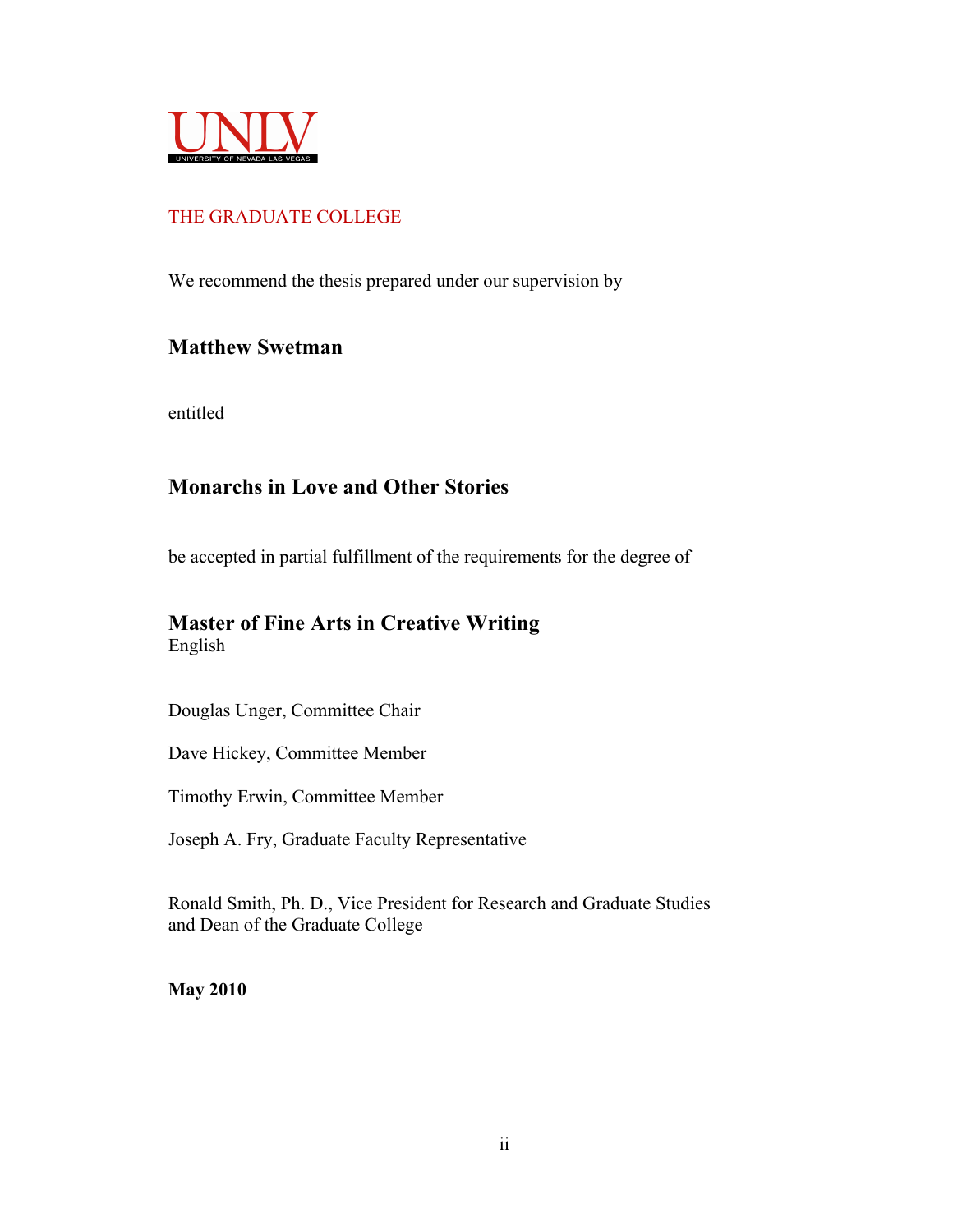UNLV

UNIVERSITY OF NEVADA LAS VEGAS

THE GRADUATE COLLEGE

We recommend the thesis prepared under our supervision by

**Matthew Swetman**

entitled

**Monarchs in Love and Other Stories**

be accepted in partial fulfillment of the requirements for the degree of

**Master of Fine Arts in Creative Writing**
English

Douglas Unger, Committee Chair

Dave Hickey, Committee Member

Timothy Erwin, Committee Member

Joseph A. Fry, Graduate Faculty Representative

Ronald Smith, Ph. D., Vice President for Research and Graduate Studies
and Dean of the Graduate College

**May 2010**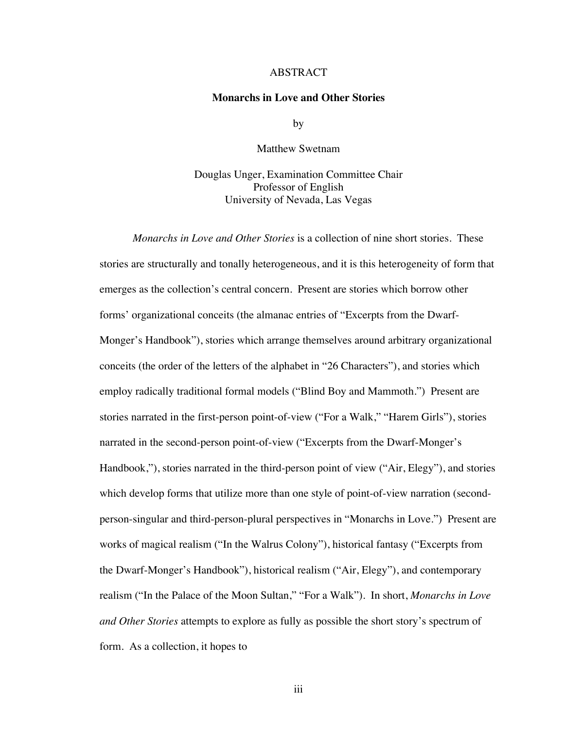# ABSTRACT

## Monarchs in Love and Other Stories

by

Matthew Swetnam

Douglas Unger, Examination Committee Chair
Professor of English
University of Nevada, Las Vegas

*Monarchs in Love and Other Stories* is a collection of nine short stories. These stories are structurally and tonally heterogeneous, and it is this heterogeneity of form that emerges as the collection's central concern. Present are stories which borrow other forms' organizational conceits (the almanac entries of "Excerpts from the Dwarf-Monger's Handbook"), stories which arrange themselves around arbitrary organizational conceits (the order of the letters of the alphabet in "26 Characters"), and stories which employ radically traditional formal models ("Blind Boy and Mammoth.") Present are stories narrated in the first-person point-of-view ("For a Walk," "Harem Girls"), stories narrated in the second-person point-of-view ("Excerpts from the Dwarf-Monger's Handbook,"), stories narrated in the third-person point of view ("Air, Elegy"), and stories which develop forms that utilize more than one style of point-of-view narration (second-person-singular and third-person-plural perspectives in "Monarchs in Love.") Present are works of magical realism ("In the Walrus Colony"), historical fantasy ("Excerpts from the Dwarf-Monger's Handbook"), historical realism ("Air, Elegy"), and contemporary realism ("In the Palace of the Moon Sultan," "For a Walk"). In short, *Monarchs in Love and Other Stories* attempts to explore as fully as possible the short story's spectrum of form. As a collection, it hopes to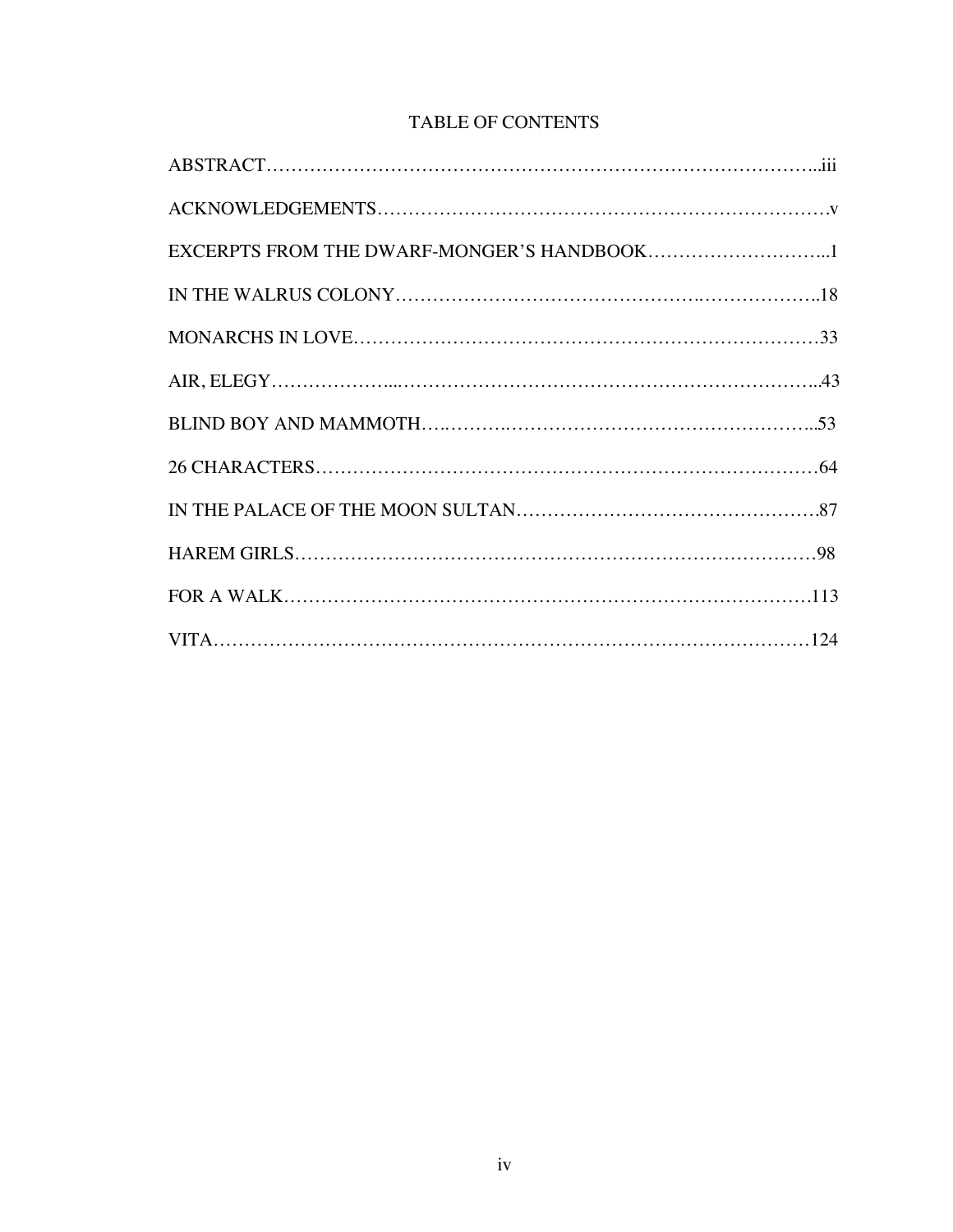# TABLE OF CONTENTS

ABSTRACT……………………………………………………………………………..iii

ACKNOWLEDGEMENTS……………………………………………………………v

EXCERPTS FROM THE DWARF-MONGER’S HANDBOOK………………………...1

IN THE WALRUS COLONY……………………………………….……………….18

MONARCHS IN LOVE………………………………………………………………33

AIR, ELEGY………………...………………………………………………………..43

BLIND BOY AND MAMMOTH…..……….…………………………………………...53

26 CHARACTERS……………………………………………………………………64

IN THE PALACE OF THE MOON SULTAN…………………………………………87

HAREM GIRLS…………………………………………………………………………98

FOR A WALK…………………………………………………………………………113

VITA……………………………………………………………………………………124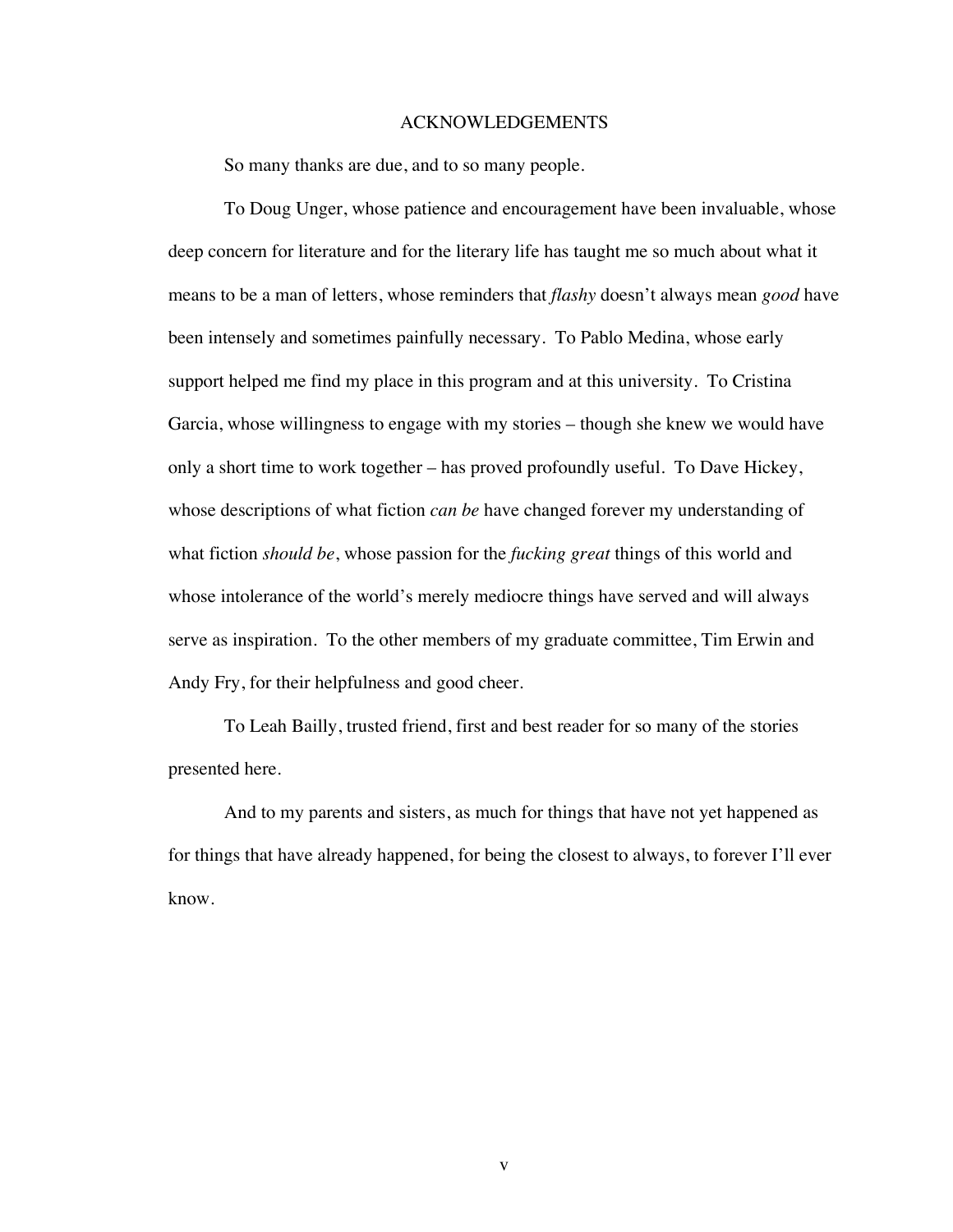# ACKNOWLEDGEMENTS

So many thanks are due, and to so many people.

To Doug Unger, whose patience and encouragement have been invaluable, whose deep concern for literature and for the literary life has taught me so much about what it means to be a man of letters, whose reminders that *flashy* doesn't always mean *good* have been intensely and sometimes painfully necessary. To Pablo Medina, whose early support helped me find my place in this program and at this university. To Cristina Garcia, whose willingness to engage with my stories – though she knew we would have only a short time to work together – has proved profoundly useful. To Dave Hickey, whose descriptions of what fiction *can be* have changed forever my understanding of what fiction *should be*, whose passion for the *fucking great* things of this world and whose intolerance of the world's merely mediocre things have served and will always serve as inspiration. To the other members of my graduate committee, Tim Erwin and Andy Fry, for their helpfulness and good cheer.

To Leah Bailly, trusted friend, first and best reader for so many of the stories presented here.

And to my parents and sisters, as much for things that have not yet happened as for things that have already happened, for being the closest to always, to forever I'll ever know.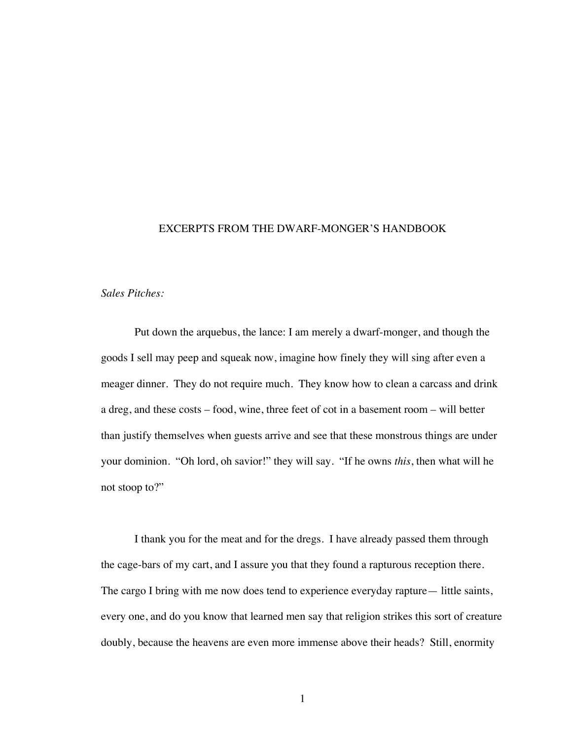# EXCERPTS FROM THE DWARF-MONGER'S HANDBOOK

*Sales Pitches:*

Put down the arquebus, the lance: I am merely a dwarf-monger, and though the goods I sell may peep and squeak now, imagine how finely they will sing after even a meager dinner. They do not require much. They know how to clean a carcass and drink a dreg, and these costs – food, wine, three feet of cot in a basement room – will better than justify themselves when guests arrive and see that these monstrous things are under your dominion. "Oh lord, oh savior!" they will say. "If he owns *this*, then what will he not stoop to?"

I thank you for the meat and for the dregs. I have already passed them through the cage-bars of my cart, and I assure you that they found a rapturous reception there. The cargo I bring with me now does tend to experience everyday rapture— little saints, every one, and do you know that learned men say that religion strikes this sort of creature doubly, because the heavens are even more immense above their heads? Still, enormity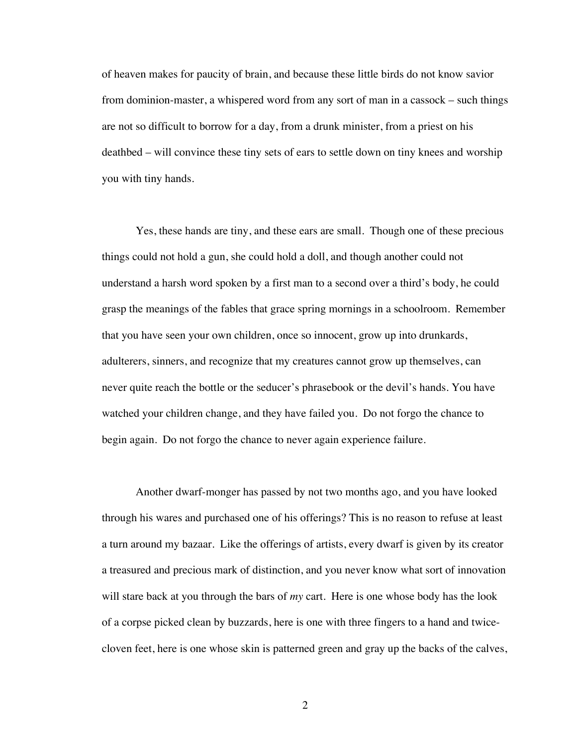of heaven makes for paucity of brain, and because these little birds do not know savior from dominion-master, a whispered word from any sort of man in a cassock – such things are not so difficult to borrow for a day, from a drunk minister, from a priest on his deathbed – will convince these tiny sets of ears to settle down on tiny knees and worship you with tiny hands.

Yes, these hands are tiny, and these ears are small. Though one of these precious things could not hold a gun, she could hold a doll, and though another could not understand a harsh word spoken by a first man to a second over a third's body, he could grasp the meanings of the fables that grace spring mornings in a schoolroom. Remember that you have seen your own children, once so innocent, grow up into drunkards, adulterers, sinners, and recognize that my creatures cannot grow up themselves, can never quite reach the bottle or the seducer's phrasebook or the devil's hands. You have watched your children change, and they have failed you. Do not forgo the chance to begin again. Do not forgo the chance to never again experience failure.

Another dwarf-monger has passed by not two months ago, and you have looked through his wares and purchased one of his offerings? This is no reason to refuse at least a turn around my bazaar. Like the offerings of artists, every dwarf is given by its creator a treasured and precious mark of distinction, and you never know what sort of innovation will stare back at you through the bars of *my* cart. Here is one whose body has the look of a corpse picked clean by buzzards, here is one with three fingers to a hand and twice-cloven feet, here is one whose skin is patterned green and gray up the backs of the calves,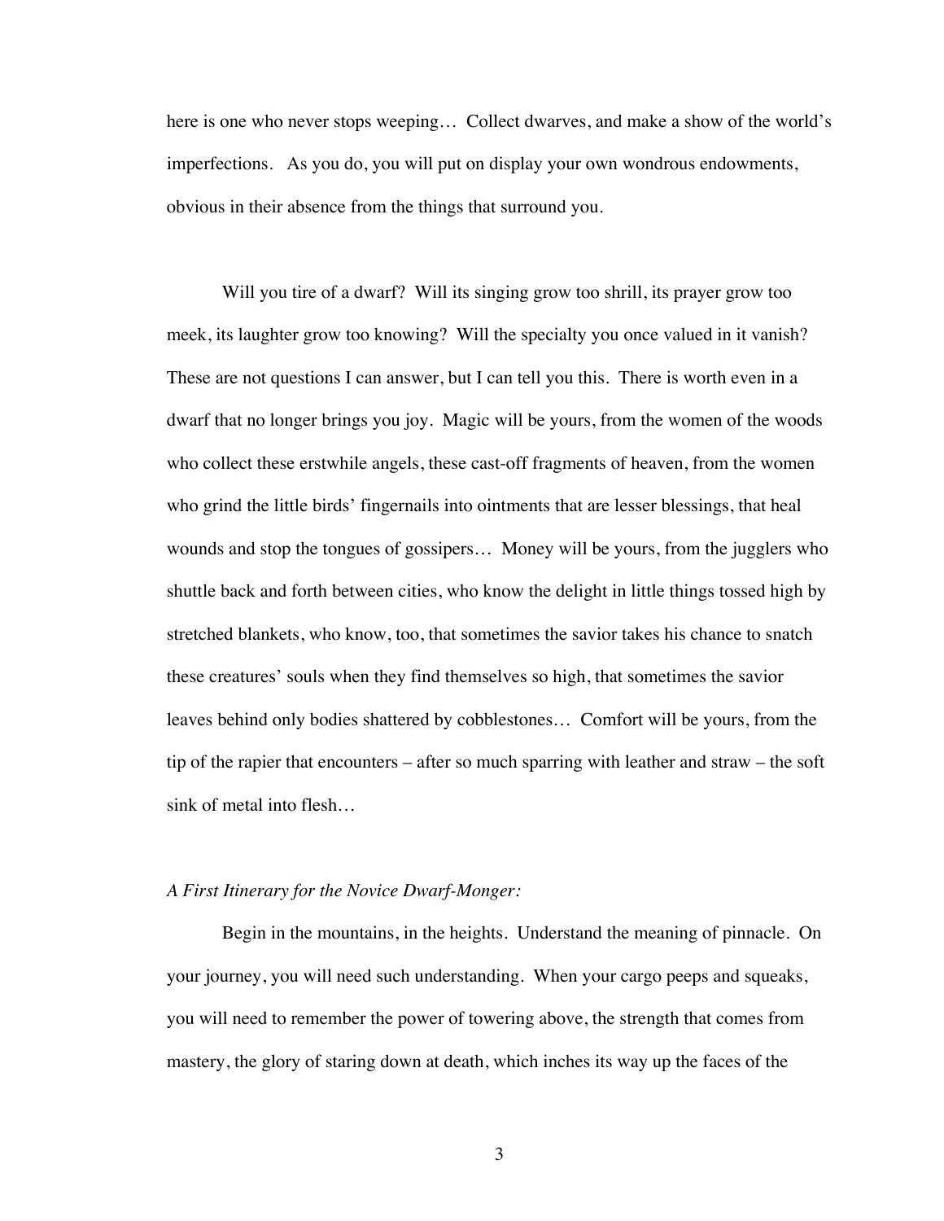here is one who never stops weeping… Collect dwarves, and make a show of the world's imperfections. As you do, you will put on display your own wondrous endowments, obvious in their absence from the things that surround you.

Will you tire of a dwarf? Will its singing grow too shrill, its prayer grow too meek, its laughter grow too knowing? Will the specialty you once valued in it vanish? These are not questions I can answer, but I can tell you this. There is worth even in a dwarf that no longer brings you joy. Magic will be yours, from the women of the woods who collect these erstwhile angels, these cast-off fragments of heaven, from the women who grind the little birds' fingernails into ointments that are lesser blessings, that heal wounds and stop the tongues of gossipers… Money will be yours, from the jugglers who shuttle back and forth between cities, who know the delight in little things tossed high by stretched blankets, who know, too, that sometimes the savior takes his chance to snatch these creatures' souls when they find themselves so high, that sometimes the savior leaves behind only bodies shattered by cobblestones… Comfort will be yours, from the tip of the rapier that encounters – after so much sparring with leather and straw – the soft sink of metal into flesh…

*A First Itinerary for the Novice Dwarf-Monger:*

Begin in the mountains, in the heights. Understand the meaning of pinnacle. On your journey, you will need such understanding. When your cargo peeps and squeaks, you will need to remember the power of towering above, the strength that comes from mastery, the glory of staring down at death, which inches its way up the faces of the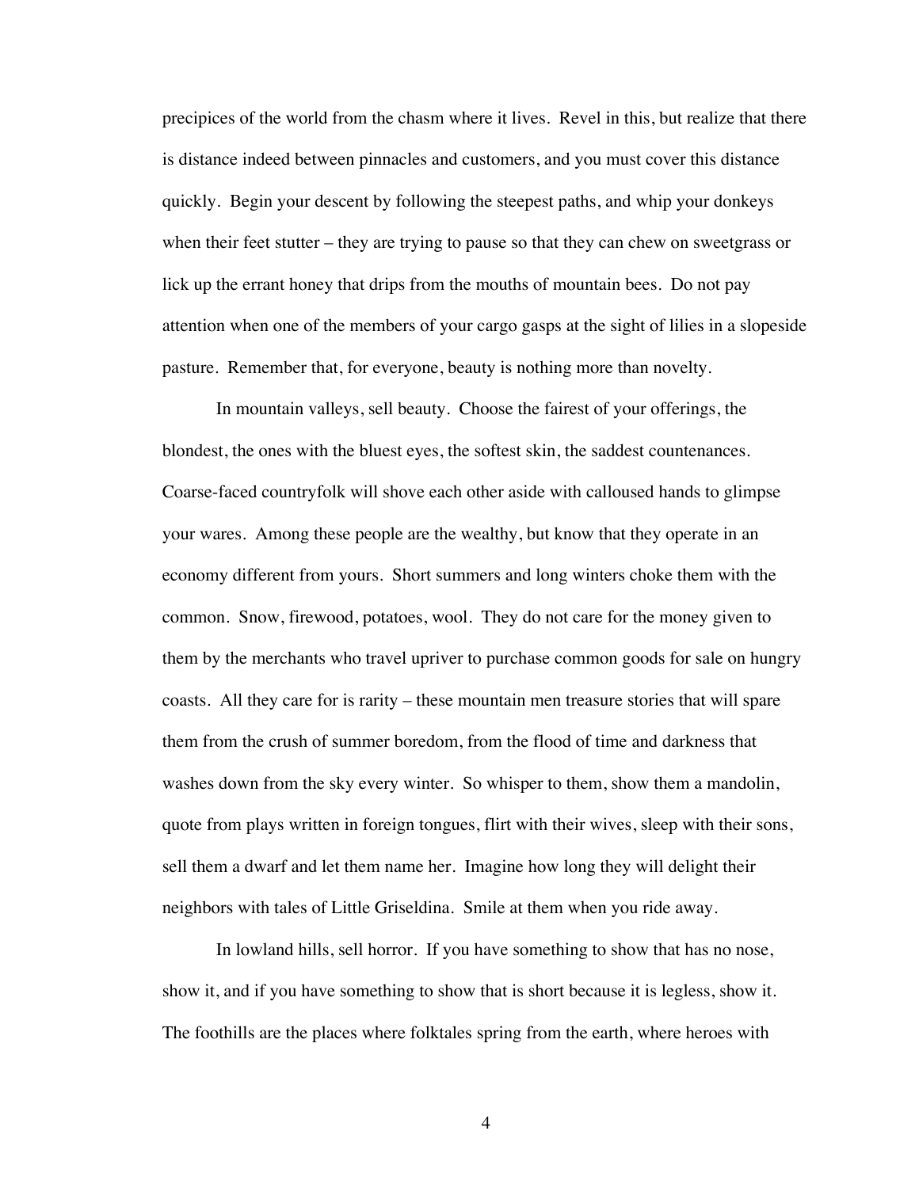precipices of the world from the chasm where it lives. Revel in this, but realize that there is distance indeed between pinnacles and customers, and you must cover this distance quickly. Begin your descent by following the steepest paths, and whip your donkeys when their feet stutter – they are trying to pause so that they can chew on sweetgrass or lick up the errant honey that drips from the mouths of mountain bees. Do not pay attention when one of the members of your cargo gasps at the sight of lilies in a slopeside pasture. Remember that, for everyone, beauty is nothing more than novelty.

In mountain valleys, sell beauty. Choose the fairest of your offerings, the blondest, the ones with the bluest eyes, the softest skin, the saddest countenances. Coarse-faced countryfolk will shove each other aside with calloused hands to glimpse your wares. Among these people are the wealthy, but know that they operate in an economy different from yours. Short summers and long winters choke them with the common. Snow, firewood, potatoes, wool. They do not care for the money given to them by the merchants who travel upriver to purchase common goods for sale on hungry coasts. All they care for is rarity – these mountain men treasure stories that will spare them from the crush of summer boredom, from the flood of time and darkness that washes down from the sky every winter. So whisper to them, show them a mandolin, quote from plays written in foreign tongues, flirt with their wives, sleep with their sons, sell them a dwarf and let them name her. Imagine how long they will delight their neighbors with tales of Little Griseldina. Smile at them when you ride away.

In lowland hills, sell horror. If you have something to show that has no nose, show it, and if you have something to show that is short because it is legless, show it. The foothills are the places where folktales spring from the earth, where heroes with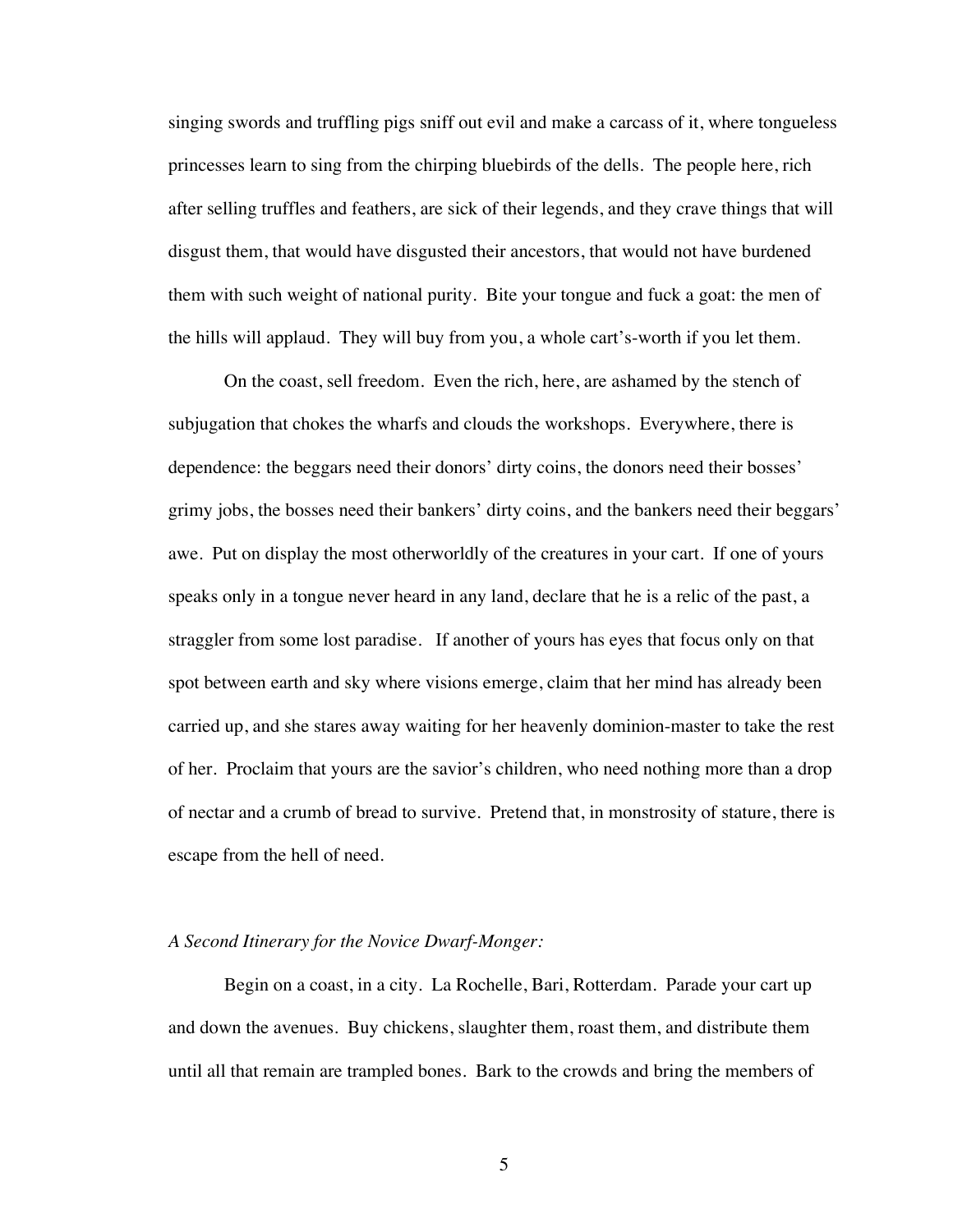singing swords and truffling pigs sniff out evil and make a carcass of it, where tongueless princesses learn to sing from the chirping bluebirds of the dells. The people here, rich after selling truffles and feathers, are sick of their legends, and they crave things that will disgust them, that would have disgusted their ancestors, that would not have burdened them with such weight of national purity. Bite your tongue and fuck a goat: the men of the hills will applaud. They will buy from you, a whole cart's-worth if you let them.

On the coast, sell freedom. Even the rich, here, are ashamed by the stench of subjugation that chokes the wharfs and clouds the workshops. Everywhere, there is dependence: the beggars need their donors' dirty coins, the donors need their bosses' grimy jobs, the bosses need their bankers' dirty coins, and the bankers need their beggars' awe. Put on display the most otherworldly of the creatures in your cart. If one of yours speaks only in a tongue never heard in any land, declare that he is a relic of the past, a straggler from some lost paradise. If another of yours has eyes that focus only on that spot between earth and sky where visions emerge, claim that her mind has already been carried up, and she stares away waiting for her heavenly dominion-master to take the rest of her. Proclaim that yours are the savior's children, who need nothing more than a drop of nectar and a crumb of bread to survive. Pretend that, in monstrosity of stature, there is escape from the hell of need.

*A Second Itinerary for the Novice Dwarf-Monger:*

Begin on a coast, in a city. La Rochelle, Bari, Rotterdam. Parade your cart up and down the avenues. Buy chickens, slaughter them, roast them, and distribute them until all that remain are trampled bones. Bark to the crowds and bring the members of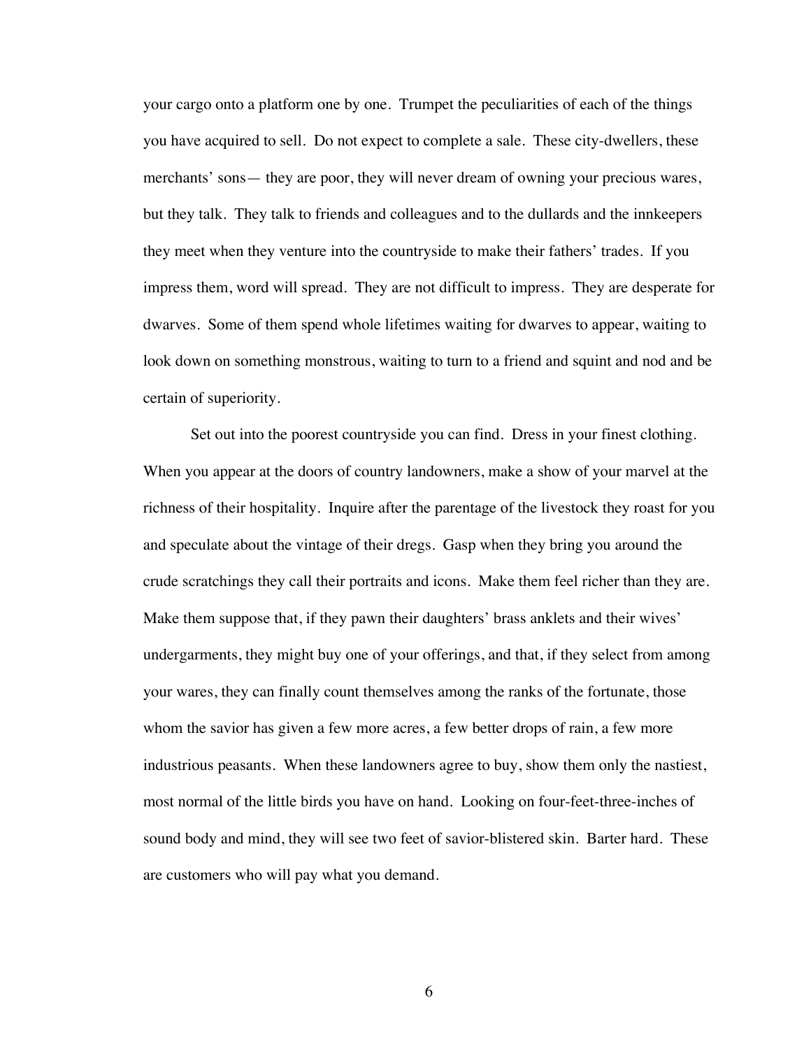your cargo onto a platform one by one. Trumpet the peculiarities of each of the things you have acquired to sell. Do not expect to complete a sale. These city-dwellers, these merchants' sons— they are poor, they will never dream of owning your precious wares, but they talk. They talk to friends and colleagues and to the dullards and the innkeepers they meet when they venture into the countryside to make their fathers' trades. If you impress them, word will spread. They are not difficult to impress. They are desperate for dwarves. Some of them spend whole lifetimes waiting for dwarves to appear, waiting to look down on something monstrous, waiting to turn to a friend and squint and nod and be certain of superiority.

Set out into the poorest countryside you can find. Dress in your finest clothing. When you appear at the doors of country landowners, make a show of your marvel at the richness of their hospitality. Inquire after the parentage of the livestock they roast for you and speculate about the vintage of their dregs. Gasp when they bring you around the crude scratchings they call their portraits and icons. Make them feel richer than they are. Make them suppose that, if they pawn their daughters' brass anklets and their wives' undergarments, they might buy one of your offerings, and that, if they select from among your wares, they can finally count themselves among the ranks of the fortunate, those whom the savior has given a few more acres, a few better drops of rain, a few more industrious peasants. When these landowners agree to buy, show them only the nastiest, most normal of the little birds you have on hand. Looking on four-feet-three-inches of sound body and mind, they will see two feet of savior-blistered skin. Barter hard. These are customers who will pay what you demand.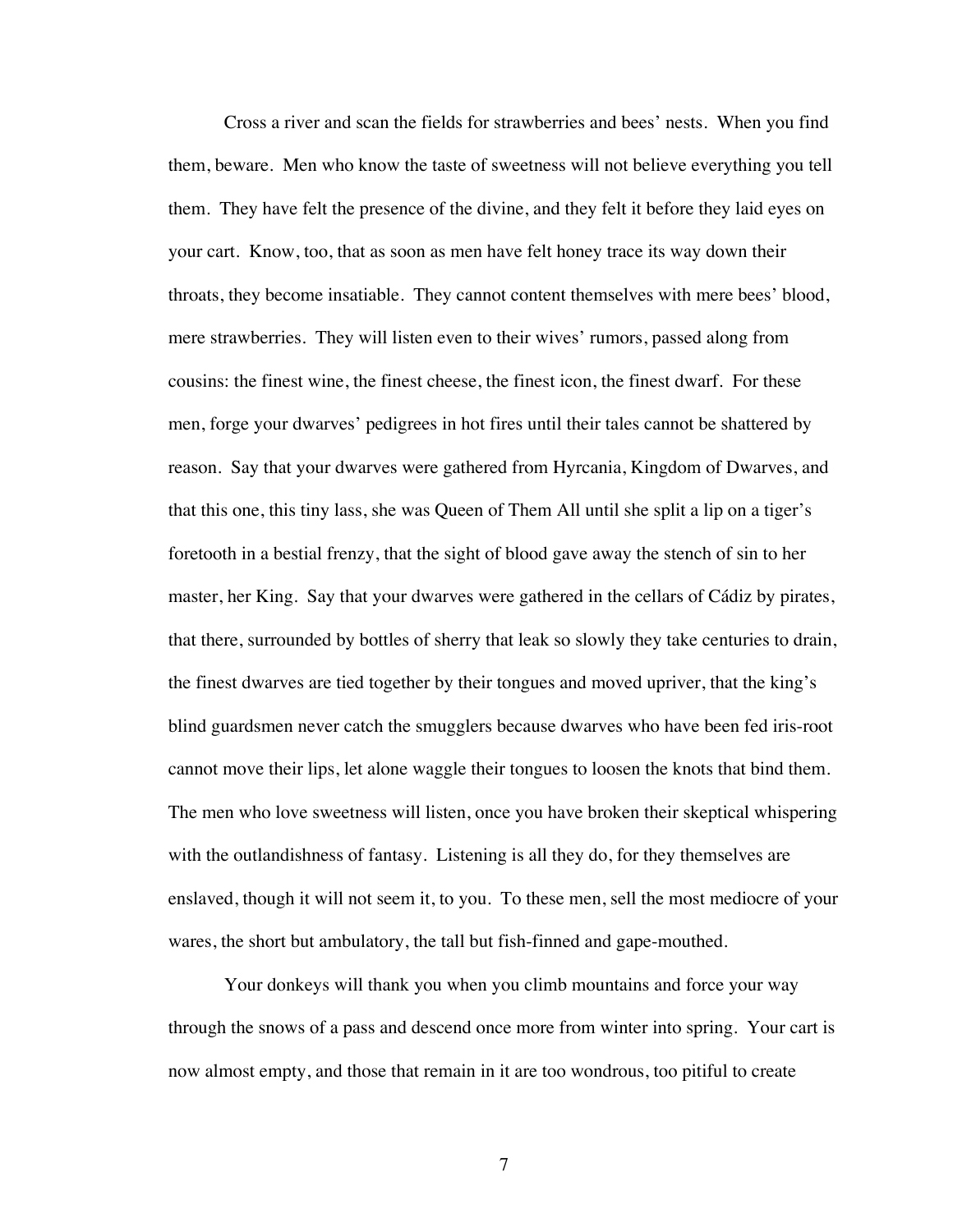Cross a river and scan the fields for strawberries and bees' nests. When you find them, beware. Men who know the taste of sweetness will not believe everything you tell them. They have felt the presence of the divine, and they felt it before they laid eyes on your cart. Know, too, that as soon as men have felt honey trace its way down their throats, they become insatiable. They cannot content themselves with mere bees' blood, mere strawberries. They will listen even to their wives' rumors, passed along from cousins: the finest wine, the finest cheese, the finest icon, the finest dwarf. For these men, forge your dwarves' pedigrees in hot fires until their tales cannot be shattered by reason. Say that your dwarves were gathered from Hyrcania, Kingdom of Dwarves, and that this one, this tiny lass, she was Queen of Them All until she split a lip on a tiger's foretooth in a bestial frenzy, that the sight of blood gave away the stench of sin to her master, her King. Say that your dwarves were gathered in the cellars of Cádiz by pirates, that there, surrounded by bottles of sherry that leak so slowly they take centuries to drain, the finest dwarves are tied together by their tongues and moved upriver, that the king's blind guardsmen never catch the smugglers because dwarves who have been fed iris-root cannot move their lips, let alone waggle their tongues to loosen the knots that bind them. The men who love sweetness will listen, once you have broken their skeptical whispering with the outlandishness of fantasy. Listening is all they do, for they themselves are enslaved, though it will not seem it, to you. To these men, sell the most mediocre of your wares, the short but ambulatory, the tall but fish-finned and gape-mouthed.

Your donkeys will thank you when you climb mountains and force your way through the snows of a pass and descend once more from winter into spring. Your cart is now almost empty, and those that remain in it are too wondrous, too pitiful to create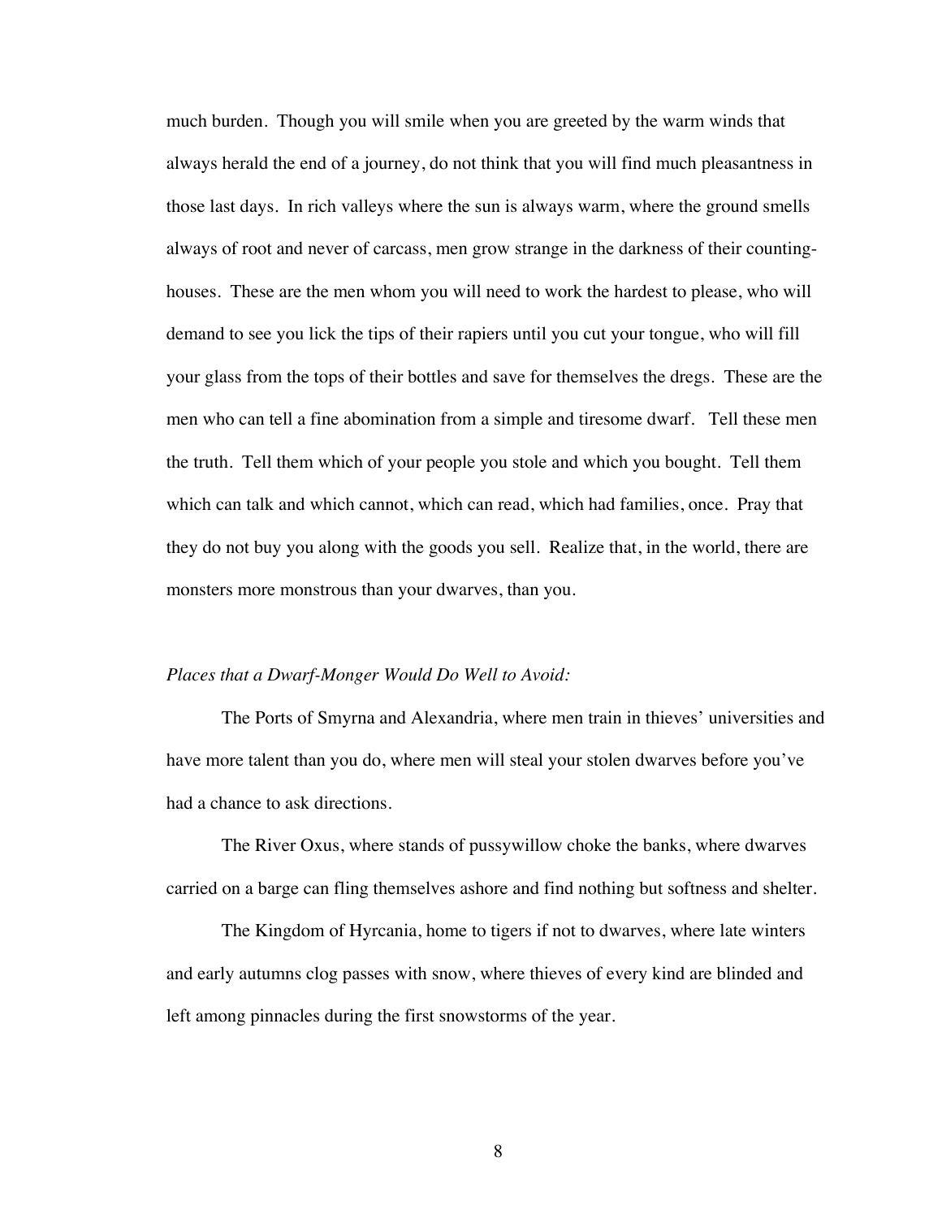much burden. Though you will smile when you are greeted by the warm winds that always herald the end of a journey, do not think that you will find much pleasantness in those last days. In rich valleys where the sun is always warm, where the ground smells always of root and never of carcass, men grow strange in the darkness of their counting-houses. These are the men whom you will need to work the hardest to please, who will demand to see you lick the tips of their rapiers until you cut your tongue, who will fill your glass from the tops of their bottles and save for themselves the dregs. These are the men who can tell a fine abomination from a simple and tiresome dwarf. Tell these men the truth. Tell them which of your people you stole and which you bought. Tell them which can talk and which cannot, which can read, which had families, once. Pray that they do not buy you along with the goods you sell. Realize that, in the world, there are monsters more monstrous than your dwarves, than you.

*Places that a Dwarf-Monger Would Do Well to Avoid:*

The Ports of Smyrna and Alexandria, where men train in thieves' universities and have more talent than you do, where men will steal your stolen dwarves before you've had a chance to ask directions.

The River Oxus, where stands of pussywillow choke the banks, where dwarves carried on a barge can fling themselves ashore and find nothing but softness and shelter.

The Kingdom of Hyrcania, home to tigers if not to dwarves, where late winters and early autumns clog passes with snow, where thieves of every kind are blinded and left among pinnacles during the first snowstorms of the year.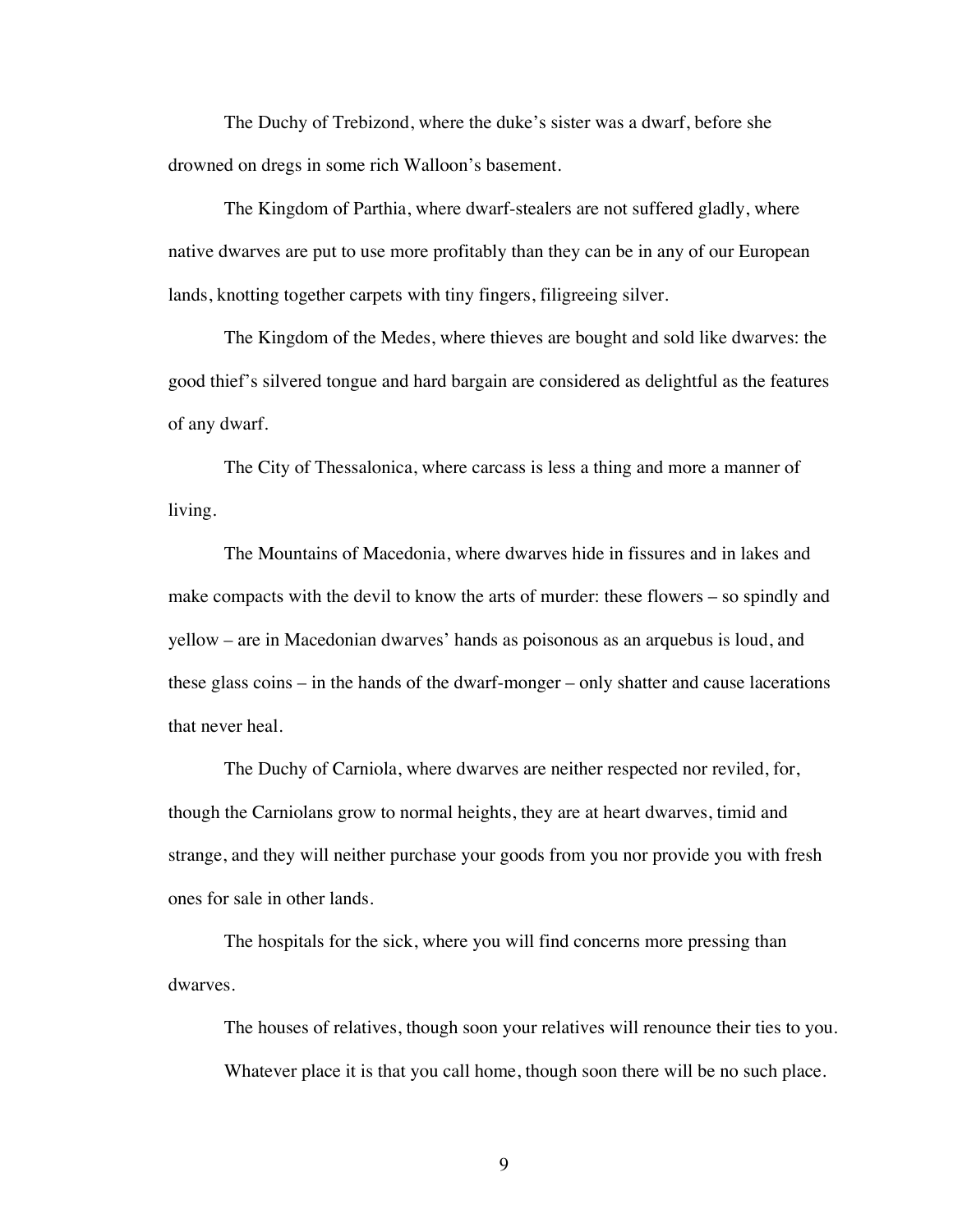The Duchy of Trebizond, where the duke's sister was a dwarf, before she drowned on dregs in some rich Walloon's basement.

The Kingdom of Parthia, where dwarf-stealers are not suffered gladly, where native dwarves are put to use more profitably than they can be in any of our European lands, knotting together carpets with tiny fingers, filigreeing silver.

The Kingdom of the Medes, where thieves are bought and sold like dwarves: the good thief's silvered tongue and hard bargain are considered as delightful as the features of any dwarf.

The City of Thessalonica, where carcass is less a thing and more a manner of living.

The Mountains of Macedonia, where dwarves hide in fissures and in lakes and make compacts with the devil to know the arts of murder: these flowers – so spindly and yellow – are in Macedonian dwarves' hands as poisonous as an arquebus is loud, and these glass coins – in the hands of the dwarf-monger – only shatter and cause lacerations that never heal.

The Duchy of Carniola, where dwarves are neither respected nor reviled, for, though the Carniolans grow to normal heights, they are at heart dwarves, timid and strange, and they will neither purchase your goods from you nor provide you with fresh ones for sale in other lands.

The hospitals for the sick, where you will find concerns more pressing than dwarves.

The houses of relatives, though soon your relatives will renounce their ties to you.

Whatever place it is that you call home, though soon there will be no such place.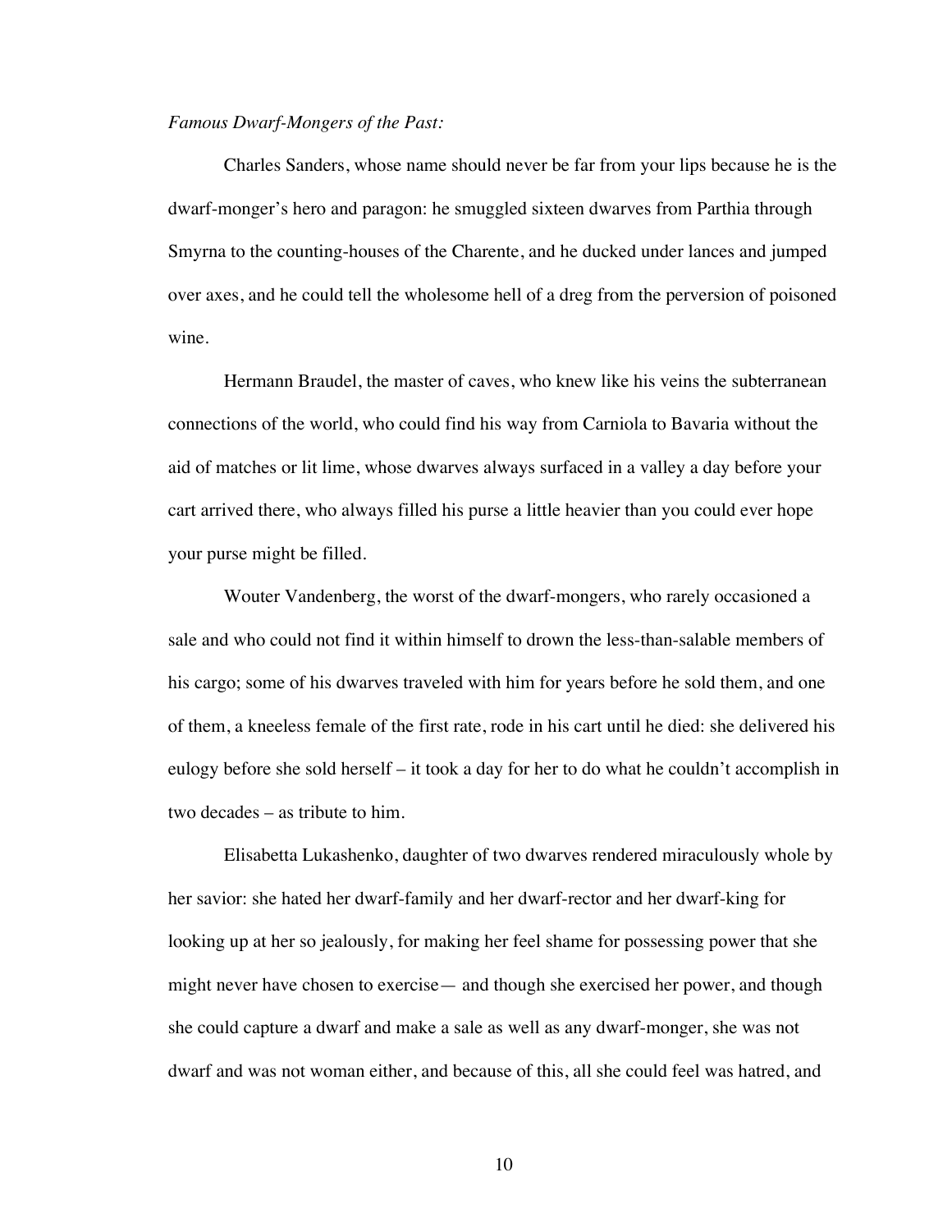*Famous Dwarf-Mongers of the Past:*

Charles Sanders, whose name should never be far from your lips because he is the dwarf-monger's hero and paragon: he smuggled sixteen dwarves from Parthia through Smyrna to the counting-houses of the Charente, and he ducked under lances and jumped over axes, and he could tell the wholesome hell of a dreg from the perversion of poisoned wine.

Hermann Braudel, the master of caves, who knew like his veins the subterranean connections of the world, who could find his way from Carniola to Bavaria without the aid of matches or lit lime, whose dwarves always surfaced in a valley a day before your cart arrived there, who always filled his purse a little heavier than you could ever hope your purse might be filled.

Wouter Vandenberg, the worst of the dwarf-mongers, who rarely occasioned a sale and who could not find it within himself to drown the less-than-salable members of his cargo; some of his dwarves traveled with him for years before he sold them, and one of them, a kneeless female of the first rate, rode in his cart until he died: she delivered his eulogy before she sold herself – it took a day for her to do what he couldn't accomplish in two decades – as tribute to him.

Elisabetta Lukashenko, daughter of two dwarves rendered miraculously whole by her savior: she hated her dwarf-family and her dwarf-rector and her dwarf-king for looking up at her so jealously, for making her feel shame for possessing power that she might never have chosen to exercise— and though she exercised her power, and though she could capture a dwarf and make a sale as well as any dwarf-monger, she was not dwarf and was not woman either, and because of this, all she could feel was hatred, and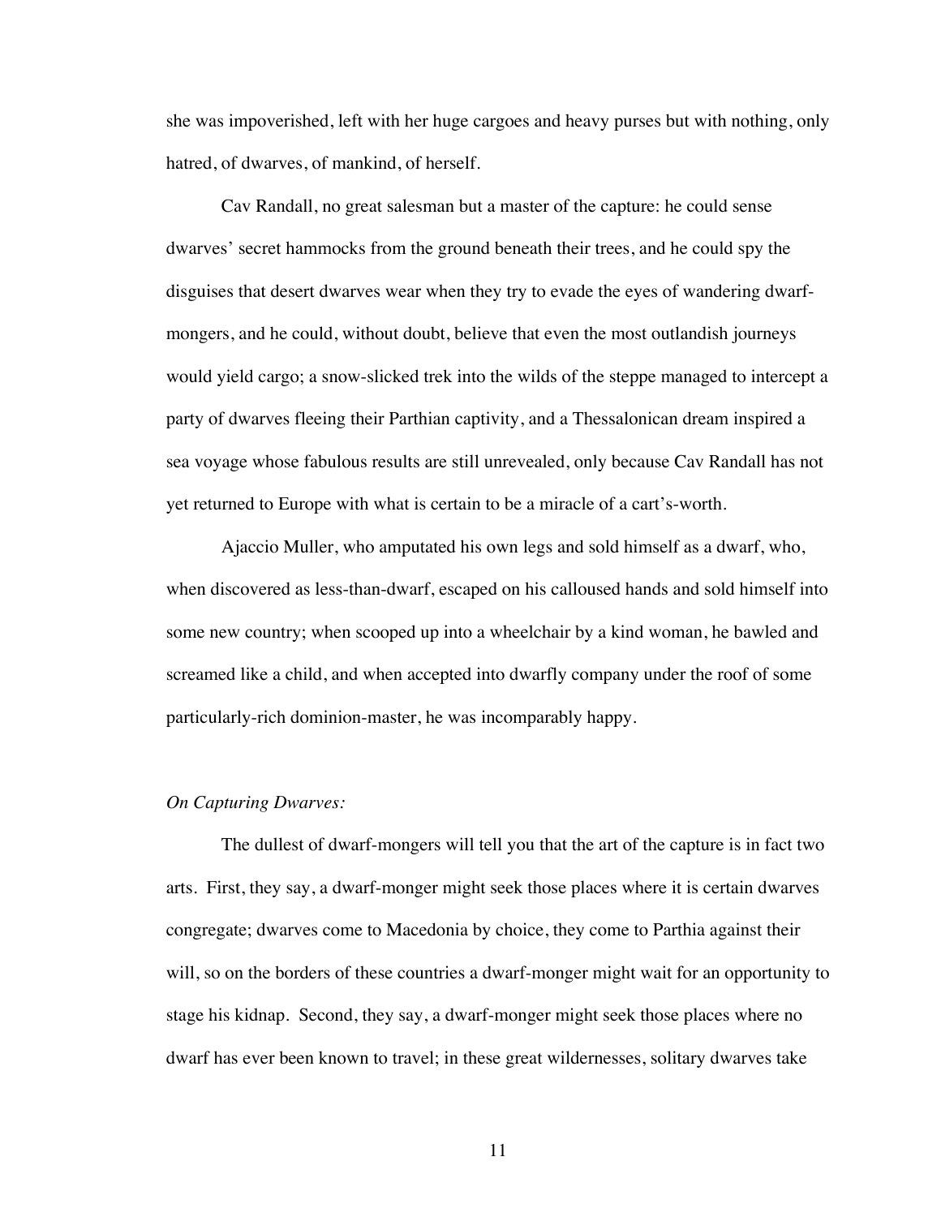she was impoverished, left with her huge cargoes and heavy purses but with nothing, only hatred, of dwarves, of mankind, of herself.

Cav Randall, no great salesman but a master of the capture: he could sense dwarves' secret hammocks from the ground beneath their trees, and he could spy the disguises that desert dwarves wear when they try to evade the eyes of wandering dwarf-mongers, and he could, without doubt, believe that even the most outlandish journeys would yield cargo; a snow-slicked trek into the wilds of the steppe managed to intercept a party of dwarves fleeing their Parthian captivity, and a Thessalonican dream inspired a sea voyage whose fabulous results are still unrevealed, only because Cav Randall has not yet returned to Europe with what is certain to be a miracle of a cart's-worth.

Ajaccio Muller, who amputated his own legs and sold himself as a dwarf, who, when discovered as less-than-dwarf, escaped on his calloused hands and sold himself into some new country; when scooped up into a wheelchair by a kind woman, he bawled and screamed like a child, and when accepted into dwarfly company under the roof of some particularly-rich dominion-master, he was incomparably happy.

*On Capturing Dwarves:*

The dullest of dwarf-mongers will tell you that the art of the capture is in fact two arts. First, they say, a dwarf-monger might seek those places where it is certain dwarves congregate; dwarves come to Macedonia by choice, they come to Parthia against their will, so on the borders of these countries a dwarf-monger might wait for an opportunity to stage his kidnap. Second, they say, a dwarf-monger might seek those places where no dwarf has ever been known to travel; in these great wildernesses, solitary dwarves take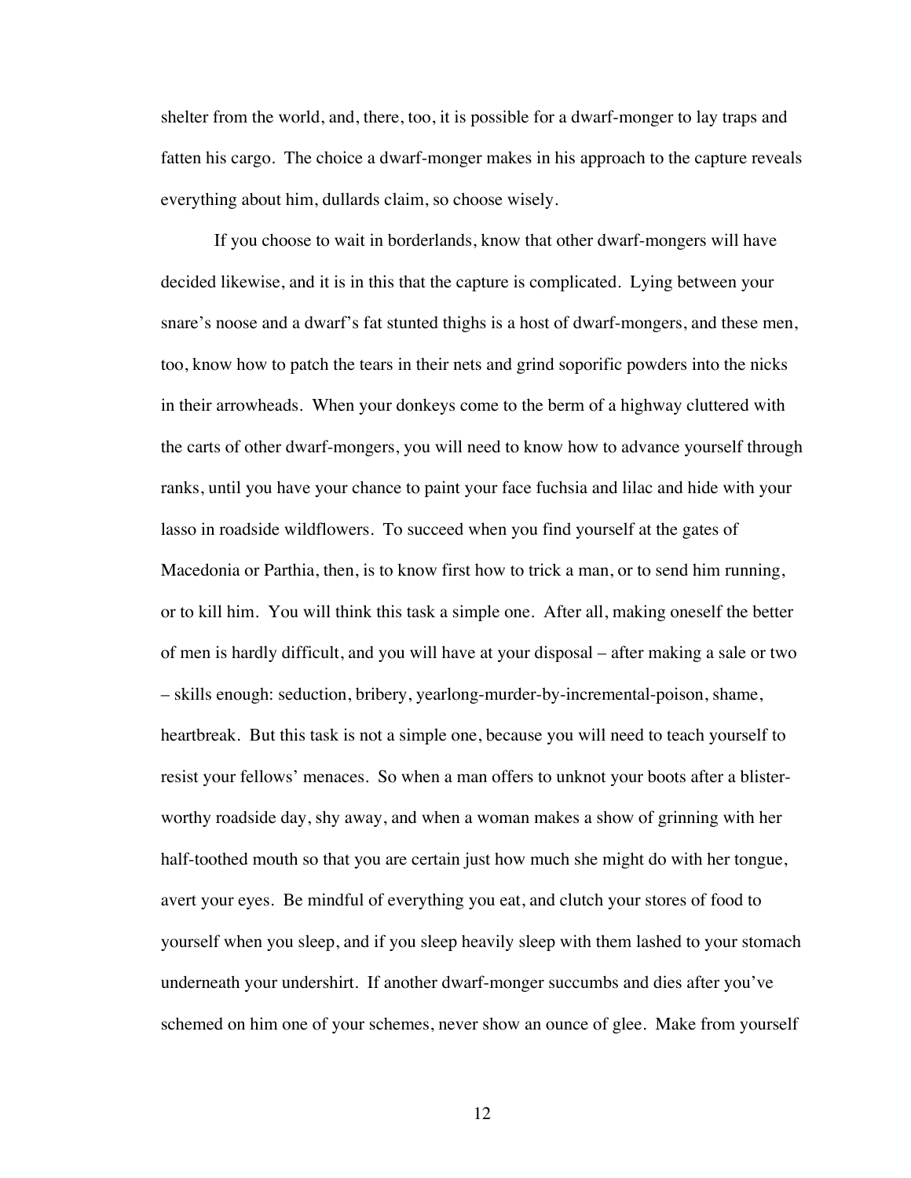shelter from the world, and, there, too, it is possible for a dwarf-monger to lay traps and fatten his cargo. The choice a dwarf-monger makes in his approach to the capture reveals everything about him, dullards claim, so choose wisely.

If you choose to wait in borderlands, know that other dwarf-mongers will have decided likewise, and it is in this that the capture is complicated. Lying between your snare's noose and a dwarf's fat stunted thighs is a host of dwarf-mongers, and these men, too, know how to patch the tears in their nets and grind soporific powders into the nicks in their arrowheads. When your donkeys come to the berm of a highway cluttered with the carts of other dwarf-mongers, you will need to know how to advance yourself through ranks, until you have your chance to paint your face fuchsia and lilac and hide with your lasso in roadside wildflowers. To succeed when you find yourself at the gates of Macedonia or Parthia, then, is to know first how to trick a man, or to send him running, or to kill him. You will think this task a simple one. After all, making oneself the better of men is hardly difficult, and you will have at your disposal – after making a sale or two – skills enough: seduction, bribery, yearlong-murder-by-incremental-poison, shame, heartbreak. But this task is not a simple one, because you will need to teach yourself to resist your fellows' menaces. So when a man offers to unknot your boots after a blister-worthy roadside day, shy away, and when a woman makes a show of grinning with her half-toothed mouth so that you are certain just how much she might do with her tongue, avert your eyes. Be mindful of everything you eat, and clutch your stores of food to yourself when you sleep, and if you sleep heavily sleep with them lashed to your stomach underneath your undershirt. If another dwarf-monger succumbs and dies after you've schemed on him one of your schemes, never show an ounce of glee. Make from yourself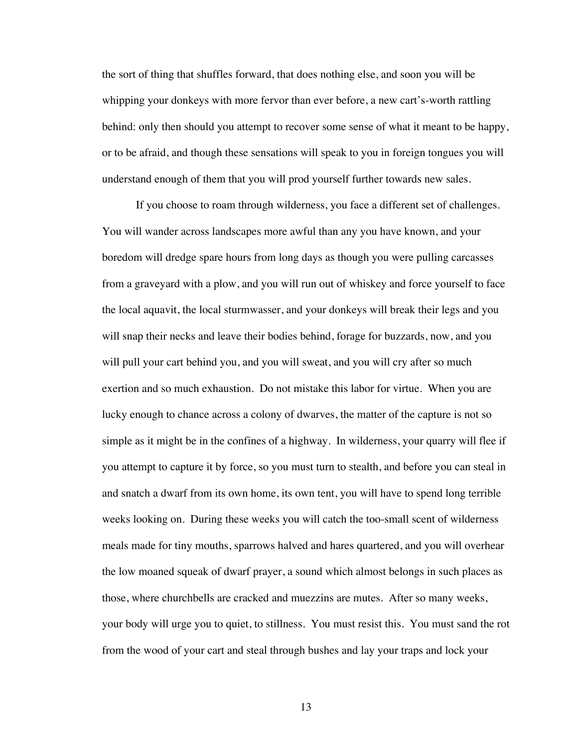the sort of thing that shuffles forward, that does nothing else, and soon you will be whipping your donkeys with more fervor than ever before, a new cart's-worth rattling behind: only then should you attempt to recover some sense of what it meant to be happy, or to be afraid, and though these sensations will speak to you in foreign tongues you will understand enough of them that you will prod yourself further towards new sales.

If you choose to roam through wilderness, you face a different set of challenges. You will wander across landscapes more awful than any you have known, and your boredom will dredge spare hours from long days as though you were pulling carcasses from a graveyard with a plow, and you will run out of whiskey and force yourself to face the local aquavit, the local sturmwasser, and your donkeys will break their legs and you will snap their necks and leave their bodies behind, forage for buzzards, now, and you will pull your cart behind you, and you will sweat, and you will cry after so much exertion and so much exhaustion. Do not mistake this labor for virtue. When you are lucky enough to chance across a colony of dwarves, the matter of the capture is not so simple as it might be in the confines of a highway. In wilderness, your quarry will flee if you attempt to capture it by force, so you must turn to stealth, and before you can steal in and snatch a dwarf from its own home, its own tent, you will have to spend long terrible weeks looking on. During these weeks you will catch the too-small scent of wilderness meals made for tiny mouths, sparrows halved and hares quartered, and you will overhear the low moaned squeak of dwarf prayer, a sound which almost belongs in such places as those, where churchbells are cracked and muezzins are mutes. After so many weeks, your body will urge you to quiet, to stillness. You must resist this. You must sand the rot from the wood of your cart and steal through bushes and lay your traps and lock your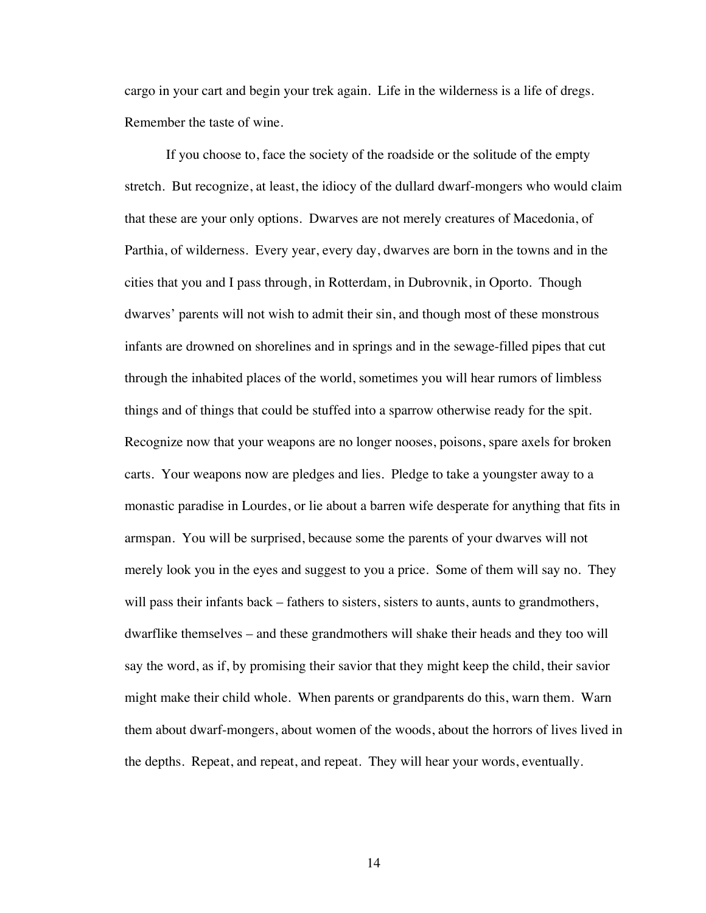cargo in your cart and begin your trek again. Life in the wilderness is a life of dregs. Remember the taste of wine.

If you choose to, face the society of the roadside or the solitude of the empty stretch. But recognize, at least, the idiocy of the dullard dwarf-mongers who would claim that these are your only options. Dwarves are not merely creatures of Macedonia, of Parthia, of wilderness. Every year, every day, dwarves are born in the towns and in the cities that you and I pass through, in Rotterdam, in Dubrovnik, in Oporto. Though dwarves' parents will not wish to admit their sin, and though most of these monstrous infants are drowned on shorelines and in springs and in the sewage-filled pipes that cut through the inhabited places of the world, sometimes you will hear rumors of limbless things and of things that could be stuffed into a sparrow otherwise ready for the spit. Recognize now that your weapons are no longer nooses, poisons, spare axels for broken carts. Your weapons now are pledges and lies. Pledge to take a youngster away to a monastic paradise in Lourdes, or lie about a barren wife desperate for anything that fits in armspan. You will be surprised, because some the parents of your dwarves will not merely look you in the eyes and suggest to you a price. Some of them will say no. They will pass their infants back – fathers to sisters, sisters to aunts, aunts to grandmothers, dwarflike themselves – and these grandmothers will shake their heads and they too will say the word, as if, by promising their savior that they might keep the child, their savior might make their child whole. When parents or grandparents do this, warn them. Warn them about dwarf-mongers, about women of the woods, about the horrors of lives lived in the depths. Repeat, and repeat, and repeat. They will hear your words, eventually.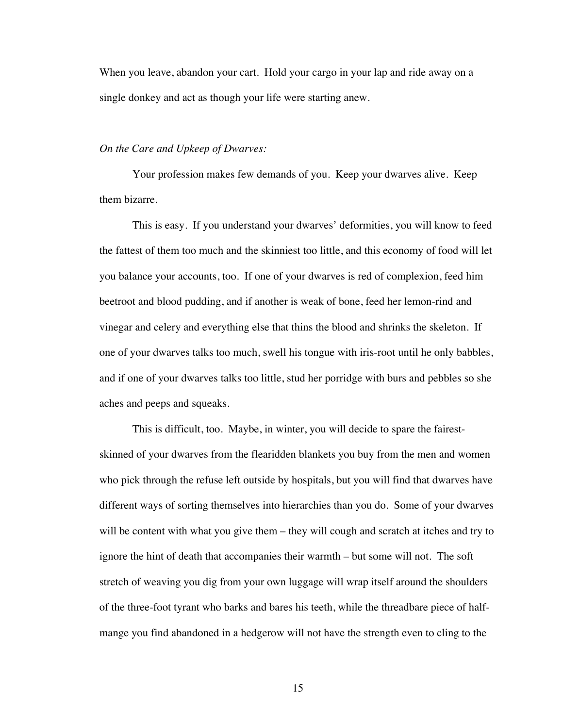When you leave, abandon your cart. Hold your cargo in your lap and ride away on a single donkey and act as though your life were starting anew.

*On the Care and Upkeep of Dwarves:*

Your profession makes few demands of you. Keep your dwarves alive. Keep them bizarre.

This is easy. If you understand your dwarves' deformities, you will know to feed the fattest of them too much and the skinniest too little, and this economy of food will let you balance your accounts, too. If one of your dwarves is red of complexion, feed him beetroot and blood pudding, and if another is weak of bone, feed her lemon-rind and vinegar and celery and everything else that thins the blood and shrinks the skeleton. If one of your dwarves talks too much, swell his tongue with iris-root until he only babbles, and if one of your dwarves talks too little, stud her porridge with burs and pebbles so she aches and peeps and squeaks.

This is difficult, too. Maybe, in winter, you will decide to spare the fairest-skinned of your dwarves from the flearidden blankets you buy from the men and women who pick through the refuse left outside by hospitals, but you will find that dwarves have different ways of sorting themselves into hierarchies than you do. Some of your dwarves will be content with what you give them – they will cough and scratch at itches and try to ignore the hint of death that accompanies their warmth – but some will not. The soft stretch of weaving you dig from your own luggage will wrap itself around the shoulders of the three-foot tyrant who barks and bares his teeth, while the threadbare piece of half-mange you find abandoned in a hedgerow will not have the strength even to cling to the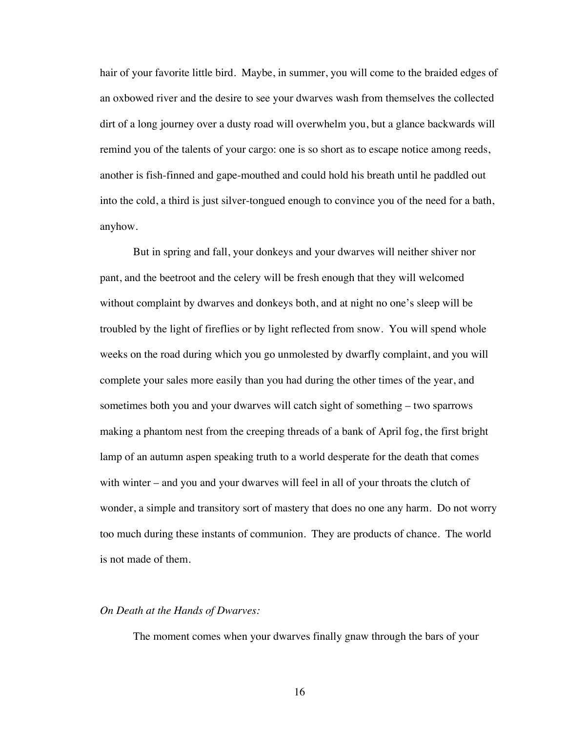hair of your favorite little bird. Maybe, in summer, you will come to the braided edges of an oxbowed river and the desire to see your dwarves wash from themselves the collected dirt of a long journey over a dusty road will overwhelm you, but a glance backwards will remind you of the talents of your cargo: one is so short as to escape notice among reeds, another is fish-finned and gape-mouthed and could hold his breath until he paddled out into the cold, a third is just silver-tongued enough to convince you of the need for a bath, anyhow.

But in spring and fall, your donkeys and your dwarves will neither shiver nor pant, and the beetroot and the celery will be fresh enough that they will welcomed without complaint by dwarves and donkeys both, and at night no one's sleep will be troubled by the light of fireflies or by light reflected from snow. You will spend whole weeks on the road during which you go unmolested by dwarfly complaint, and you will complete your sales more easily than you had during the other times of the year, and sometimes both you and your dwarves will catch sight of something – two sparrows making a phantom nest from the creeping threads of a bank of April fog, the first bright lamp of an autumn aspen speaking truth to a world desperate for the death that comes with winter – and you and your dwarves will feel in all of your throats the clutch of wonder, a simple and transitory sort of mastery that does no one any harm. Do not worry too much during these instants of communion. They are products of chance. The world is not made of them.

*On Death at the Hands of Dwarves:*

The moment comes when your dwarves finally gnaw through the bars of your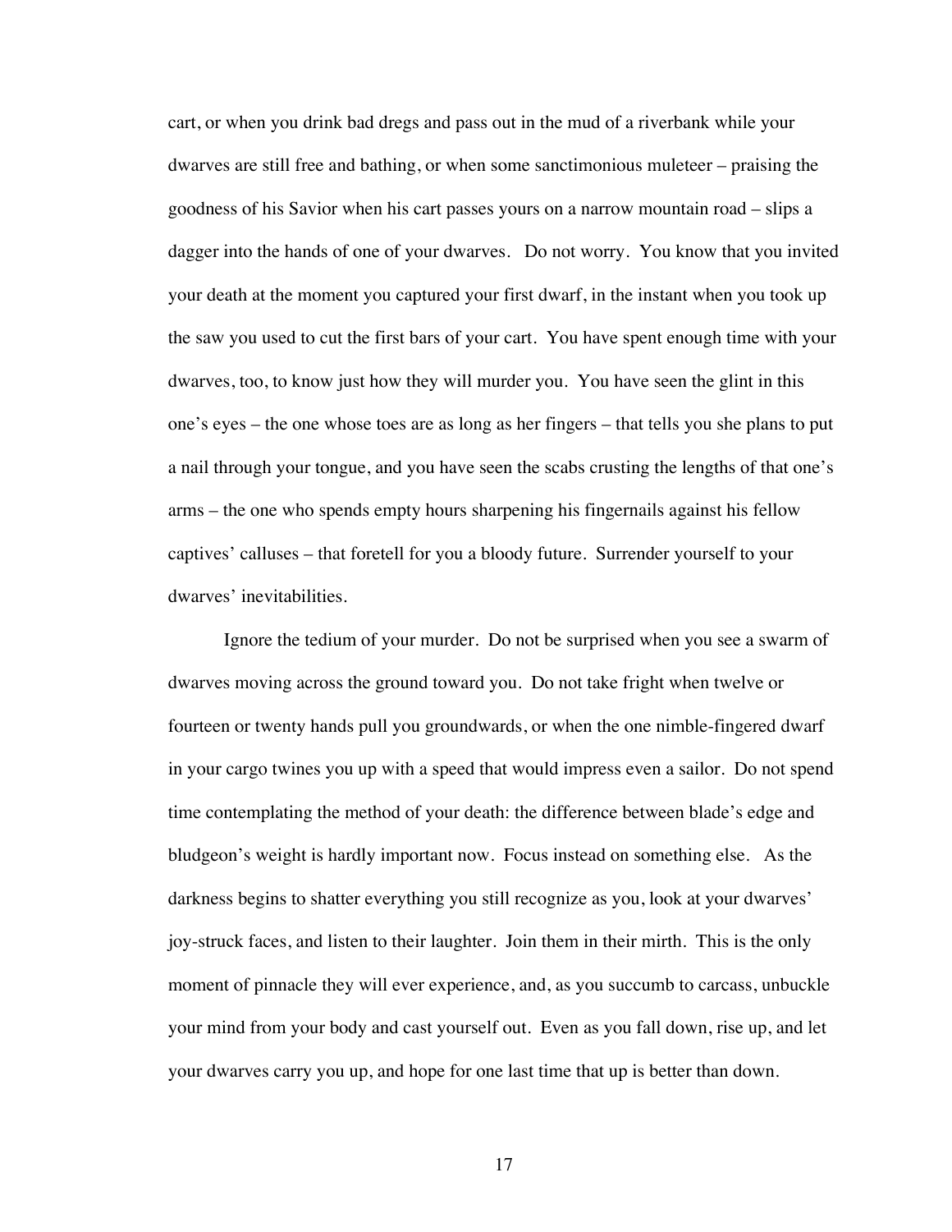cart, or when you drink bad dregs and pass out in the mud of a riverbank while your dwarves are still free and bathing, or when some sanctimonious muleteer – praising the goodness of his Savior when his cart passes yours on a narrow mountain road – slips a dagger into the hands of one of your dwarves. Do not worry. You know that you invited your death at the moment you captured your first dwarf, in the instant when you took up the saw you used to cut the first bars of your cart. You have spent enough time with your dwarves, too, to know just how they will murder you. You have seen the glint in this one's eyes – the one whose toes are as long as her fingers – that tells you she plans to put a nail through your tongue, and you have seen the scabs crusting the lengths of that one's arms – the one who spends empty hours sharpening his fingernails against his fellow captives' calluses – that foretell for you a bloody future. Surrender yourself to your dwarves' inevitabilities.

Ignore the tedium of your murder. Do not be surprised when you see a swarm of dwarves moving across the ground toward you. Do not take fright when twelve or fourteen or twenty hands pull you groundwards, or when the one nimble-fingered dwarf in your cargo twines you up with a speed that would impress even a sailor. Do not spend time contemplating the method of your death: the difference between blade's edge and bludgeon's weight is hardly important now. Focus instead on something else. As the darkness begins to shatter everything you still recognize as you, look at your dwarves' joy-struck faces, and listen to their laughter. Join them in their mirth. This is the only moment of pinnacle they will ever experience, and, as you succumb to carcass, unbuckle your mind from your body and cast yourself out. Even as you fall down, rise up, and let your dwarves carry you up, and hope for one last time that up is better than down.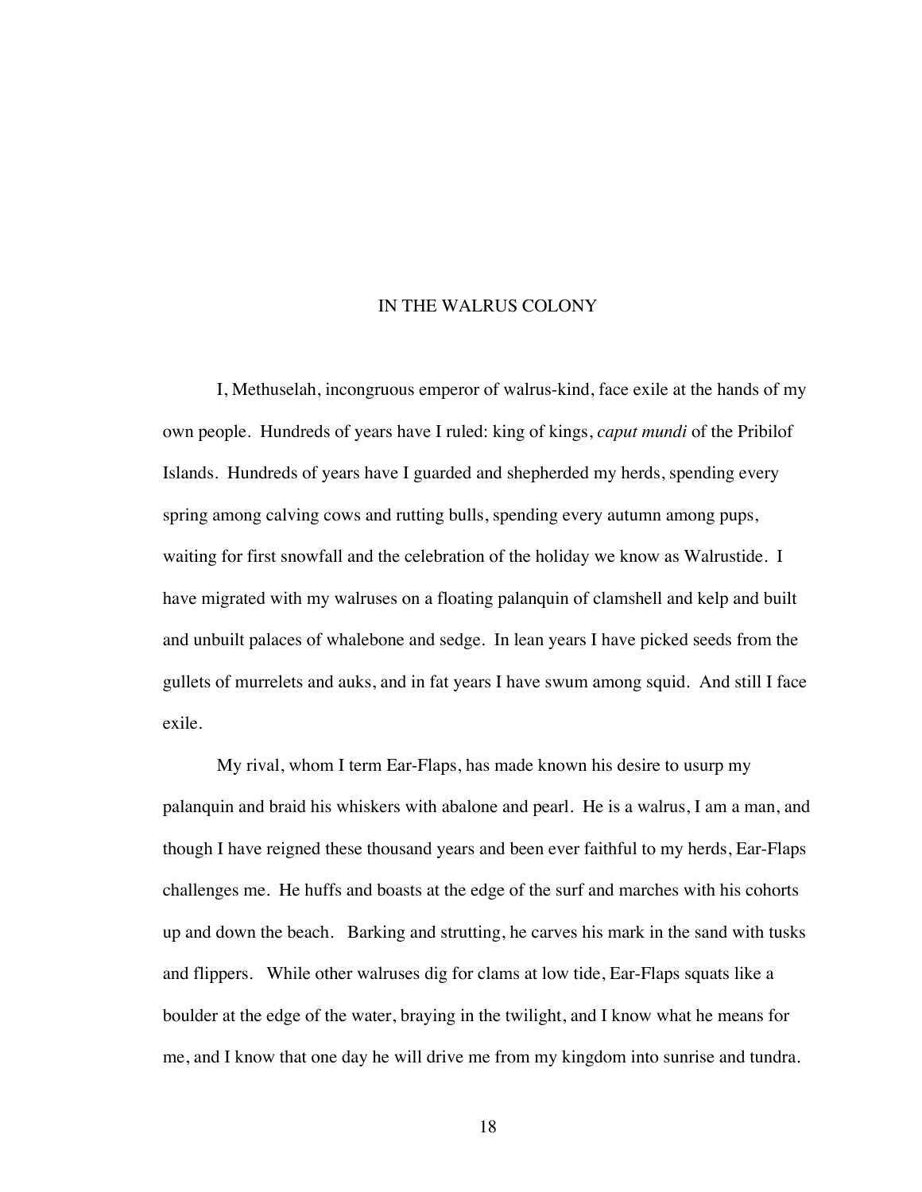# IN THE WALRUS COLONY

I, Methuselah, incongruous emperor of walrus-kind, face exile at the hands of my own people. Hundreds of years have I ruled: king of kings, *caput mundi* of the Pribilof Islands. Hundreds of years have I guarded and shepherded my herds, spending every spring among calving cows and rutting bulls, spending every autumn among pups, waiting for first snowfall and the celebration of the holiday we know as Walrustide. I have migrated with my walruses on a floating palanquin of clamshell and kelp and built and unbuilt palaces of whalebone and sedge. In lean years I have picked seeds from the gullets of murrelets and auks, and in fat years I have swum among squid. And still I face exile.

My rival, whom I term Ear-Flaps, has made known his desire to usurp my palanquin and braid his whiskers with abalone and pearl. He is a walrus, I am a man, and though I have reigned these thousand years and been ever faithful to my herds, Ear-Flaps challenges me. He huffs and boasts at the edge of the surf and marches with his cohorts up and down the beach. Barking and strutting, he carves his mark in the sand with tusks and flippers. While other walruses dig for clams at low tide, Ear-Flaps squats like a boulder at the edge of the water, braying in the twilight, and I know what he means for me, and I know that one day he will drive me from my kingdom into sunrise and tundra.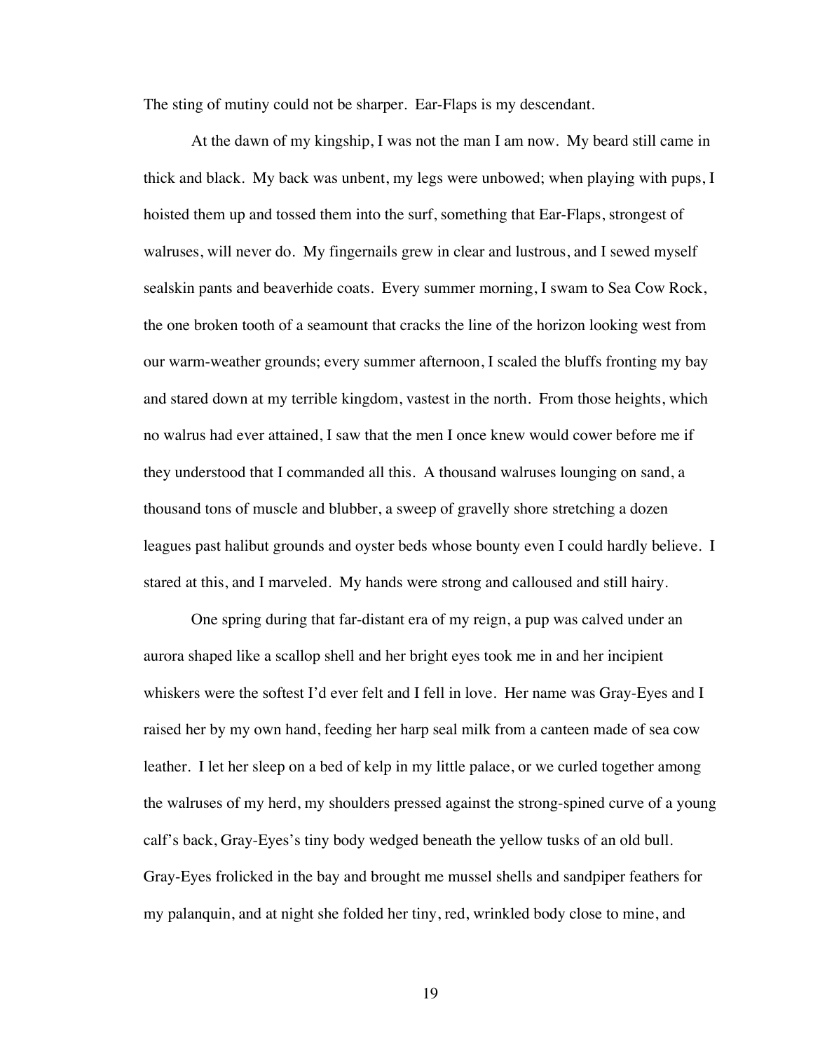The sting of mutiny could not be sharper. Ear-Flaps is my descendant.

At the dawn of my kingship, I was not the man I am now. My beard still came in thick and black. My back was unbent, my legs were unbowed; when playing with pups, I hoisted them up and tossed them into the surf, something that Ear-Flaps, strongest of walruses, will never do. My fingernails grew in clear and lustrous, and I sewed myself sealskin pants and beaverhide coats. Every summer morning, I swam to Sea Cow Rock, the one broken tooth of a seamount that cracks the line of the horizon looking west from our warm-weather grounds; every summer afternoon, I scaled the bluffs fronting my bay and stared down at my terrible kingdom, vastest in the north. From those heights, which no walrus had ever attained, I saw that the men I once knew would cower before me if they understood that I commanded all this. A thousand walruses lounging on sand, a thousand tons of muscle and blubber, a sweep of gravelly shore stretching a dozen leagues past halibut grounds and oyster beds whose bounty even I could hardly believe. I stared at this, and I marveled. My hands were strong and calloused and still hairy.

One spring during that far-distant era of my reign, a pup was calved under an aurora shaped like a scallop shell and her bright eyes took me in and her incipient whiskers were the softest I'd ever felt and I fell in love. Her name was Gray-Eyes and I raised her by my own hand, feeding her harp seal milk from a canteen made of sea cow leather. I let her sleep on a bed of kelp in my little palace, or we curled together among the walruses of my herd, my shoulders pressed against the strong-spined curve of a young calf's back, Gray-Eyes's tiny body wedged beneath the yellow tusks of an old bull. Gray-Eyes frolicked in the bay and brought me mussel shells and sandpiper feathers for my palanquin, and at night she folded her tiny, red, wrinkled body close to mine, and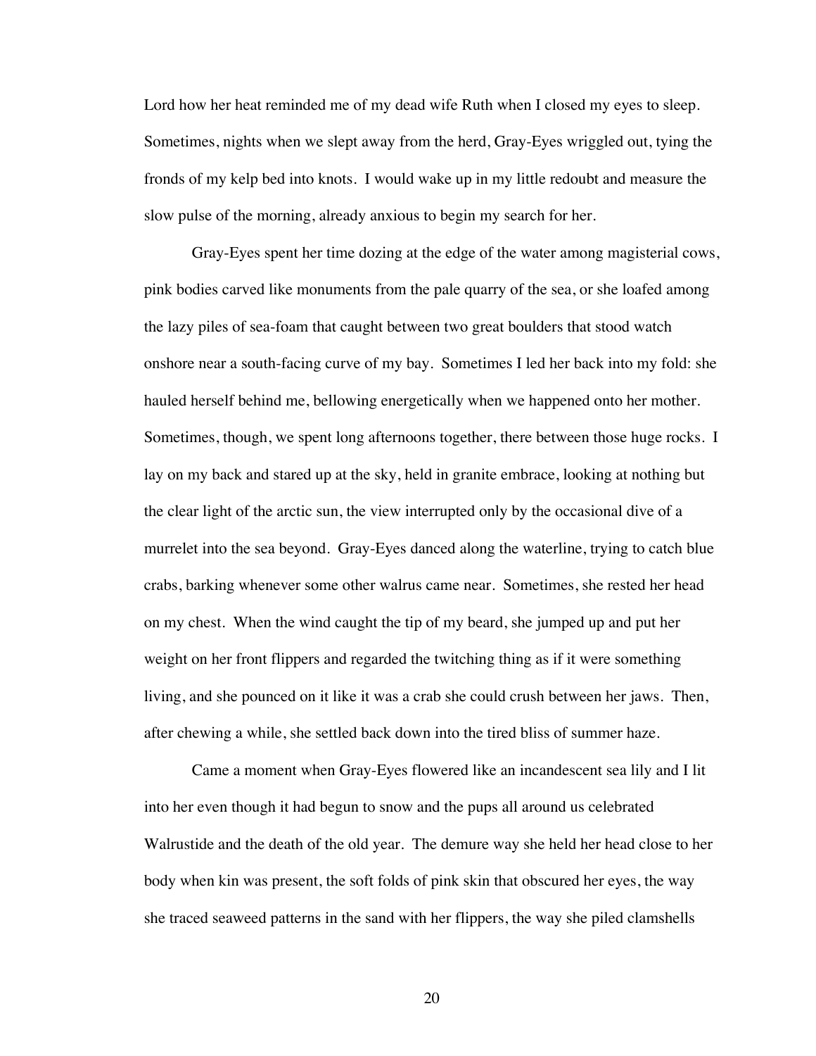Lord how her heat reminded me of my dead wife Ruth when I closed my eyes to sleep. Sometimes, nights when we slept away from the herd, Gray-Eyes wriggled out, tying the fronds of my kelp bed into knots. I would wake up in my little redoubt and measure the slow pulse of the morning, already anxious to begin my search for her.

Gray-Eyes spent her time dozing at the edge of the water among magisterial cows, pink bodies carved like monuments from the pale quarry of the sea, or she loafed among the lazy piles of sea-foam that caught between two great boulders that stood watch onshore near a south-facing curve of my bay. Sometimes I led her back into my fold: she hauled herself behind me, bellowing energetically when we happened onto her mother. Sometimes, though, we spent long afternoons together, there between those huge rocks. I lay on my back and stared up at the sky, held in granite embrace, looking at nothing but the clear light of the arctic sun, the view interrupted only by the occasional dive of a murrelet into the sea beyond. Gray-Eyes danced along the waterline, trying to catch blue crabs, barking whenever some other walrus came near. Sometimes, she rested her head on my chest. When the wind caught the tip of my beard, she jumped up and put her weight on her front flippers and regarded the twitching thing as if it were something living, and she pounced on it like it was a crab she could crush between her jaws. Then, after chewing a while, she settled back down into the tired bliss of summer haze.

Came a moment when Gray-Eyes flowered like an incandescent sea lily and I lit into her even though it had begun to snow and the pups all around us celebrated Walrustide and the death of the old year. The demure way she held her head close to her body when kin was present, the soft folds of pink skin that obscured her eyes, the way she traced seaweed patterns in the sand with her flippers, the way she piled clamshells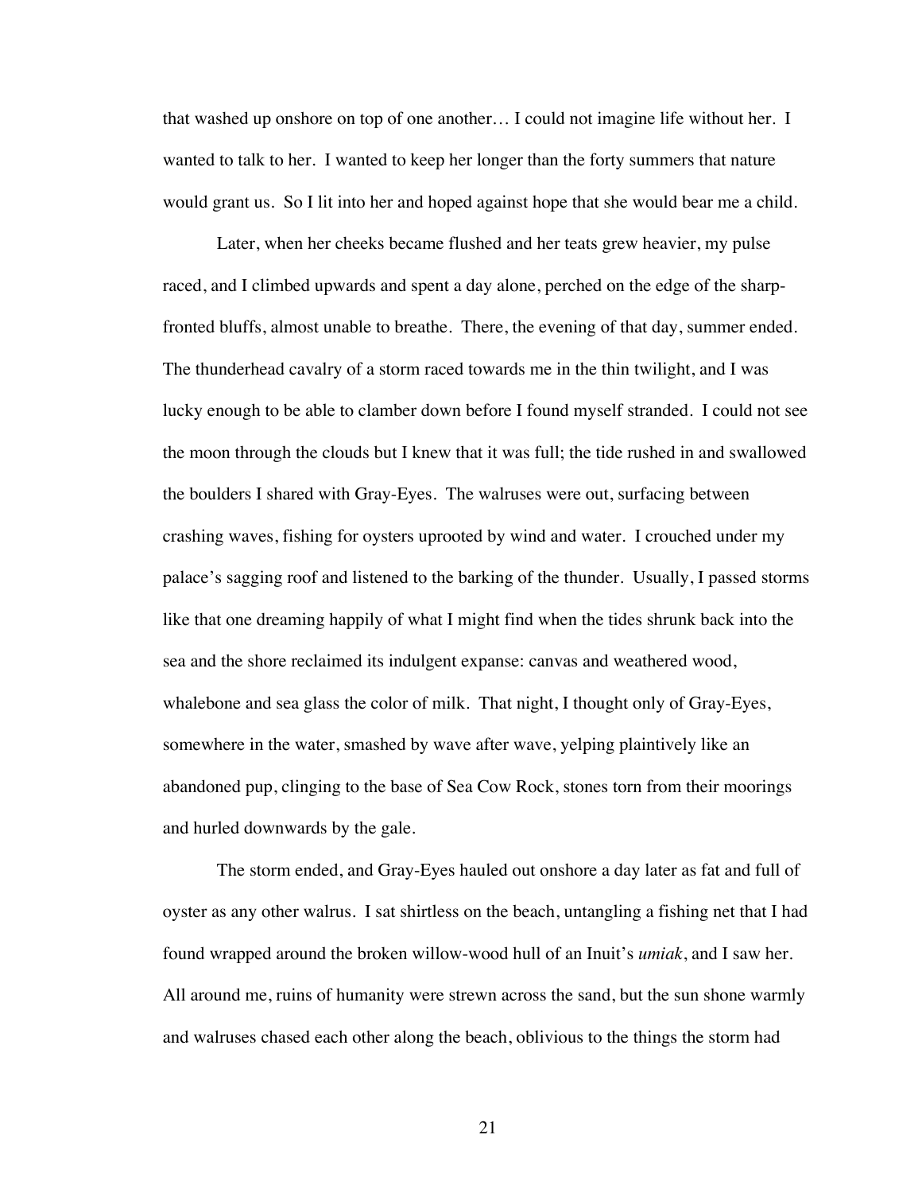that washed up onshore on top of one another… I could not imagine life without her. I wanted to talk to her. I wanted to keep her longer than the forty summers that nature would grant us. So I lit into her and hoped against hope that she would bear me a child.

Later, when her cheeks became flushed and her teats grew heavier, my pulse raced, and I climbed upwards and spent a day alone, perched on the edge of the sharp-fronted bluffs, almost unable to breathe. There, the evening of that day, summer ended. The thunderhead cavalry of a storm raced towards me in the thin twilight, and I was lucky enough to be able to clamber down before I found myself stranded. I could not see the moon through the clouds but I knew that it was full; the tide rushed in and swallowed the boulders I shared with Gray-Eyes. The walruses were out, surfacing between crashing waves, fishing for oysters uprooted by wind and water. I crouched under my palace's sagging roof and listened to the barking of the thunder. Usually, I passed storms like that one dreaming happily of what I might find when the tides shrunk back into the sea and the shore reclaimed its indulgent expanse: canvas and weathered wood, whalebone and sea glass the color of milk. That night, I thought only of Gray-Eyes, somewhere in the water, smashed by wave after wave, yelping plaintively like an abandoned pup, clinging to the base of Sea Cow Rock, stones torn from their moorings and hurled downwards by the gale.

The storm ended, and Gray-Eyes hauled out onshore a day later as fat and full of oyster as any other walrus. I sat shirtless on the beach, untangling a fishing net that I had found wrapped around the broken willow-wood hull of an Inuit's *umiak*, and I saw her. All around me, ruins of humanity were strewn across the sand, but the sun shone warmly and walruses chased each other along the beach, oblivious to the things the storm had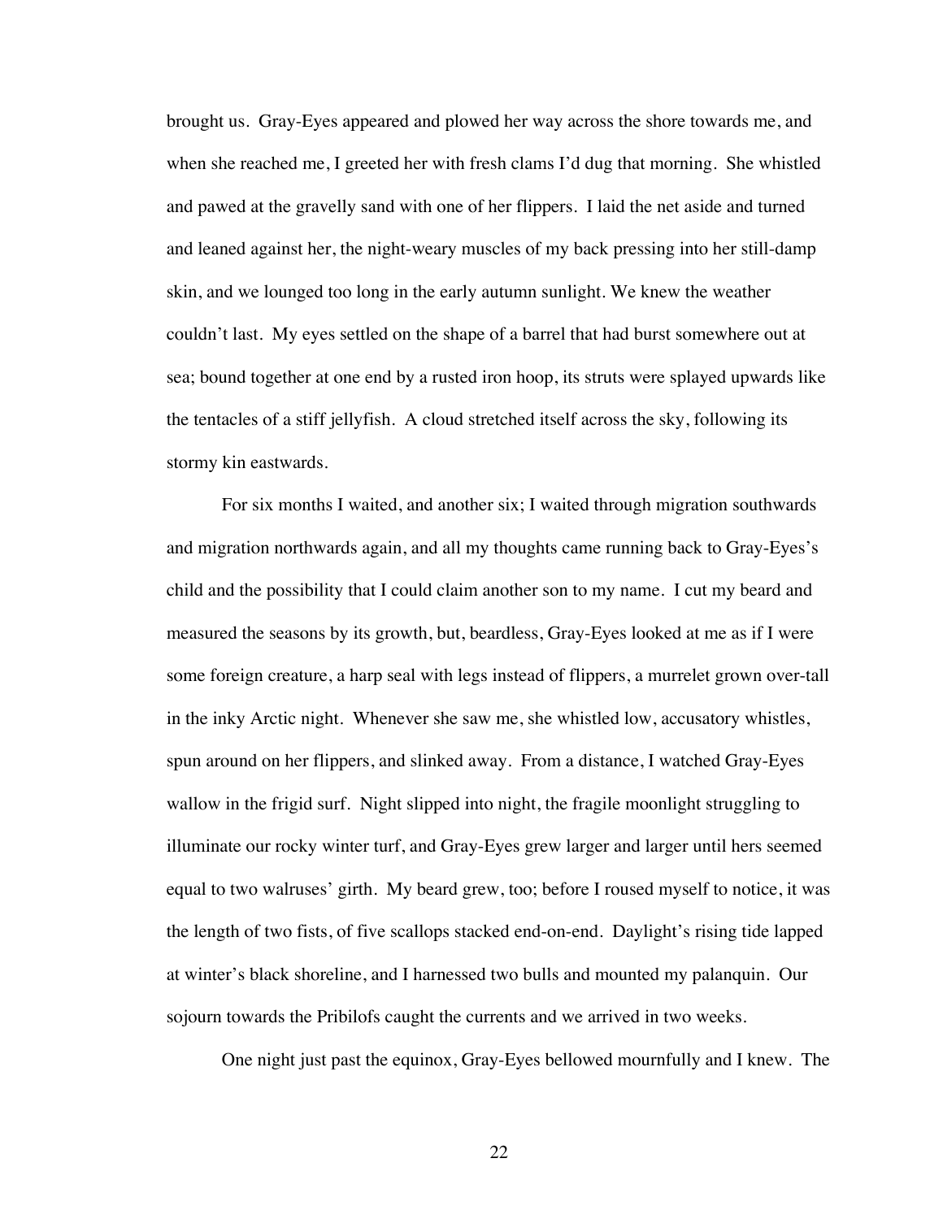brought us. Gray-Eyes appeared and plowed her way across the shore towards me, and when she reached me, I greeted her with fresh clams I'd dug that morning. She whistled and pawed at the gravelly sand with one of her flippers. I laid the net aside and turned and leaned against her, the night-weary muscles of my back pressing into her still-damp skin, and we lounged too long in the early autumn sunlight. We knew the weather couldn't last. My eyes settled on the shape of a barrel that had burst somewhere out at sea; bound together at one end by a rusted iron hoop, its struts were splayed upwards like the tentacles of a stiff jellyfish. A cloud stretched itself across the sky, following its stormy kin eastwards.

For six months I waited, and another six; I waited through migration southwards and migration northwards again, and all my thoughts came running back to Gray-Eyes's child and the possibility that I could claim another son to my name. I cut my beard and measured the seasons by its growth, but, beardless, Gray-Eyes looked at me as if I were some foreign creature, a harp seal with legs instead of flippers, a murrelet grown over-tall in the inky Arctic night. Whenever she saw me, she whistled low, accusatory whistles, spun around on her flippers, and slinked away. From a distance, I watched Gray-Eyes wallow in the frigid surf. Night slipped into night, the fragile moonlight struggling to illuminate our rocky winter turf, and Gray-Eyes grew larger and larger until hers seemed equal to two walruses' girth. My beard grew, too; before I roused myself to notice, it was the length of two fists, of five scallops stacked end-on-end. Daylight's rising tide lapped at winter's black shoreline, and I harnessed two bulls and mounted my palanquin. Our sojourn towards the Pribilofs caught the currents and we arrived in two weeks.

One night just past the equinox, Gray-Eyes bellowed mournfully and I knew. The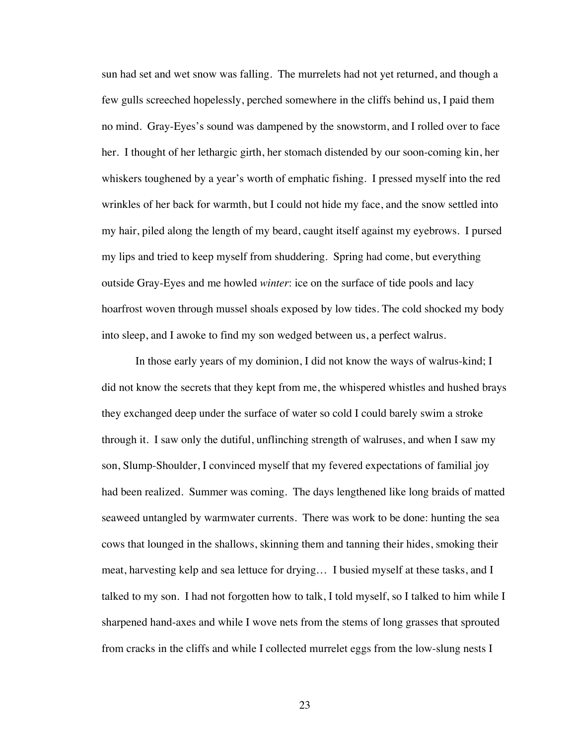sun had set and wet snow was falling. The murrelets had not yet returned, and though a few gulls screeched hopelessly, perched somewhere in the cliffs behind us, I paid them no mind. Gray-Eyes's sound was dampened by the snowstorm, and I rolled over to face her. I thought of her lethargic girth, her stomach distended by our soon-coming kin, her whiskers toughened by a year's worth of emphatic fishing. I pressed myself into the red wrinkles of her back for warmth, but I could not hide my face, and the snow settled into my hair, piled along the length of my beard, caught itself against my eyebrows. I pursed my lips and tried to keep myself from shuddering. Spring had come, but everything outside Gray-Eyes and me howled *winter*: ice on the surface of tide pools and lacy hoarfrost woven through mussel shoals exposed by low tides. The cold shocked my body into sleep, and I awoke to find my son wedged between us, a perfect walrus.

In those early years of my dominion, I did not know the ways of walrus-kind; I did not know the secrets that they kept from me, the whispered whistles and hushed brays they exchanged deep under the surface of water so cold I could barely swim a stroke through it. I saw only the dutiful, unflinching strength of walruses, and when I saw my son, Slump-Shoulder, I convinced myself that my fevered expectations of familial joy had been realized. Summer was coming. The days lengthened like long braids of matted seaweed untangled by warmwater currents. There was work to be done: hunting the sea cows that lounged in the shallows, skinning them and tanning their hides, smoking their meat, harvesting kelp and sea lettuce for drying… I busied myself at these tasks, and I talked to my son. I had not forgotten how to talk, I told myself, so I talked to him while I sharpened hand-axes and while I wove nets from the stems of long grasses that sprouted from cracks in the cliffs and while I collected murrelet eggs from the low-slung nests I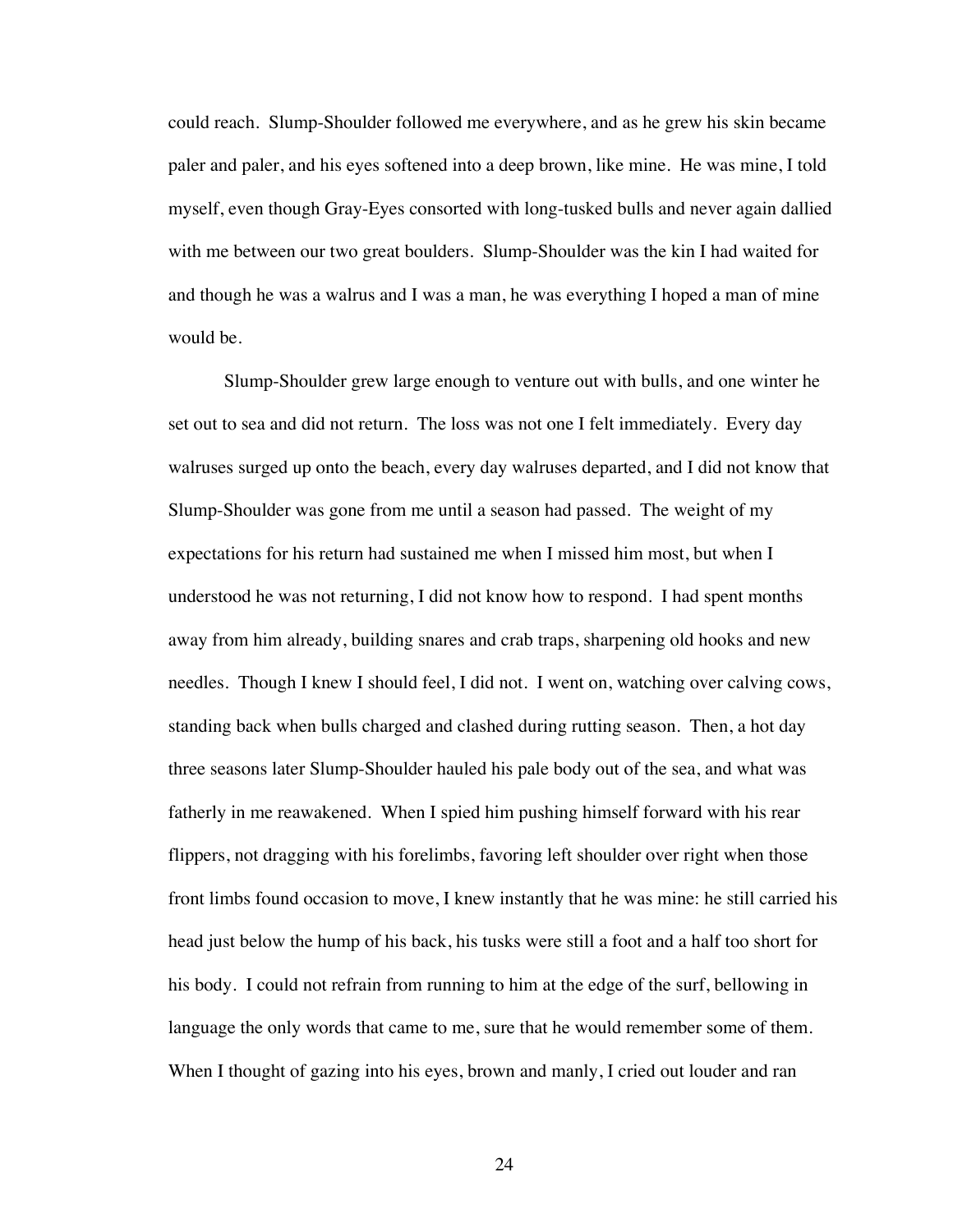could reach. Slump-Shoulder followed me everywhere, and as he grew his skin became paler and paler, and his eyes softened into a deep brown, like mine. He was mine, I told myself, even though Gray-Eyes consorted with long-tusked bulls and never again dallied with me between our two great boulders. Slump-Shoulder was the kin I had waited for and though he was a walrus and I was a man, he was everything I hoped a man of mine would be.

Slump-Shoulder grew large enough to venture out with bulls, and one winter he set out to sea and did not return. The loss was not one I felt immediately. Every day walruses surged up onto the beach, every day walruses departed, and I did not know that Slump-Shoulder was gone from me until a season had passed. The weight of my expectations for his return had sustained me when I missed him most, but when I understood he was not returning, I did not know how to respond. I had spent months away from him already, building snares and crab traps, sharpening old hooks and new needles. Though I knew I should feel, I did not. I went on, watching over calving cows, standing back when bulls charged and clashed during rutting season. Then, a hot day three seasons later Slump-Shoulder hauled his pale body out of the sea, and what was fatherly in me reawakened. When I spied him pushing himself forward with his rear flippers, not dragging with his forelimbs, favoring left shoulder over right when those front limbs found occasion to move, I knew instantly that he was mine: he still carried his head just below the hump of his back, his tusks were still a foot and a half too short for his body. I could not refrain from running to him at the edge of the surf, bellowing in language the only words that came to me, sure that he would remember some of them. When I thought of gazing into his eyes, brown and manly, I cried out louder and ran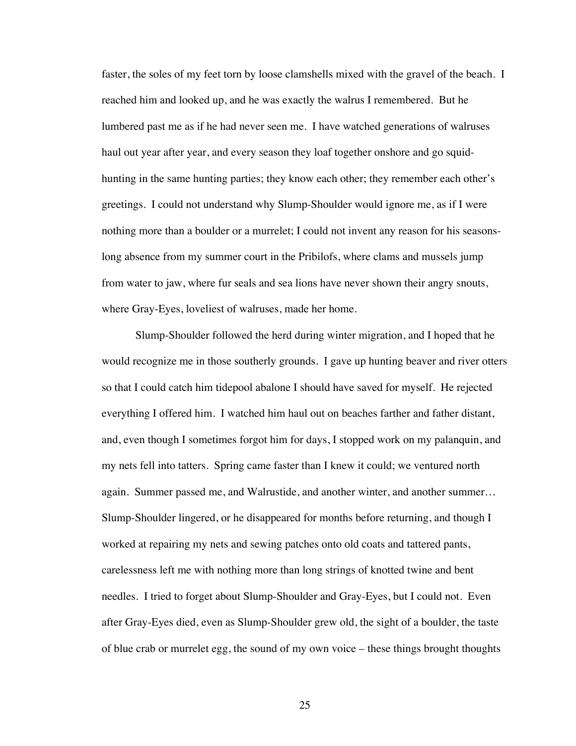faster, the soles of my feet torn by loose clamshells mixed with the gravel of the beach. I reached him and looked up, and he was exactly the walrus I remembered. But he lumbered past me as if he had never seen me. I have watched generations of walruses haul out year after year, and every season they loaf together onshore and go squid-hunting in the same hunting parties; they know each other; they remember each other's greetings. I could not understand why Slump-Shoulder would ignore me, as if I were nothing more than a boulder or a murrelet; I could not invent any reason for his seasons-long absence from my summer court in the Pribilofs, where clams and mussels jump from water to jaw, where fur seals and sea lions have never shown their angry snouts, where Gray-Eyes, loveliest of walruses, made her home.

Slump-Shoulder followed the herd during winter migration, and I hoped that he would recognize me in those southerly grounds. I gave up hunting beaver and river otters so that I could catch him tidepool abalone I should have saved for myself. He rejected everything I offered him. I watched him haul out on beaches farther and father distant, and, even though I sometimes forgot him for days, I stopped work on my palanquin, and my nets fell into tatters. Spring came faster than I knew it could; we ventured north again. Summer passed me, and Walrustide, and another winter, and another summer… Slump-Shoulder lingered, or he disappeared for months before returning, and though I worked at repairing my nets and sewing patches onto old coats and tattered pants, carelessness left me with nothing more than long strings of knotted twine and bent needles. I tried to forget about Slump-Shoulder and Gray-Eyes, but I could not. Even after Gray-Eyes died, even as Slump-Shoulder grew old, the sight of a boulder, the taste of blue crab or murrelet egg, the sound of my own voice – these things brought thoughts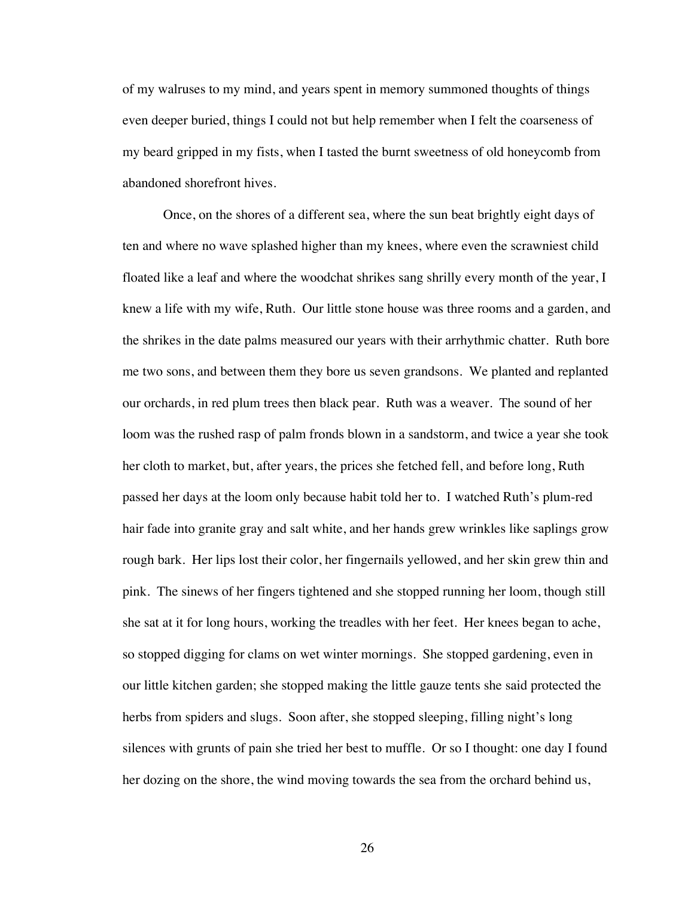of my walruses to my mind, and years spent in memory summoned thoughts of things even deeper buried, things I could not but help remember when I felt the coarseness of my beard gripped in my fists, when I tasted the burnt sweetness of old honeycomb from abandoned shorefront hives.

Once, on the shores of a different sea, where the sun beat brightly eight days of ten and where no wave splashed higher than my knees, where even the scrawniest child floated like a leaf and where the woodchat shrikes sang shrilly every month of the year, I knew a life with my wife, Ruth. Our little stone house was three rooms and a garden, and the shrikes in the date palms measured our years with their arrhythmic chatter. Ruth bore me two sons, and between them they bore us seven grandsons. We planted and replanted our orchards, in red plum trees then black pear. Ruth was a weaver. The sound of her loom was the rushed rasp of palm fronds blown in a sandstorm, and twice a year she took her cloth to market, but, after years, the prices she fetched fell, and before long, Ruth passed her days at the loom only because habit told her to. I watched Ruth's plum-red hair fade into granite gray and salt white, and her hands grew wrinkles like saplings grow rough bark. Her lips lost their color, her fingernails yellowed, and her skin grew thin and pink. The sinews of her fingers tightened and she stopped running her loom, though still she sat at it for long hours, working the treadles with her feet. Her knees began to ache, so stopped digging for clams on wet winter mornings. She stopped gardening, even in our little kitchen garden; she stopped making the little gauze tents she said protected the herbs from spiders and slugs. Soon after, she stopped sleeping, filling night's long silences with grunts of pain she tried her best to muffle. Or so I thought: one day I found her dozing on the shore, the wind moving towards the sea from the orchard behind us,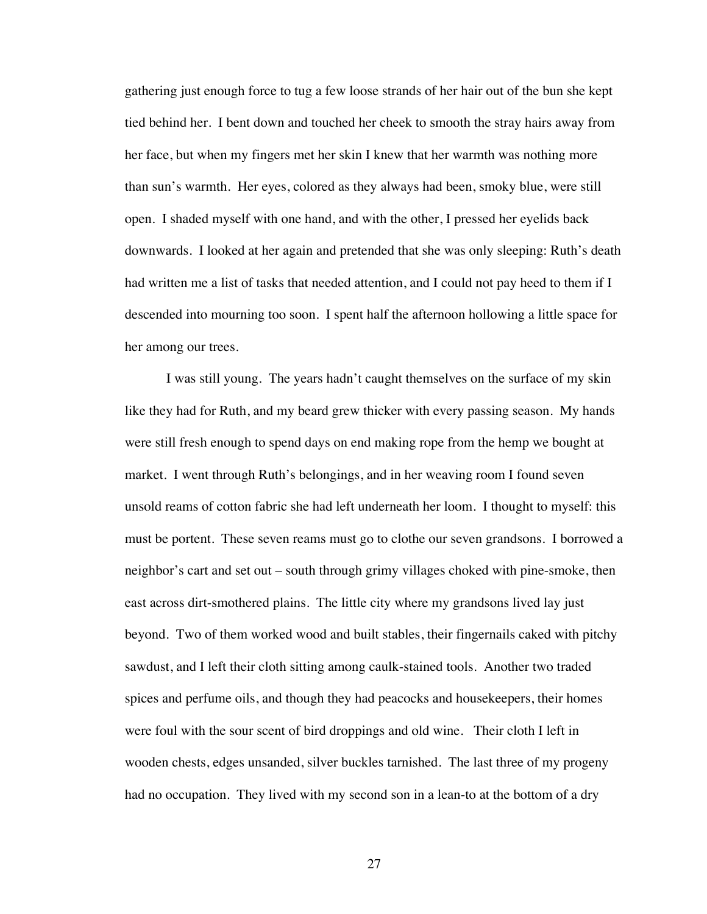gathering just enough force to tug a few loose strands of her hair out of the bun she kept tied behind her. I bent down and touched her cheek to smooth the stray hairs away from her face, but when my fingers met her skin I knew that her warmth was nothing more than sun's warmth. Her eyes, colored as they always had been, smoky blue, were still open. I shaded myself with one hand, and with the other, I pressed her eyelids back downwards. I looked at her again and pretended that she was only sleeping: Ruth's death had written me a list of tasks that needed attention, and I could not pay heed to them if I descended into mourning too soon. I spent half the afternoon hollowing a little space for her among our trees.

I was still young. The years hadn't caught themselves on the surface of my skin like they had for Ruth, and my beard grew thicker with every passing season. My hands were still fresh enough to spend days on end making rope from the hemp we bought at market. I went through Ruth's belongings, and in her weaving room I found seven unsold reams of cotton fabric she had left underneath her loom. I thought to myself: this must be portent. These seven reams must go to clothe our seven grandsons. I borrowed a neighbor's cart and set out – south through grimy villages choked with pine-smoke, then east across dirt-smothered plains. The little city where my grandsons lived lay just beyond. Two of them worked wood and built stables, their fingernails caked with pitchy sawdust, and I left their cloth sitting among caulk-stained tools. Another two traded spices and perfume oils, and though they had peacocks and housekeepers, their homes were foul with the sour scent of bird droppings and old wine. Their cloth I left in wooden chests, edges unsanded, silver buckles tarnished. The last three of my progeny had no occupation. They lived with my second son in a lean-to at the bottom of a dry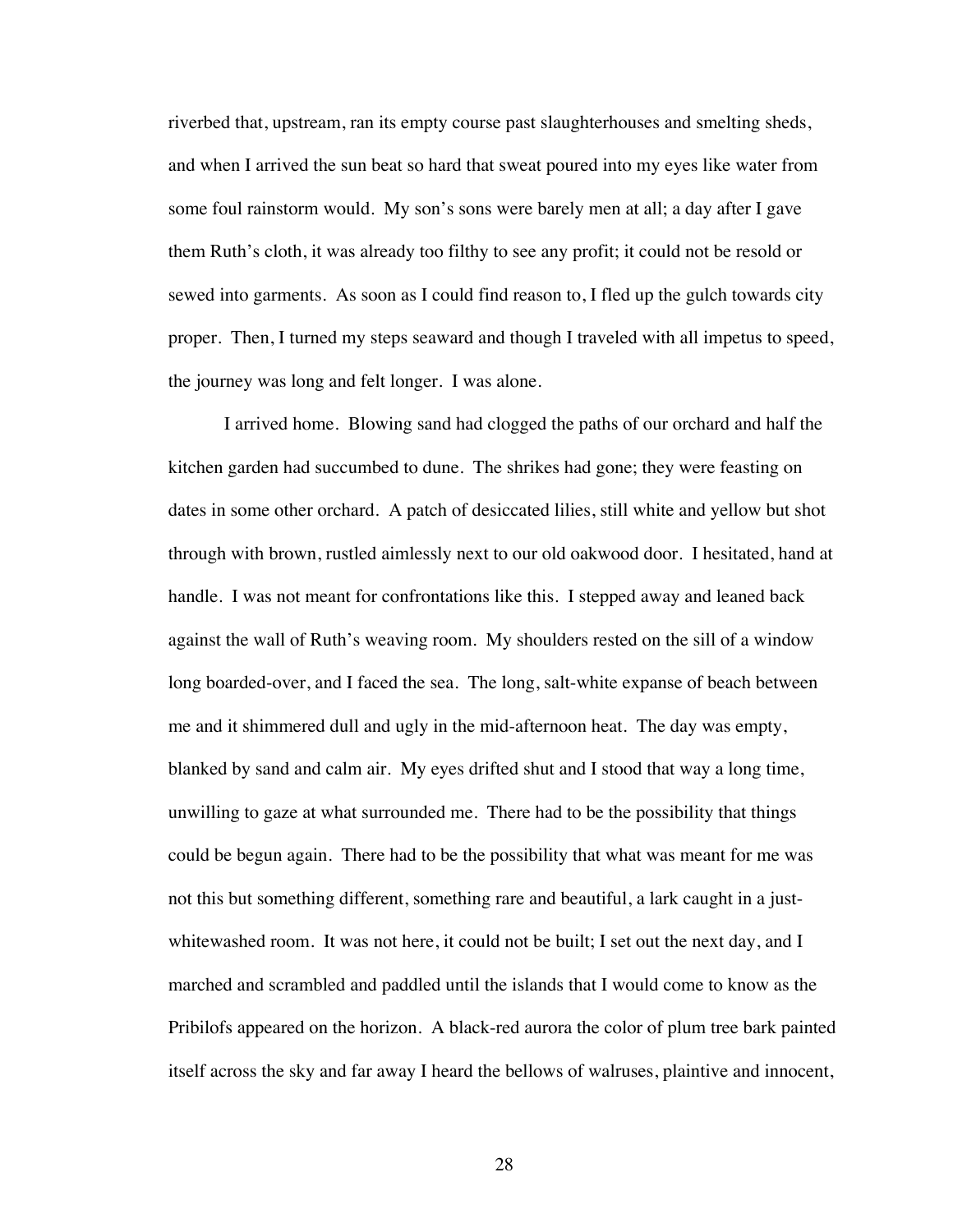riverbed that, upstream, ran its empty course past slaughterhouses and smelting sheds, and when I arrived the sun beat so hard that sweat poured into my eyes like water from some foul rainstorm would. My son's sons were barely men at all; a day after I gave them Ruth's cloth, it was already too filthy to see any profit; it could not be resold or sewed into garments. As soon as I could find reason to, I fled up the gulch towards city proper. Then, I turned my steps seaward and though I traveled with all impetus to speed, the journey was long and felt longer. I was alone.

I arrived home. Blowing sand had clogged the paths of our orchard and half the kitchen garden had succumbed to dune. The shrikes had gone; they were feasting on dates in some other orchard. A patch of desiccated lilies, still white and yellow but shot through with brown, rustled aimlessly next to our old oakwood door. I hesitated, hand at handle. I was not meant for confrontations like this. I stepped away and leaned back against the wall of Ruth's weaving room. My shoulders rested on the sill of a window long boarded-over, and I faced the sea. The long, salt-white expanse of beach between me and it shimmered dull and ugly in the mid-afternoon heat. The day was empty, blanked by sand and calm air. My eyes drifted shut and I stood that way a long time, unwilling to gaze at what surrounded me. There had to be the possibility that things could be begun again. There had to be the possibility that what was meant for me was not this but something different, something rare and beautiful, a lark caught in a just-whitewashed room. It was not here, it could not be built; I set out the next day, and I marched and scrambled and paddled until the islands that I would come to know as the Pribilofs appeared on the horizon. A black-red aurora the color of plum tree bark painted itself across the sky and far away I heard the bellows of walruses, plaintive and innocent,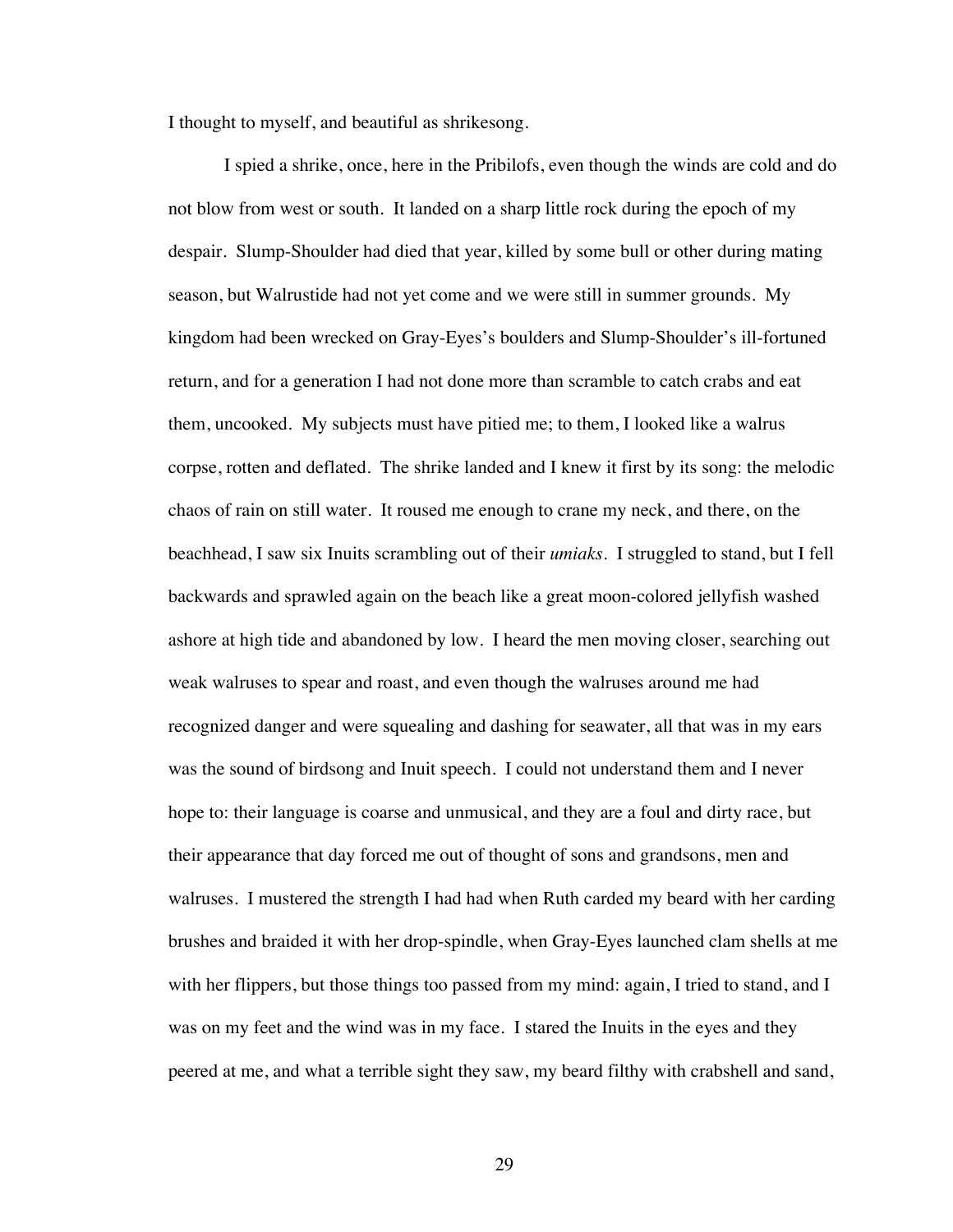I thought to myself, and beautiful as shrikesong.

I spied a shrike, once, here in the Pribilofs, even though the winds are cold and do not blow from west or south. It landed on a sharp little rock during the epoch of my despair. Slump-Shoulder had died that year, killed by some bull or other during mating season, but Walrustide had not yet come and we were still in summer grounds. My kingdom had been wrecked on Gray-Eyes's boulders and Slump-Shoulder's ill-fortuned return, and for a generation I had not done more than scramble to catch crabs and eat them, uncooked. My subjects must have pitied me; to them, I looked like a walrus corpse, rotten and deflated. The shrike landed and I knew it first by its song: the melodic chaos of rain on still water. It roused me enough to crane my neck, and there, on the beachhead, I saw six Inuits scrambling out of their *umiaks*. I struggled to stand, but I fell backwards and sprawled again on the beach like a great moon-colored jellyfish washed ashore at high tide and abandoned by low. I heard the men moving closer, searching out weak walruses to spear and roast, and even though the walruses around me had recognized danger and were squealing and dashing for seawater, all that was in my ears was the sound of birdsong and Inuit speech. I could not understand them and I never hope to: their language is coarse and unmusical, and they are a foul and dirty race, but their appearance that day forced me out of thought of sons and grandsons, men and walruses. I mustered the strength I had had when Ruth carded my beard with her carding brushes and braided it with her drop-spindle, when Gray-Eyes launched clam shells at me with her flippers, but those things too passed from my mind: again, I tried to stand, and I was on my feet and the wind was in my face. I stared the Inuits in the eyes and they peered at me, and what a terrible sight they saw, my beard filthy with crabshell and sand,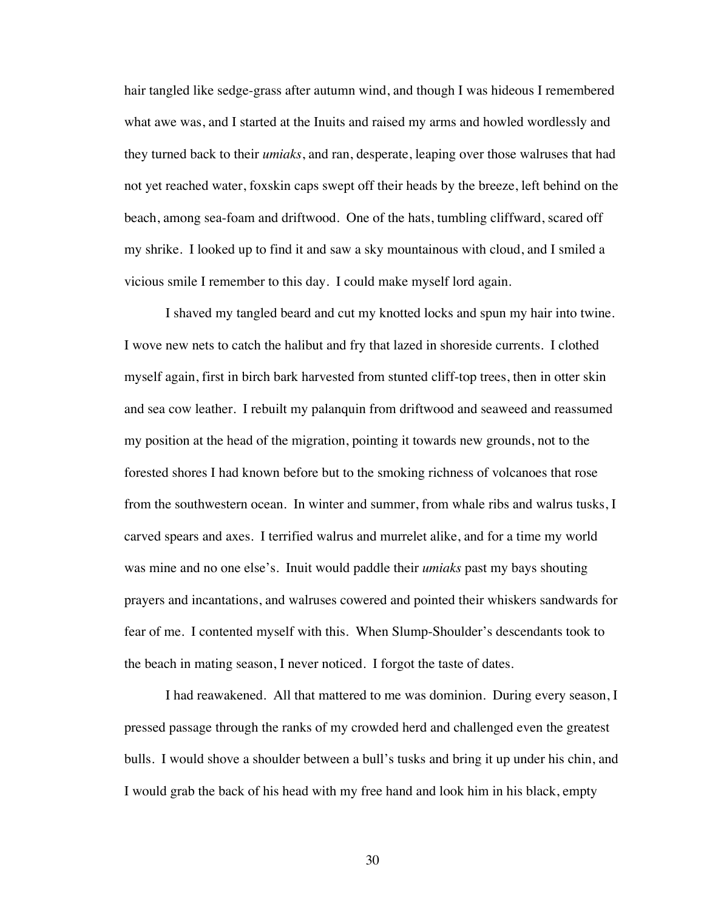hair tangled like sedge-grass after autumn wind, and though I was hideous I remembered what awe was, and I started at the Inuits and raised my arms and howled wordlessly and they turned back to their *umiaks*, and ran, desperate, leaping over those walruses that had not yet reached water, foxskin caps swept off their heads by the breeze, left behind on the beach, among sea-foam and driftwood. One of the hats, tumbling cliffward, scared off my shrike. I looked up to find it and saw a sky mountainous with cloud, and I smiled a vicious smile I remember to this day. I could make myself lord again.

I shaved my tangled beard and cut my knotted locks and spun my hair into twine. I wove new nets to catch the halibut and fry that lazed in shoreside currents. I clothed myself again, first in birch bark harvested from stunted cliff-top trees, then in otter skin and sea cow leather. I rebuilt my palanquin from driftwood and seaweed and reassumed my position at the head of the migration, pointing it towards new grounds, not to the forested shores I had known before but to the smoking richness of volcanoes that rose from the southwestern ocean. In winter and summer, from whale ribs and walrus tusks, I carved spears and axes. I terrified walrus and murrelet alike, and for a time my world was mine and no one else's. Inuit would paddle their *umiaks* past my bays shouting prayers and incantations, and walruses cowered and pointed their whiskers sandwards for fear of me. I contented myself with this. When Slump-Shoulder's descendants took to the beach in mating season, I never noticed. I forgot the taste of dates.

I had reawakened. All that mattered to me was dominion. During every season, I pressed passage through the ranks of my crowded herd and challenged even the greatest bulls. I would shove a shoulder between a bull's tusks and bring it up under his chin, and I would grab the back of his head with my free hand and look him in his black, empty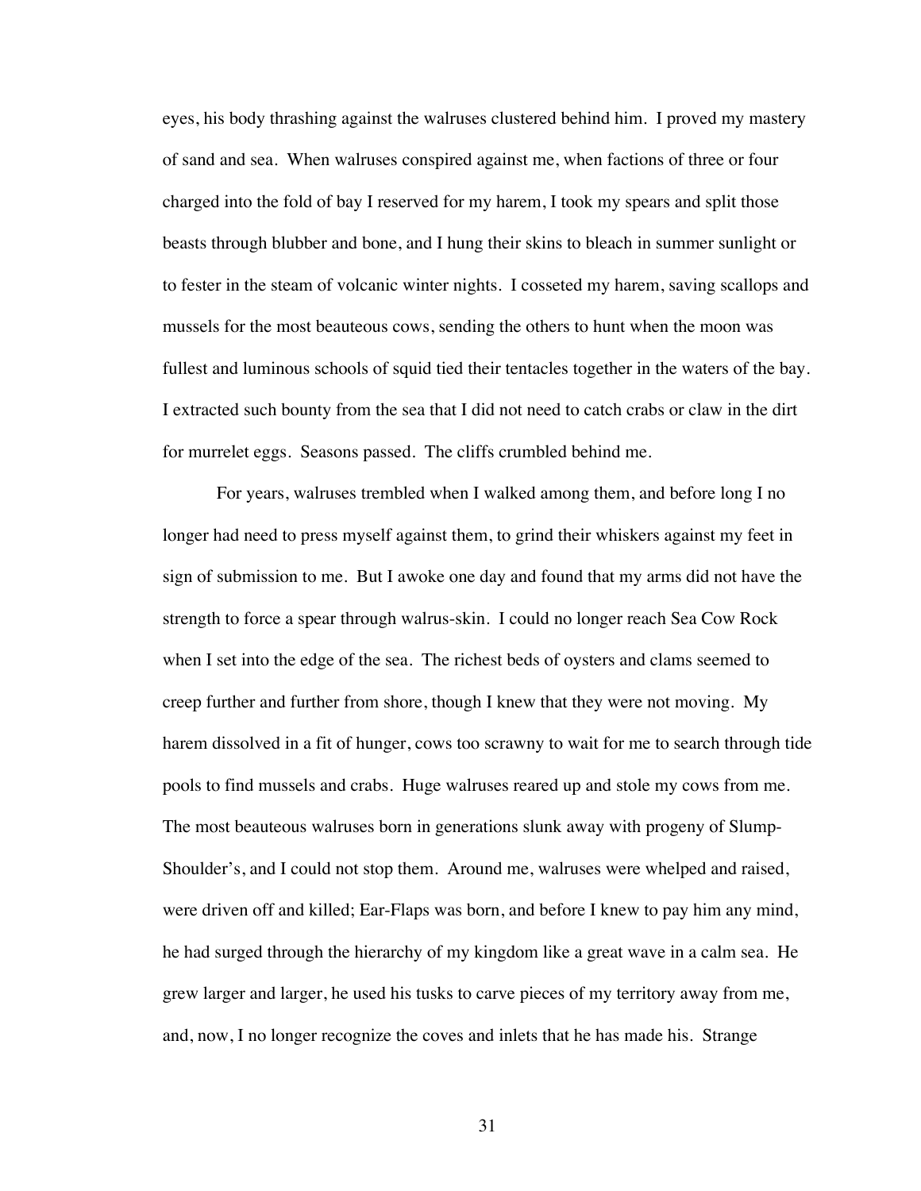eyes, his body thrashing against the walruses clustered behind him. I proved my mastery of sand and sea. When walruses conspired against me, when factions of three or four charged into the fold of bay I reserved for my harem, I took my spears and split those beasts through blubber and bone, and I hung their skins to bleach in summer sunlight or to fester in the steam of volcanic winter nights. I cosseted my harem, saving scallops and mussels for the most beauteous cows, sending the others to hunt when the moon was fullest and luminous schools of squid tied their tentacles together in the waters of the bay. I extracted such bounty from the sea that I did not need to catch crabs or claw in the dirt for murrelet eggs. Seasons passed. The cliffs crumbled behind me.

For years, walruses trembled when I walked among them, and before long I no longer had need to press myself against them, to grind their whiskers against my feet in sign of submission to me. But I awoke one day and found that my arms did not have the strength to force a spear through walrus-skin. I could no longer reach Sea Cow Rock when I set into the edge of the sea. The richest beds of oysters and clams seemed to creep further and further from shore, though I knew that they were not moving. My harem dissolved in a fit of hunger, cows too scrawny to wait for me to search through tide pools to find mussels and crabs. Huge walruses reared up and stole my cows from me. The most beauteous walruses born in generations slunk away with progeny of Slump-Shoulder's, and I could not stop them. Around me, walruses were whelped and raised, were driven off and killed; Ear-Flaps was born, and before I knew to pay him any mind, he had surged through the hierarchy of my kingdom like a great wave in a calm sea. He grew larger and larger, he used his tusks to carve pieces of my territory away from me, and, now, I no longer recognize the coves and inlets that he has made his. Strange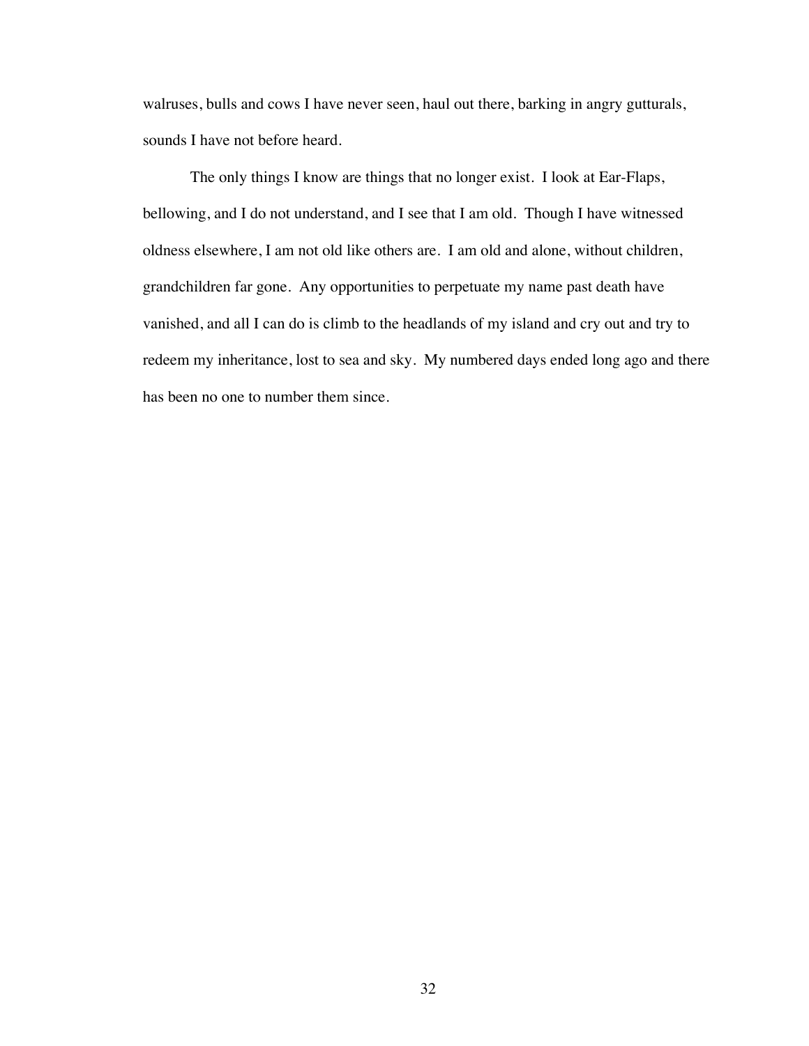walruses, bulls and cows I have never seen, haul out there, barking in angry gutturals, sounds I have not before heard.

The only things I know are things that no longer exist. I look at Ear-Flaps, bellowing, and I do not understand, and I see that I am old. Though I have witnessed oldness elsewhere, I am not old like others are. I am old and alone, without children, grandchildren far gone. Any opportunities to perpetuate my name past death have vanished, and all I can do is climb to the headlands of my island and cry out and try to redeem my inheritance, lost to sea and sky. My numbered days ended long ago and there has been no one to number them since.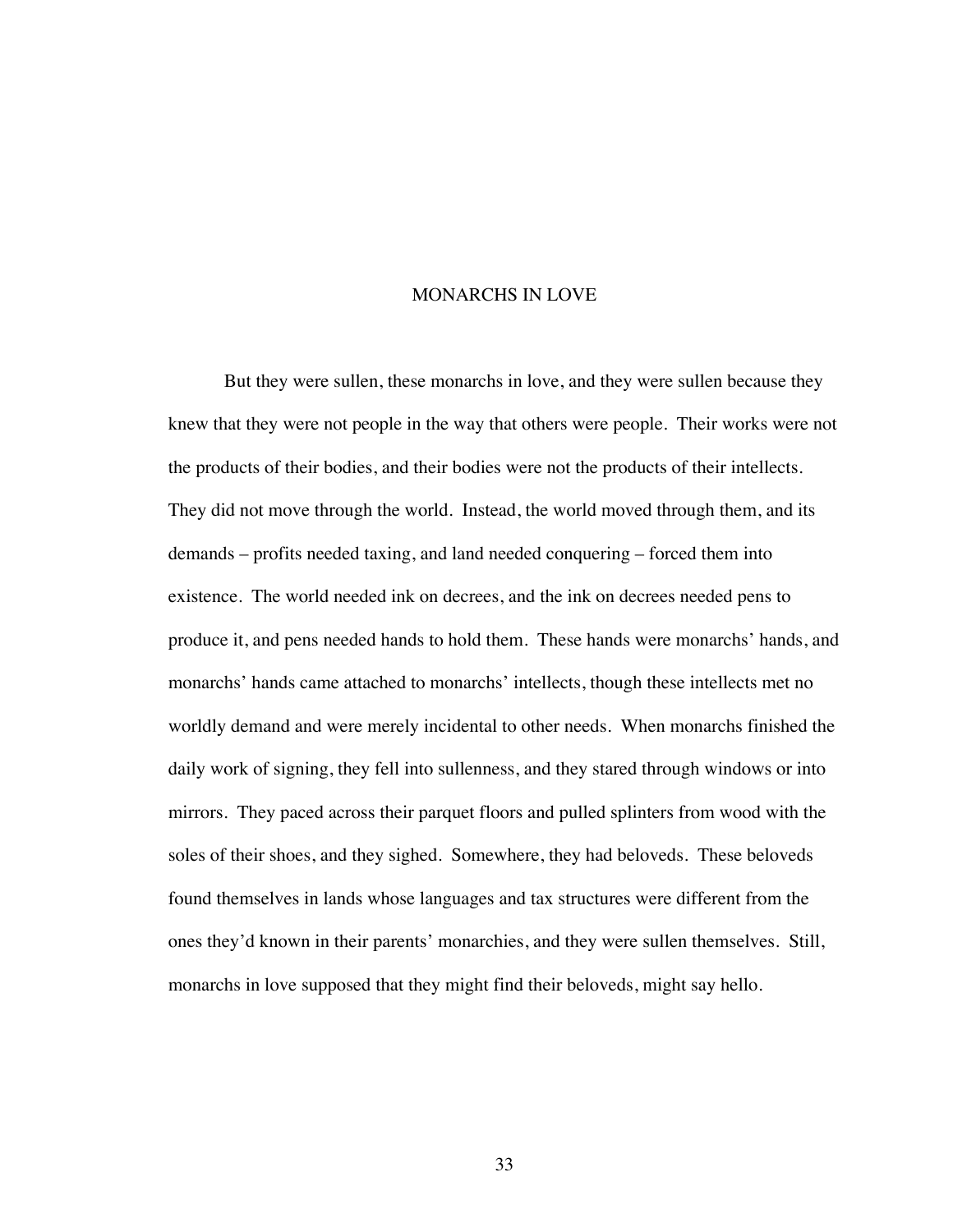# MONARCHS IN LOVE

But they were sullen, these monarchs in love, and they were sullen because they knew that they were not people in the way that others were people. Their works were not the products of their bodies, and their bodies were not the products of their intellects. They did not move through the world. Instead, the world moved through them, and its demands – profits needed taxing, and land needed conquering – forced them into existence. The world needed ink on decrees, and the ink on decrees needed pens to produce it, and pens needed hands to hold them. These hands were monarchs' hands, and monarchs' hands came attached to monarchs' intellects, though these intellects met no worldly demand and were merely incidental to other needs. When monarchs finished the daily work of signing, they fell into sullenness, and they stared through windows or into mirrors. They paced across their parquet floors and pulled splinters from wood with the soles of their shoes, and they sighed. Somewhere, they had beloveds. These beloveds found themselves in lands whose languages and tax structures were different from the ones they'd known in their parents' monarchies, and they were sullen themselves. Still, monarchs in love supposed that they might find their beloveds, might say hello.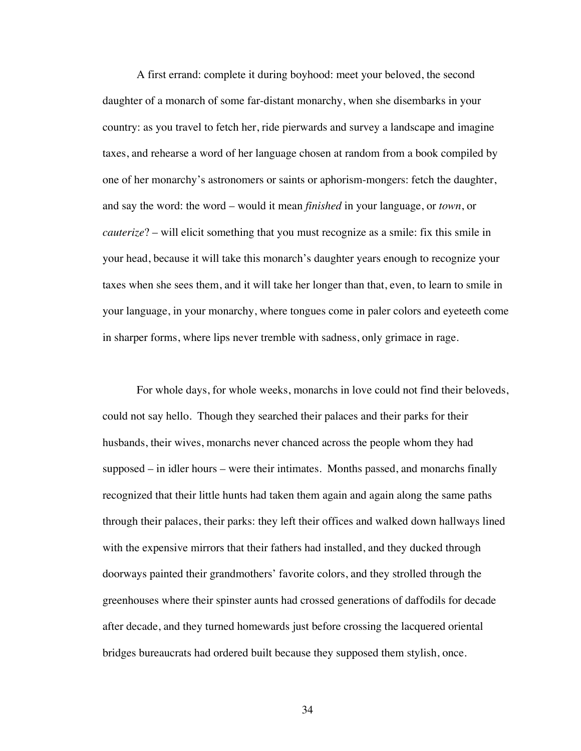A first errand: complete it during boyhood: meet your beloved, the second daughter of a monarch of some far-distant monarchy, when she disembarks in your country: as you travel to fetch her, ride pierwards and survey a landscape and imagine taxes, and rehearse a word of her language chosen at random from a book compiled by one of her monarchy's astronomers or saints or aphorism-mongers: fetch the daughter, and say the word: the word – would it mean *finished* in your language, or *town*, or *cauterize*? – will elicit something that you must recognize as a smile: fix this smile in your head, because it will take this monarch's daughter years enough to recognize your taxes when she sees them, and it will take her longer than that, even, to learn to smile in your language, in your monarchy, where tongues come in paler colors and eyeteeth come in sharper forms, where lips never tremble with sadness, only grimace in rage.

For whole days, for whole weeks, monarchs in love could not find their beloveds, could not say hello. Though they searched their palaces and their parks for their husbands, their wives, monarchs never chanced across the people whom they had supposed – in idler hours – were their intimates. Months passed, and monarchs finally recognized that their little hunts had taken them again and again along the same paths through their palaces, their parks: they left their offices and walked down hallways lined with the expensive mirrors that their fathers had installed, and they ducked through doorways painted their grandmothers' favorite colors, and they strolled through the greenhouses where their spinster aunts had crossed generations of daffodils for decade after decade, and they turned homewards just before crossing the lacquered oriental bridges bureaucrats had ordered built because they supposed them stylish, once.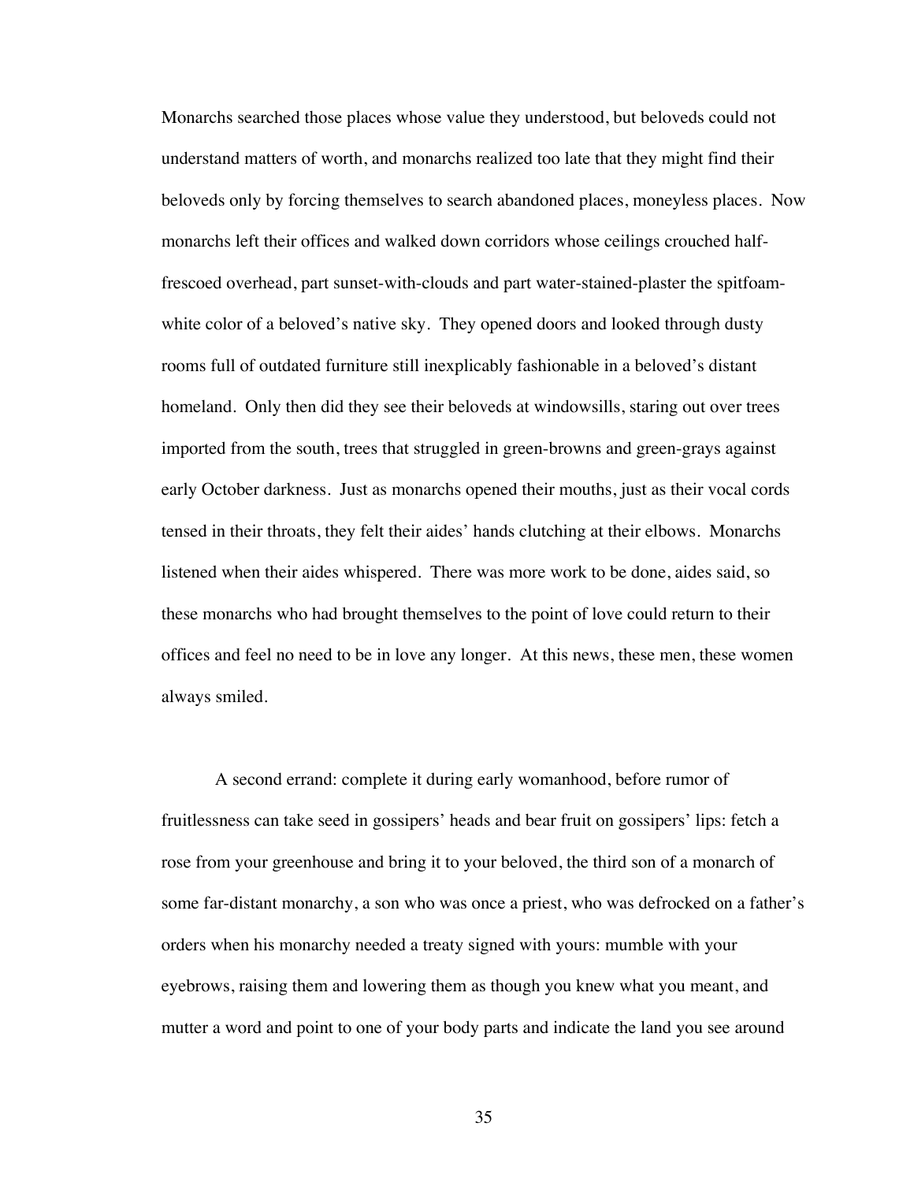Monarchs searched those places whose value they understood, but beloveds could not understand matters of worth, and monarchs realized too late that they might find their beloveds only by forcing themselves to search abandoned places, moneyless places. Now monarchs left their offices and walked down corridors whose ceilings crouched half-frescoed overhead, part sunset-with-clouds and part water-stained-plaster the spitfoam-white color of a beloved's native sky. They opened doors and looked through dusty rooms full of outdated furniture still inexplicably fashionable in a beloved's distant homeland. Only then did they see their beloveds at windowsills, staring out over trees imported from the south, trees that struggled in green-browns and green-grays against early October darkness. Just as monarchs opened their mouths, just as their vocal cords tensed in their throats, they felt their aides' hands clutching at their elbows. Monarchs listened when their aides whispered. There was more work to be done, aides said, so these monarchs who had brought themselves to the point of love could return to their offices and feel no need to be in love any longer. At this news, these men, these women always smiled.

A second errand: complete it during early womanhood, before rumor of fruitlessness can take seed in gossipers' heads and bear fruit on gossipers' lips: fetch a rose from your greenhouse and bring it to your beloved, the third son of a monarch of some far-distant monarchy, a son who was once a priest, who was defrocked on a father's orders when his monarchy needed a treaty signed with yours: mumble with your eyebrows, raising them and lowering them as though you knew what you meant, and mutter a word and point to one of your body parts and indicate the land you see around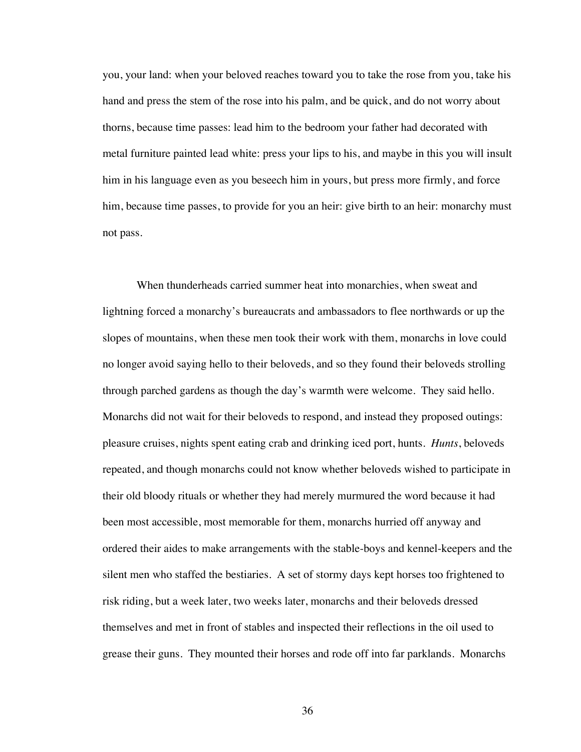you, your land: when your beloved reaches toward you to take the rose from you, take his hand and press the stem of the rose into his palm, and be quick, and do not worry about thorns, because time passes: lead him to the bedroom your father had decorated with metal furniture painted lead white: press your lips to his, and maybe in this you will insult him in his language even as you beseech him in yours, but press more firmly, and force him, because time passes, to provide for you an heir: give birth to an heir: monarchy must not pass.

When thunderheads carried summer heat into monarchies, when sweat and lightning forced a monarchy's bureaucrats and ambassadors to flee northwards or up the slopes of mountains, when these men took their work with them, monarchs in love could no longer avoid saying hello to their beloveds, and so they found their beloveds strolling through parched gardens as though the day's warmth were welcome. They said hello. Monarchs did not wait for their beloveds to respond, and instead they proposed outings: pleasure cruises, nights spent eating crab and drinking iced port, hunts. *Hunts*, beloveds repeated, and though monarchs could not know whether beloveds wished to participate in their old bloody rituals or whether they had merely murmured the word because it had been most accessible, most memorable for them, monarchs hurried off anyway and ordered their aides to make arrangements with the stable-boys and kennel-keepers and the silent men who staffed the bestiaries. A set of stormy days kept horses too frightened to risk riding, but a week later, two weeks later, monarchs and their beloveds dressed themselves and met in front of stables and inspected their reflections in the oil used to grease their guns. They mounted their horses and rode off into far parklands. Monarchs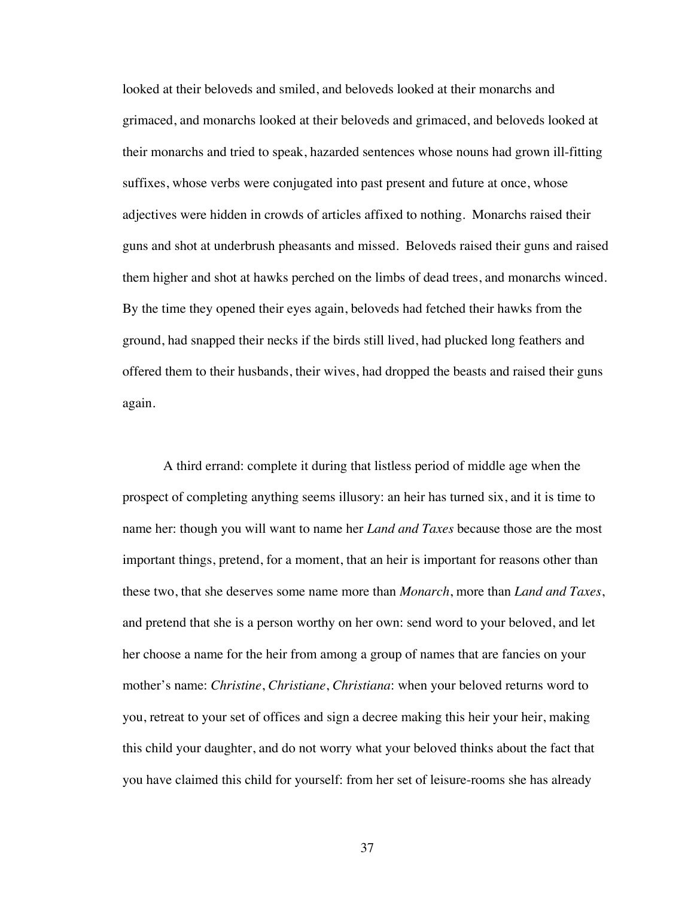looked at their beloveds and smiled, and beloveds looked at their monarchs and grimaced, and monarchs looked at their beloveds and grimaced, and beloveds looked at their monarchs and tried to speak, hazarded sentences whose nouns had grown ill-fitting suffixes, whose verbs were conjugated into past present and future at once, whose adjectives were hidden in crowds of articles affixed to nothing. Monarchs raised their guns and shot at underbrush pheasants and missed. Beloveds raised their guns and raised them higher and shot at hawks perched on the limbs of dead trees, and monarchs winced. By the time they opened their eyes again, beloveds had fetched their hawks from the ground, had snapped their necks if the birds still lived, had plucked long feathers and offered them to their husbands, their wives, had dropped the beasts and raised their guns again.

A third errand: complete it during that listless period of middle age when the prospect of completing anything seems illusory: an heir has turned six, and it is time to name her: though you will want to name her *Land and Taxes* because those are the most important things, pretend, for a moment, that an heir is important for reasons other than these two, that she deserves some name more than *Monarch*, more than *Land and Taxes*, and pretend that she is a person worthy on her own: send word to your beloved, and let her choose a name for the heir from among a group of names that are fancies on your mother's name: *Christine*, *Christiane*, *Christiana*: when your beloved returns word to you, retreat to your set of offices and sign a decree making this heir your heir, making this child your daughter, and do not worry what your beloved thinks about the fact that you have claimed this child for yourself: from her set of leisure-rooms she has already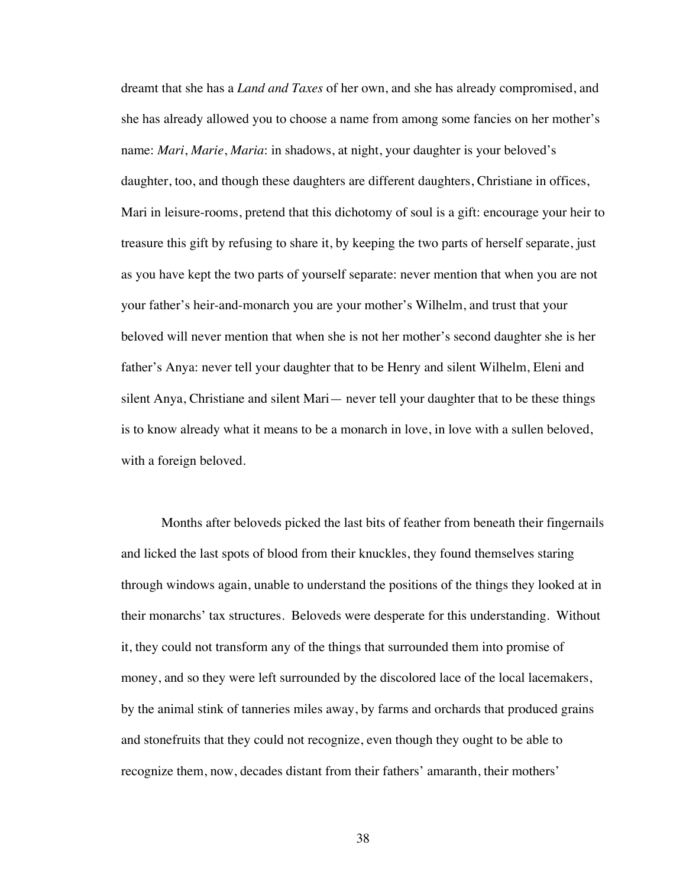dreamt that she has a *Land and Taxes* of her own, and she has already compromised, and she has already allowed you to choose a name from among some fancies on her mother's name: *Mari*, *Marie*, *Maria*: in shadows, at night, your daughter is your beloved's daughter, too, and though these daughters are different daughters, Christiane in offices, Mari in leisure-rooms, pretend that this dichotomy of soul is a gift: encourage your heir to treasure this gift by refusing to share it, by keeping the two parts of herself separate, just as you have kept the two parts of yourself separate: never mention that when you are not your father's heir-and-monarch you are your mother's Wilhelm, and trust that your beloved will never mention that when she is not her mother's second daughter she is her father's Anya: never tell your daughter that to be Henry and silent Wilhelm, Eleni and silent Anya, Christiane and silent Mari— never tell your daughter that to be these things is to know already what it means to be a monarch in love, in love with a sullen beloved, with a foreign beloved.

Months after beloveds picked the last bits of feather from beneath their fingernails and licked the last spots of blood from their knuckles, they found themselves staring through windows again, unable to understand the positions of the things they looked at in their monarchs' tax structures. Beloveds were desperate for this understanding. Without it, they could not transform any of the things that surrounded them into promise of money, and so they were left surrounded by the discolored lace of the local lacemakers, by the animal stink of tanneries miles away, by farms and orchards that produced grains and stonefruits that they could not recognize, even though they ought to be able to recognize them, now, decades distant from their fathers' amaranth, their mothers'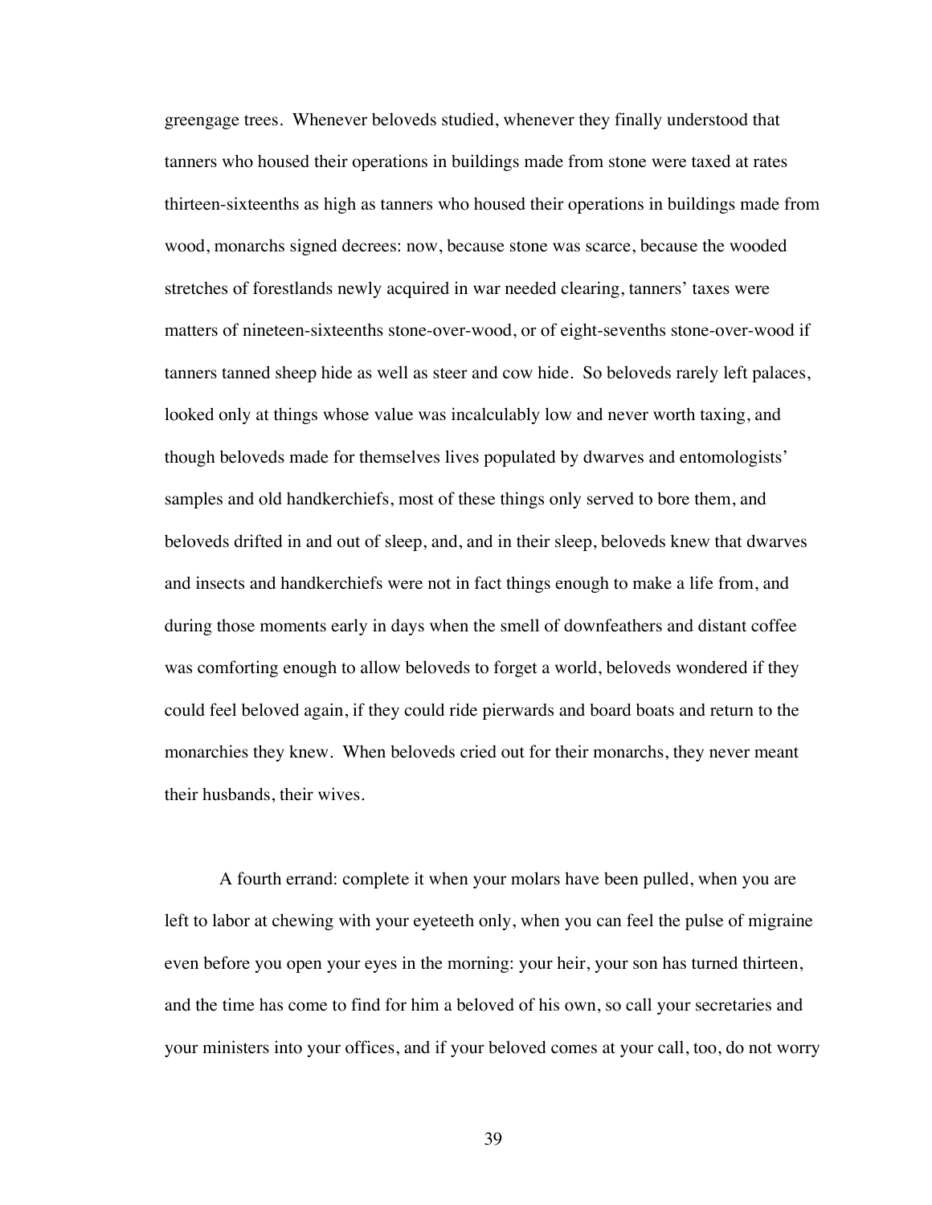greengage trees. Whenever beloveds studied, whenever they finally understood that tanners who housed their operations in buildings made from stone were taxed at rates thirteen-sixteenths as high as tanners who housed their operations in buildings made from wood, monarchs signed decrees: now, because stone was scarce, because the wooded stretches of forestlands newly acquired in war needed clearing, tanners' taxes were matters of nineteen-sixteenths stone-over-wood, or of eight-sevenths stone-over-wood if tanners tanned sheep hide as well as steer and cow hide. So beloveds rarely left palaces, looked only at things whose value was incalculably low and never worth taxing, and though beloveds made for themselves lives populated by dwarves and entomologists' samples and old handkerchiefs, most of these things only served to bore them, and beloveds drifted in and out of sleep, and, and in their sleep, beloveds knew that dwarves and insects and handkerchiefs were not in fact things enough to make a life from, and during those moments early in days when the smell of downfeathers and distant coffee was comforting enough to allow beloveds to forget a world, beloveds wondered if they could feel beloved again, if they could ride pierwards and board boats and return to the monarchies they knew. When beloveds cried out for their monarchs, they never meant their husbands, their wives.

A fourth errand: complete it when your molars have been pulled, when you are left to labor at chewing with your eyeteeth only, when you can feel the pulse of migraine even before you open your eyes in the morning: your heir, your son has turned thirteen, and the time has come to find for him a beloved of his own, so call your secretaries and your ministers into your offices, and if your beloved comes at your call, too, do not worry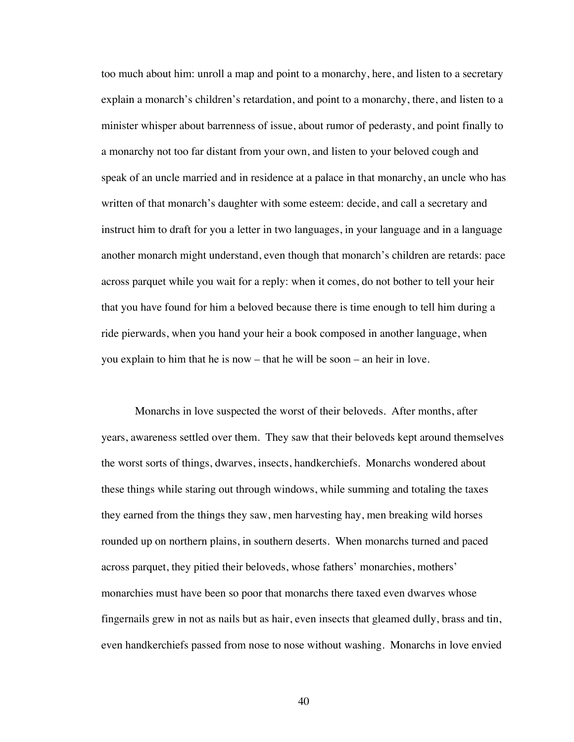too much about him: unroll a map and point to a monarchy, here, and listen to a secretary explain a monarch's children's retardation, and point to a monarchy, there, and listen to a minister whisper about barrenness of issue, about rumor of pederasty, and point finally to a monarchy not too far distant from your own, and listen to your beloved cough and speak of an uncle married and in residence at a palace in that monarchy, an uncle who has written of that monarch's daughter with some esteem: decide, and call a secretary and instruct him to draft for you a letter in two languages, in your language and in a language another monarch might understand, even though that monarch's children are retards: pace across parquet while you wait for a reply: when it comes, do not bother to tell your heir that you have found for him a beloved because there is time enough to tell him during a ride pierwards, when you hand your heir a book composed in another language, when you explain to him that he is now – that he will be soon – an heir in love.

Monarchs in love suspected the worst of their beloveds. After months, after years, awareness settled over them. They saw that their beloveds kept around themselves the worst sorts of things, dwarves, insects, handkerchiefs. Monarchs wondered about these things while staring out through windows, while summing and totaling the taxes they earned from the things they saw, men harvesting hay, men breaking wild horses rounded up on northern plains, in southern deserts. When monarchs turned and paced across parquet, they pitied their beloveds, whose fathers' monarchies, mothers' monarchies must have been so poor that monarchs there taxed even dwarves whose fingernails grew in not as nails but as hair, even insects that gleamed dully, brass and tin, even handkerchiefs passed from nose to nose without washing. Monarchs in love envied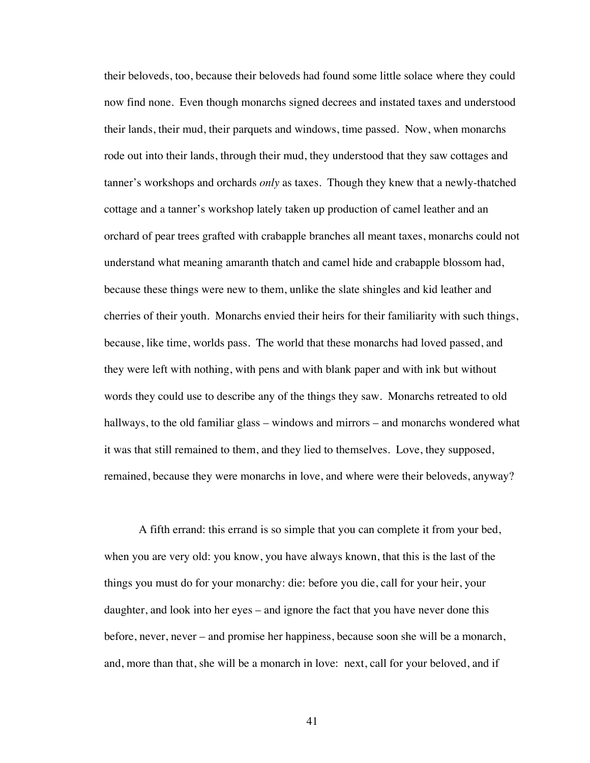their beloveds, too, because their beloveds had found some little solace where they could now find none. Even though monarchs signed decrees and instated taxes and understood their lands, their mud, their parquets and windows, time passed. Now, when monarchs rode out into their lands, through their mud, they understood that they saw cottages and tanner's workshops and orchards *only* as taxes. Though they knew that a newly-thatched cottage and a tanner's workshop lately taken up production of camel leather and an orchard of pear trees grafted with crabapple branches all meant taxes, monarchs could not understand what meaning amaranth thatch and camel hide and crabapple blossom had, because these things were new to them, unlike the slate shingles and kid leather and cherries of their youth. Monarchs envied their heirs for their familiarity with such things, because, like time, worlds pass. The world that these monarchs had loved passed, and they were left with nothing, with pens and with blank paper and with ink but without words they could use to describe any of the things they saw. Monarchs retreated to old hallways, to the old familiar glass – windows and mirrors – and monarchs wondered what it was that still remained to them, and they lied to themselves. Love, they supposed, remained, because they were monarchs in love, and where were their beloveds, anyway?

A fifth errand: this errand is so simple that you can complete it from your bed, when you are very old: you know, you have always known, that this is the last of the things you must do for your monarchy: die: before you die, call for your heir, your daughter, and look into her eyes – and ignore the fact that you have never done this before, never, never – and promise her happiness, because soon she will be a monarch, and, more than that, she will be a monarch in love: next, call for your beloved, and if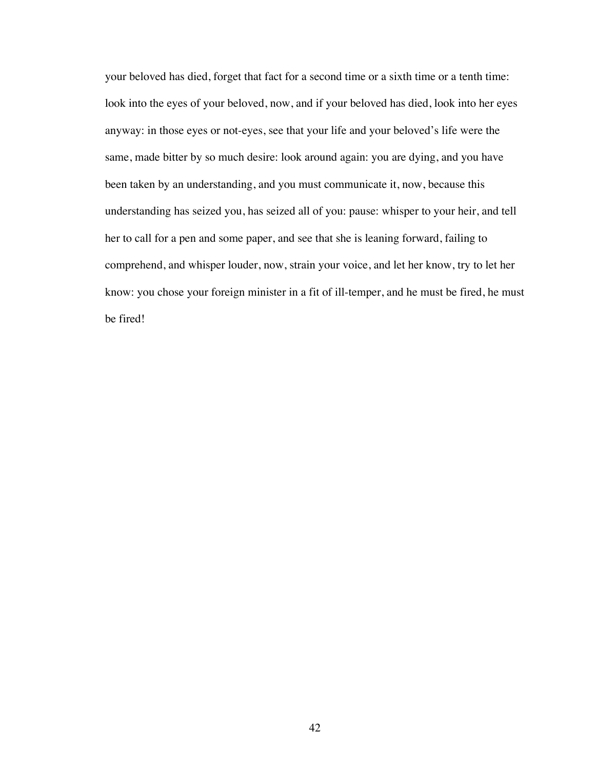your beloved has died, forget that fact for a second time or a sixth time or a tenth time: look into the eyes of your beloved, now, and if your beloved has died, look into her eyes anyway: in those eyes or not-eyes, see that your life and your beloved's life were the same, made bitter by so much desire: look around again: you are dying, and you have been taken by an understanding, and you must communicate it, now, because this understanding has seized you, has seized all of you: pause: whisper to your heir, and tell her to call for a pen and some paper, and see that she is leaning forward, failing to comprehend, and whisper louder, now, strain your voice, and let her know, try to let her know: you chose your foreign minister in a fit of ill-temper, and he must be fired, he must be fired!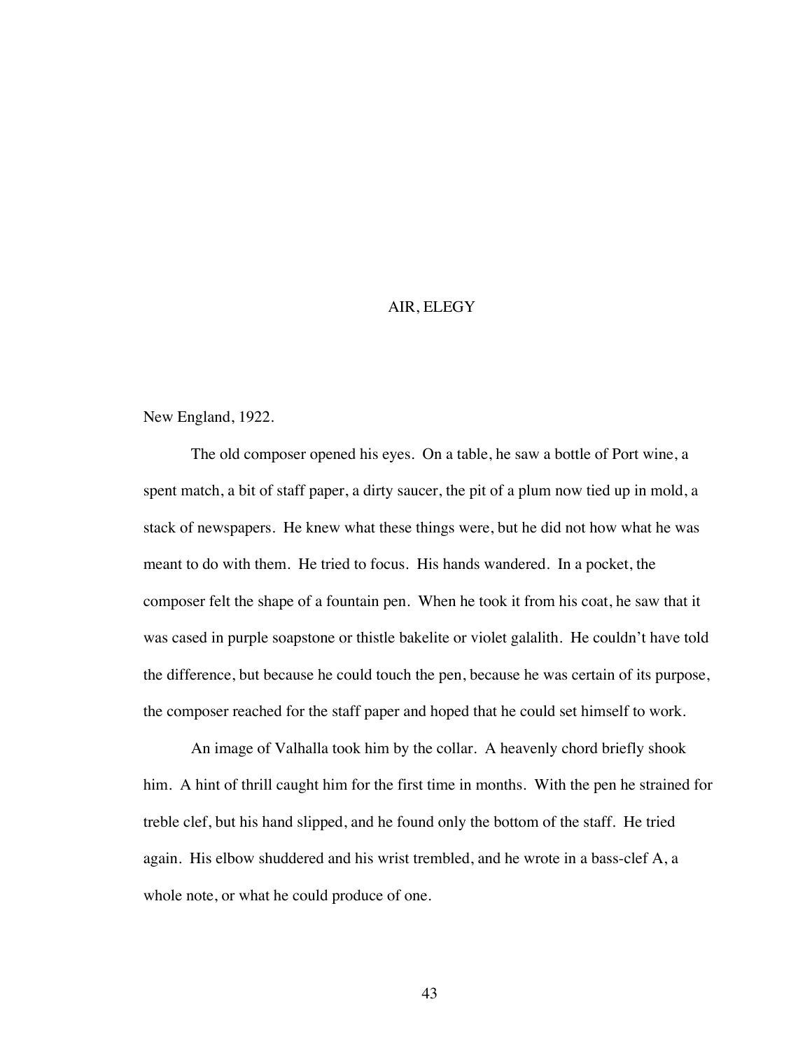# AIR, ELEGY

New England, 1922.

The old composer opened his eyes. On a table, he saw a bottle of Port wine, a spent match, a bit of staff paper, a dirty saucer, the pit of a plum now tied up in mold, a stack of newspapers. He knew what these things were, but he did not how what he was meant to do with them. He tried to focus. His hands wandered. In a pocket, the composer felt the shape of a fountain pen. When he took it from his coat, he saw that it was cased in purple soapstone or thistle bakelite or violet galalith. He couldn't have told the difference, but because he could touch the pen, because he was certain of its purpose, the composer reached for the staff paper and hoped that he could set himself to work.

An image of Valhalla took him by the collar. A heavenly chord briefly shook him. A hint of thrill caught him for the first time in months. With the pen he strained for treble clef, but his hand slipped, and he found only the bottom of the staff. He tried again. His elbow shuddered and his wrist trembled, and he wrote in a bass-clef A, a whole note, or what he could produce of one.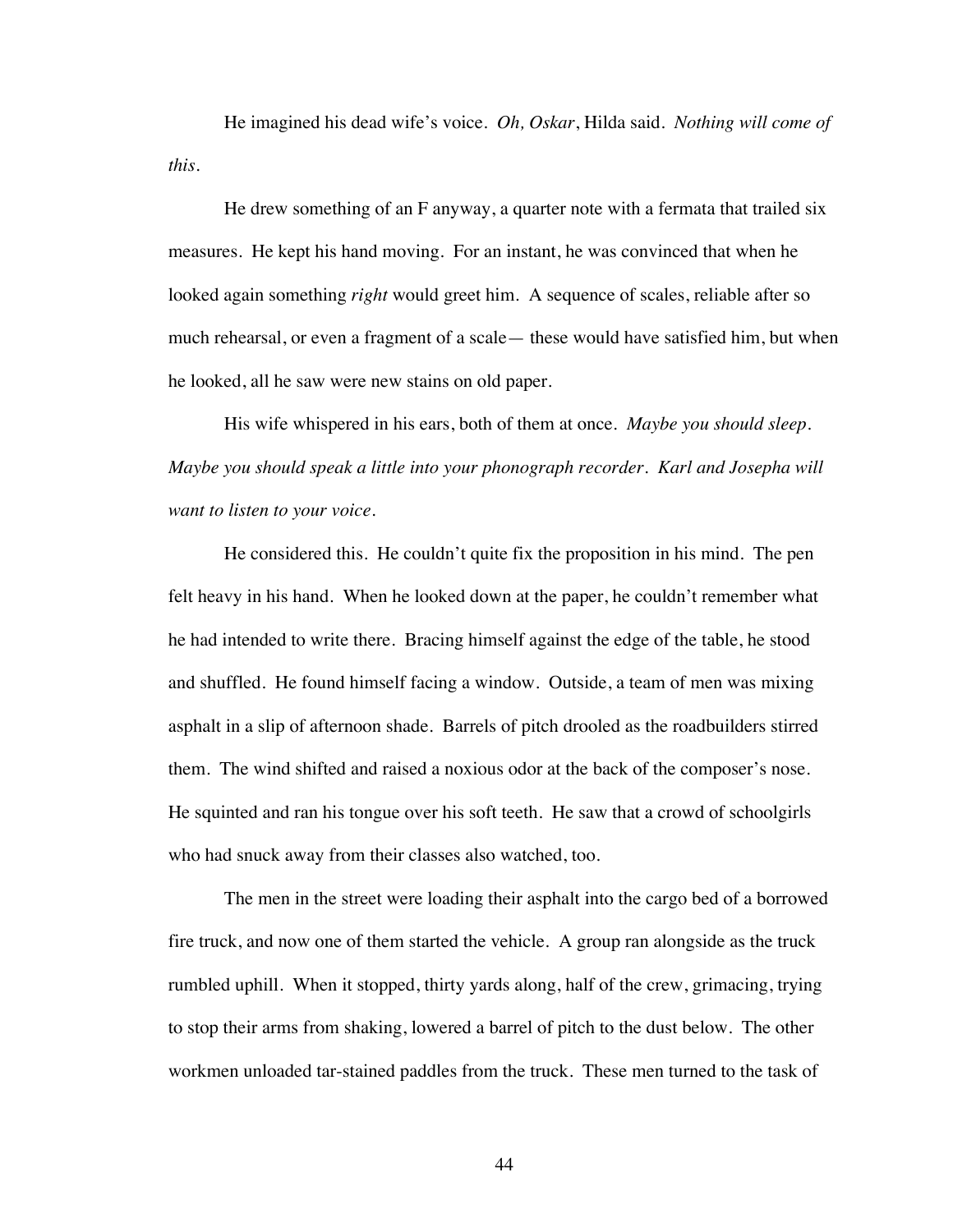He imagined his dead wife's voice. *Oh, Oskar*, Hilda said. *Nothing will come of this.*

He drew something of an F anyway, a quarter note with a fermata that trailed six measures. He kept his hand moving. For an instant, he was convinced that when he looked again something *right* would greet him. A sequence of scales, reliable after so much rehearsal, or even a fragment of a scale— these would have satisfied him, but when he looked, all he saw were new stains on old paper.

His wife whispered in his ears, both of them at once. *Maybe you should sleep. Maybe you should speak a little into your phonograph recorder. Karl and Josepha will want to listen to your voice.*

He considered this. He couldn't quite fix the proposition in his mind. The pen felt heavy in his hand. When he looked down at the paper, he couldn't remember what he had intended to write there. Bracing himself against the edge of the table, he stood and shuffled. He found himself facing a window. Outside, a team of men was mixing asphalt in a slip of afternoon shade. Barrels of pitch drooled as the roadbuilders stirred them. The wind shifted and raised a noxious odor at the back of the composer's nose. He squinted and ran his tongue over his soft teeth. He saw that a crowd of schoolgirls who had snuck away from their classes also watched, too.

The men in the street were loading their asphalt into the cargo bed of a borrowed fire truck, and now one of them started the vehicle. A group ran alongside as the truck rumbled uphill. When it stopped, thirty yards along, half of the crew, grimacing, trying to stop their arms from shaking, lowered a barrel of pitch to the dust below. The other workmen unloaded tar-stained paddles from the truck. These men turned to the task of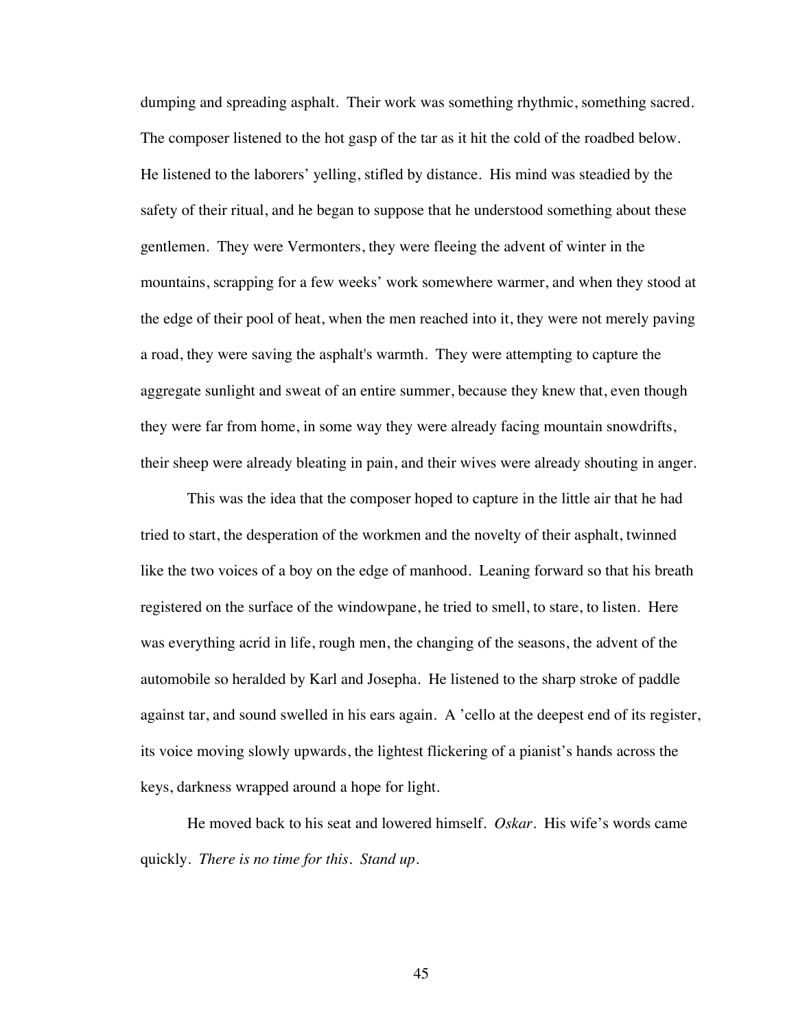dumping and spreading asphalt. Their work was something rhythmic, something sacred. The composer listened to the hot gasp of the tar as it hit the cold of the roadbed below. He listened to the laborers' yelling, stifled by distance. His mind was steadied by the safety of their ritual, and he began to suppose that he understood something about these gentlemen. They were Vermonters, they were fleeing the advent of winter in the mountains, scrapping for a few weeks' work somewhere warmer, and when they stood at the edge of their pool of heat, when the men reached into it, they were not merely paving a road, they were saving the asphalt's warmth. They were attempting to capture the aggregate sunlight and sweat of an entire summer, because they knew that, even though they were far from home, in some way they were already facing mountain snowdrifts, their sheep were already bleating in pain, and their wives were already shouting in anger.

This was the idea that the composer hoped to capture in the little air that he had tried to start, the desperation of the workmen and the novelty of their asphalt, twinned like the two voices of a boy on the edge of manhood. Leaning forward so that his breath registered on the surface of the windowpane, he tried to smell, to stare, to listen. Here was everything acrid in life, rough men, the changing of the seasons, the advent of the automobile so heralded by Karl and Josepha. He listened to the sharp stroke of paddle against tar, and sound swelled in his ears again. A 'cello at the deepest end of its register, its voice moving slowly upwards, the lightest flickering of a pianist's hands across the keys, darkness wrapped around a hope for light.

He moved back to his seat and lowered himself. *Oskar*. His wife's words came quickly. *There is no time for this. Stand up.*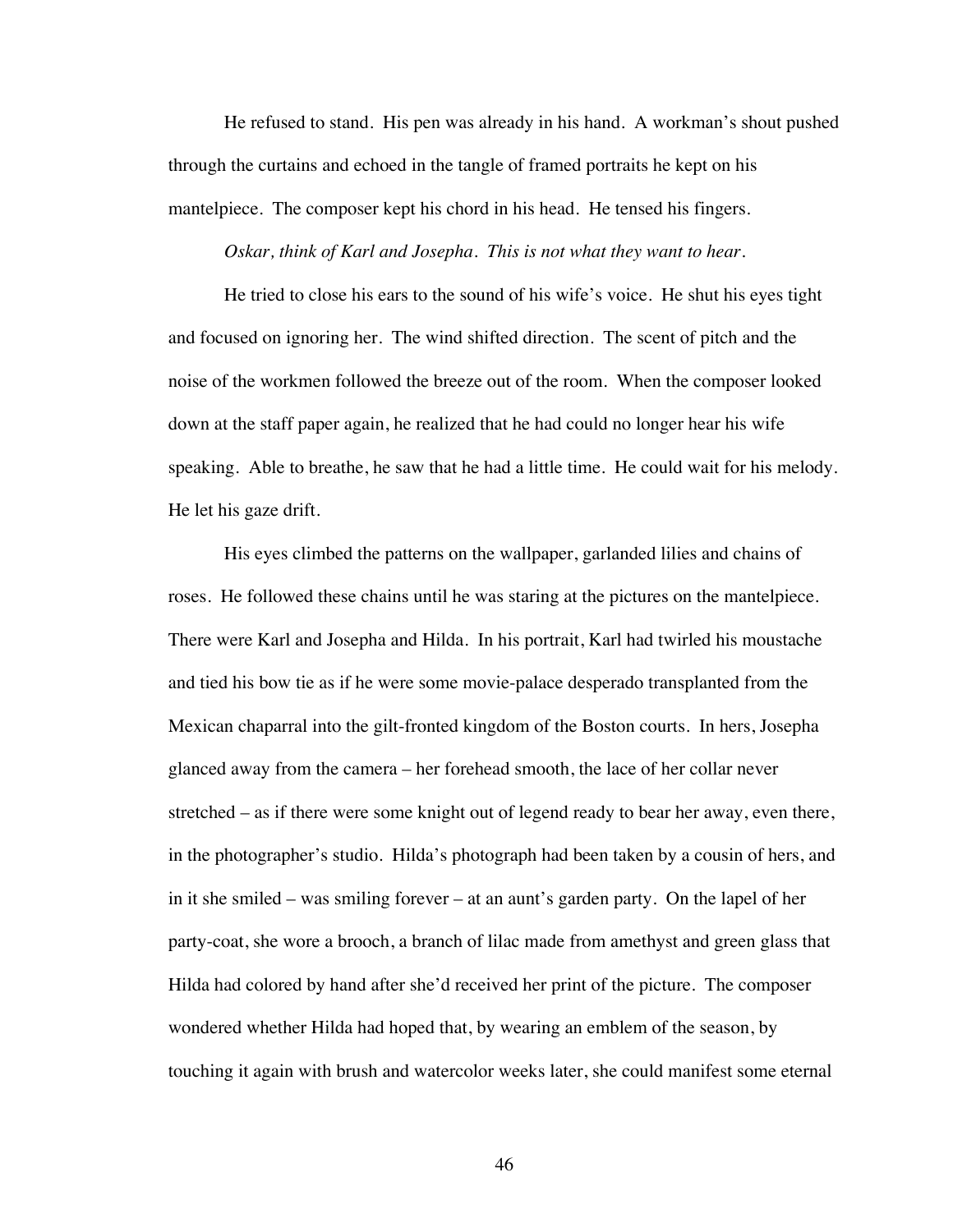He refused to stand. His pen was already in his hand. A workman's shout pushed through the curtains and echoed in the tangle of framed portraits he kept on his mantelpiece. The composer kept his chord in his head. He tensed his fingers.

*Oskar, think of Karl and Josepha. This is not what they want to hear.*

He tried to close his ears to the sound of his wife's voice. He shut his eyes tight and focused on ignoring her. The wind shifted direction. The scent of pitch and the noise of the workmen followed the breeze out of the room. When the composer looked down at the staff paper again, he realized that he had could no longer hear his wife speaking. Able to breathe, he saw that he had a little time. He could wait for his melody. He let his gaze drift.

His eyes climbed the patterns on the wallpaper, garlanded lilies and chains of roses. He followed these chains until he was staring at the pictures on the mantelpiece. There were Karl and Josepha and Hilda. In his portrait, Karl had twirled his moustache and tied his bow tie as if he were some movie-palace desperado transplanted from the Mexican chaparral into the gilt-fronted kingdom of the Boston courts. In hers, Josepha glanced away from the camera – her forehead smooth, the lace of her collar never stretched – as if there were some knight out of legend ready to bear her away, even there, in the photographer's studio. Hilda's photograph had been taken by a cousin of hers, and in it she smiled – was smiling forever – at an aunt's garden party. On the lapel of her party-coat, she wore a brooch, a branch of lilac made from amethyst and green glass that Hilda had colored by hand after she'd received her print of the picture. The composer wondered whether Hilda had hoped that, by wearing an emblem of the season, by touching it again with brush and watercolor weeks later, she could manifest some eternal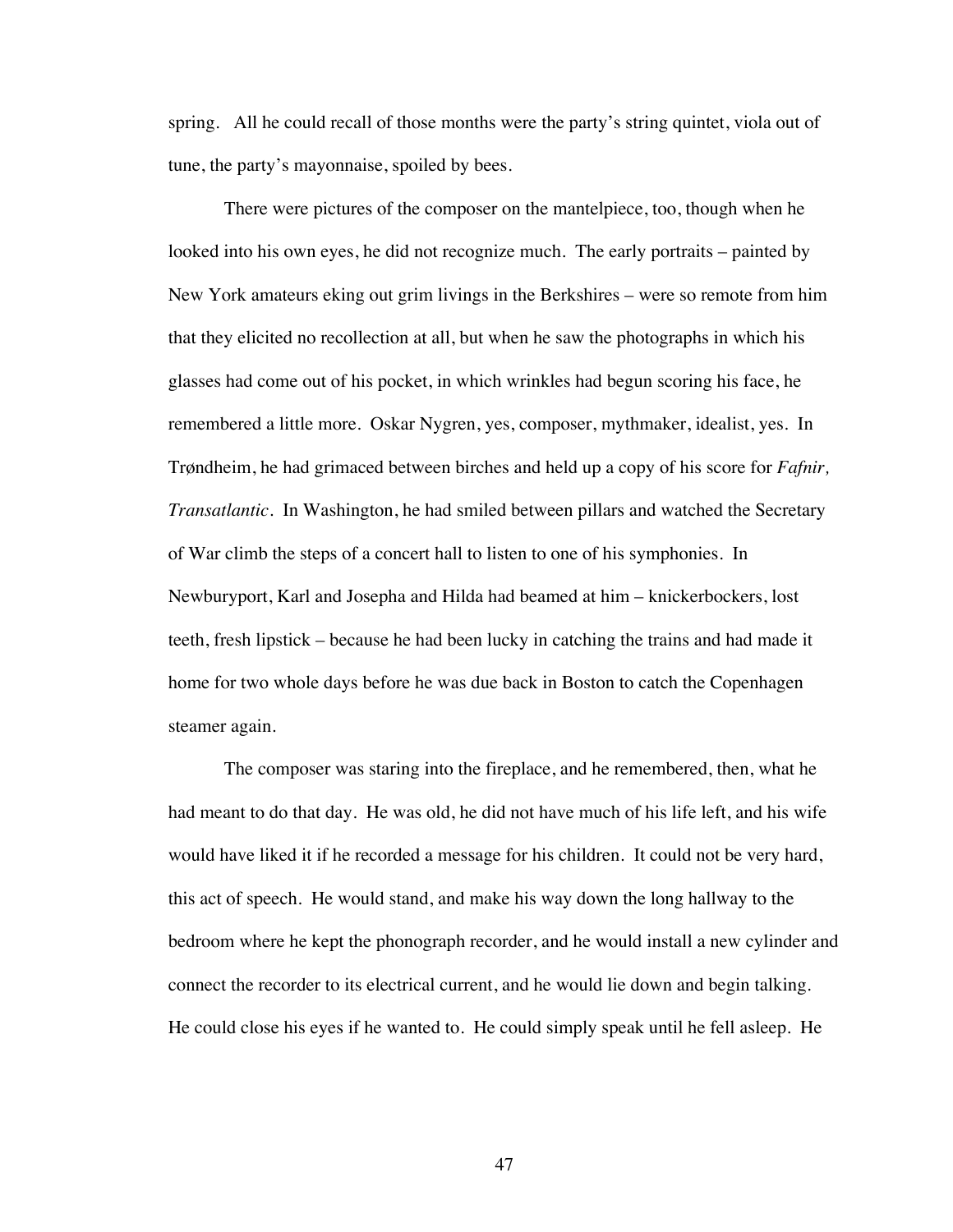spring. All he could recall of those months were the party's string quintet, viola out of tune, the party's mayonnaise, spoiled by bees.

There were pictures of the composer on the mantelpiece, too, though when he looked into his own eyes, he did not recognize much. The early portraits – painted by New York amateurs eking out grim livings in the Berkshires – were so remote from him that they elicited no recollection at all, but when he saw the photographs in which his glasses had come out of his pocket, in which wrinkles had begun scoring his face, he remembered a little more. Oskar Nygren, yes, composer, mythmaker, idealist, yes. In Trøndheim, he had grimaced between birches and held up a copy of his score for *Fafnir, Transatlantic*. In Washington, he had smiled between pillars and watched the Secretary of War climb the steps of a concert hall to listen to one of his symphonies. In Newburyport, Karl and Josepha and Hilda had beamed at him – knickerbockers, lost teeth, fresh lipstick – because he had been lucky in catching the trains and had made it home for two whole days before he was due back in Boston to catch the Copenhagen steamer again.

The composer was staring into the fireplace, and he remembered, then, what he had meant to do that day. He was old, he did not have much of his life left, and his wife would have liked it if he recorded a message for his children. It could not be very hard, this act of speech. He would stand, and make his way down the long hallway to the bedroom where he kept the phonograph recorder, and he would install a new cylinder and connect the recorder to its electrical current, and he would lie down and begin talking. He could close his eyes if he wanted to. He could simply speak until he fell asleep. He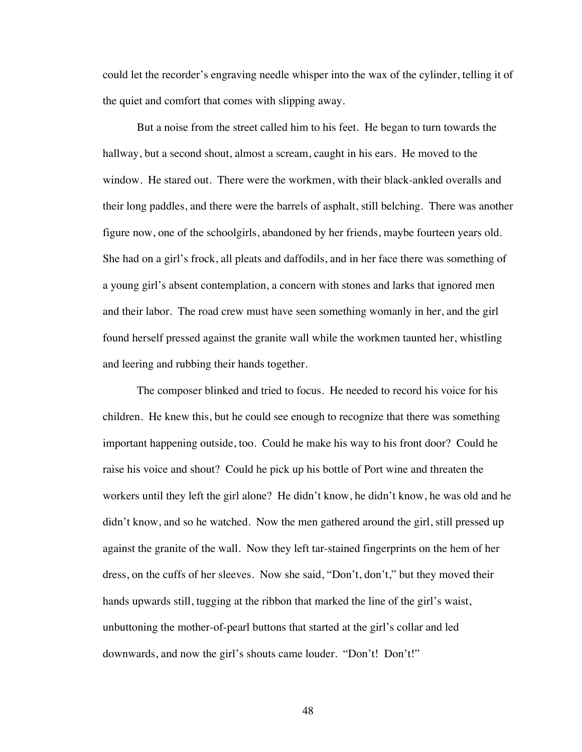could let the recorder's engraving needle whisper into the wax of the cylinder, telling it of the quiet and comfort that comes with slipping away.

But a noise from the street called him to his feet. He began to turn towards the hallway, but a second shout, almost a scream, caught in his ears. He moved to the window. He stared out. There were the workmen, with their black-ankled overalls and their long paddles, and there were the barrels of asphalt, still belching. There was another figure now, one of the schoolgirls, abandoned by her friends, maybe fourteen years old. She had on a girl's frock, all pleats and daffodils, and in her face there was something of a young girl's absent contemplation, a concern with stones and larks that ignored men and their labor. The road crew must have seen something womanly in her, and the girl found herself pressed against the granite wall while the workmen taunted her, whistling and leering and rubbing their hands together.

The composer blinked and tried to focus. He needed to record his voice for his children. He knew this, but he could see enough to recognize that there was something important happening outside, too. Could he make his way to his front door? Could he raise his voice and shout? Could he pick up his bottle of Port wine and threaten the workers until they left the girl alone? He didn't know, he didn't know, he was old and he didn't know, and so he watched. Now the men gathered around the girl, still pressed up against the granite of the wall. Now they left tar-stained fingerprints on the hem of her dress, on the cuffs of her sleeves. Now she said, "Don't, don't," but they moved their hands upwards still, tugging at the ribbon that marked the line of the girl's waist, unbuttoning the mother-of-pearl buttons that started at the girl's collar and led downwards, and now the girl's shouts came louder. "Don't! Don't!"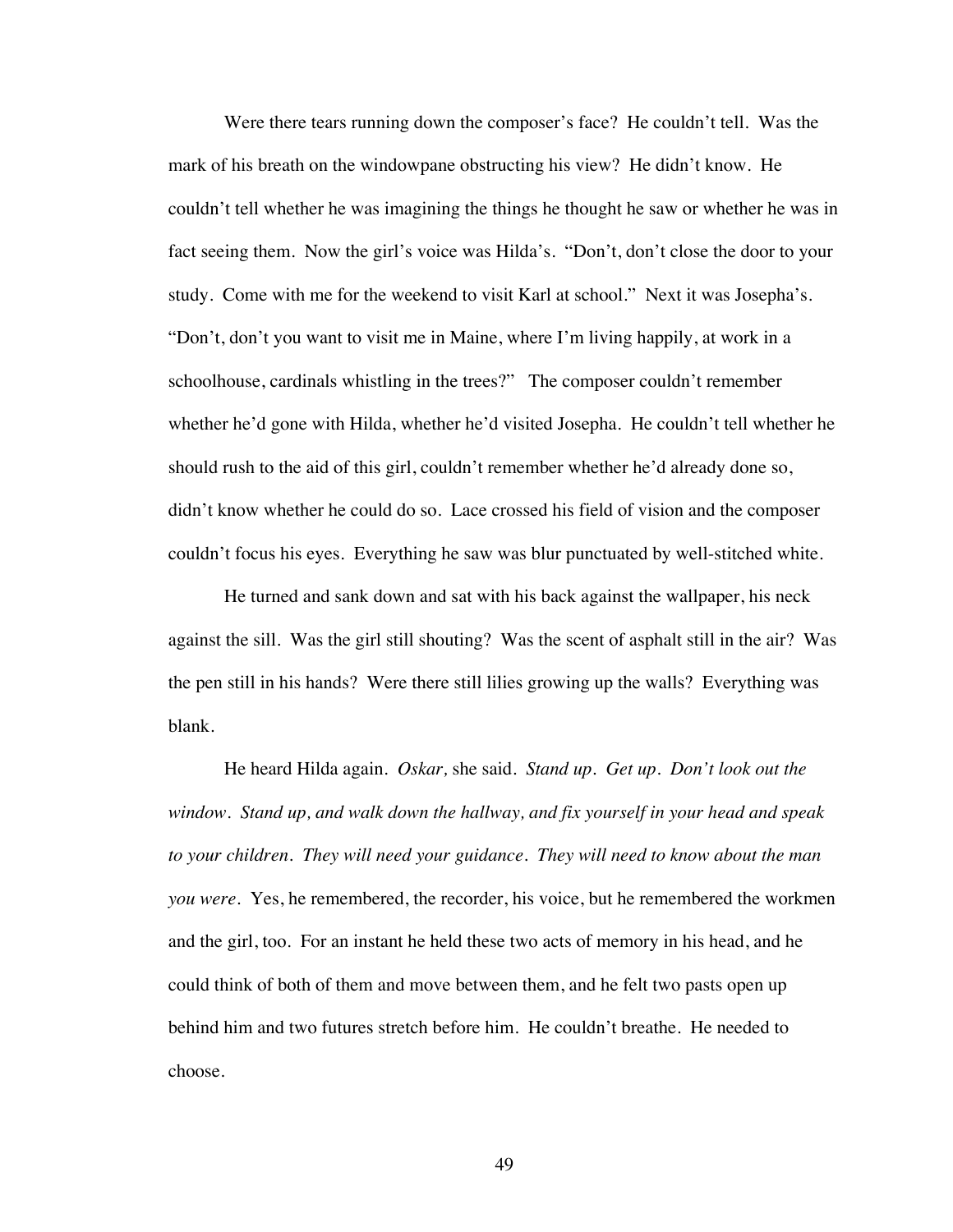Were there tears running down the composer's face? He couldn't tell. Was the mark of his breath on the windowpane obstructing his view? He didn't know. He couldn't tell whether he was imagining the things he thought he saw or whether he was in fact seeing them. Now the girl's voice was Hilda's. "Don't, don't close the door to your study. Come with me for the weekend to visit Karl at school." Next it was Josepha's. "Don't, don't you want to visit me in Maine, where I'm living happily, at work in a schoolhouse, cardinals whistling in the trees?" The composer couldn't remember whether he'd gone with Hilda, whether he'd visited Josepha. He couldn't tell whether he should rush to the aid of this girl, couldn't remember whether he'd already done so, didn't know whether he could do so. Lace crossed his field of vision and the composer couldn't focus his eyes. Everything he saw was blur punctuated by well-stitched white.

He turned and sank down and sat with his back against the wallpaper, his neck against the sill. Was the girl still shouting? Was the scent of asphalt still in the air? Was the pen still in his hands? Were there still lilies growing up the walls? Everything was blank.

He heard Hilda again. *Oskar,* she said. *Stand up. Get up. Don't look out the window. Stand up, and walk down the hallway, and fix yourself in your head and speak to your children. They will need your guidance. They will need to know about the man you were.* Yes, he remembered, the recorder, his voice, but he remembered the workmen and the girl, too. For an instant he held these two acts of memory in his head, and he could think of both of them and move between them, and he felt two pasts open up behind him and two futures stretch before him. He couldn't breathe. He needed to choose.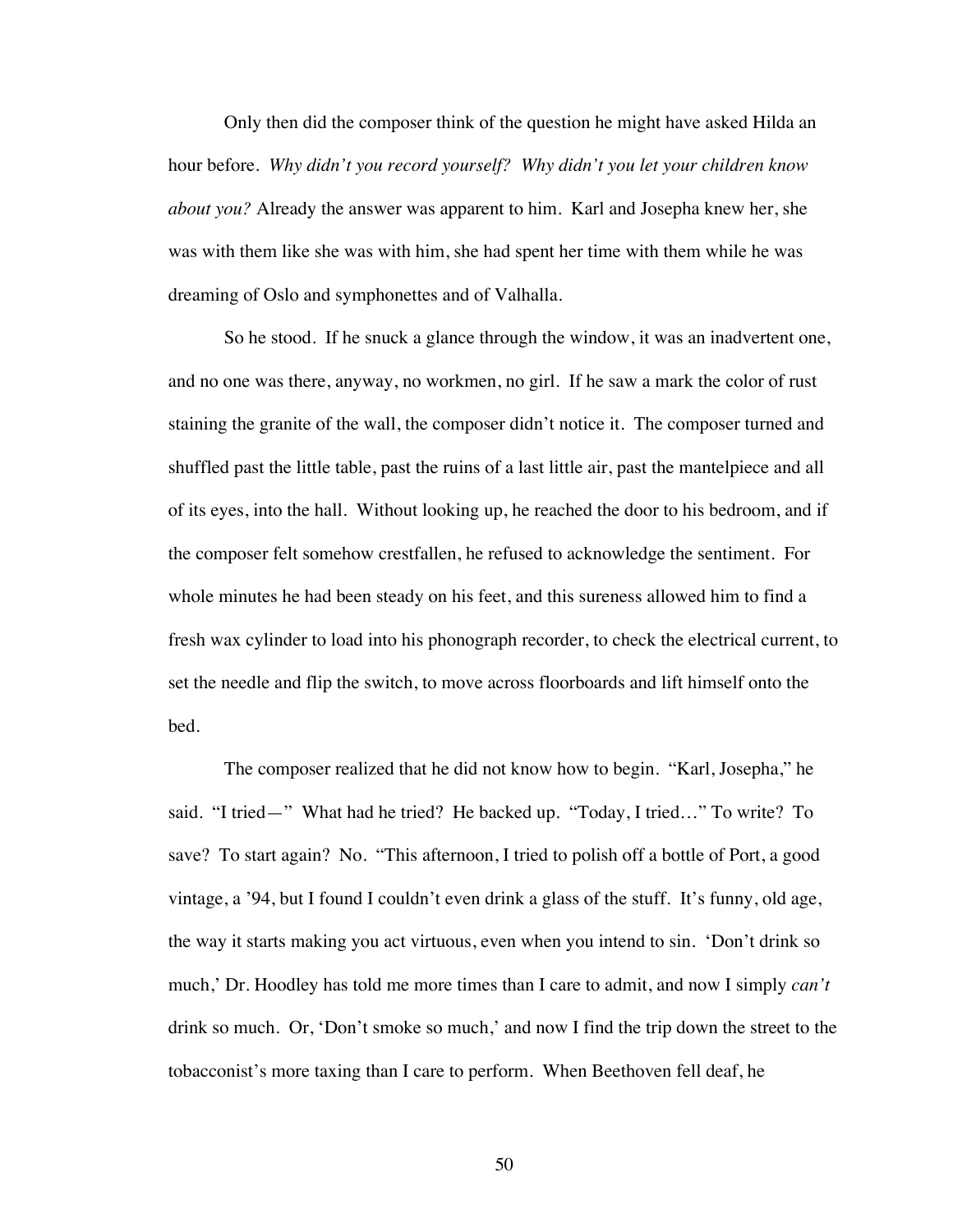Only then did the composer think of the question he might have asked Hilda an hour before. *Why didn't you record yourself? Why didn't you let your children know about you?* Already the answer was apparent to him. Karl and Josepha knew her, she was with them like she was with him, she had spent her time with them while he was dreaming of Oslo and symphonettes and of Valhalla.

So he stood. If he snuck a glance through the window, it was an inadvertent one, and no one was there, anyway, no workmen, no girl. If he saw a mark the color of rust staining the granite of the wall, the composer didn't notice it. The composer turned and shuffled past the little table, past the ruins of a last little air, past the mantelpiece and all of its eyes, into the hall. Without looking up, he reached the door to his bedroom, and if the composer felt somehow crestfallen, he refused to acknowledge the sentiment. For whole minutes he had been steady on his feet, and this sureness allowed him to find a fresh wax cylinder to load into his phonograph recorder, to check the electrical current, to set the needle and flip the switch, to move across floorboards and lift himself onto the bed.

The composer realized that he did not know how to begin. "Karl, Josepha," he said. "I tried—" What had he tried? He backed up. "Today, I tried…" To write? To save? To start again? No. "This afternoon, I tried to polish off a bottle of Port, a good vintage, a '94, but I found I couldn't even drink a glass of the stuff. It's funny, old age, the way it starts making you act virtuous, even when you intend to sin. 'Don't drink so much,' Dr. Hoodley has told me more times than I care to admit, and now I simply *can't* drink so much. Or, 'Don't smoke so much,' and now I find the trip down the street to the tobacconist's more taxing than I care to perform. When Beethoven fell deaf, he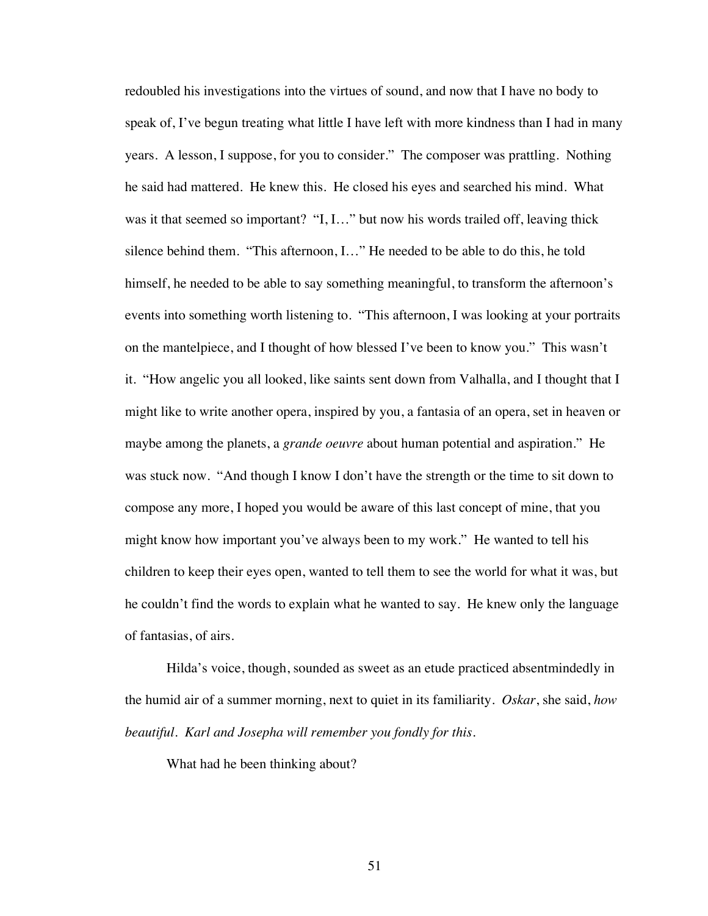redoubled his investigations into the virtues of sound, and now that I have no body to speak of, I've begun treating what little I have left with more kindness than I had in many years. A lesson, I suppose, for you to consider." The composer was prattling. Nothing he said had mattered. He knew this. He closed his eyes and searched his mind. What was it that seemed so important? "I, I…" but now his words trailed off, leaving thick silence behind them. "This afternoon, I…" He needed to be able to do this, he told himself, he needed to be able to say something meaningful, to transform the afternoon's events into something worth listening to. "This afternoon, I was looking at your portraits on the mantelpiece, and I thought of how blessed I've been to know you." This wasn't it. "How angelic you all looked, like saints sent down from Valhalla, and I thought that I might like to write another opera, inspired by you, a fantasia of an opera, set in heaven or maybe among the planets, a *grande oeuvre* about human potential and aspiration." He was stuck now. "And though I know I don't have the strength or the time to sit down to compose any more, I hoped you would be aware of this last concept of mine, that you might know how important you've always been to my work." He wanted to tell his children to keep their eyes open, wanted to tell them to see the world for what it was, but he couldn't find the words to explain what he wanted to say. He knew only the language of fantasias, of airs.

Hilda's voice, though, sounded as sweet as an etude practiced absentmindedly in the humid air of a summer morning, next to quiet in its familiarity. *Oskar*, she said, *how beautiful. Karl and Josepha will remember you fondly for this.*

What had he been thinking about?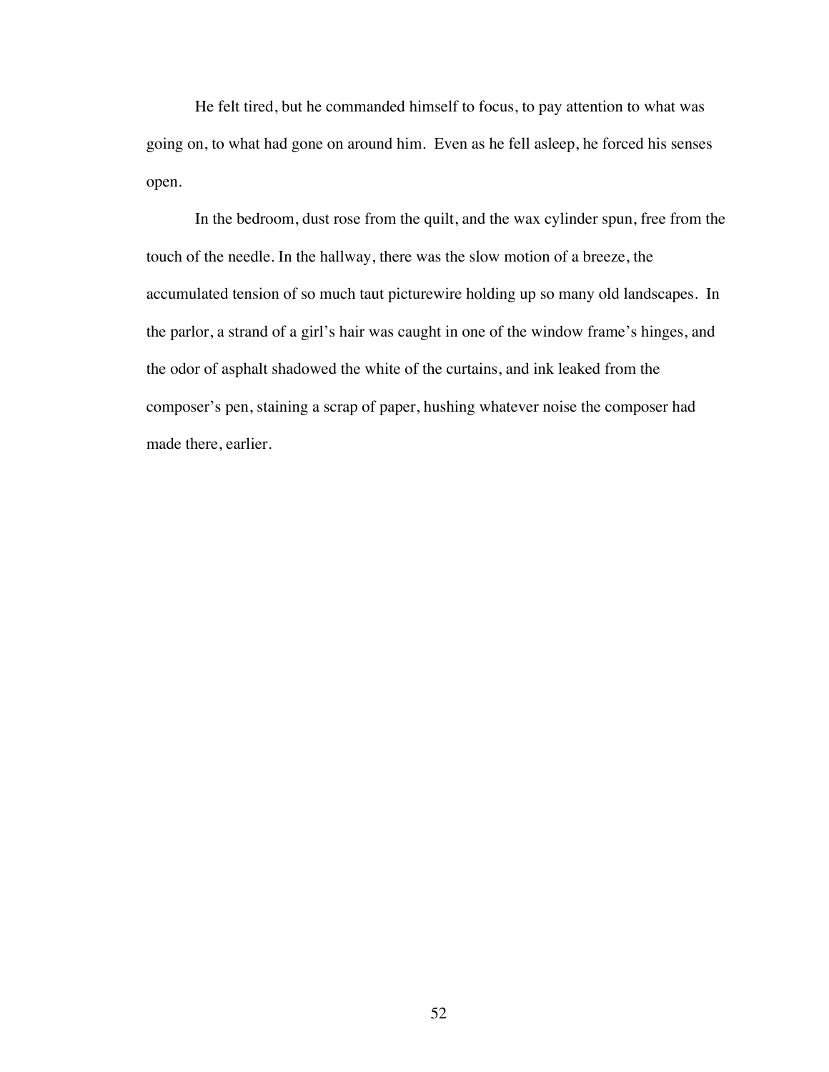He felt tired, but he commanded himself to focus, to pay attention to what was going on, to what had gone on around him. Even as he fell asleep, he forced his senses open.

In the bedroom, dust rose from the quilt, and the wax cylinder spun, free from the touch of the needle. In the hallway, there was the slow motion of a breeze, the accumulated tension of so much taut picturewire holding up so many old landscapes. In the parlor, a strand of a girl's hair was caught in one of the window frame's hinges, and the odor of asphalt shadowed the white of the curtains, and ink leaked from the composer's pen, staining a scrap of paper, hushing whatever noise the composer had made there, earlier.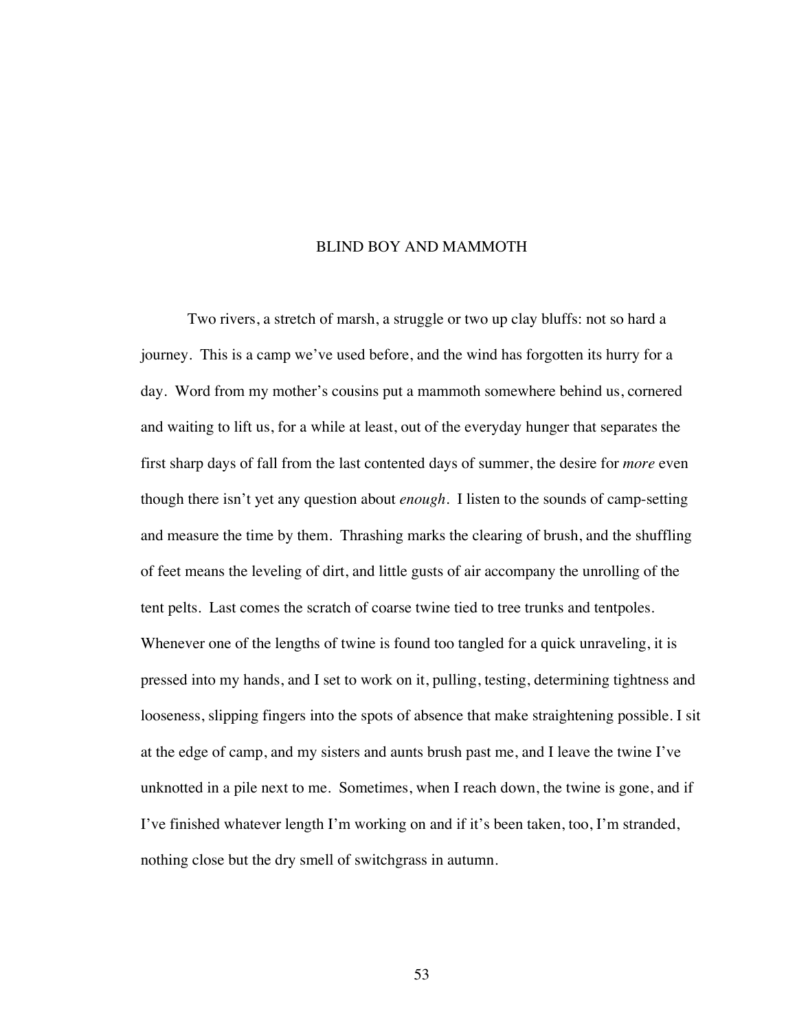# BLIND BOY AND MAMMOTH

Two rivers, a stretch of marsh, a struggle or two up clay bluffs: not so hard a journey. This is a camp we've used before, and the wind has forgotten its hurry for a day. Word from my mother's cousins put a mammoth somewhere behind us, cornered and waiting to lift us, for a while at least, out of the everyday hunger that separates the first sharp days of fall from the last contented days of summer, the desire for *more* even though there isn't yet any question about *enough*. I listen to the sounds of camp-setting and measure the time by them. Thrashing marks the clearing of brush, and the shuffling of feet means the leveling of dirt, and little gusts of air accompany the unrolling of the tent pelts. Last comes the scratch of coarse twine tied to tree trunks and tentpoles. Whenever one of the lengths of twine is found too tangled for a quick unraveling, it is pressed into my hands, and I set to work on it, pulling, testing, determining tightness and looseness, slipping fingers into the spots of absence that make straightening possible. I sit at the edge of camp, and my sisters and aunts brush past me, and I leave the twine I've unknotted in a pile next to me. Sometimes, when I reach down, the twine is gone, and if I've finished whatever length I'm working on and if it's been taken, too, I'm stranded, nothing close but the dry smell of switchgrass in autumn.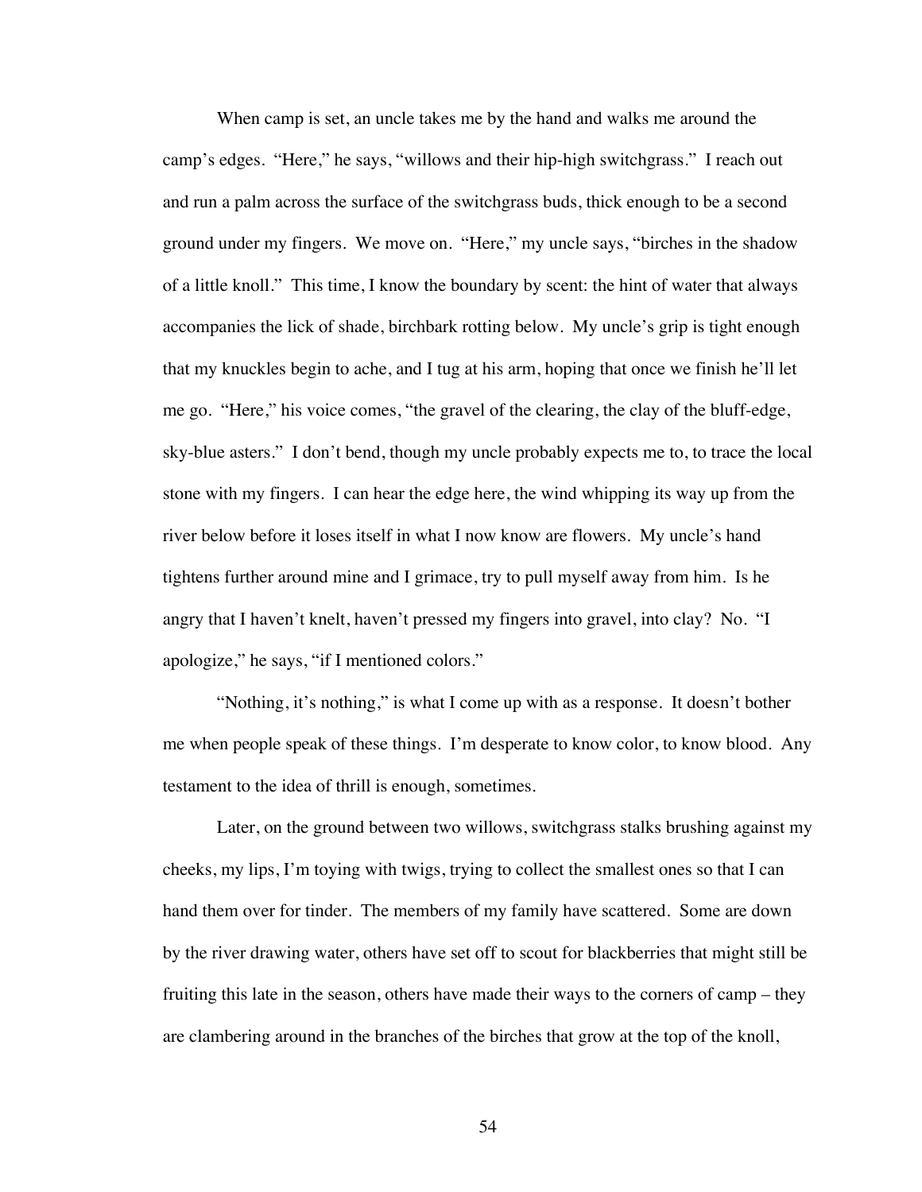When camp is set, an uncle takes me by the hand and walks me around the camp's edges. "Here," he says, "willows and their hip-high switchgrass." I reach out and run a palm across the surface of the switchgrass buds, thick enough to be a second ground under my fingers. We move on. "Here," my uncle says, "birches in the shadow of a little knoll." This time, I know the boundary by scent: the hint of water that always accompanies the lick of shade, birchbark rotting below. My uncle's grip is tight enough that my knuckles begin to ache, and I tug at his arm, hoping that once we finish he'll let me go. "Here," his voice comes, "the gravel of the clearing, the clay of the bluff-edge, sky-blue asters." I don't bend, though my uncle probably expects me to, to trace the local stone with my fingers. I can hear the edge here, the wind whipping its way up from the river below before it loses itself in what I now know are flowers. My uncle's hand tightens further around mine and I grimace, try to pull myself away from him. Is he angry that I haven't knelt, haven't pressed my fingers into gravel, into clay? No. "I apologize," he says, "if I mentioned colors."

"Nothing, it's nothing," is what I come up with as a response. It doesn't bother me when people speak of these things. I'm desperate to know color, to know blood. Any testament to the idea of thrill is enough, sometimes.

Later, on the ground between two willows, switchgrass stalks brushing against my cheeks, my lips, I'm toying with twigs, trying to collect the smallest ones so that I can hand them over for tinder. The members of my family have scattered. Some are down by the river drawing water, others have set off to scout for blackberries that might still be fruiting this late in the season, others have made their ways to the corners of camp – they are clambering around in the branches of the birches that grow at the top of the knoll,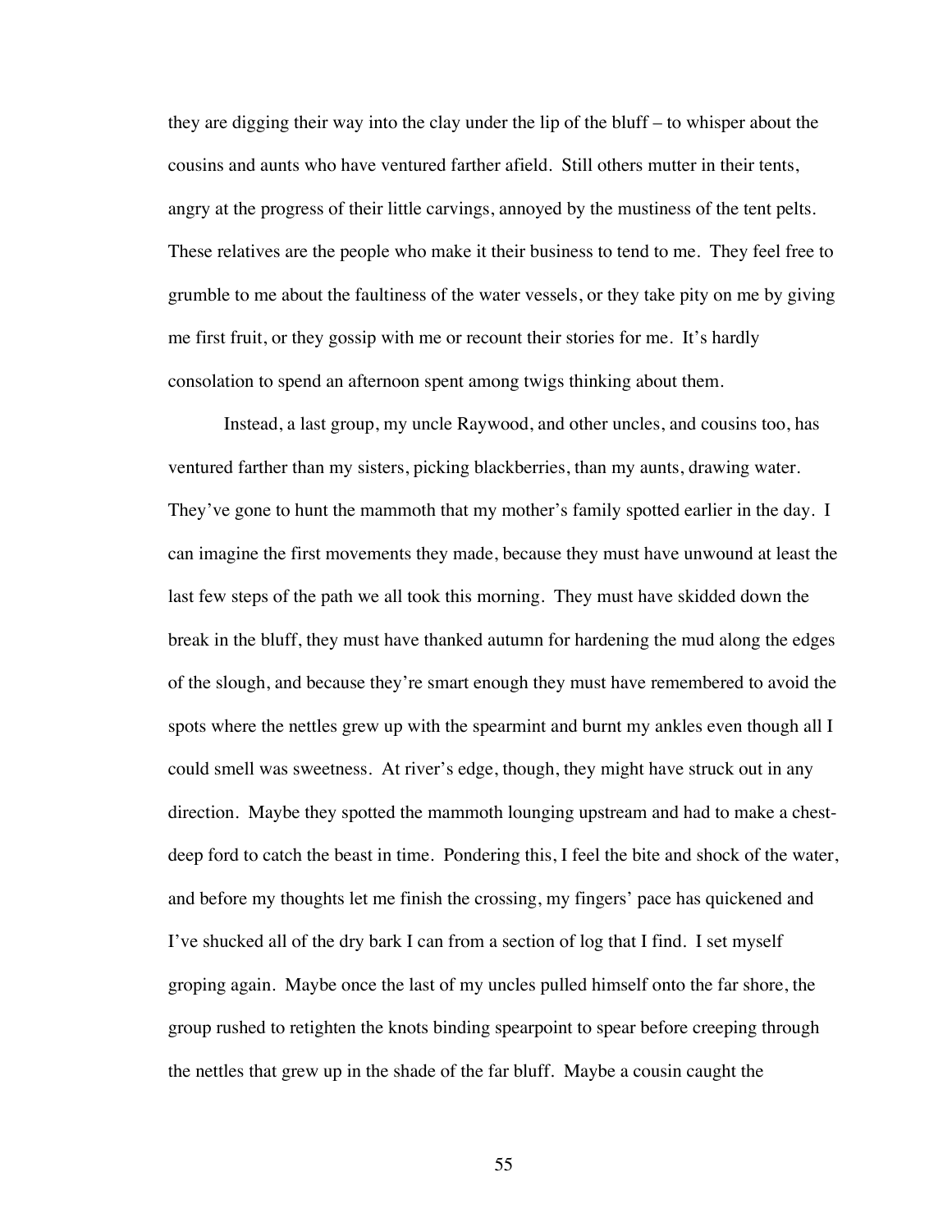they are digging their way into the clay under the lip of the bluff – to whisper about the cousins and aunts who have ventured farther afield. Still others mutter in their tents, angry at the progress of their little carvings, annoyed by the mustiness of the tent pelts. These relatives are the people who make it their business to tend to me. They feel free to grumble to me about the faultiness of the water vessels, or they take pity on me by giving me first fruit, or they gossip with me or recount their stories for me. It's hardly consolation to spend an afternoon spent among twigs thinking about them.

Instead, a last group, my uncle Raywood, and other uncles, and cousins too, has ventured farther than my sisters, picking blackberries, than my aunts, drawing water. They've gone to hunt the mammoth that my mother's family spotted earlier in the day. I can imagine the first movements they made, because they must have unwound at least the last few steps of the path we all took this morning. They must have skidded down the break in the bluff, they must have thanked autumn for hardening the mud along the edges of the slough, and because they're smart enough they must have remembered to avoid the spots where the nettles grew up with the spearmint and burnt my ankles even though all I could smell was sweetness. At river's edge, though, they might have struck out in any direction. Maybe they spotted the mammoth lounging upstream and had to make a chest-deep ford to catch the beast in time. Pondering this, I feel the bite and shock of the water, and before my thoughts let me finish the crossing, my fingers' pace has quickened and I've shucked all of the dry bark I can from a section of log that I find. I set myself groping again. Maybe once the last of my uncles pulled himself onto the far shore, the group rushed to retighten the knots binding spearpoint to spear before creeping through the nettles that grew up in the shade of the far bluff. Maybe a cousin caught the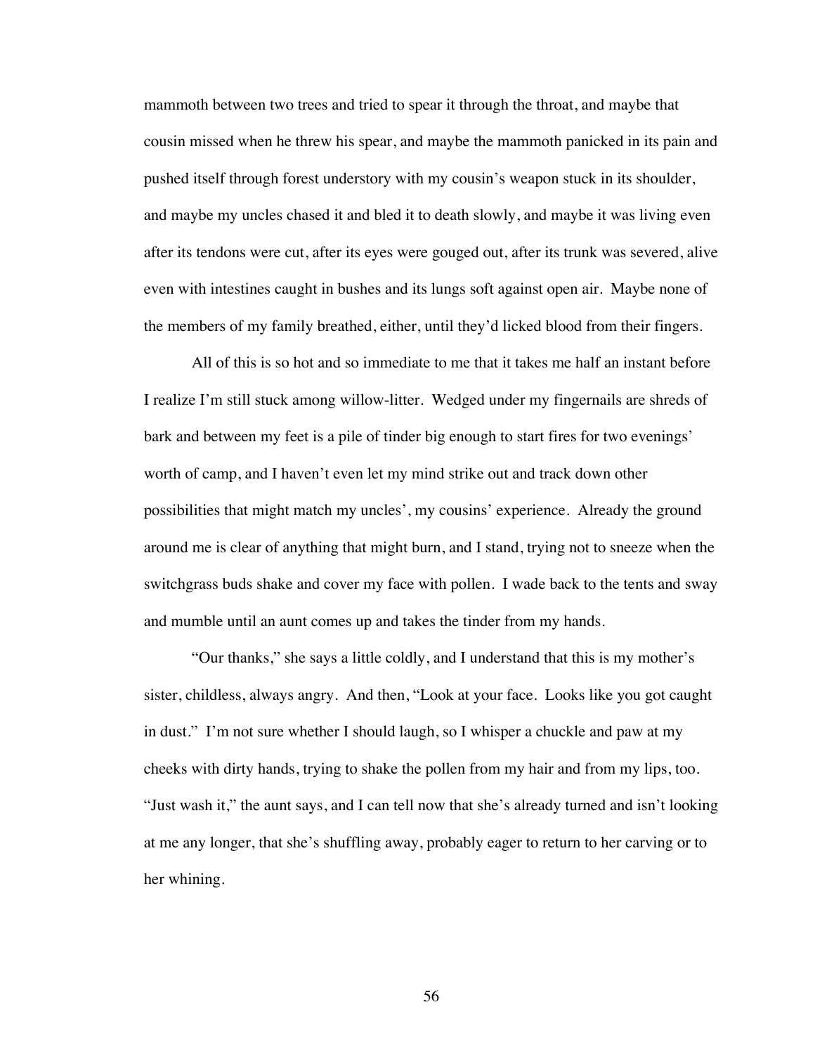mammoth between two trees and tried to spear it through the throat, and maybe that cousin missed when he threw his spear, and maybe the mammoth panicked in its pain and pushed itself through forest understory with my cousin's weapon stuck in its shoulder, and maybe my uncles chased it and bled it to death slowly, and maybe it was living even after its tendons were cut, after its eyes were gouged out, after its trunk was severed, alive even with intestines caught in bushes and its lungs soft against open air. Maybe none of the members of my family breathed, either, until they'd licked blood from their fingers.

All of this is so hot and so immediate to me that it takes me half an instant before I realize I'm still stuck among willow-litter. Wedged under my fingernails are shreds of bark and between my feet is a pile of tinder big enough to start fires for two evenings' worth of camp, and I haven't even let my mind strike out and track down other possibilities that might match my uncles', my cousins' experience. Already the ground around me is clear of anything that might burn, and I stand, trying not to sneeze when the switchgrass buds shake and cover my face with pollen. I wade back to the tents and sway and mumble until an aunt comes up and takes the tinder from my hands.

"Our thanks," she says a little coldly, and I understand that this is my mother's sister, childless, always angry. And then, "Look at your face. Looks like you got caught in dust." I'm not sure whether I should laugh, so I whisper a chuckle and paw at my cheeks with dirty hands, trying to shake the pollen from my hair and from my lips, too. "Just wash it," the aunt says, and I can tell now that she's already turned and isn't looking at me any longer, that she's shuffling away, probably eager to return to her carving or to her whining.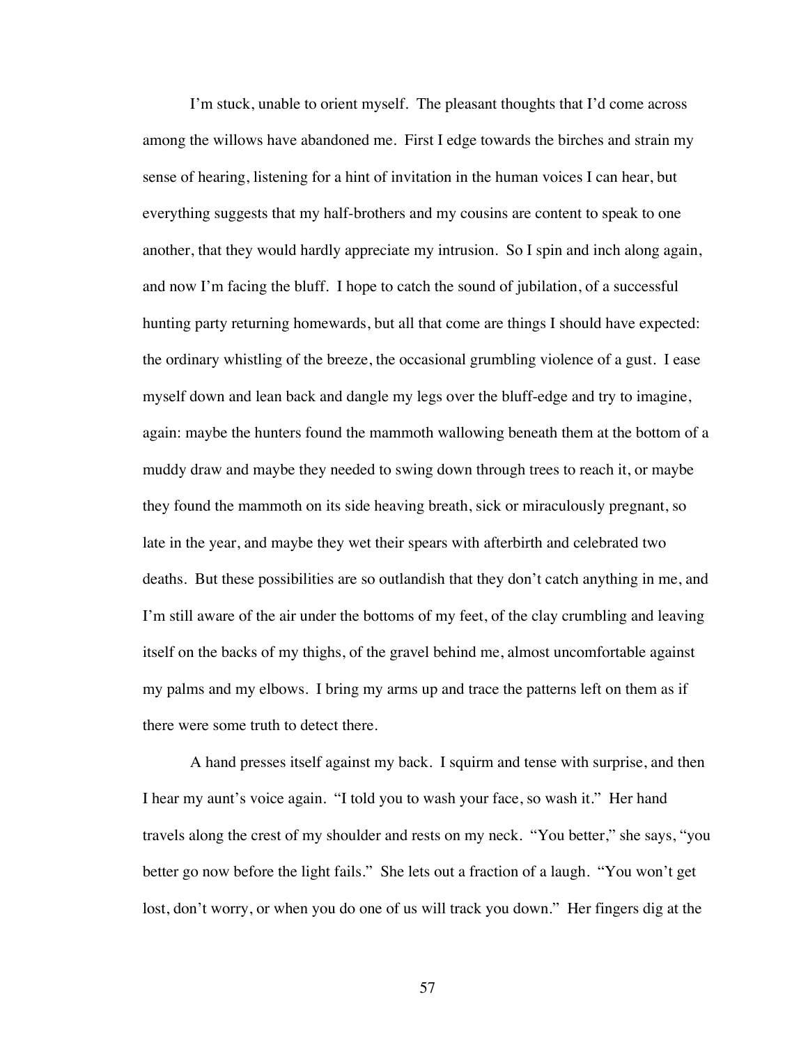I'm stuck, unable to orient myself. The pleasant thoughts that I'd come across among the willows have abandoned me. First I edge towards the birches and strain my sense of hearing, listening for a hint of invitation in the human voices I can hear, but everything suggests that my half-brothers and my cousins are content to speak to one another, that they would hardly appreciate my intrusion. So I spin and inch along again, and now I'm facing the bluff. I hope to catch the sound of jubilation, of a successful hunting party returning homewards, but all that come are things I should have expected: the ordinary whistling of the breeze, the occasional grumbling violence of a gust. I ease myself down and lean back and dangle my legs over the bluff-edge and try to imagine, again: maybe the hunters found the mammoth wallowing beneath them at the bottom of a muddy draw and maybe they needed to swing down through trees to reach it, or maybe they found the mammoth on its side heaving breath, sick or miraculously pregnant, so late in the year, and maybe they wet their spears with afterbirth and celebrated two deaths. But these possibilities are so outlandish that they don't catch anything in me, and I'm still aware of the air under the bottoms of my feet, of the clay crumbling and leaving itself on the backs of my thighs, of the gravel behind me, almost uncomfortable against my palms and my elbows. I bring my arms up and trace the patterns left on them as if there were some truth to detect there.

A hand presses itself against my back. I squirm and tense with surprise, and then I hear my aunt's voice again. "I told you to wash your face, so wash it." Her hand travels along the crest of my shoulder and rests on my neck. "You better," she says, "you better go now before the light fails." She lets out a fraction of a laugh. "You won't get lost, don't worry, or when you do one of us will track you down." Her fingers dig at the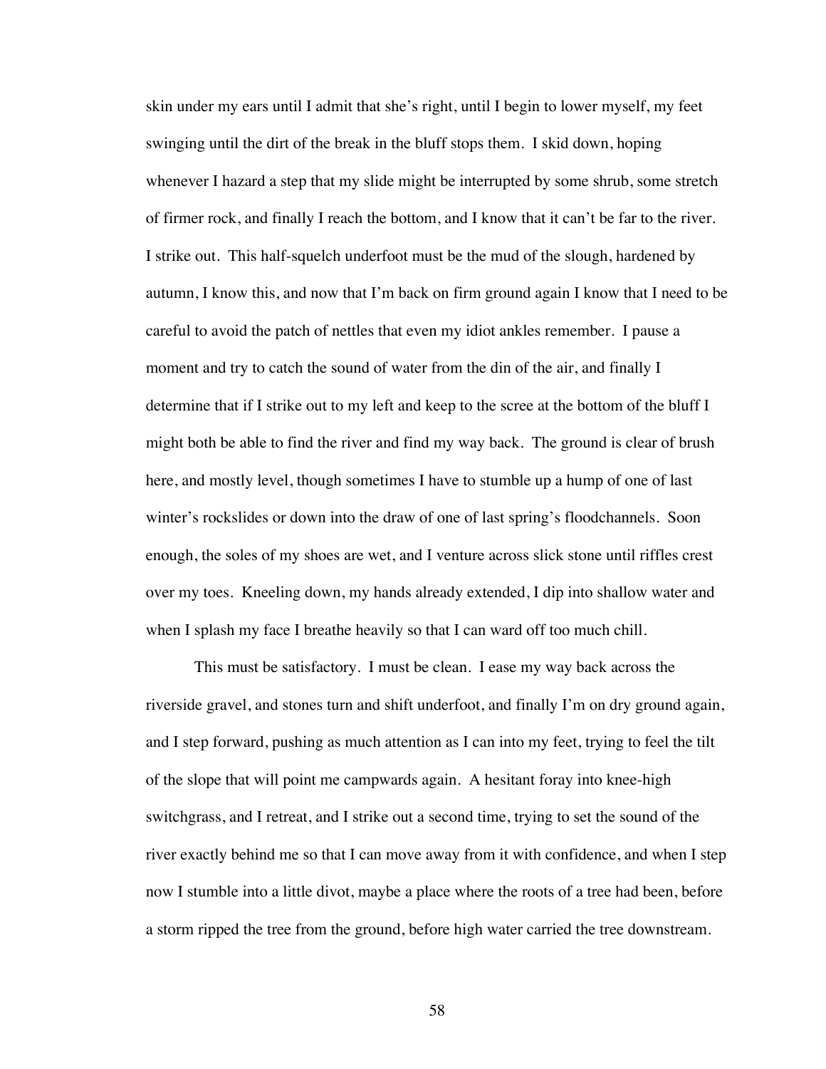skin under my ears until I admit that she's right, until I begin to lower myself, my feet swinging until the dirt of the break in the bluff stops them. I skid down, hoping whenever I hazard a step that my slide might be interrupted by some shrub, some stretch of firmer rock, and finally I reach the bottom, and I know that it can't be far to the river. I strike out. This half-squelch underfoot must be the mud of the slough, hardened by autumn, I know this, and now that I'm back on firm ground again I know that I need to be careful to avoid the patch of nettles that even my idiot ankles remember. I pause a moment and try to catch the sound of water from the din of the air, and finally I determine that if I strike out to my left and keep to the scree at the bottom of the bluff I might both be able to find the river and find my way back. The ground is clear of brush here, and mostly level, though sometimes I have to stumble up a hump of one of last winter's rockslides or down into the draw of one of last spring's floodchannels. Soon enough, the soles of my shoes are wet, and I venture across slick stone until riffles crest over my toes. Kneeling down, my hands already extended, I dip into shallow water and when I splash my face I breathe heavily so that I can ward off too much chill.

This must be satisfactory. I must be clean. I ease my way back across the riverside gravel, and stones turn and shift underfoot, and finally I'm on dry ground again, and I step forward, pushing as much attention as I can into my feet, trying to feel the tilt of the slope that will point me campwards again. A hesitant foray into knee-high switchgrass, and I retreat, and I strike out a second time, trying to set the sound of the river exactly behind me so that I can move away from it with confidence, and when I step now I stumble into a little divot, maybe a place where the roots of a tree had been, before a storm ripped the tree from the ground, before high water carried the tree downstream.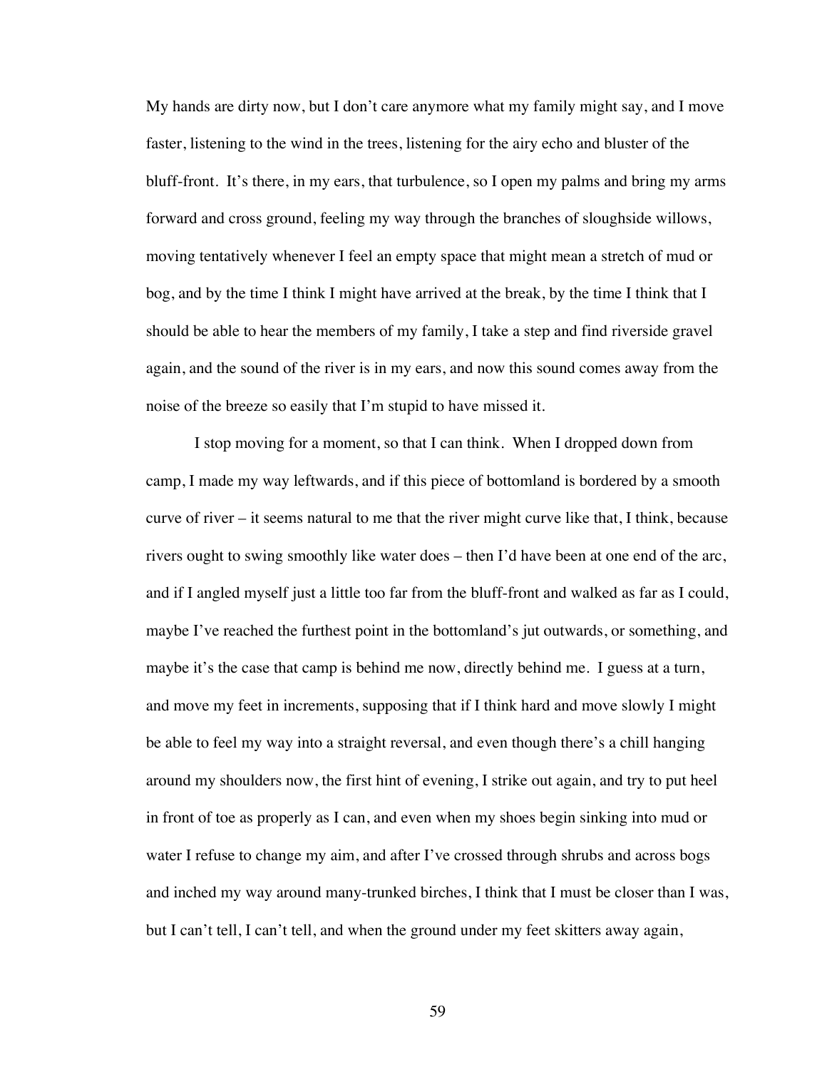My hands are dirty now, but I don't care anymore what my family might say, and I move faster, listening to the wind in the trees, listening for the airy echo and bluster of the bluff-front. It's there, in my ears, that turbulence, so I open my palms and bring my arms forward and cross ground, feeling my way through the branches of sloughside willows, moving tentatively whenever I feel an empty space that might mean a stretch of mud or bog, and by the time I think I might have arrived at the break, by the time I think that I should be able to hear the members of my family, I take a step and find riverside gravel again, and the sound of the river is in my ears, and now this sound comes away from the noise of the breeze so easily that I'm stupid to have missed it.

I stop moving for a moment, so that I can think. When I dropped down from camp, I made my way leftwards, and if this piece of bottomland is bordered by a smooth curve of river – it seems natural to me that the river might curve like that, I think, because rivers ought to swing smoothly like water does – then I'd have been at one end of the arc, and if I angled myself just a little too far from the bluff-front and walked as far as I could, maybe I've reached the furthest point in the bottomland's jut outwards, or something, and maybe it's the case that camp is behind me now, directly behind me. I guess at a turn, and move my feet in increments, supposing that if I think hard and move slowly I might be able to feel my way into a straight reversal, and even though there's a chill hanging around my shoulders now, the first hint of evening, I strike out again, and try to put heel in front of toe as properly as I can, and even when my shoes begin sinking into mud or water I refuse to change my aim, and after I've crossed through shrubs and across bogs and inched my way around many-trunked birches, I think that I must be closer than I was, but I can't tell, I can't tell, and when the ground under my feet skitters away again,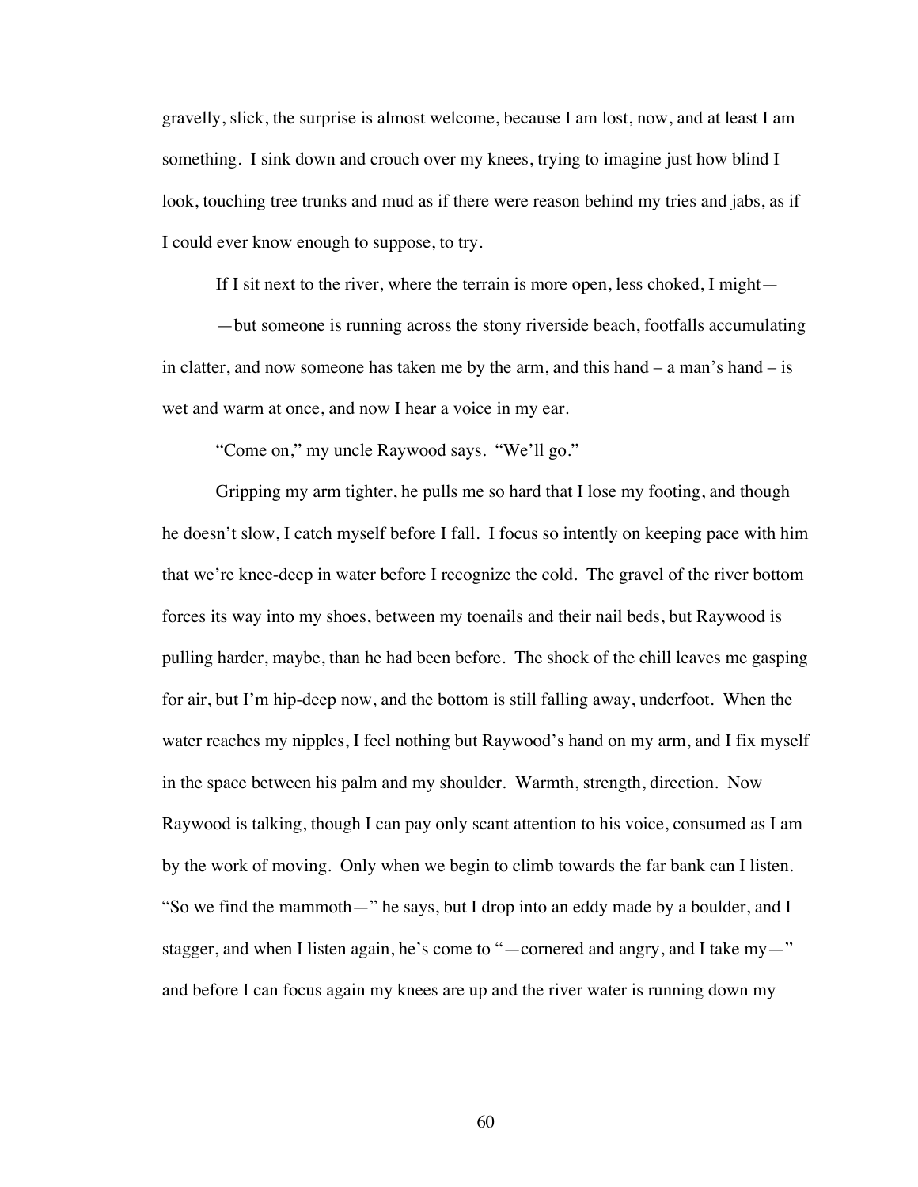gravelly, slick, the surprise is almost welcome, because I am lost, now, and at least I am something. I sink down and crouch over my knees, trying to imagine just how blind I look, touching tree trunks and mud as if there were reason behind my tries and jabs, as if I could ever know enough to suppose, to try.

If I sit next to the river, where the terrain is more open, less choked, I might—

—but someone is running across the stony riverside beach, footfalls accumulating in clatter, and now someone has taken me by the arm, and this hand – a man's hand – is wet and warm at once, and now I hear a voice in my ear.

"Come on," my uncle Raywood says. "We'll go."

Gripping my arm tighter, he pulls me so hard that I lose my footing, and though he doesn't slow, I catch myself before I fall. I focus so intently on keeping pace with him that we're knee-deep in water before I recognize the cold. The gravel of the river bottom forces its way into my shoes, between my toenails and their nail beds, but Raywood is pulling harder, maybe, than he had been before. The shock of the chill leaves me gasping for air, but I'm hip-deep now, and the bottom is still falling away, underfoot. When the water reaches my nipples, I feel nothing but Raywood's hand on my arm, and I fix myself in the space between his palm and my shoulder. Warmth, strength, direction. Now Raywood is talking, though I can pay only scant attention to his voice, consumed as I am by the work of moving. Only when we begin to climb towards the far bank can I listen. "So we find the mammoth—" he says, but I drop into an eddy made by a boulder, and I stagger, and when I listen again, he's come to "—cornered and angry, and I take my—" and before I can focus again my knees are up and the river water is running down my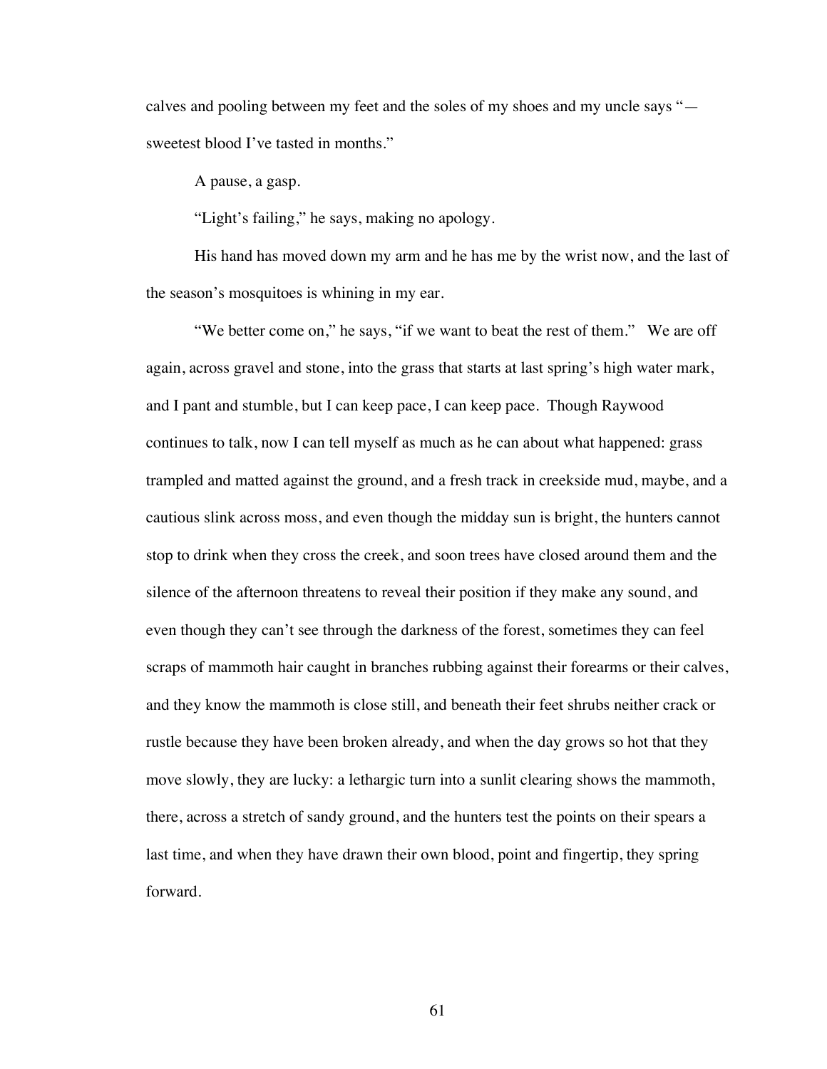calves and pooling between my feet and the soles of my shoes and my uncle says "—sweetest blood I've tasted in months."

A pause, a gasp.

"Light's failing," he says, making no apology.

His hand has moved down my arm and he has me by the wrist now, and the last of the season's mosquitoes is whining in my ear.

"We better come on," he says, "if we want to beat the rest of them."  We are off again, across gravel and stone, into the grass that starts at last spring's high water mark, and I pant and stumble, but I can keep pace, I can keep pace.  Though Raywood continues to talk, now I can tell myself as much as he can about what happened: grass trampled and matted against the ground, and a fresh track in creekside mud, maybe, and a cautious slink across moss, and even though the midday sun is bright, the hunters cannot stop to drink when they cross the creek, and soon trees have closed around them and the silence of the afternoon threatens to reveal their position if they make any sound, and even though they can't see through the darkness of the forest, sometimes they can feel scraps of mammoth hair caught in branches rubbing against their forearms or their calves, and they know the mammoth is close still, and beneath their feet shrubs neither crack or rustle because they have been broken already, and when the day grows so hot that they move slowly, they are lucky: a lethargic turn into a sunlit clearing shows the mammoth, there, across a stretch of sandy ground, and the hunters test the points on their spears a last time, and when they have drawn their own blood, point and fingertip, they spring forward.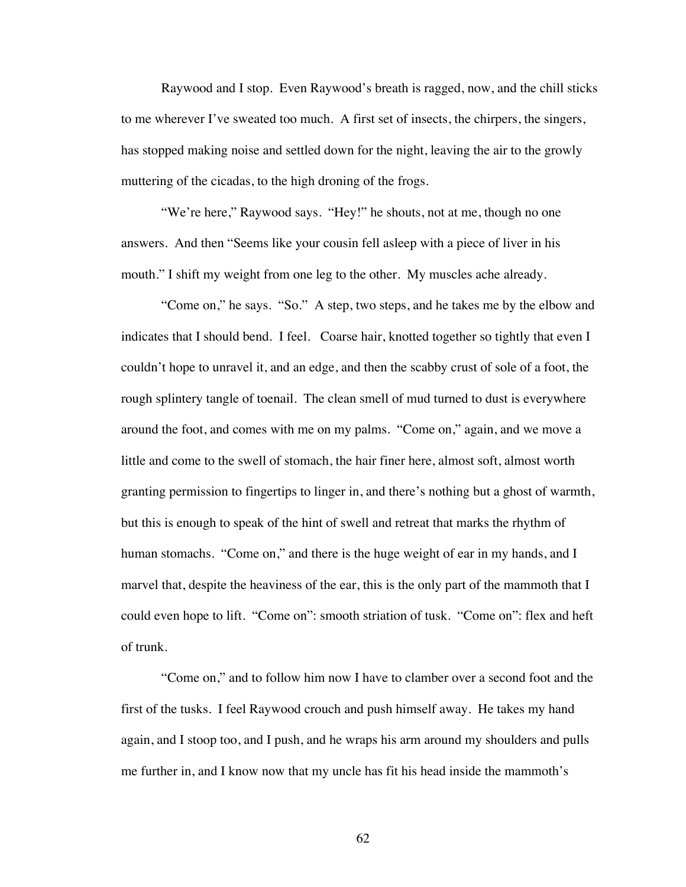Raywood and I stop. Even Raywood's breath is ragged, now, and the chill sticks to me wherever I've sweated too much. A first set of insects, the chirpers, the singers, has stopped making noise and settled down for the night, leaving the air to the growly muttering of the cicadas, to the high droning of the frogs.

"We're here," Raywood says. "Hey!" he shouts, not at me, though no one answers. And then "Seems like your cousin fell asleep with a piece of liver in his mouth." I shift my weight from one leg to the other. My muscles ache already.

"Come on," he says. "So." A step, two steps, and he takes me by the elbow and indicates that I should bend. I feel. Coarse hair, knotted together so tightly that even I couldn't hope to unravel it, and an edge, and then the scabby crust of sole of a foot, the rough splintery tangle of toenail. The clean smell of mud turned to dust is everywhere around the foot, and comes with me on my palms. "Come on," again, and we move a little and come to the swell of stomach, the hair finer here, almost soft, almost worth granting permission to fingertips to linger in, and there's nothing but a ghost of warmth, but this is enough to speak of the hint of swell and retreat that marks the rhythm of human stomachs. "Come on," and there is the huge weight of ear in my hands, and I marvel that, despite the heaviness of the ear, this is the only part of the mammoth that I could even hope to lift. "Come on": smooth striation of tusk. "Come on": flex and heft of trunk.

"Come on," and to follow him now I have to clamber over a second foot and the first of the tusks. I feel Raywood crouch and push himself away. He takes my hand again, and I stoop too, and I push, and he wraps his arm around my shoulders and pulls me further in, and I know now that my uncle has fit his head inside the mammoth's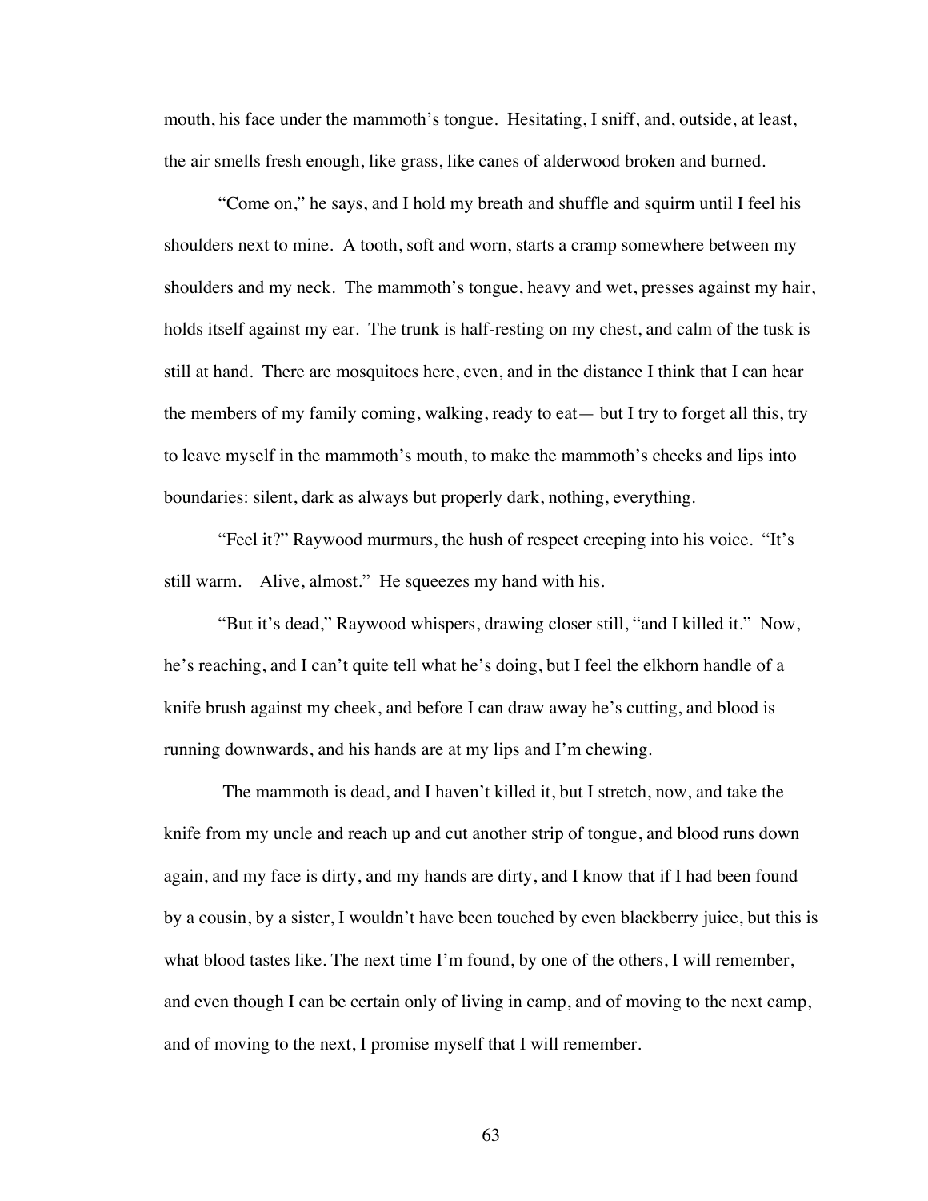mouth, his face under the mammoth's tongue. Hesitating, I sniff, and, outside, at least, the air smells fresh enough, like grass, like canes of alderwood broken and burned.

"Come on," he says, and I hold my breath and shuffle and squirm until I feel his shoulders next to mine. A tooth, soft and worn, starts a cramp somewhere between my shoulders and my neck. The mammoth's tongue, heavy and wet, presses against my hair, holds itself against my ear. The trunk is half-resting on my chest, and calm of the tusk is still at hand. There are mosquitoes here, even, and in the distance I think that I can hear the members of my family coming, walking, ready to eat— but I try to forget all this, try to leave myself in the mammoth's mouth, to make the mammoth's cheeks and lips into boundaries: silent, dark as always but properly dark, nothing, everything.

"Feel it?" Raywood murmurs, the hush of respect creeping into his voice. "It's still warm. Alive, almost." He squeezes my hand with his.

"But it's dead," Raywood whispers, drawing closer still, "and I killed it." Now, he's reaching, and I can't quite tell what he's doing, but I feel the elkhorn handle of a knife brush against my cheek, and before I can draw away he's cutting, and blood is running downwards, and his hands are at my lips and I'm chewing.

The mammoth is dead, and I haven't killed it, but I stretch, now, and take the knife from my uncle and reach up and cut another strip of tongue, and blood runs down again, and my face is dirty, and my hands are dirty, and I know that if I had been found by a cousin, by a sister, I wouldn't have been touched by even blackberry juice, but this is what blood tastes like. The next time I'm found, by one of the others, I will remember, and even though I can be certain only of living in camp, and of moving to the next camp, and of moving to the next, I promise myself that I will remember.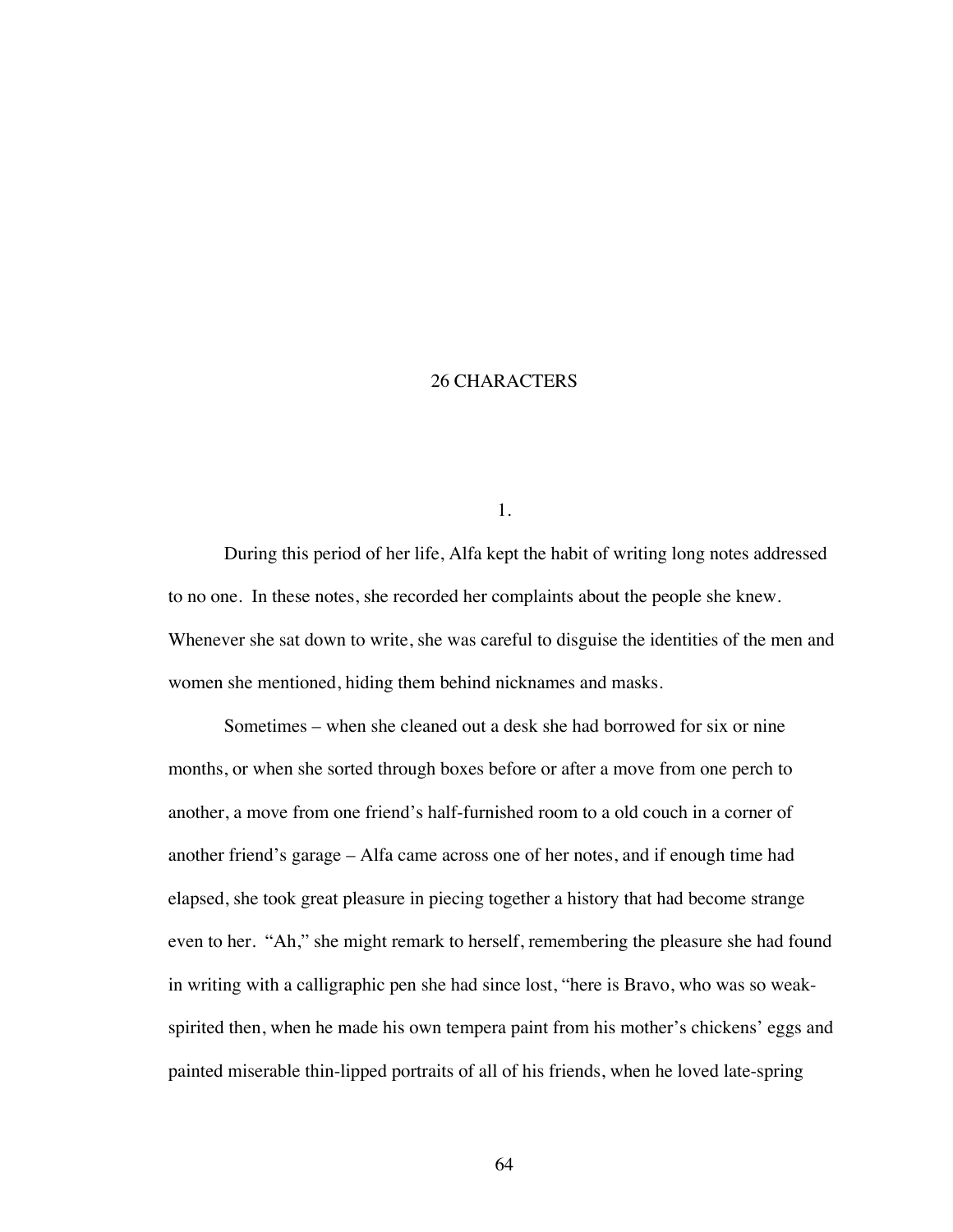# 26 CHARACTERS

## 1.

During this period of her life, Alfa kept the habit of writing long notes addressed to no one. In these notes, she recorded her complaints about the people she knew. Whenever she sat down to write, she was careful to disguise the identities of the men and women she mentioned, hiding them behind nicknames and masks.

Sometimes – when she cleaned out a desk she had borrowed for six or nine months, or when she sorted through boxes before or after a move from one perch to another, a move from one friend's half-furnished room to a old couch in a corner of another friend's garage – Alfa came across one of her notes, and if enough time had elapsed, she took great pleasure in piecing together a history that had become strange even to her. "Ah," she might remark to herself, remembering the pleasure she had found in writing with a calligraphic pen she had since lost, "here is Bravo, who was so weak-spirited then, when he made his own tempera paint from his mother's chickens' eggs and painted miserable thin-lipped portraits of all of his friends, when he loved late-spring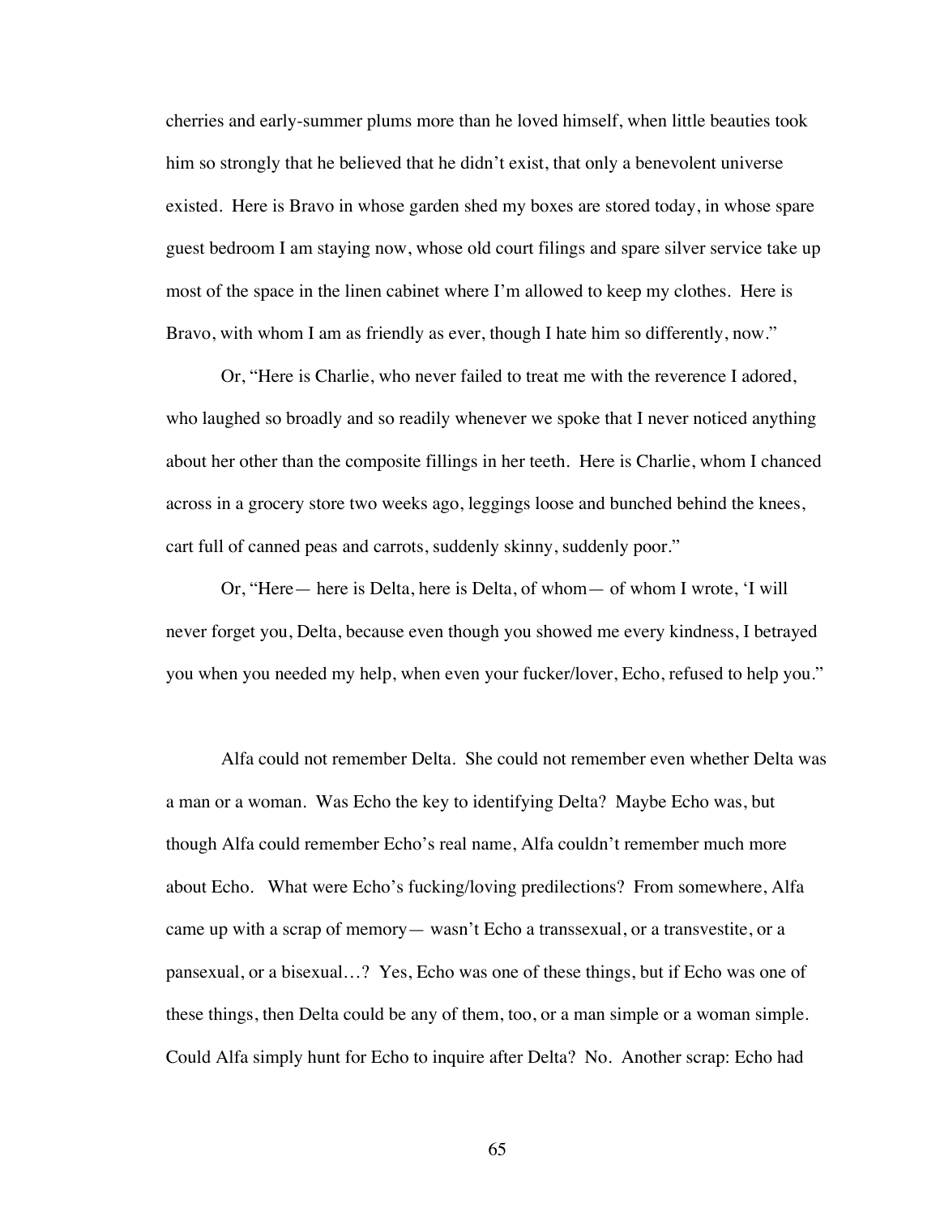cherries and early-summer plums more than he loved himself, when little beauties took him so strongly that he believed that he didn't exist, that only a benevolent universe existed. Here is Bravo in whose garden shed my boxes are stored today, in whose spare guest bedroom I am staying now, whose old court filings and spare silver service take up most of the space in the linen cabinet where I'm allowed to keep my clothes. Here is Bravo, with whom I am as friendly as ever, though I hate him so differently, now."

Or, "Here is Charlie, who never failed to treat me with the reverence I adored, who laughed so broadly and so readily whenever we spoke that I never noticed anything about her other than the composite fillings in her teeth. Here is Charlie, whom I chanced across in a grocery store two weeks ago, leggings loose and bunched behind the knees, cart full of canned peas and carrots, suddenly skinny, suddenly poor."

Or, "Here— here is Delta, here is Delta, of whom— of whom I wrote, 'I will never forget you, Delta, because even though you showed me every kindness, I betrayed you when you needed my help, when even your fucker/lover, Echo, refused to help you."

Alfa could not remember Delta. She could not remember even whether Delta was a man or a woman. Was Echo the key to identifying Delta? Maybe Echo was, but though Alfa could remember Echo's real name, Alfa couldn't remember much more about Echo. What were Echo's fucking/loving predilections? From somewhere, Alfa came up with a scrap of memory— wasn't Echo a transsexual, or a transvestite, or a pansexual, or a bisexual…? Yes, Echo was one of these things, but if Echo was one of these things, then Delta could be any of them, too, or a man simple or a woman simple. Could Alfa simply hunt for Echo to inquire after Delta? No. Another scrap: Echo had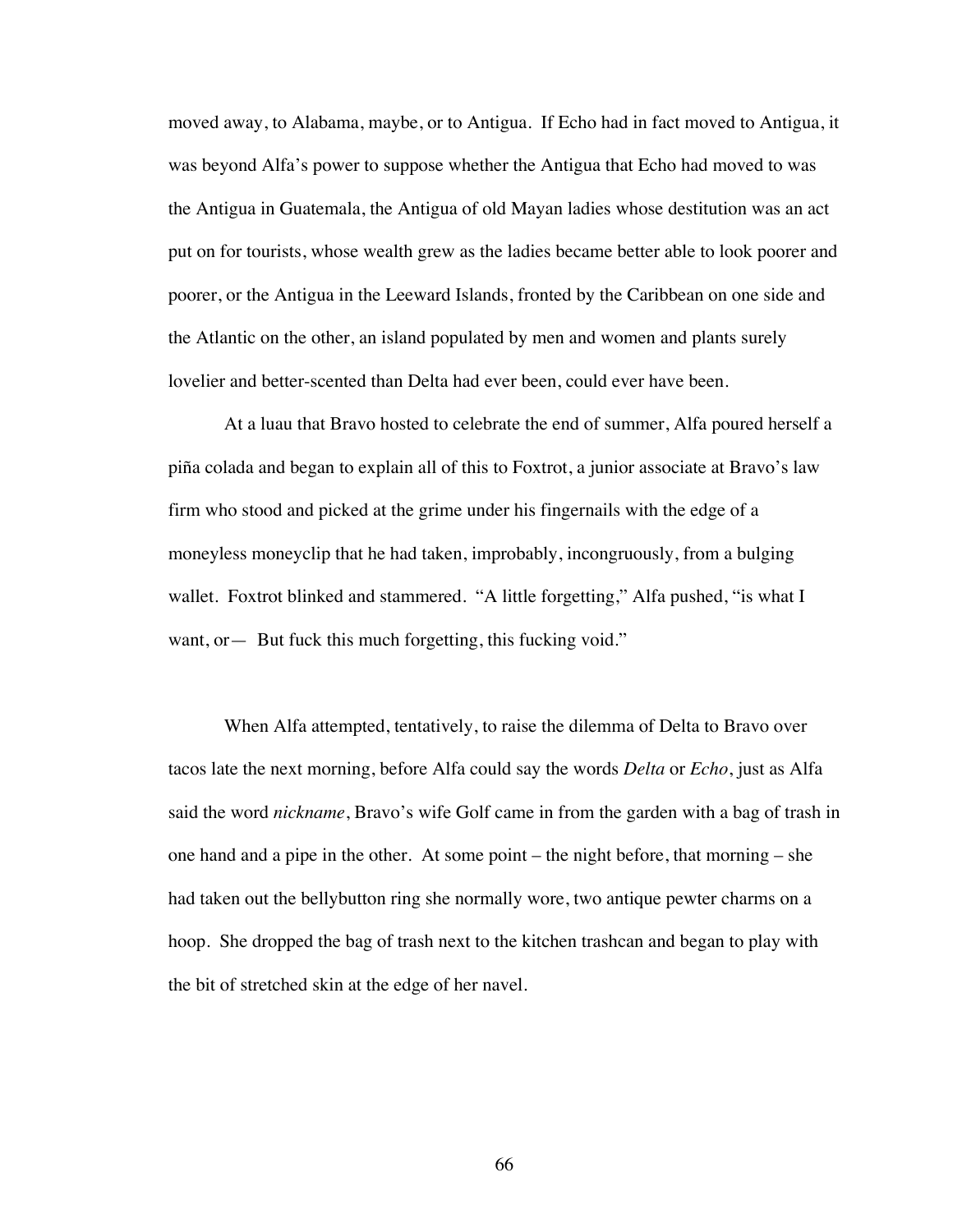moved away, to Alabama, maybe, or to Antigua. If Echo had in fact moved to Antigua, it was beyond Alfa's power to suppose whether the Antigua that Echo had moved to was the Antigua in Guatemala, the Antigua of old Mayan ladies whose destitution was an act put on for tourists, whose wealth grew as the ladies became better able to look poorer and poorer, or the Antigua in the Leeward Islands, fronted by the Caribbean on one side and the Atlantic on the other, an island populated by men and women and plants surely lovelier and better-scented than Delta had ever been, could ever have been.

At a luau that Bravo hosted to celebrate the end of summer, Alfa poured herself a piña colada and began to explain all of this to Foxtrot, a junior associate at Bravo's law firm who stood and picked at the grime under his fingernails with the edge of a moneyless moneyclip that he had taken, improbably, incongruously, from a bulging wallet. Foxtrot blinked and stammered. "A little forgetting," Alfa pushed, "is what I want, or— But fuck this much forgetting, this fucking void."

When Alfa attempted, tentatively, to raise the dilemma of Delta to Bravo over tacos late the next morning, before Alfa could say the words *Delta* or *Echo*, just as Alfa said the word *nickname*, Bravo's wife Golf came in from the garden with a bag of trash in one hand and a pipe in the other. At some point – the night before, that morning – she had taken out the bellybutton ring she normally wore, two antique pewter charms on a hoop. She dropped the bag of trash next to the kitchen trashcan and began to play with the bit of stretched skin at the edge of her navel.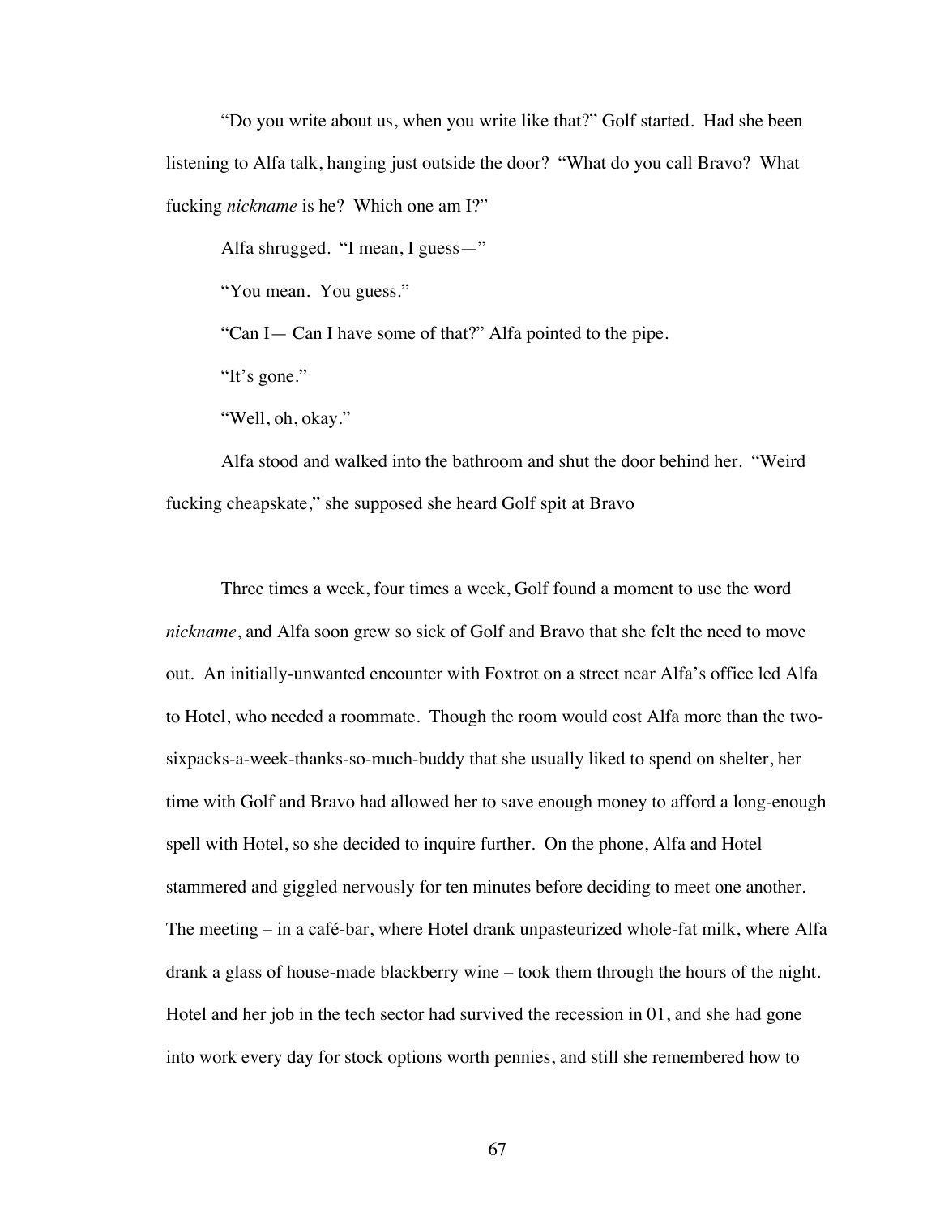"Do you write about us, when you write like that?" Golf started. Had she been listening to Alfa talk, hanging just outside the door? "What do you call Bravo? What fucking *nickname* is he? Which one am I?"

Alfa shrugged. "I mean, I guess—"

"You mean. You guess."

"Can I— Can I have some of that?" Alfa pointed to the pipe.

"It's gone."

"Well, oh, okay."

Alfa stood and walked into the bathroom and shut the door behind her. "Weird fucking cheapskate," she supposed she heard Golf spit at Bravo

Three times a week, four times a week, Golf found a moment to use the word *nickname*, and Alfa soon grew so sick of Golf and Bravo that she felt the need to move out. An initially-unwanted encounter with Foxtrot on a street near Alfa's office led Alfa to Hotel, who needed a roommate. Though the room would cost Alfa more than the two-sixpacks-a-week-thanks-so-much-buddy that she usually liked to spend on shelter, her time with Golf and Bravo had allowed her to save enough money to afford a long-enough spell with Hotel, so she decided to inquire further. On the phone, Alfa and Hotel stammered and giggled nervously for ten minutes before deciding to meet one another. The meeting – in a café-bar, where Hotel drank unpasteurized whole-fat milk, where Alfa drank a glass of house-made blackberry wine – took them through the hours of the night. Hotel and her job in the tech sector had survived the recession in 01, and she had gone into work every day for stock options worth pennies, and still she remembered how to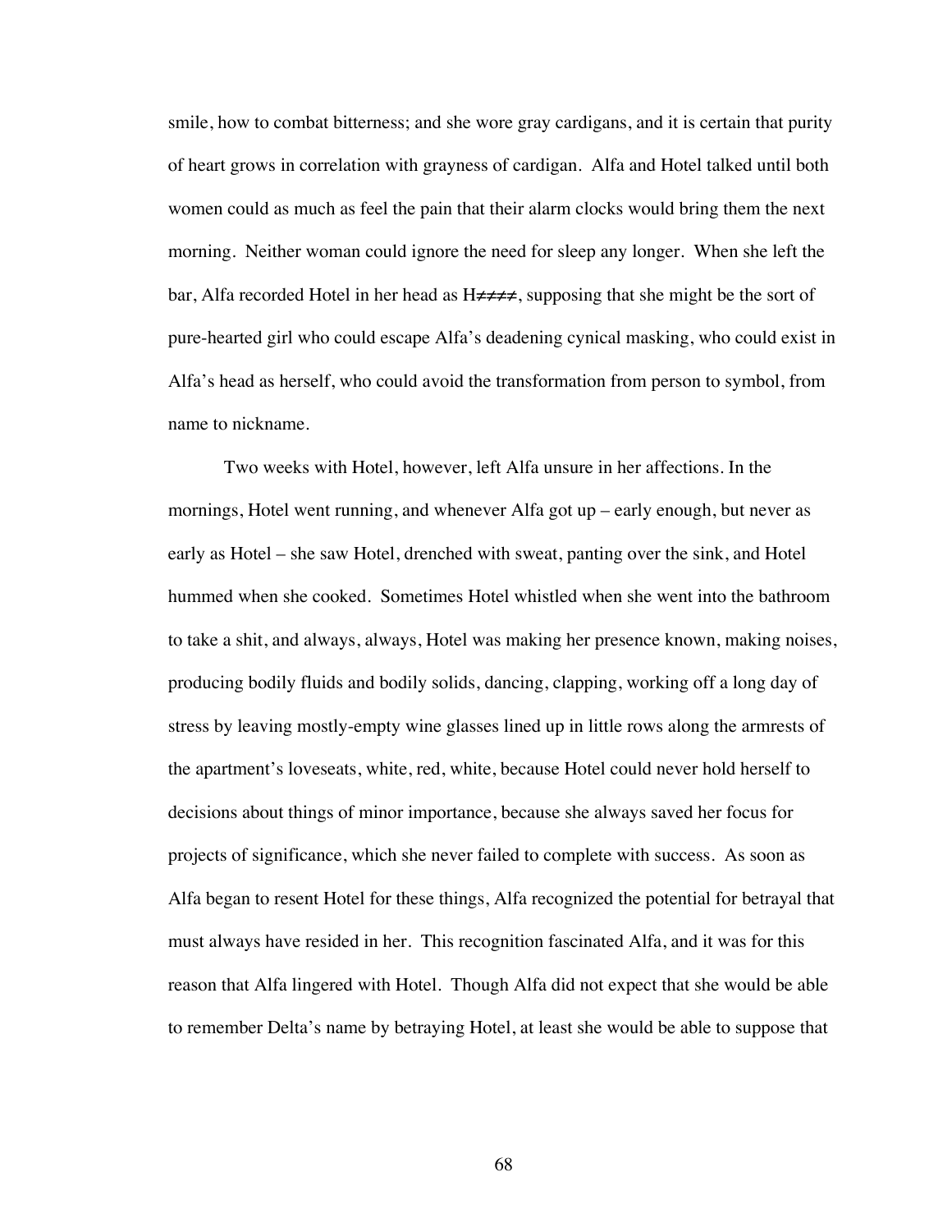smile, how to combat bitterness; and she wore gray cardigans, and it is certain that purity of heart grows in correlation with grayness of cardigan. Alfa and Hotel talked until both women could as much as feel the pain that their alarm clocks would bring them the next morning. Neither woman could ignore the need for sleep any longer. When she left the bar, Alfa recorded Hotel in her head as H≠≠≠≠, supposing that she might be the sort of pure-hearted girl who could escape Alfa's deadening cynical masking, who could exist in Alfa's head as herself, who could avoid the transformation from person to symbol, from name to nickname.

Two weeks with Hotel, however, left Alfa unsure in her affections. In the mornings, Hotel went running, and whenever Alfa got up – early enough, but never as early as Hotel – she saw Hotel, drenched with sweat, panting over the sink, and Hotel hummed when she cooked. Sometimes Hotel whistled when she went into the bathroom to take a shit, and always, always, Hotel was making her presence known, making noises, producing bodily fluids and bodily solids, dancing, clapping, working off a long day of stress by leaving mostly-empty wine glasses lined up in little rows along the armrests of the apartment's loveseats, white, red, white, because Hotel could never hold herself to decisions about things of minor importance, because she always saved her focus for projects of significance, which she never failed to complete with success. As soon as Alfa began to resent Hotel for these things, Alfa recognized the potential for betrayal that must always have resided in her. This recognition fascinated Alfa, and it was for this reason that Alfa lingered with Hotel. Though Alfa did not expect that she would be able to remember Delta's name by betraying Hotel, at least she would be able to suppose that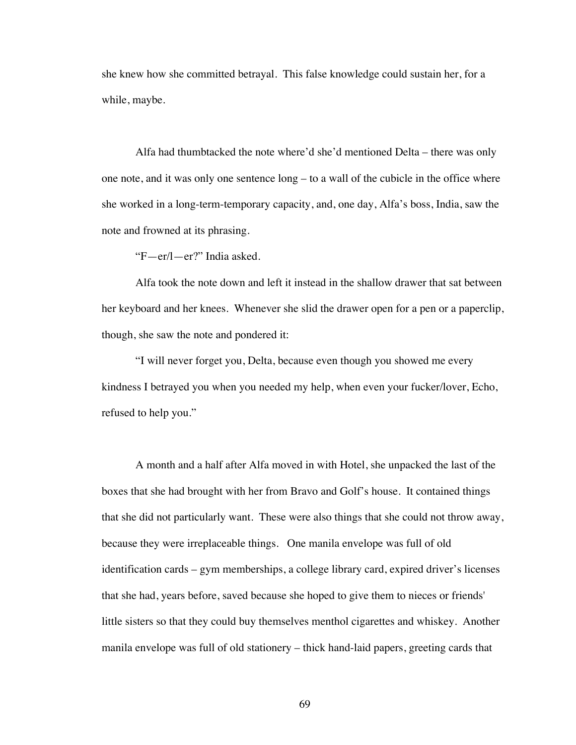she knew how she committed betrayal. This false knowledge could sustain her, for a while, maybe.

Alfa had thumbtacked the note where'd she'd mentioned Delta – there was only one note, and it was only one sentence long – to a wall of the cubicle in the office where she worked in a long-term-temporary capacity, and, one day, Alfa's boss, India, saw the note and frowned at its phrasing.

"F—er/l—er?" India asked.

Alfa took the note down and left it instead in the shallow drawer that sat between her keyboard and her knees. Whenever she slid the drawer open for a pen or a paperclip, though, she saw the note and pondered it:

"I will never forget you, Delta, because even though you showed me every kindness I betrayed you when you needed my help, when even your fucker/lover, Echo, refused to help you."

A month and a half after Alfa moved in with Hotel, she unpacked the last of the boxes that she had brought with her from Bravo and Golf's house. It contained things that she did not particularly want. These were also things that she could not throw away, because they were irreplaceable things. One manila envelope was full of old identification cards – gym memberships, a college library card, expired driver's licenses that she had, years before, saved because she hoped to give them to nieces or friends' little sisters so that they could buy themselves menthol cigarettes and whiskey. Another manila envelope was full of old stationery – thick hand-laid papers, greeting cards that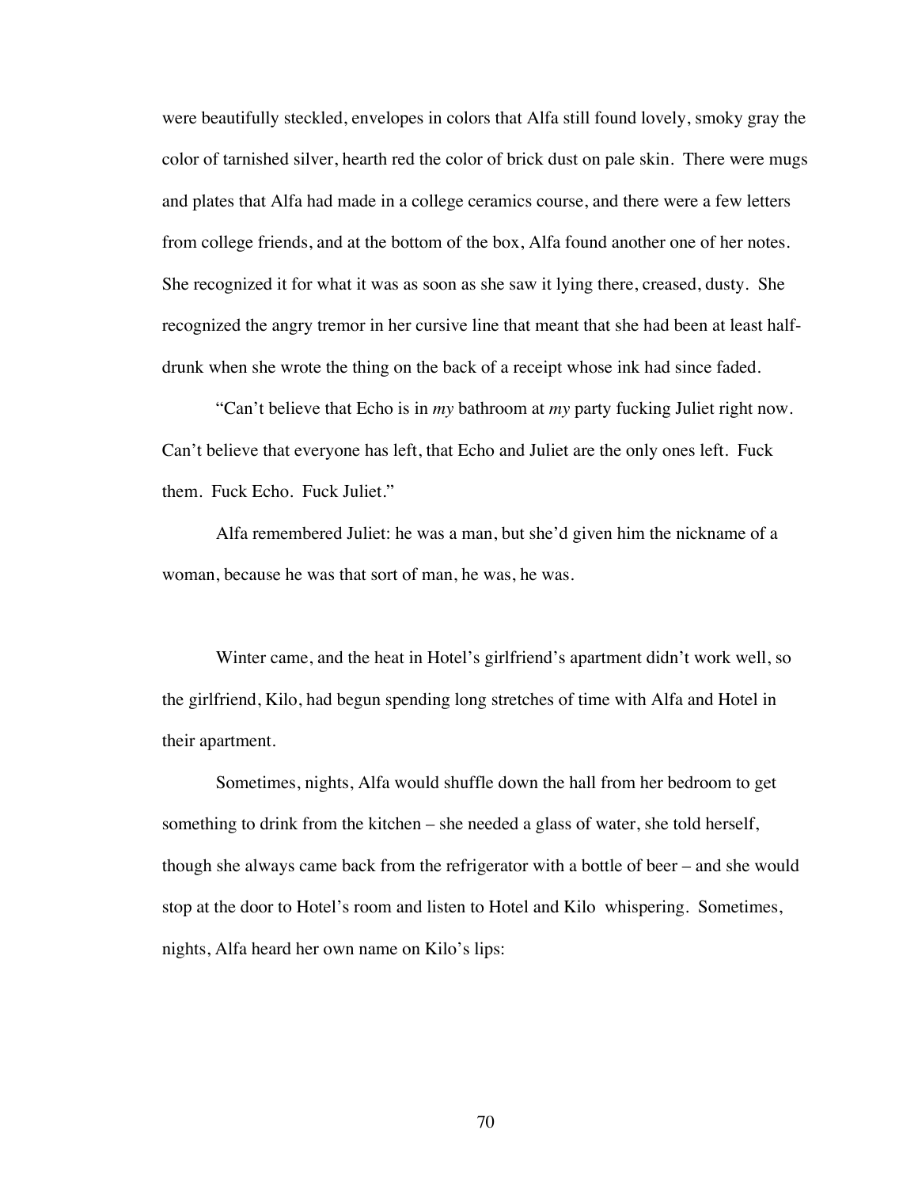were beautifully steckled, envelopes in colors that Alfa still found lovely, smoky gray the color of tarnished silver, hearth red the color of brick dust on pale skin. There were mugs and plates that Alfa had made in a college ceramics course, and there were a few letters from college friends, and at the bottom of the box, Alfa found another one of her notes. She recognized it for what it was as soon as she saw it lying there, creased, dusty. She recognized the angry tremor in her cursive line that meant that she had been at least half-drunk when she wrote the thing on the back of a receipt whose ink had since faded.

"Can't believe that Echo is in *my* bathroom at *my* party fucking Juliet right now. Can't believe that everyone has left, that Echo and Juliet are the only ones left. Fuck them. Fuck Echo. Fuck Juliet."

Alfa remembered Juliet: he was a man, but she'd given him the nickname of a woman, because he was that sort of man, he was, he was.

Winter came, and the heat in Hotel's girlfriend's apartment didn't work well, so the girlfriend, Kilo, had begun spending long stretches of time with Alfa and Hotel in their apartment.

Sometimes, nights, Alfa would shuffle down the hall from her bedroom to get something to drink from the kitchen – she needed a glass of water, she told herself, though she always came back from the refrigerator with a bottle of beer – and she would stop at the door to Hotel's room and listen to Hotel and Kilo whispering. Sometimes, nights, Alfa heard her own name on Kilo's lips: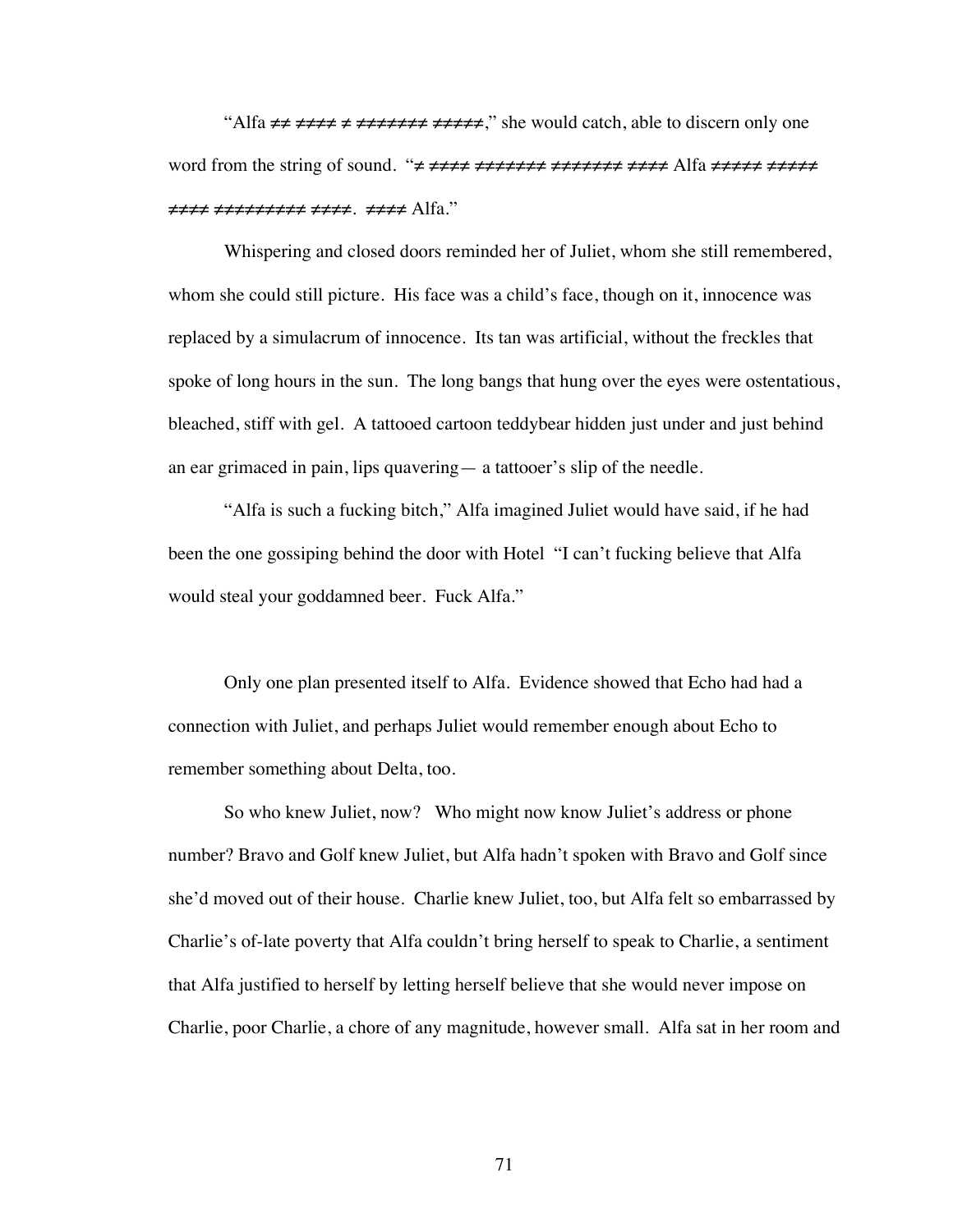"Alfa ≠≠ ≠≠≠≠ ≠ ≠≠≠≠≠≠≠ ≠≠≠≠≠," she would catch, able to discern only one word from the string of sound. "≠ ≠≠≠≠ ≠≠≠≠≠≠≠ ≠≠≠≠≠≠≠ ≠≠≠≠ Alfa ≠≠≠≠≠ ≠≠≠≠≠ ≠≠≠≠ ≠≠≠≠≠≠≠≠≠ ≠≠≠≠. ≠≠≠≠ Alfa."

Whispering and closed doors reminded her of Juliet, whom she still remembered, whom she could still picture. His face was a child's face, though on it, innocence was replaced by a simulacrum of innocence. Its tan was artificial, without the freckles that spoke of long hours in the sun. The long bangs that hung over the eyes were ostentatious, bleached, stiff with gel. A tattooed cartoon teddybear hidden just under and just behind an ear grimaced in pain, lips quavering— a tattooer's slip of the needle.

"Alfa is such a fucking bitch," Alfa imagined Juliet would have said, if he had been the one gossiping behind the door with Hotel "I can't fucking believe that Alfa would steal your goddamned beer. Fuck Alfa."

Only one plan presented itself to Alfa. Evidence showed that Echo had had a connection with Juliet, and perhaps Juliet would remember enough about Echo to remember something about Delta, too.

So who knew Juliet, now? Who might now know Juliet's address or phone number? Bravo and Golf knew Juliet, but Alfa hadn't spoken with Bravo and Golf since she'd moved out of their house. Charlie knew Juliet, too, but Alfa felt so embarrassed by Charlie's of-late poverty that Alfa couldn't bring herself to speak to Charlie, a sentiment that Alfa justified to herself by letting herself believe that she would never impose on Charlie, poor Charlie, a chore of any magnitude, however small. Alfa sat in her room and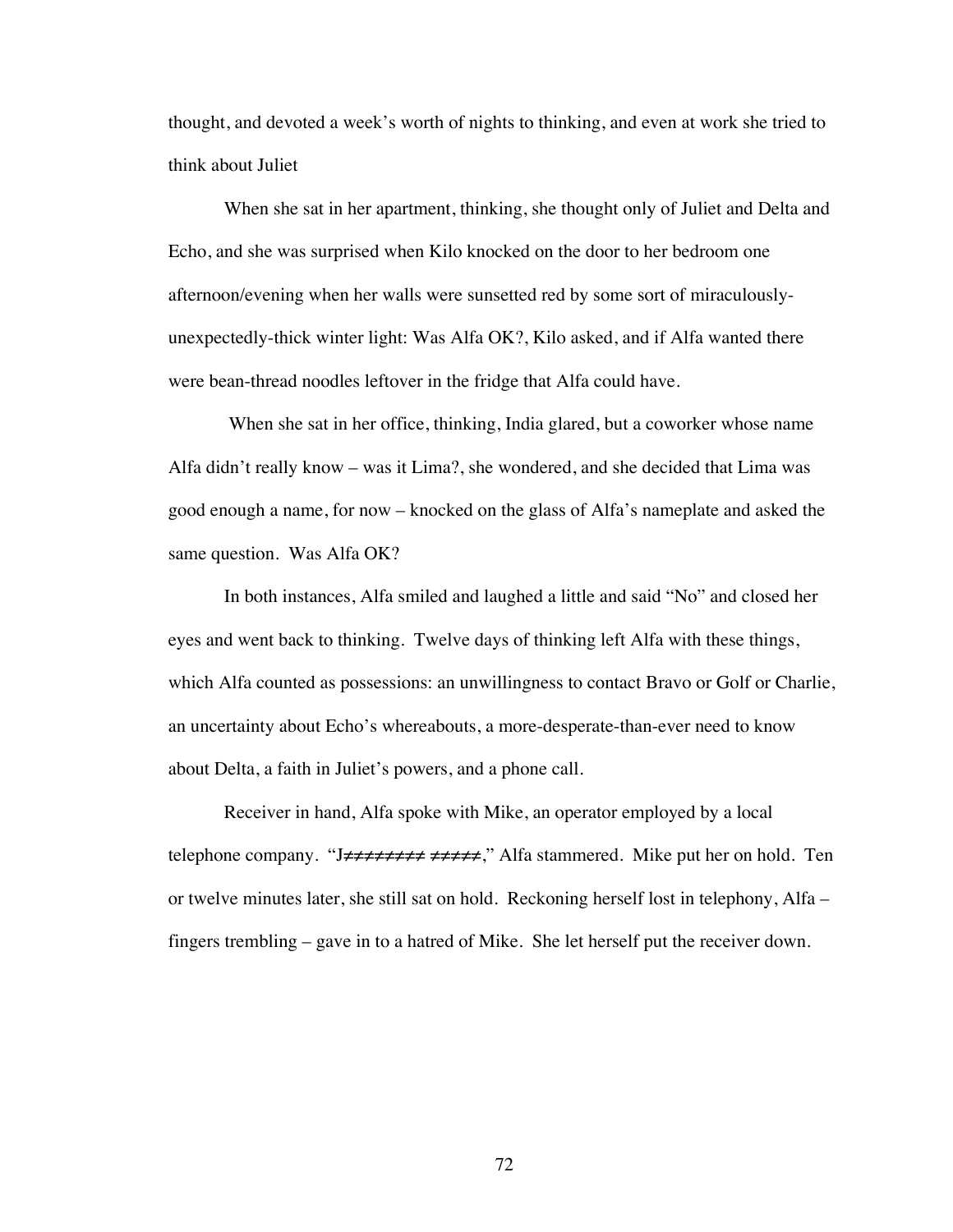thought, and devoted a week's worth of nights to thinking, and even at work she tried to think about Juliet

When she sat in her apartment, thinking, she thought only of Juliet and Delta and Echo, and she was surprised when Kilo knocked on the door to her bedroom one afternoon/evening when her walls were sunsetted red by some sort of miraculously-unexpectedly-thick winter light: Was Alfa OK?, Kilo asked, and if Alfa wanted there were bean-thread noodles leftover in the fridge that Alfa could have.

When she sat in her office, thinking, India glared, but a coworker whose name Alfa didn't really know – was it Lima?, she wondered, and she decided that Lima was good enough a name, for now – knocked on the glass of Alfa's nameplate and asked the same question. Was Alfa OK?

In both instances, Alfa smiled and laughed a little and said "No" and closed her eyes and went back to thinking. Twelve days of thinking left Alfa with these things, which Alfa counted as possessions: an unwillingness to contact Bravo or Golf or Charlie, an uncertainty about Echo's whereabouts, a more-desperate-than-ever need to know about Delta, a faith in Juliet's powers, and a phone call.

Receiver in hand, Alfa spoke with Mike, an operator employed by a local telephone company. "J≠≠≠≠≠≠≠≠ ≠≠≠≠≠," Alfa stammered. Mike put her on hold. Ten or twelve minutes later, she still sat on hold. Reckoning herself lost in telephony, Alfa – fingers trembling – gave in to a hatred of Mike. She let herself put the receiver down.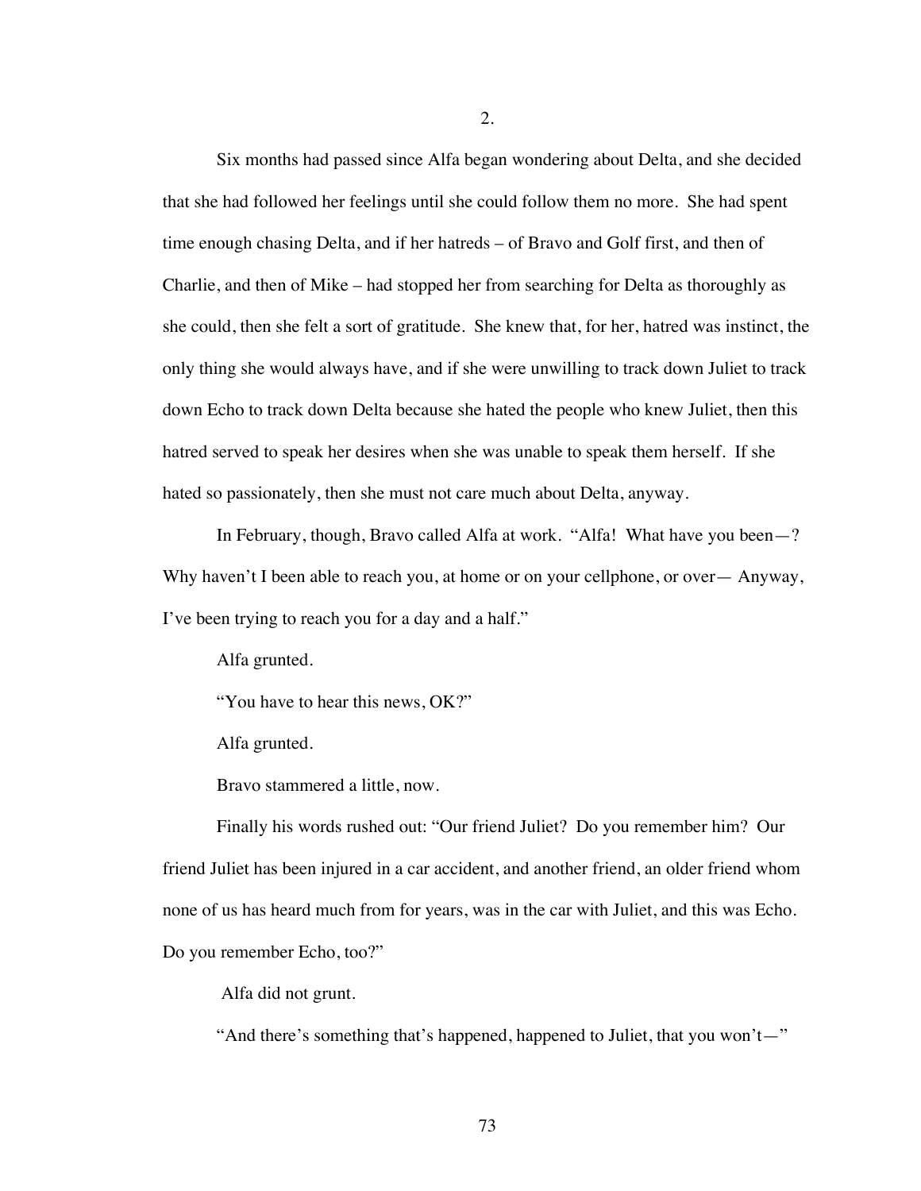2.

Six months had passed since Alfa began wondering about Delta, and she decided that she had followed her feelings until she could follow them no more. She had spent time enough chasing Delta, and if her hatreds – of Bravo and Golf first, and then of Charlie, and then of Mike – had stopped her from searching for Delta as thoroughly as she could, then she felt a sort of gratitude. She knew that, for her, hatred was instinct, the only thing she would always have, and if she were unwilling to track down Juliet to track down Echo to track down Delta because she hated the people who knew Juliet, then this hatred served to speak her desires when she was unable to speak them herself. If she hated so passionately, then she must not care much about Delta, anyway.

In February, though, Bravo called Alfa at work. "Alfa! What have you been—? Why haven't I been able to reach you, at home or on your cellphone, or over— Anyway, I've been trying to reach you for a day and a half."

Alfa grunted.

"You have to hear this news, OK?"

Alfa grunted.

Bravo stammered a little, now.

Finally his words rushed out: "Our friend Juliet? Do you remember him? Our friend Juliet has been injured in a car accident, and another friend, an older friend whom none of us has heard much from for years, was in the car with Juliet, and this was Echo. Do you remember Echo, too?"

Alfa did not grunt.

"And there's something that's happened, happened to Juliet, that you won't—"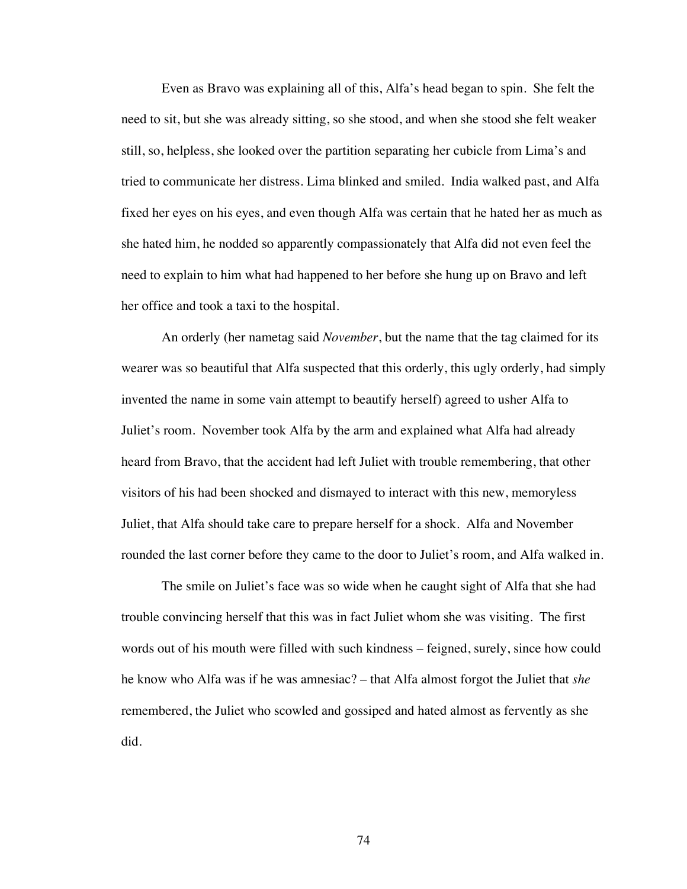Even as Bravo was explaining all of this, Alfa's head began to spin. She felt the need to sit, but she was already sitting, so she stood, and when she stood she felt weaker still, so, helpless, she looked over the partition separating her cubicle from Lima's and tried to communicate her distress. Lima blinked and smiled. India walked past, and Alfa fixed her eyes on his eyes, and even though Alfa was certain that he hated her as much as she hated him, he nodded so apparently compassionately that Alfa did not even feel the need to explain to him what had happened to her before she hung up on Bravo and left her office and took a taxi to the hospital.

An orderly (her nametag said *November*, but the name that the tag claimed for its wearer was so beautiful that Alfa suspected that this orderly, this ugly orderly, had simply invented the name in some vain attempt to beautify herself) agreed to usher Alfa to Juliet's room. November took Alfa by the arm and explained what Alfa had already heard from Bravo, that the accident had left Juliet with trouble remembering, that other visitors of his had been shocked and dismayed to interact with this new, memoryless Juliet, that Alfa should take care to prepare herself for a shock. Alfa and November rounded the last corner before they came to the door to Juliet's room, and Alfa walked in.

The smile on Juliet's face was so wide when he caught sight of Alfa that she had trouble convincing herself that this was in fact Juliet whom she was visiting. The first words out of his mouth were filled with such kindness – feigned, surely, since how could he know who Alfa was if he was amnesiac? – that Alfa almost forgot the Juliet that *she* remembered, the Juliet who scowled and gossiped and hated almost as fervently as she did.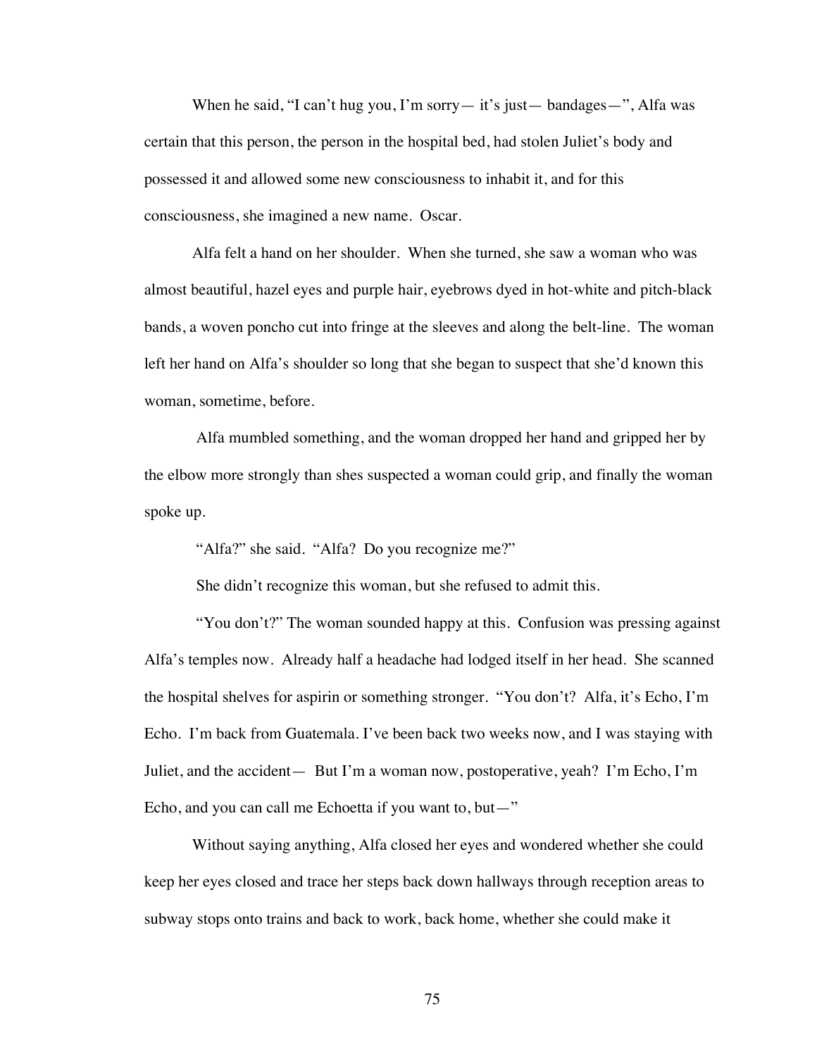When he said, "I can't hug you, I'm sorry— it's just— bandages—", Alfa was certain that this person, the person in the hospital bed, had stolen Juliet's body and possessed it and allowed some new consciousness to inhabit it, and for this consciousness, she imagined a new name. Oscar.

Alfa felt a hand on her shoulder. When she turned, she saw a woman who was almost beautiful, hazel eyes and purple hair, eyebrows dyed in hot-white and pitch-black bands, a woven poncho cut into fringe at the sleeves and along the belt-line. The woman left her hand on Alfa's shoulder so long that she began to suspect that she'd known this woman, sometime, before.

Alfa mumbled something, and the woman dropped her hand and gripped her by the elbow more strongly than shes suspected a woman could grip, and finally the woman spoke up.

"Alfa?" she said. "Alfa? Do you recognize me?"

She didn't recognize this woman, but she refused to admit this.

"You don't?" The woman sounded happy at this. Confusion was pressing against Alfa's temples now. Already half a headache had lodged itself in her head. She scanned the hospital shelves for aspirin or something stronger. "You don't? Alfa, it's Echo, I'm Echo. I'm back from Guatemala. I've been back two weeks now, and I was staying with Juliet, and the accident— But I'm a woman now, postoperative, yeah? I'm Echo, I'm Echo, and you can call me Echoetta if you want to, but—"

Without saying anything, Alfa closed her eyes and wondered whether she could keep her eyes closed and trace her steps back down hallways through reception areas to subway stops onto trains and back to work, back home, whether she could make it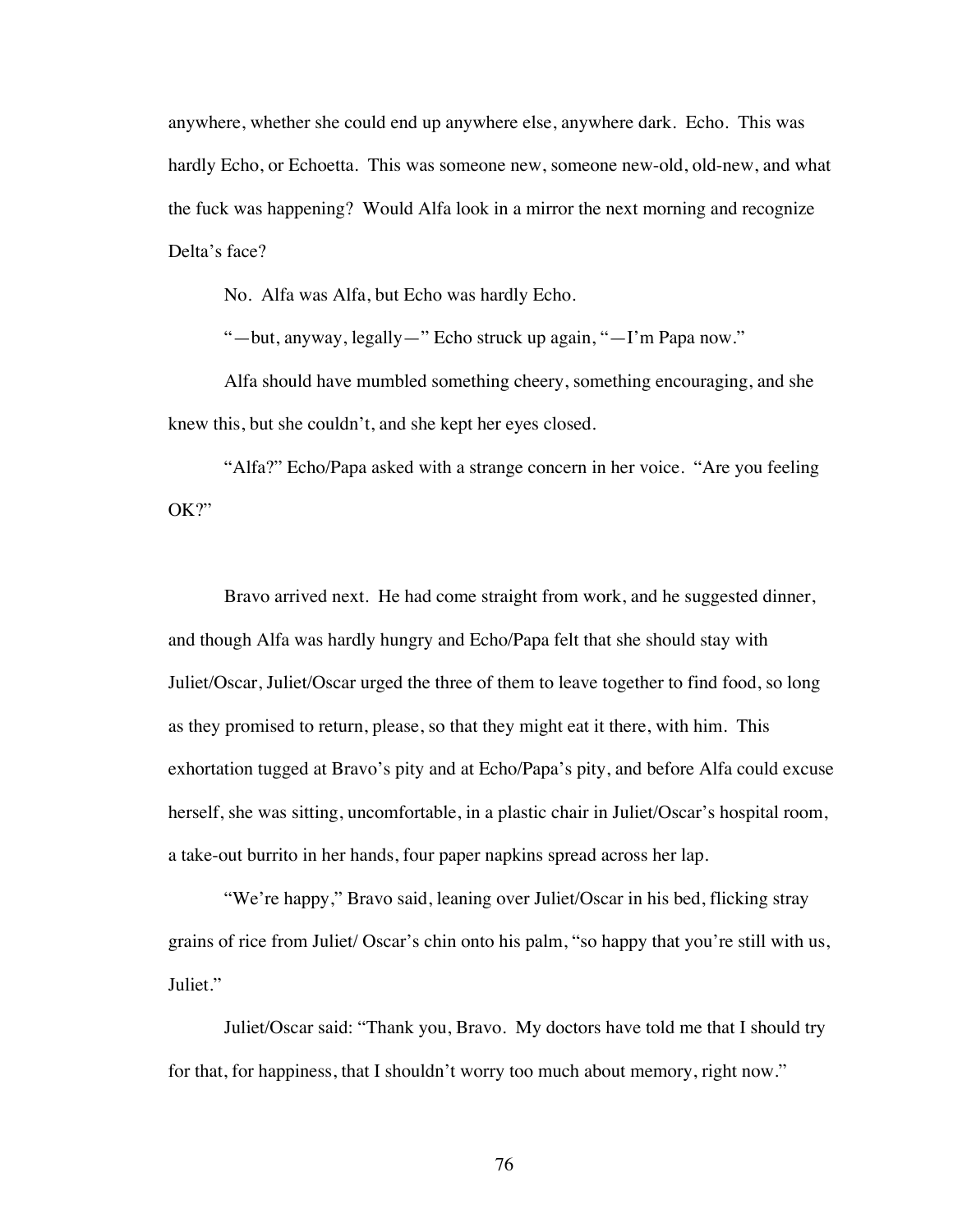anywhere, whether she could end up anywhere else, anywhere dark. Echo. This was hardly Echo, or Echoetta. This was someone new, someone new-old, old-new, and what the fuck was happening? Would Alfa look in a mirror the next morning and recognize Delta's face?

No. Alfa was Alfa, but Echo was hardly Echo.

"—but, anyway, legally—" Echo struck up again, "—I'm Papa now."

Alfa should have mumbled something cheery, something encouraging, and she knew this, but she couldn't, and she kept her eyes closed.

"Alfa?" Echo/Papa asked with a strange concern in her voice. "Are you feeling OK?"

Bravo arrived next. He had come straight from work, and he suggested dinner, and though Alfa was hardly hungry and Echo/Papa felt that she should stay with Juliet/Oscar, Juliet/Oscar urged the three of them to leave together to find food, so long as they promised to return, please, so that they might eat it there, with him. This exhortation tugged at Bravo's pity and at Echo/Papa's pity, and before Alfa could excuse herself, she was sitting, uncomfortable, in a plastic chair in Juliet/Oscar's hospital room, a take-out burrito in her hands, four paper napkins spread across her lap.

"We're happy," Bravo said, leaning over Juliet/Oscar in his bed, flicking stray grains of rice from Juliet/ Oscar's chin onto his palm, "so happy that you're still with us, Juliet."

Juliet/Oscar said: "Thank you, Bravo. My doctors have told me that I should try for that, for happiness, that I shouldn't worry too much about memory, right now."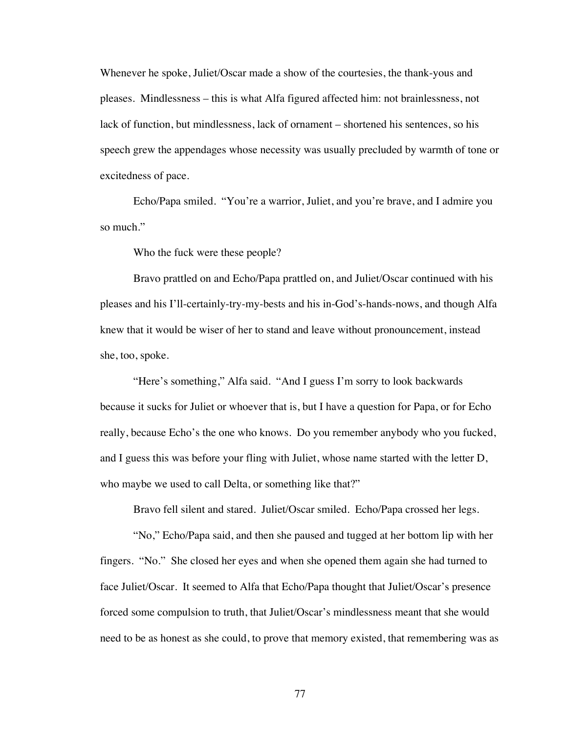Whenever he spoke, Juliet/Oscar made a show of the courtesies, the thank-yous and pleases. Mindlessness – this is what Alfa figured affected him: not brainlessness, not lack of function, but mindlessness, lack of ornament – shortened his sentences, so his speech grew the appendages whose necessity was usually precluded by warmth of tone or excitedness of pace.

Echo/Papa smiled. "You're a warrior, Juliet, and you're brave, and I admire you so much."

Who the fuck were these people?

Bravo prattled on and Echo/Papa prattled on, and Juliet/Oscar continued with his pleases and his I'll-certainly-try-my-bests and his in-God's-hands-nows, and though Alfa knew that it would be wiser of her to stand and leave without pronouncement, instead she, too, spoke.

"Here's something," Alfa said. "And I guess I'm sorry to look backwards because it sucks for Juliet or whoever that is, but I have a question for Papa, or for Echo really, because Echo's the one who knows. Do you remember anybody who you fucked, and I guess this was before your fling with Juliet, whose name started with the letter D, who maybe we used to call Delta, or something like that?"

Bravo fell silent and stared. Juliet/Oscar smiled. Echo/Papa crossed her legs.

"No," Echo/Papa said, and then she paused and tugged at her bottom lip with her fingers. "No." She closed her eyes and when she opened them again she had turned to face Juliet/Oscar. It seemed to Alfa that Echo/Papa thought that Juliet/Oscar's presence forced some compulsion to truth, that Juliet/Oscar's mindlessness meant that she would need to be as honest as she could, to prove that memory existed, that remembering was as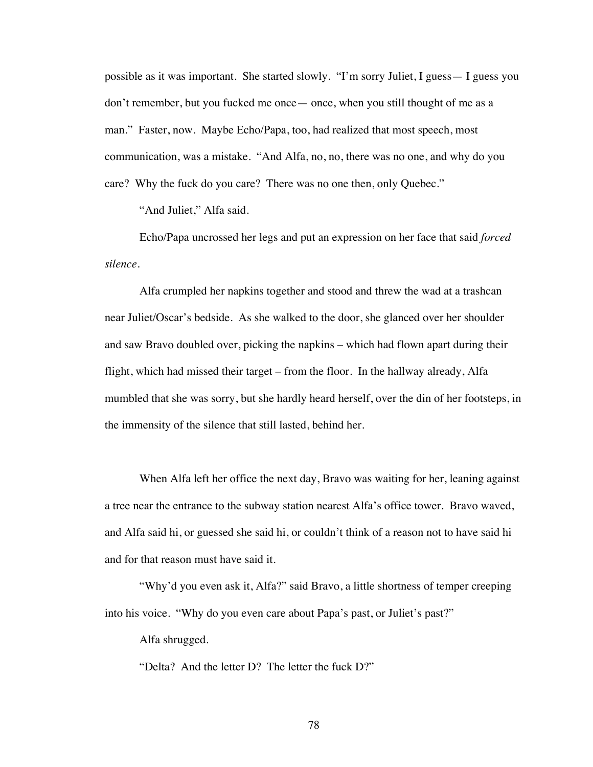possible as it was important. She started slowly. "I'm sorry Juliet, I guess— I guess you don't remember, but you fucked me once— once, when you still thought of me as a man." Faster, now. Maybe Echo/Papa, too, had realized that most speech, most communication, was a mistake. "And Alfa, no, no, there was no one, and why do you care? Why the fuck do you care? There was no one then, only Quebec."

"And Juliet," Alfa said.

Echo/Papa uncrossed her legs and put an expression on her face that said *forced silence*.

Alfa crumpled her napkins together and stood and threw the wad at a trashcan near Juliet/Oscar's bedside. As she walked to the door, she glanced over her shoulder and saw Bravo doubled over, picking the napkins – which had flown apart during their flight, which had missed their target – from the floor. In the hallway already, Alfa mumbled that she was sorry, but she hardly heard herself, over the din of her footsteps, in the immensity of the silence that still lasted, behind her.

When Alfa left her office the next day, Bravo was waiting for her, leaning against a tree near the entrance to the subway station nearest Alfa's office tower. Bravo waved, and Alfa said hi, or guessed she said hi, or couldn't think of a reason not to have said hi and for that reason must have said it.

"Why'd you even ask it, Alfa?" said Bravo, a little shortness of temper creeping into his voice. "Why do you even care about Papa's past, or Juliet's past?"

Alfa shrugged.

"Delta? And the letter D? The letter the fuck D?"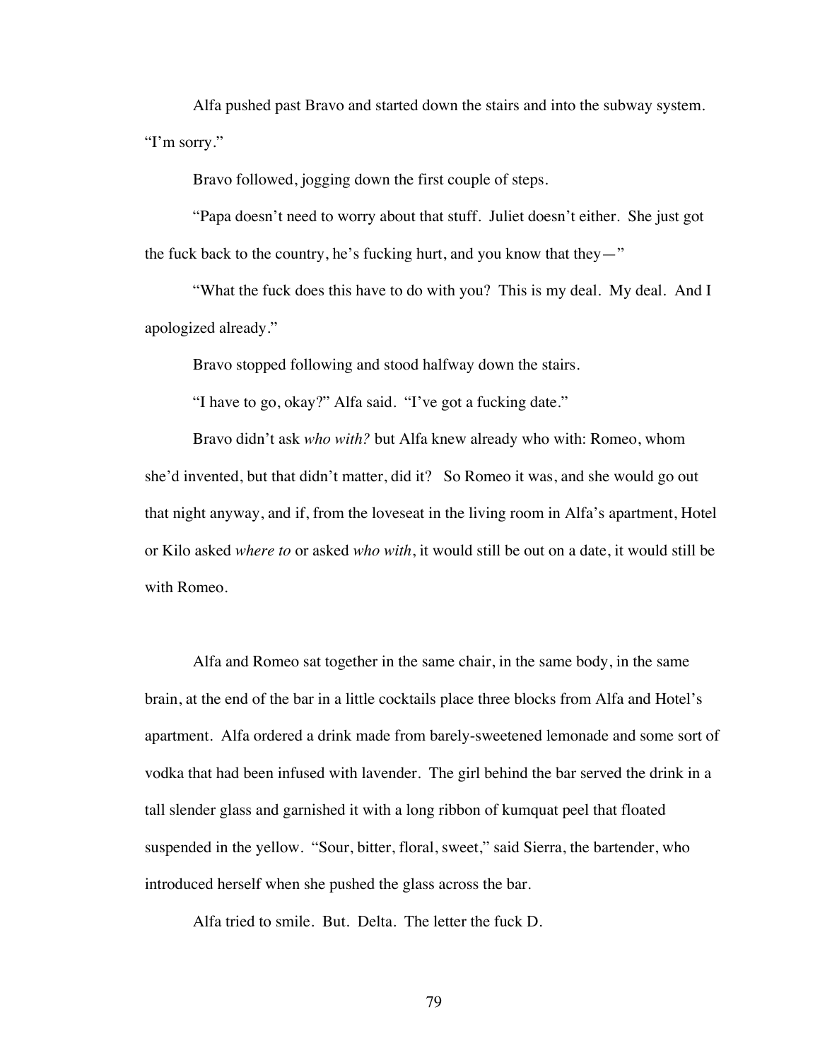Alfa pushed past Bravo and started down the stairs and into the subway system. "I'm sorry."

Bravo followed, jogging down the first couple of steps.

"Papa doesn't need to worry about that stuff. Juliet doesn't either. She just got the fuck back to the country, he's fucking hurt, and you know that they—"

"What the fuck does this have to do with you? This is my deal. My deal. And I apologized already."

Bravo stopped following and stood halfway down the stairs.

"I have to go, okay?" Alfa said. "I've got a fucking date."

Bravo didn't ask *who with?* but Alfa knew already who with: Romeo, whom she'd invented, but that didn't matter, did it? So Romeo it was, and she would go out that night anyway, and if, from the loveseat in the living room in Alfa's apartment, Hotel or Kilo asked *where to* or asked *who with*, it would still be out on a date, it would still be with Romeo.

Alfa and Romeo sat together in the same chair, in the same body, in the same brain, at the end of the bar in a little cocktails place three blocks from Alfa and Hotel's apartment. Alfa ordered a drink made from barely-sweetened lemonade and some sort of vodka that had been infused with lavender. The girl behind the bar served the drink in a tall slender glass and garnished it with a long ribbon of kumquat peel that floated suspended in the yellow. "Sour, bitter, floral, sweet," said Sierra, the bartender, who introduced herself when she pushed the glass across the bar.

Alfa tried to smile. But. Delta. The letter the fuck D.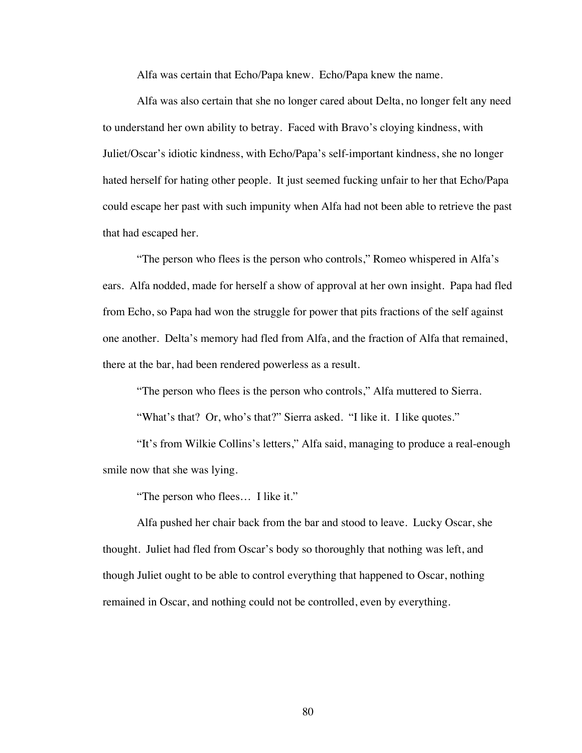Alfa was certain that Echo/Papa knew. Echo/Papa knew the name.

Alfa was also certain that she no longer cared about Delta, no longer felt any need to understand her own ability to betray. Faced with Bravo's cloying kindness, with Juliet/Oscar's idiotic kindness, with Echo/Papa's self-important kindness, she no longer hated herself for hating other people. It just seemed fucking unfair to her that Echo/Papa could escape her past with such impunity when Alfa had not been able to retrieve the past that had escaped her.

"The person who flees is the person who controls," Romeo whispered in Alfa's ears. Alfa nodded, made for herself a show of approval at her own insight. Papa had fled from Echo, so Papa had won the struggle for power that pits fractions of the self against one another. Delta's memory had fled from Alfa, and the fraction of Alfa that remained, there at the bar, had been rendered powerless as a result.

"The person who flees is the person who controls," Alfa muttered to Sierra.

"What's that? Or, who's that?" Sierra asked. "I like it. I like quotes."

"It's from Wilkie Collins's letters," Alfa said, managing to produce a real-enough smile now that she was lying.

"The person who flees… I like it."

Alfa pushed her chair back from the bar and stood to leave. Lucky Oscar, she thought. Juliet had fled from Oscar's body so thoroughly that nothing was left, and though Juliet ought to be able to control everything that happened to Oscar, nothing remained in Oscar, and nothing could not be controlled, even by everything.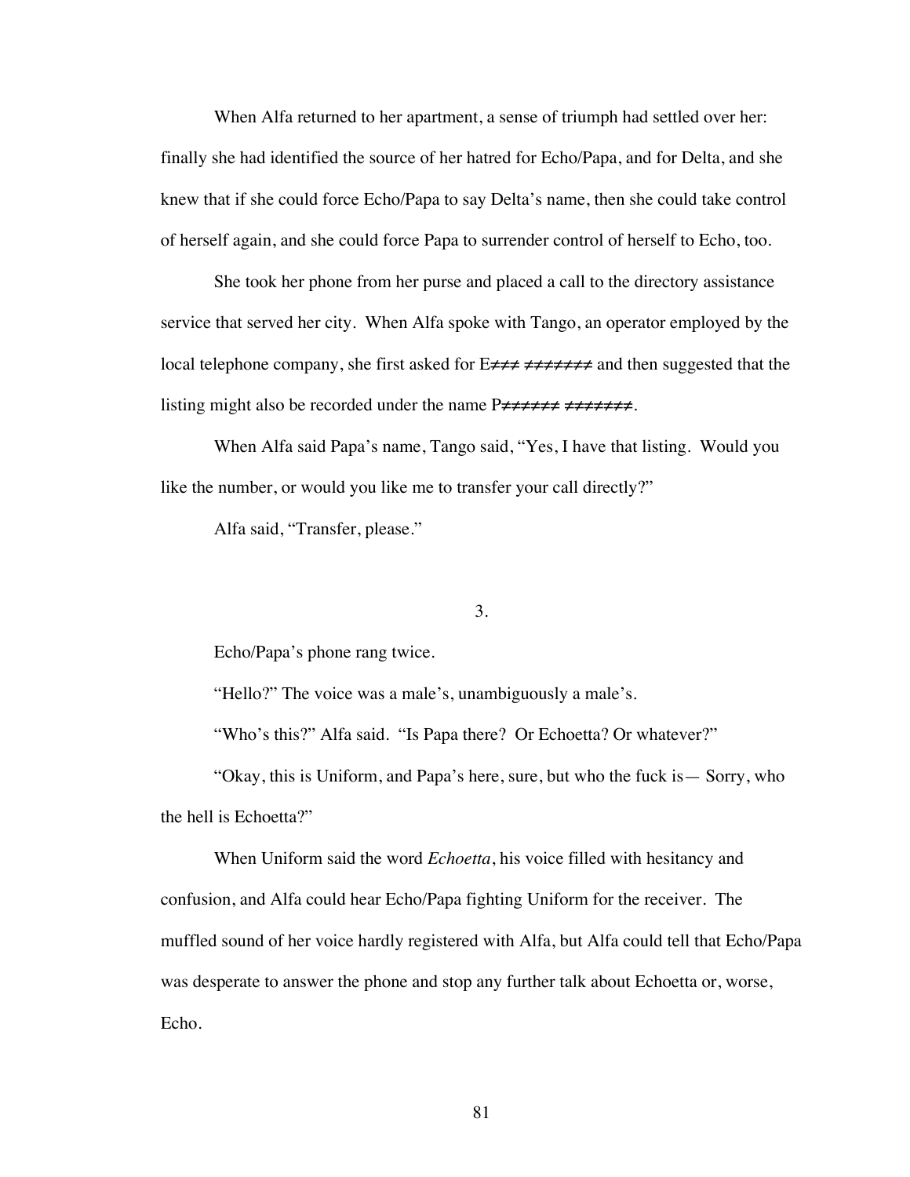When Alfa returned to her apartment, a sense of triumph had settled over her: finally she had identified the source of her hatred for Echo/Papa, and for Delta, and she knew that if she could force Echo/Papa to say Delta's name, then she could take control of herself again, and she could force Papa to surrender control of herself to Echo, too.

She took her phone from her purse and placed a call to the directory assistance service that served her city. When Alfa spoke with Tango, an operator employed by the local telephone company, she first asked for E≠≠≠ ≠≠≠≠≠≠≠ and then suggested that the listing might also be recorded under the name P≠≠≠≠≠≠ ≠≠≠≠≠≠≠.

When Alfa said Papa's name, Tango said, "Yes, I have that listing. Would you like the number, or would you like me to transfer your call directly?"

Alfa said, "Transfer, please."

3.

Echo/Papa's phone rang twice.

"Hello?" The voice was a male's, unambiguously a male's.

"Who's this?" Alfa said. "Is Papa there? Or Echoetta? Or whatever?"

"Okay, this is Uniform, and Papa's here, sure, but who the fuck is— Sorry, who the hell is Echoetta?"

When Uniform said the word *Echoetta*, his voice filled with hesitancy and confusion, and Alfa could hear Echo/Papa fighting Uniform for the receiver. The muffled sound of her voice hardly registered with Alfa, but Alfa could tell that Echo/Papa was desperate to answer the phone and stop any further talk about Echoetta or, worse, Echo.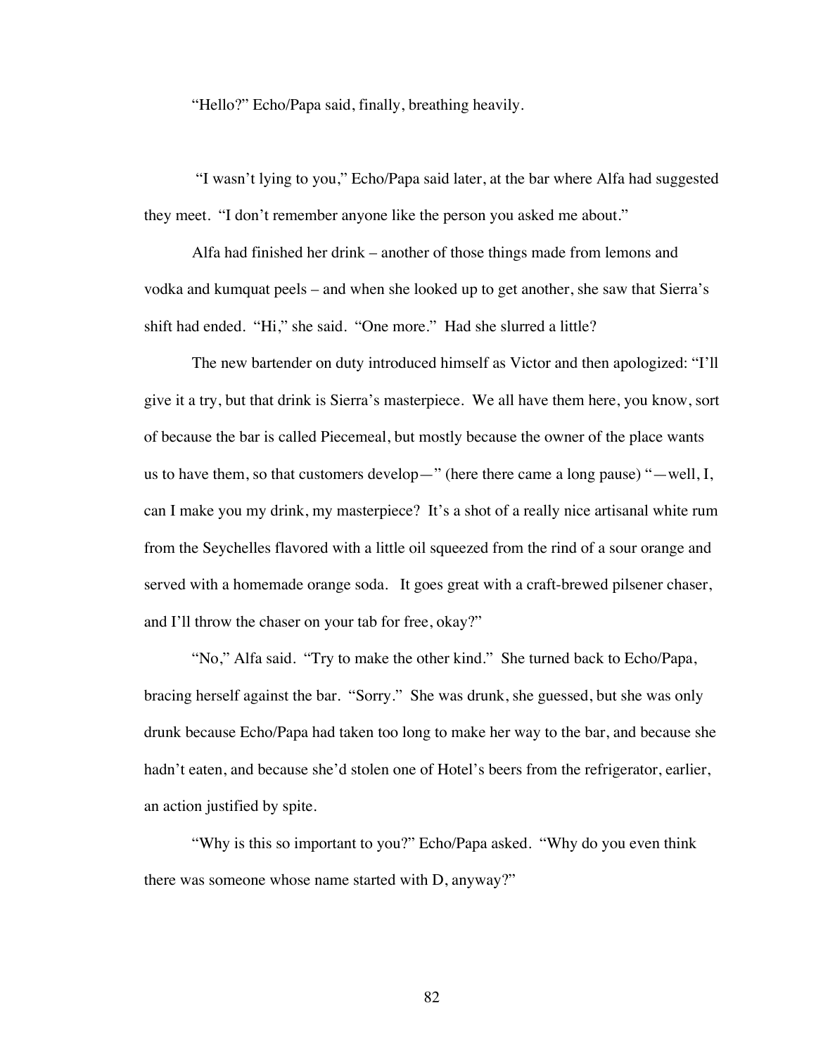"Hello?" Echo/Papa said, finally, breathing heavily.

"I wasn't lying to you," Echo/Papa said later, at the bar where Alfa had suggested they meet. "I don't remember anyone like the person you asked me about."

Alfa had finished her drink – another of those things made from lemons and vodka and kumquat peels – and when she looked up to get another, she saw that Sierra's shift had ended. "Hi," she said. "One more." Had she slurred a little?

The new bartender on duty introduced himself as Victor and then apologized: "I'll give it a try, but that drink is Sierra's masterpiece. We all have them here, you know, sort of because the bar is called Piecemeal, but mostly because the owner of the place wants us to have them, so that customers develop—" (here there came a long pause) "—well, I, can I make you my drink, my masterpiece? It's a shot of a really nice artisanal white rum from the Seychelles flavored with a little oil squeezed from the rind of a sour orange and served with a homemade orange soda. It goes great with a craft-brewed pilsener chaser, and I'll throw the chaser on your tab for free, okay?"

"No," Alfa said. "Try to make the other kind." She turned back to Echo/Papa, bracing herself against the bar. "Sorry." She was drunk, she guessed, but she was only drunk because Echo/Papa had taken too long to make her way to the bar, and because she hadn't eaten, and because she'd stolen one of Hotel's beers from the refrigerator, earlier, an action justified by spite.

"Why is this so important to you?" Echo/Papa asked. "Why do you even think there was someone whose name started with D, anyway?"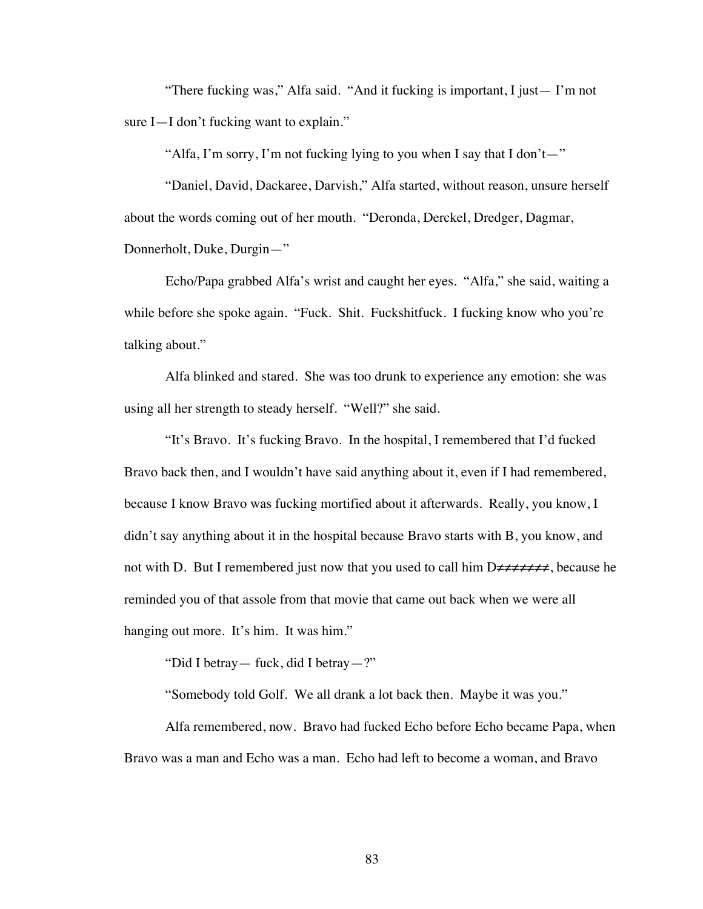“There fucking was,” Alfa said. “And it fucking is important, I just— I’m not sure I—I don’t fucking want to explain.”

“Alfa, I’m sorry, I’m not fucking lying to you when I say that I don’t—”

“Daniel, David, Dackaree, Darvish,” Alfa started, without reason, unsure herself about the words coming out of her mouth. “Deronda, Derckel, Dredger, Dagmar, Donnerholt, Duke, Durgin—”

Echo/Papa grabbed Alfa’s wrist and caught her eyes. “Alfa,” she said, waiting a while before she spoke again. “Fuck. Shit. Fuckshitfuck. I fucking know who you’re talking about.”

Alfa blinked and stared. She was too drunk to experience any emotion: she was using all her strength to steady herself. “Well?” she said.

“It’s Bravo. It’s fucking Bravo. In the hospital, I remembered that I’d fucked Bravo back then, and I wouldn’t have said anything about it, even if I had remembered, because I know Bravo was fucking mortified about it afterwards. Really, you know, I didn’t say anything about it in the hospital because Bravo starts with B, you know, and not with D. But I remembered just now that you used to call him D≠≠≠≠≠≠≠, because he reminded you of that assole from that movie that came out back when we were all hanging out more. It’s him. It was him.”

“Did I betray— fuck, did I betray—?”

“Somebody told Golf. We all drank a lot back then. Maybe it was you.”

Alfa remembered, now. Bravo had fucked Echo before Echo became Papa, when Bravo was a man and Echo was a man. Echo had left to become a woman, and Bravo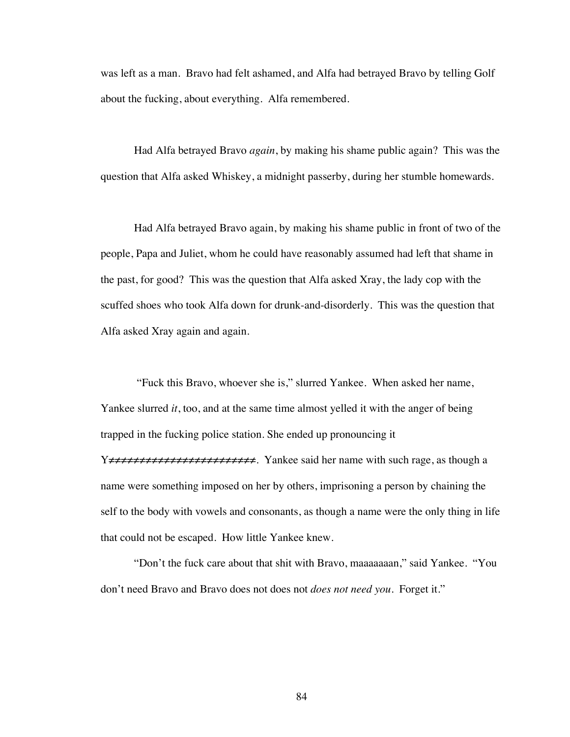was left as a man. Bravo had felt ashamed, and Alfa had betrayed Bravo by telling Golf about the fucking, about everything. Alfa remembered.

Had Alfa betrayed Bravo *again*, by making his shame public again? This was the question that Alfa asked Whiskey, a midnight passerby, during her stumble homewards.

Had Alfa betrayed Bravo again, by making his shame public in front of two of the people, Papa and Juliet, whom he could have reasonably assumed had left that shame in the past, for good? This was the question that Alfa asked Xray, the lady cop with the scuffed shoes who took Alfa down for drunk-and-disorderly. This was the question that Alfa asked Xray again and again.

"Fuck this Bravo, whoever she is," slurred Yankee. When asked her name, Yankee slurred *it*, too, and at the same time almost yelled it with the anger of being trapped in the fucking police station. She ended up pronouncing it Y≠≠≠≠≠≠≠≠≠≠≠≠≠≠≠≠≠≠≠≠≠≠≠. Yankee said her name with such rage, as though a name were something imposed on her by others, imprisoning a person by chaining the self to the body with vowels and consonants, as though a name were the only thing in life that could not be escaped. How little Yankee knew.

"Don't the fuck care about that shit with Bravo, maaaaaaan," said Yankee. "You don't need Bravo and Bravo does not does not *does not need you*. Forget it."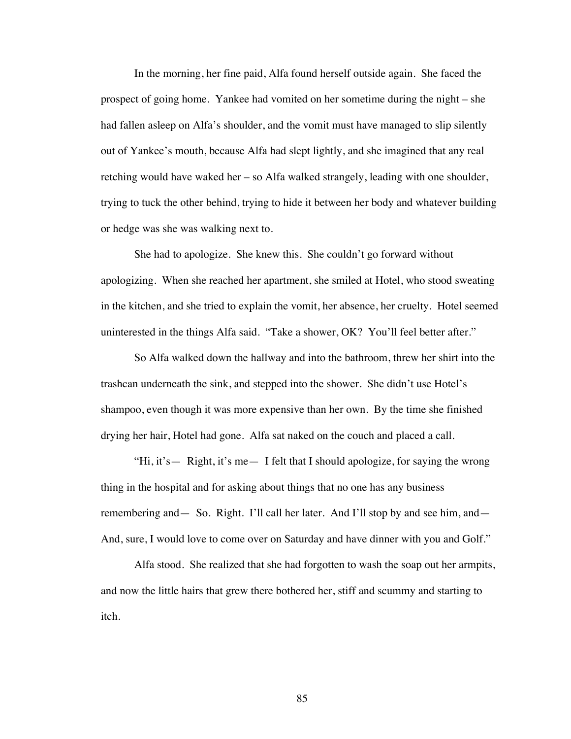In the morning, her fine paid, Alfa found herself outside again. She faced the prospect of going home. Yankee had vomited on her sometime during the night – she had fallen asleep on Alfa's shoulder, and the vomit must have managed to slip silently out of Yankee's mouth, because Alfa had slept lightly, and she imagined that any real retching would have waked her – so Alfa walked strangely, leading with one shoulder, trying to tuck the other behind, trying to hide it between her body and whatever building or hedge was she was walking next to.

She had to apologize. She knew this. She couldn't go forward without apologizing. When she reached her apartment, she smiled at Hotel, who stood sweating in the kitchen, and she tried to explain the vomit, her absence, her cruelty. Hotel seemed uninterested in the things Alfa said. "Take a shower, OK? You'll feel better after."

So Alfa walked down the hallway and into the bathroom, threw her shirt into the trashcan underneath the sink, and stepped into the shower. She didn't use Hotel's shampoo, even though it was more expensive than her own. By the time she finished drying her hair, Hotel had gone. Alfa sat naked on the couch and placed a call.

"Hi, it's— Right, it's me— I felt that I should apologize, for saying the wrong thing in the hospital and for asking about things that no one has any business remembering and— So. Right. I'll call her later. And I'll stop by and see him, and— And, sure, I would love to come over on Saturday and have dinner with you and Golf."

Alfa stood. She realized that she had forgotten to wash the soap out her armpits, and now the little hairs that grew there bothered her, stiff and scummy and starting to itch.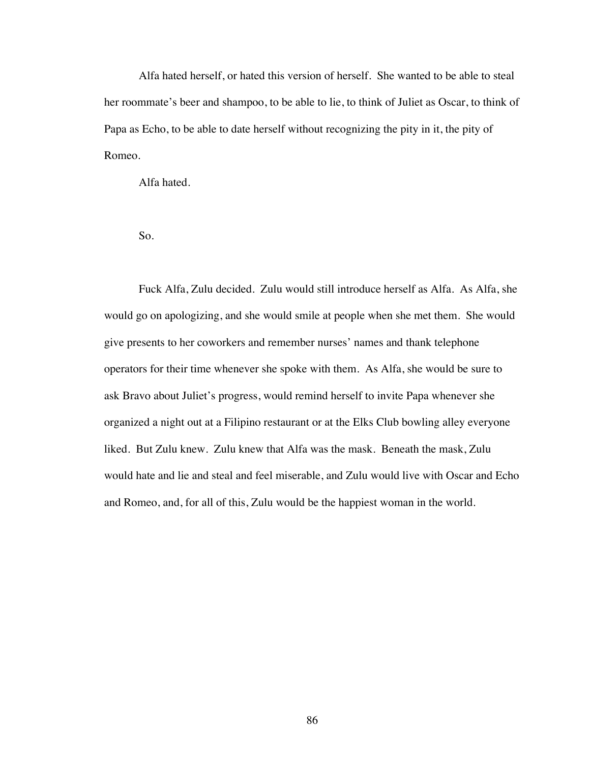Alfa hated herself, or hated this version of herself. She wanted to be able to steal her roommate's beer and shampoo, to be able to lie, to think of Juliet as Oscar, to think of Papa as Echo, to be able to date herself without recognizing the pity in it, the pity of Romeo.

Alfa hated.

So.

Fuck Alfa, Zulu decided. Zulu would still introduce herself as Alfa. As Alfa, she would go on apologizing, and she would smile at people when she met them. She would give presents to her coworkers and remember nurses' names and thank telephone operators for their time whenever she spoke with them. As Alfa, she would be sure to ask Bravo about Juliet's progress, would remind herself to invite Papa whenever she organized a night out at a Filipino restaurant or at the Elks Club bowling alley everyone liked. But Zulu knew. Zulu knew that Alfa was the mask. Beneath the mask, Zulu would hate and lie and steal and feel miserable, and Zulu would live with Oscar and Echo and Romeo, and, for all of this, Zulu would be the happiest woman in the world.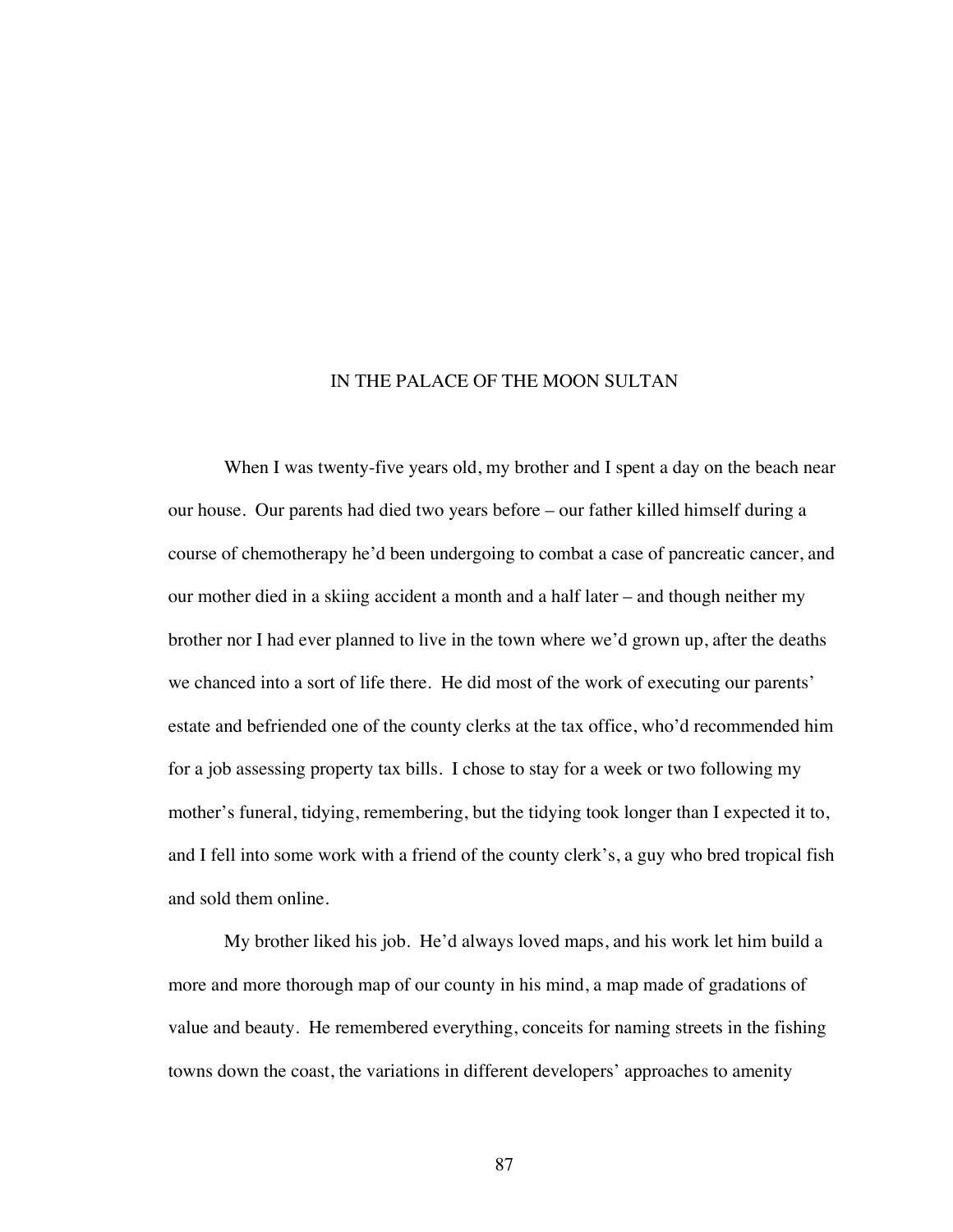# IN THE PALACE OF THE MOON SULTAN

When I was twenty-five years old, my brother and I spent a day on the beach near our house. Our parents had died two years before – our father killed himself during a course of chemotherapy he'd been undergoing to combat a case of pancreatic cancer, and our mother died in a skiing accident a month and a half later – and though neither my brother nor I had ever planned to live in the town where we'd grown up, after the deaths we chanced into a sort of life there. He did most of the work of executing our parents' estate and befriended one of the county clerks at the tax office, who'd recommended him for a job assessing property tax bills. I chose to stay for a week or two following my mother's funeral, tidying, remembering, but the tidying took longer than I expected it to, and I fell into some work with a friend of the county clerk's, a guy who bred tropical fish and sold them online.

My brother liked his job. He'd always loved maps, and his work let him build a more and more thorough map of our county in his mind, a map made of gradations of value and beauty. He remembered everything, conceits for naming streets in the fishing towns down the coast, the variations in different developers' approaches to amenity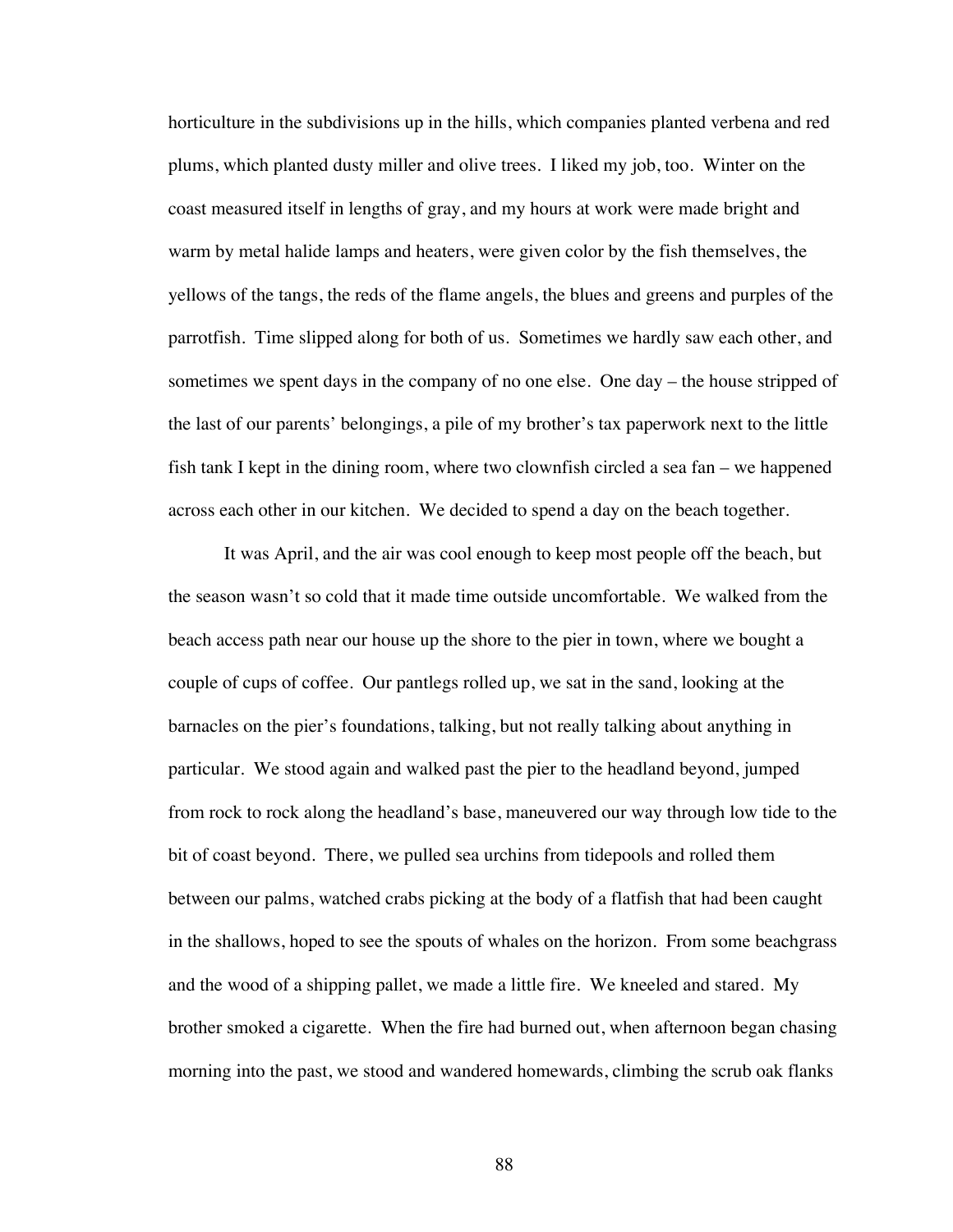horticulture in the subdivisions up in the hills, which companies planted verbena and red plums, which planted dusty miller and olive trees. I liked my job, too. Winter on the coast measured itself in lengths of gray, and my hours at work were made bright and warm by metal halide lamps and heaters, were given color by the fish themselves, the yellows of the tangs, the reds of the flame angels, the blues and greens and purples of the parrotfish. Time slipped along for both of us. Sometimes we hardly saw each other, and sometimes we spent days in the company of no one else. One day – the house stripped of the last of our parents' belongings, a pile of my brother's tax paperwork next to the little fish tank I kept in the dining room, where two clownfish circled a sea fan – we happened across each other in our kitchen. We decided to spend a day on the beach together.

It was April, and the air was cool enough to keep most people off the beach, but the season wasn't so cold that it made time outside uncomfortable. We walked from the beach access path near our house up the shore to the pier in town, where we bought a couple of cups of coffee. Our pantlegs rolled up, we sat in the sand, looking at the barnacles on the pier's foundations, talking, but not really talking about anything in particular. We stood again and walked past the pier to the headland beyond, jumped from rock to rock along the headland's base, maneuvered our way through low tide to the bit of coast beyond. There, we pulled sea urchins from tidepools and rolled them between our palms, watched crabs picking at the body of a flatfish that had been caught in the shallows, hoped to see the spouts of whales on the horizon. From some beachgrass and the wood of a shipping pallet, we made a little fire. We kneeled and stared. My brother smoked a cigarette. When the fire had burned out, when afternoon began chasing morning into the past, we stood and wandered homewards, climbing the scrub oak flanks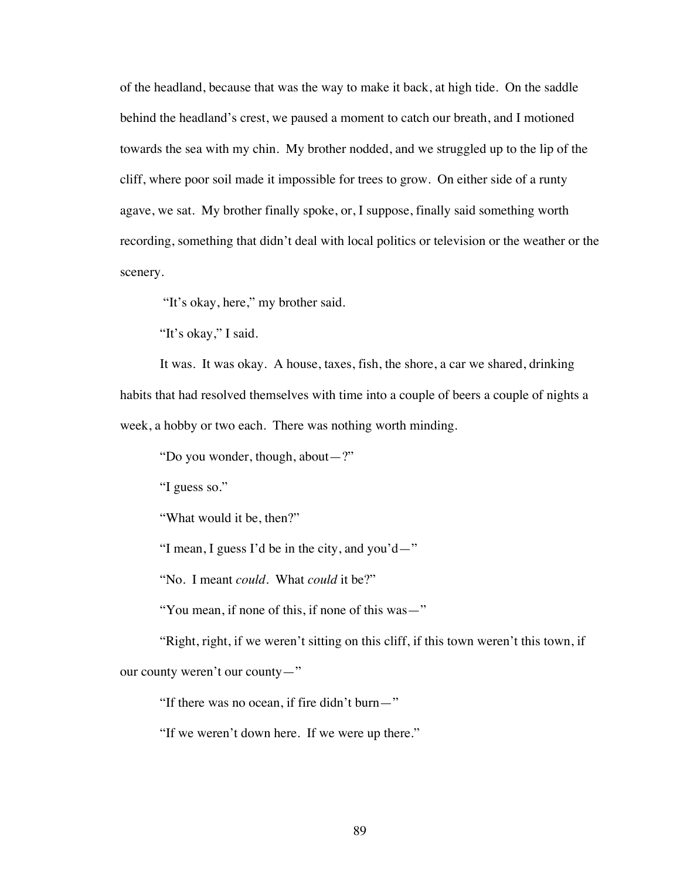of the headland, because that was the way to make it back, at high tide. On the saddle behind the headland's crest, we paused a moment to catch our breath, and I motioned towards the sea with my chin. My brother nodded, and we struggled up to the lip of the cliff, where poor soil made it impossible for trees to grow. On either side of a runty agave, we sat. My brother finally spoke, or, I suppose, finally said something worth recording, something that didn't deal with local politics or television or the weather or the scenery.

"It's okay, here," my brother said.

"It's okay," I said.

It was. It was okay. A house, taxes, fish, the shore, a car we shared, drinking habits that had resolved themselves with time into a couple of beers a couple of nights a week, a hobby or two each. There was nothing worth minding.

"Do you wonder, though, about—?"

"I guess so."

"What would it be, then?"

"I mean, I guess I'd be in the city, and you'd—"

"No. I meant *could*. What *could* it be?"

"You mean, if none of this, if none of this was—"

"Right, right, if we weren't sitting on this cliff, if this town weren't this town, if our county weren't our county—"

"If there was no ocean, if fire didn't burn—"

"If we weren't down here. If we were up there."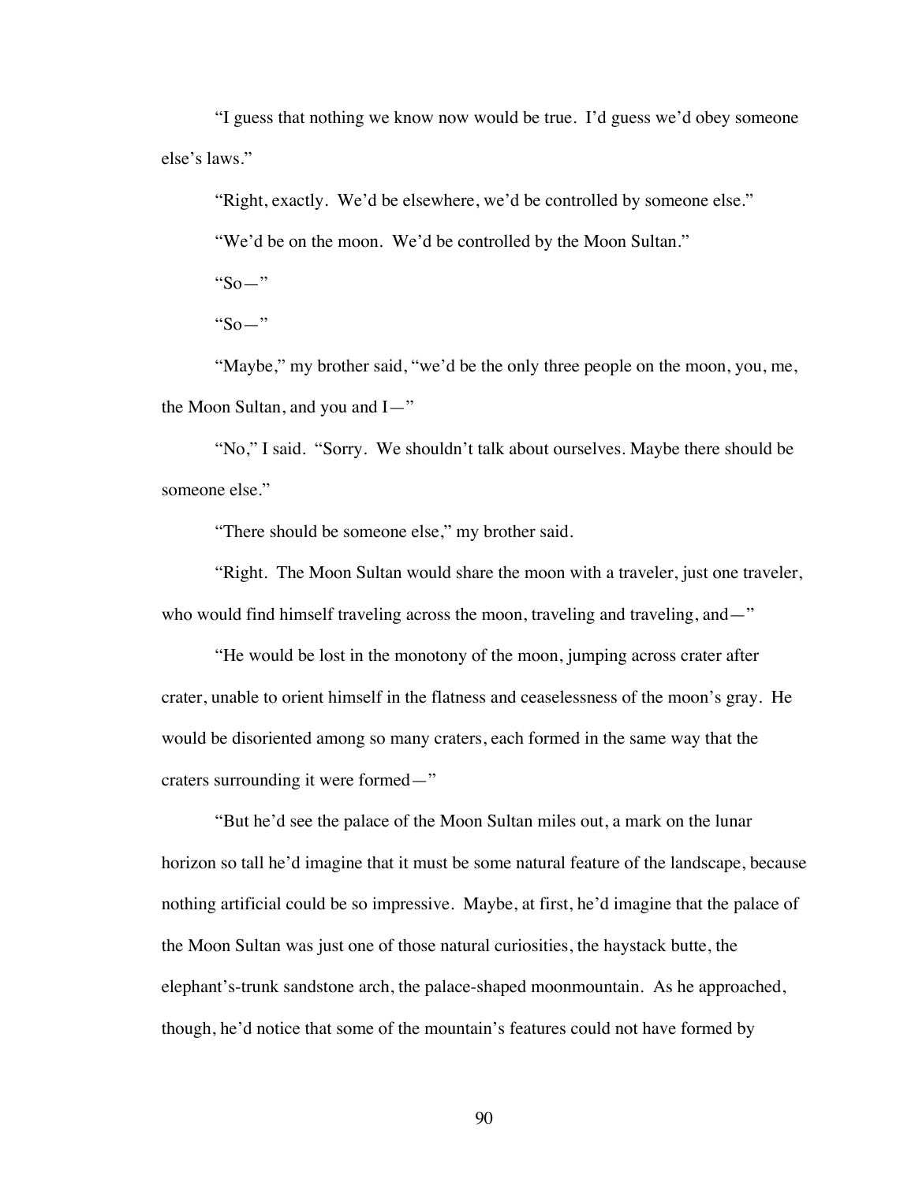"I guess that nothing we know now would be true. I'd guess we'd obey someone else's laws."

"Right, exactly. We'd be elsewhere, we'd be controlled by someone else."

"We'd be on the moon. We'd be controlled by the Moon Sultan."

"So—"

"So—"

"Maybe," my brother said, "we'd be the only three people on the moon, you, me, the Moon Sultan, and you and I—"

"No," I said. "Sorry. We shouldn't talk about ourselves. Maybe there should be someone else."

"There should be someone else," my brother said.

"Right. The Moon Sultan would share the moon with a traveler, just one traveler, who would find himself traveling across the moon, traveling and traveling, and—"

"He would be lost in the monotony of the moon, jumping across crater after crater, unable to orient himself in the flatness and ceaselessness of the moon's gray. He would be disoriented among so many craters, each formed in the same way that the craters surrounding it were formed—"

"But he'd see the palace of the Moon Sultan miles out, a mark on the lunar horizon so tall he'd imagine that it must be some natural feature of the landscape, because nothing artificial could be so impressive. Maybe, at first, he'd imagine that the palace of the Moon Sultan was just one of those natural curiosities, the haystack butte, the elephant's-trunk sandstone arch, the palace-shaped moonmountain. As he approached, though, he'd notice that some of the mountain's features could not have formed by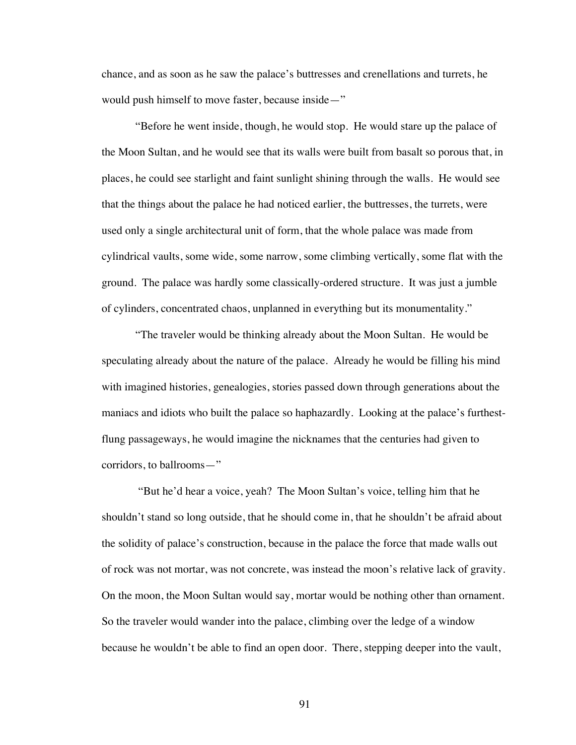chance, and as soon as he saw the palace's buttresses and crenellations and turrets, he would push himself to move faster, because inside—"

"Before he went inside, though, he would stop. He would stare up the palace of the Moon Sultan, and he would see that its walls were built from basalt so porous that, in places, he could see starlight and faint sunlight shining through the walls. He would see that the things about the palace he had noticed earlier, the buttresses, the turrets, were used only a single architectural unit of form, that the whole palace was made from cylindrical vaults, some wide, some narrow, some climbing vertically, some flat with the ground. The palace was hardly some classically-ordered structure. It was just a jumble of cylinders, concentrated chaos, unplanned in everything but its monumentality."

"The traveler would be thinking already about the Moon Sultan. He would be speculating already about the nature of the palace. Already he would be filling his mind with imagined histories, genealogies, stories passed down through generations about the maniacs and idiots who built the palace so haphazardly. Looking at the palace's furthest-flung passageways, he would imagine the nicknames that the centuries had given to corridors, to ballrooms—"

"But he'd hear a voice, yeah? The Moon Sultan's voice, telling him that he shouldn't stand so long outside, that he should come in, that he shouldn't be afraid about the solidity of palace's construction, because in the palace the force that made walls out of rock was not mortar, was not concrete, was instead the moon's relative lack of gravity. On the moon, the Moon Sultan would say, mortar would be nothing other than ornament. So the traveler would wander into the palace, climbing over the ledge of a window because he wouldn't be able to find an open door. There, stepping deeper into the vault,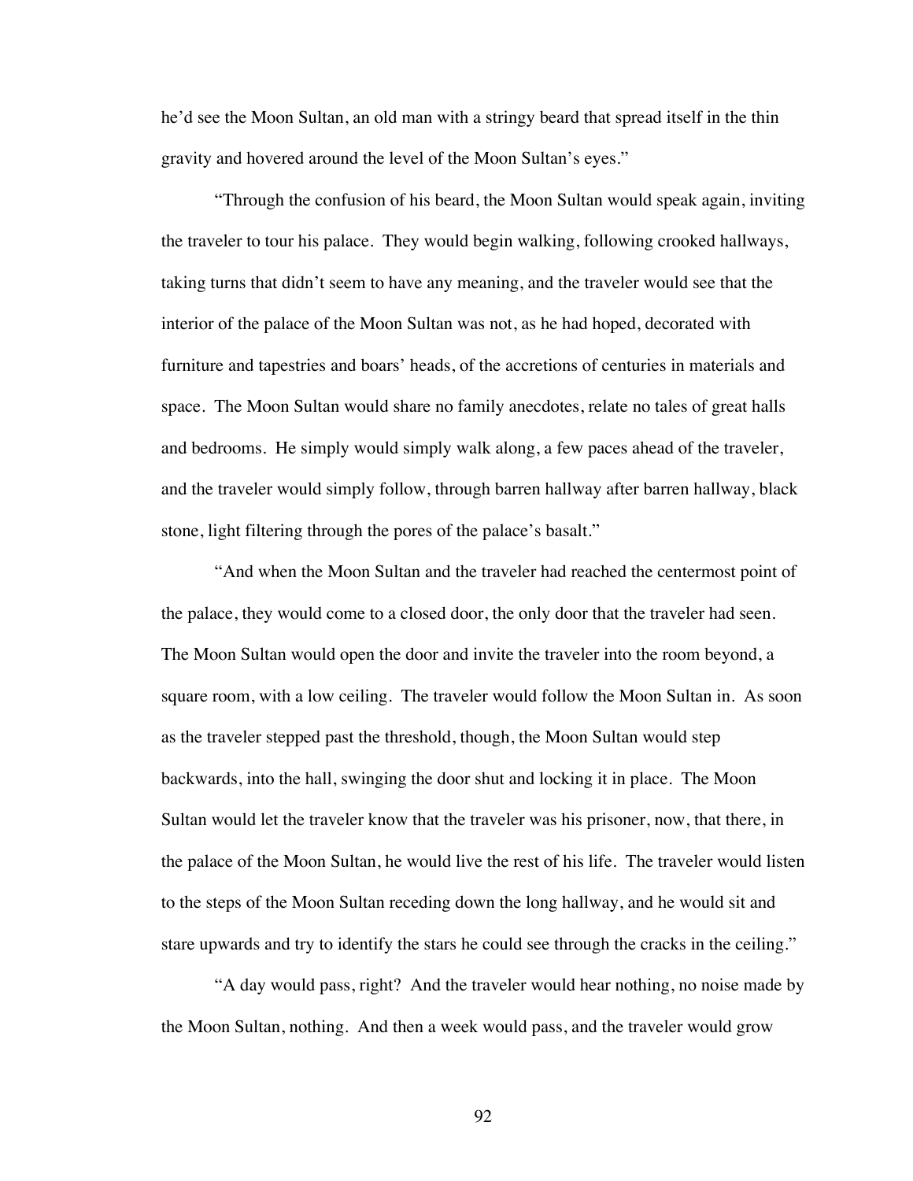he'd see the Moon Sultan, an old man with a stringy beard that spread itself in the thin gravity and hovered around the level of the Moon Sultan's eyes."

"Through the confusion of his beard, the Moon Sultan would speak again, inviting the traveler to tour his palace. They would begin walking, following crooked hallways, taking turns that didn't seem to have any meaning, and the traveler would see that the interior of the palace of the Moon Sultan was not, as he had hoped, decorated with furniture and tapestries and boars' heads, of the accretions of centuries in materials and space. The Moon Sultan would share no family anecdotes, relate no tales of great halls and bedrooms. He simply would simply walk along, a few paces ahead of the traveler, and the traveler would simply follow, through barren hallway after barren hallway, black stone, light filtering through the pores of the palace's basalt."

"And when the Moon Sultan and the traveler had reached the centermost point of the palace, they would come to a closed door, the only door that the traveler had seen. The Moon Sultan would open the door and invite the traveler into the room beyond, a square room, with a low ceiling. The traveler would follow the Moon Sultan in. As soon as the traveler stepped past the threshold, though, the Moon Sultan would step backwards, into the hall, swinging the door shut and locking it in place. The Moon Sultan would let the traveler know that the traveler was his prisoner, now, that there, in the palace of the Moon Sultan, he would live the rest of his life. The traveler would listen to the steps of the Moon Sultan receding down the long hallway, and he would sit and stare upwards and try to identify the stars he could see through the cracks in the ceiling."

"A day would pass, right? And the traveler would hear nothing, no noise made by the Moon Sultan, nothing. And then a week would pass, and the traveler would grow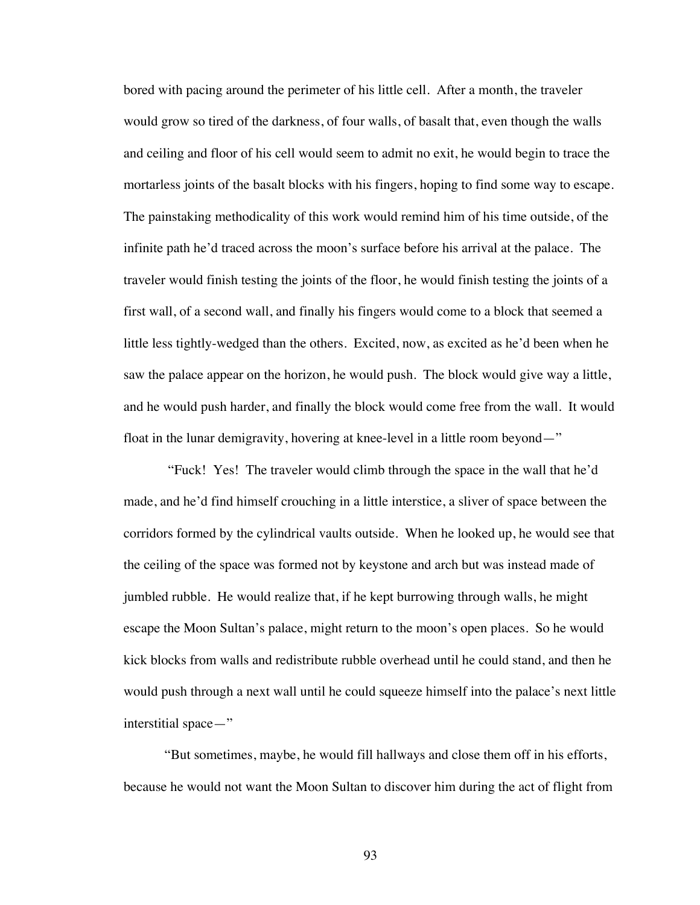bored with pacing around the perimeter of his little cell. After a month, the traveler would grow so tired of the darkness, of four walls, of basalt that, even though the walls and ceiling and floor of his cell would seem to admit no exit, he would begin to trace the mortarless joints of the basalt blocks with his fingers, hoping to find some way to escape. The painstaking methodicality of this work would remind him of his time outside, of the infinite path he'd traced across the moon's surface before his arrival at the palace. The traveler would finish testing the joints of the floor, he would finish testing the joints of a first wall, of a second wall, and finally his fingers would come to a block that seemed a little less tightly-wedged than the others. Excited, now, as excited as he'd been when he saw the palace appear on the horizon, he would push. The block would give way a little, and he would push harder, and finally the block would come free from the wall. It would float in the lunar demigravity, hovering at knee-level in a little room beyond—"

"Fuck! Yes! The traveler would climb through the space in the wall that he'd made, and he'd find himself crouching in a little interstice, a sliver of space between the corridors formed by the cylindrical vaults outside. When he looked up, he would see that the ceiling of the space was formed not by keystone and arch but was instead made of jumbled rubble. He would realize that, if he kept burrowing through walls, he might escape the Moon Sultan's palace, might return to the moon's open places. So he would kick blocks from walls and redistribute rubble overhead until he could stand, and then he would push through a next wall until he could squeeze himself into the palace's next little interstitial space—"

"But sometimes, maybe, he would fill hallways and close them off in his efforts, because he would not want the Moon Sultan to discover him during the act of flight from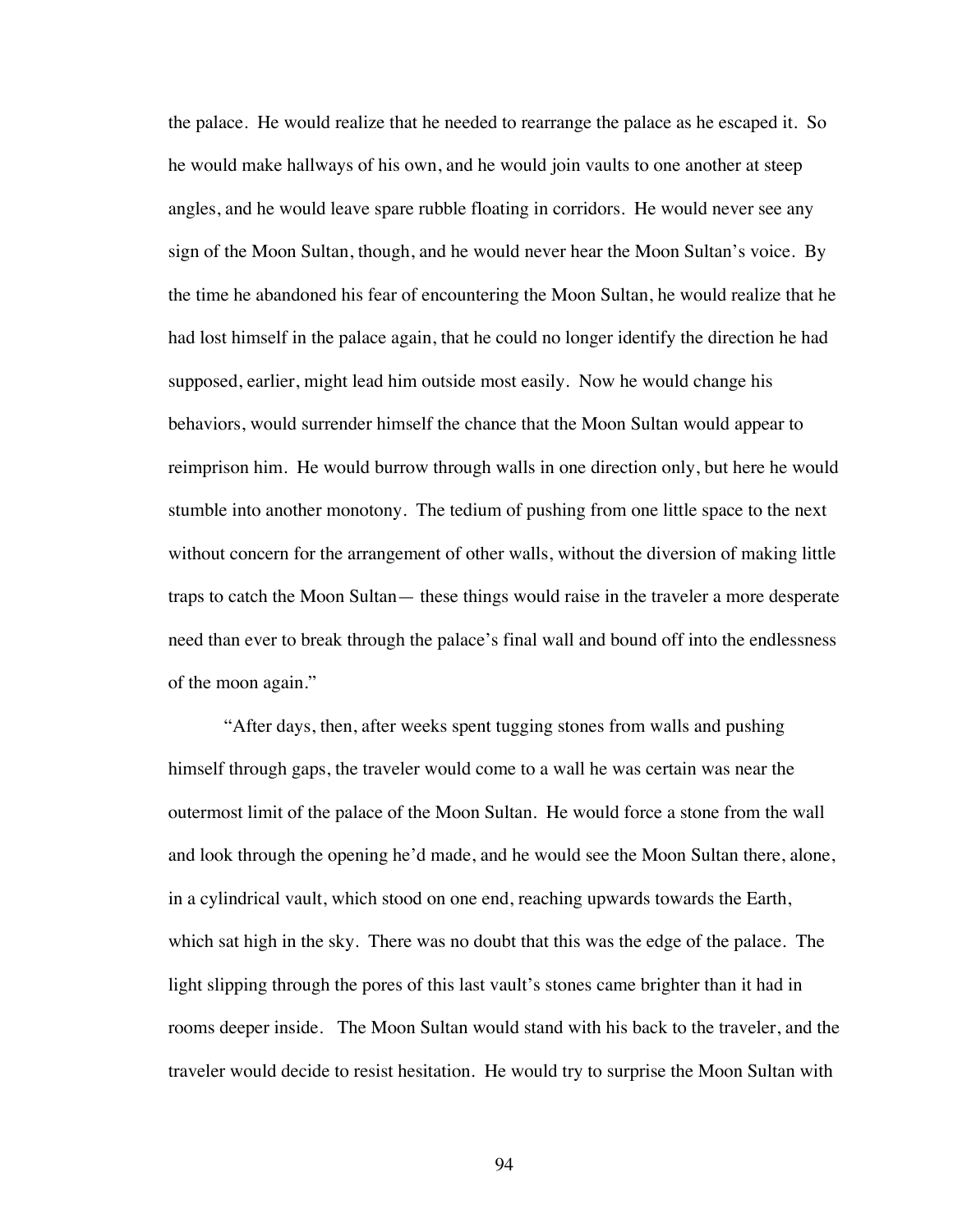the palace. He would realize that he needed to rearrange the palace as he escaped it. So he would make hallways of his own, and he would join vaults to one another at steep angles, and he would leave spare rubble floating in corridors. He would never see any sign of the Moon Sultan, though, and he would never hear the Moon Sultan's voice. By the time he abandoned his fear of encountering the Moon Sultan, he would realize that he had lost himself in the palace again, that he could no longer identify the direction he had supposed, earlier, might lead him outside most easily. Now he would change his behaviors, would surrender himself the chance that the Moon Sultan would appear to reimprison him. He would burrow through walls in one direction only, but here he would stumble into another monotony. The tedium of pushing from one little space to the next without concern for the arrangement of other walls, without the diversion of making little traps to catch the Moon Sultan— these things would raise in the traveler a more desperate need than ever to break through the palace's final wall and bound off into the endlessness of the moon again."

"After days, then, after weeks spent tugging stones from walls and pushing himself through gaps, the traveler would come to a wall he was certain was near the outermost limit of the palace of the Moon Sultan. He would force a stone from the wall and look through the opening he'd made, and he would see the Moon Sultan there, alone, in a cylindrical vault, which stood on one end, reaching upwards towards the Earth, which sat high in the sky. There was no doubt that this was the edge of the palace. The light slipping through the pores of this last vault's stones came brighter than it had in rooms deeper inside. The Moon Sultan would stand with his back to the traveler, and the traveler would decide to resist hesitation. He would try to surprise the Moon Sultan with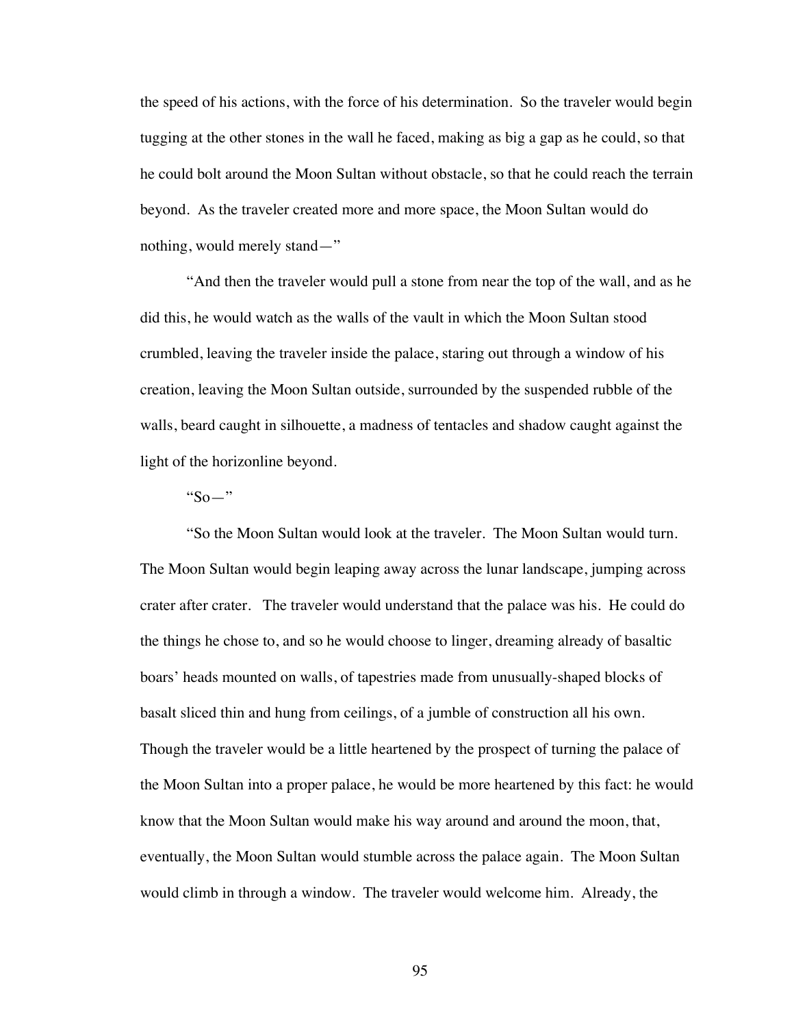the speed of his actions, with the force of his determination. So the traveler would begin tugging at the other stones in the wall he faced, making as big a gap as he could, so that he could bolt around the Moon Sultan without obstacle, so that he could reach the terrain beyond. As the traveler created more and more space, the Moon Sultan would do nothing, would merely stand—"

"And then the traveler would pull a stone from near the top of the wall, and as he did this, he would watch as the walls of the vault in which the Moon Sultan stood crumbled, leaving the traveler inside the palace, staring out through a window of his creation, leaving the Moon Sultan outside, surrounded by the suspended rubble of the walls, beard caught in silhouette, a madness of tentacles and shadow caught against the light of the horizonline beyond.

"So—"

"So the Moon Sultan would look at the traveler. The Moon Sultan would turn. The Moon Sultan would begin leaping away across the lunar landscape, jumping across crater after crater. The traveler would understand that the palace was his. He could do the things he chose to, and so he would choose to linger, dreaming already of basaltic boars' heads mounted on walls, of tapestries made from unusually-shaped blocks of basalt sliced thin and hung from ceilings, of a jumble of construction all his own. Though the traveler would be a little heartened by the prospect of turning the palace of the Moon Sultan into a proper palace, he would be more heartened by this fact: he would know that the Moon Sultan would make his way around and around the moon, that, eventually, the Moon Sultan would stumble across the palace again. The Moon Sultan would climb in through a window. The traveler would welcome him. Already, the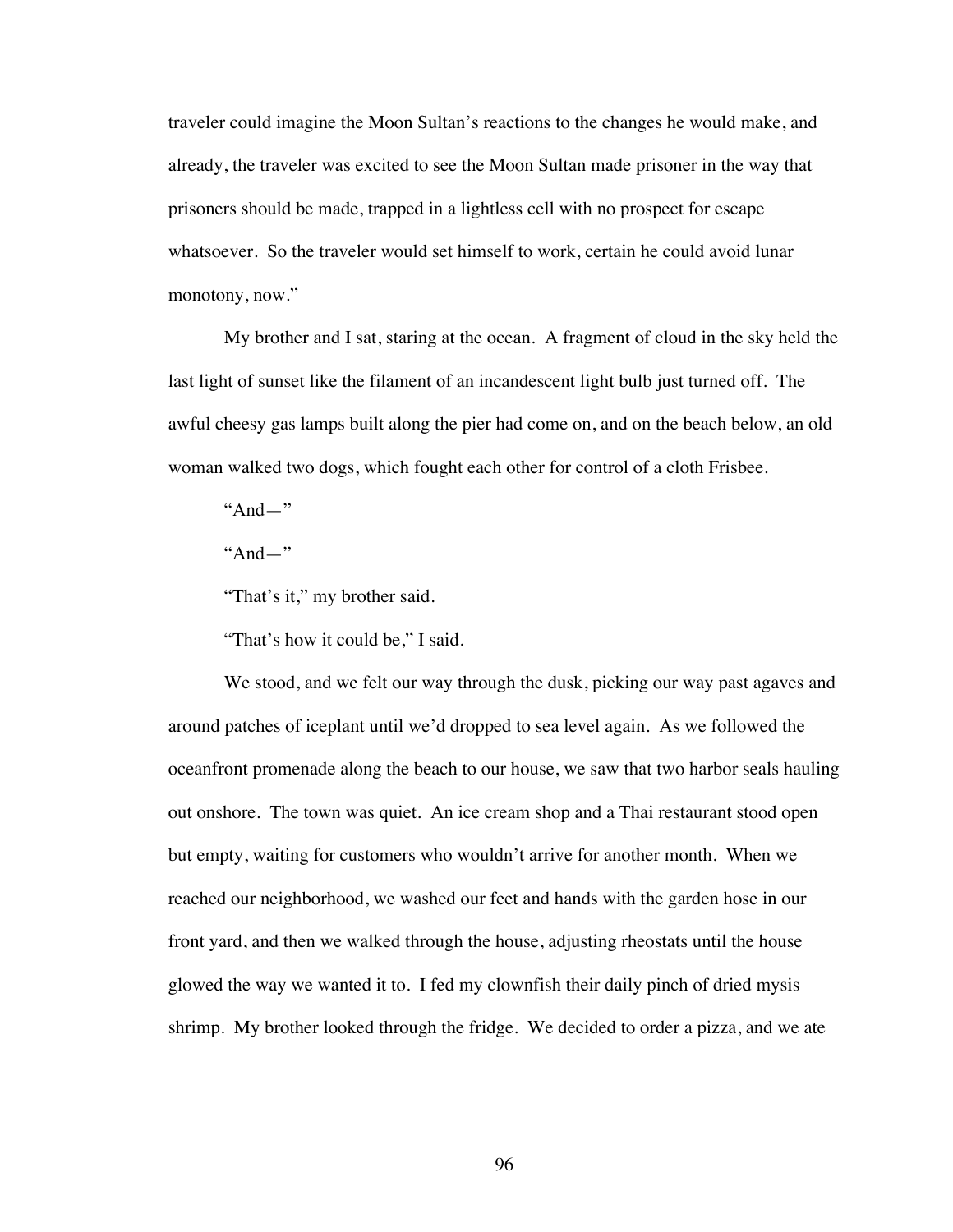traveler could imagine the Moon Sultan's reactions to the changes he would make, and already, the traveler was excited to see the Moon Sultan made prisoner in the way that prisoners should be made, trapped in a lightless cell with no prospect for escape whatsoever. So the traveler would set himself to work, certain he could avoid lunar monotony, now."

My brother and I sat, staring at the ocean. A fragment of cloud in the sky held the last light of sunset like the filament of an incandescent light bulb just turned off. The awful cheesy gas lamps built along the pier had come on, and on the beach below, an old woman walked two dogs, which fought each other for control of a cloth Frisbee.

"And—"

"And—"

"That's it," my brother said.

"That's how it could be," I said.

We stood, and we felt our way through the dusk, picking our way past agaves and around patches of iceplant until we'd dropped to sea level again. As we followed the oceanfront promenade along the beach to our house, we saw that two harbor seals hauling out onshore. The town was quiet. An ice cream shop and a Thai restaurant stood open but empty, waiting for customers who wouldn't arrive for another month. When we reached our neighborhood, we washed our feet and hands with the garden hose in our front yard, and then we walked through the house, adjusting rheostats until the house glowed the way we wanted it to. I fed my clownfish their daily pinch of dried mysis shrimp. My brother looked through the fridge. We decided to order a pizza, and we ate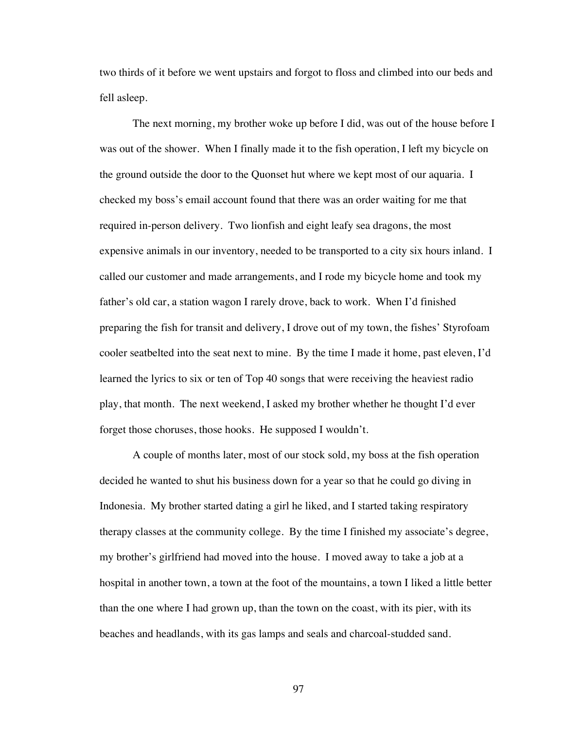two thirds of it before we went upstairs and forgot to floss and climbed into our beds and fell asleep.

The next morning, my brother woke up before I did, was out of the house before I was out of the shower. When I finally made it to the fish operation, I left my bicycle on the ground outside the door to the Quonset hut where we kept most of our aquaria. I checked my boss's email account found that there was an order waiting for me that required in-person delivery. Two lionfish and eight leafy sea dragons, the most expensive animals in our inventory, needed to be transported to a city six hours inland. I called our customer and made arrangements, and I rode my bicycle home and took my father's old car, a station wagon I rarely drove, back to work. When I'd finished preparing the fish for transit and delivery, I drove out of my town, the fishes' Styrofoam cooler seatbelted into the seat next to mine. By the time I made it home, past eleven, I'd learned the lyrics to six or ten of Top 40 songs that were receiving the heaviest radio play, that month. The next weekend, I asked my brother whether he thought I'd ever forget those choruses, those hooks. He supposed I wouldn't.

A couple of months later, most of our stock sold, my boss at the fish operation decided he wanted to shut his business down for a year so that he could go diving in Indonesia. My brother started dating a girl he liked, and I started taking respiratory therapy classes at the community college. By the time I finished my associate's degree, my brother's girlfriend had moved into the house. I moved away to take a job at a hospital in another town, a town at the foot of the mountains, a town I liked a little better than the one where I had grown up, than the town on the coast, with its pier, with its beaches and headlands, with its gas lamps and seals and charcoal-studded sand.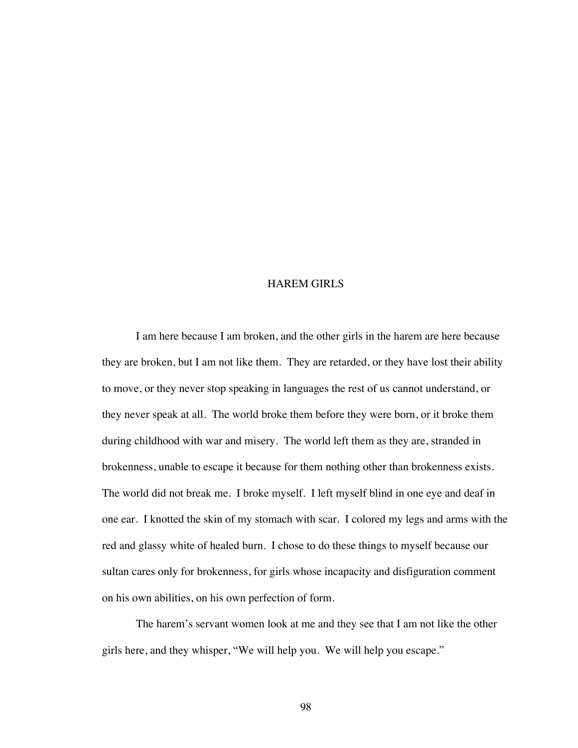# HAREM GIRLS

I am here because I am broken, and the other girls in the harem are here because they are broken, but I am not like them. They are retarded, or they have lost their ability to move, or they never stop speaking in languages the rest of us cannot understand, or they never speak at all. The world broke them before they were born, or it broke them during childhood with war and misery. The world left them as they are, stranded in brokenness, unable to escape it because for them nothing other than brokenness exists. The world did not break me. I broke myself. I left myself blind in one eye and deaf in one ear. I knotted the skin of my stomach with scar. I colored my legs and arms with the red and glassy white of healed burn. I chose to do these things to myself because our sultan cares only for brokenness, for girls whose incapacity and disfiguration comment on his own abilities, on his own perfection of form.

The harem's servant women look at me and they see that I am not like the other girls here, and they whisper, "We will help you. We will help you escape."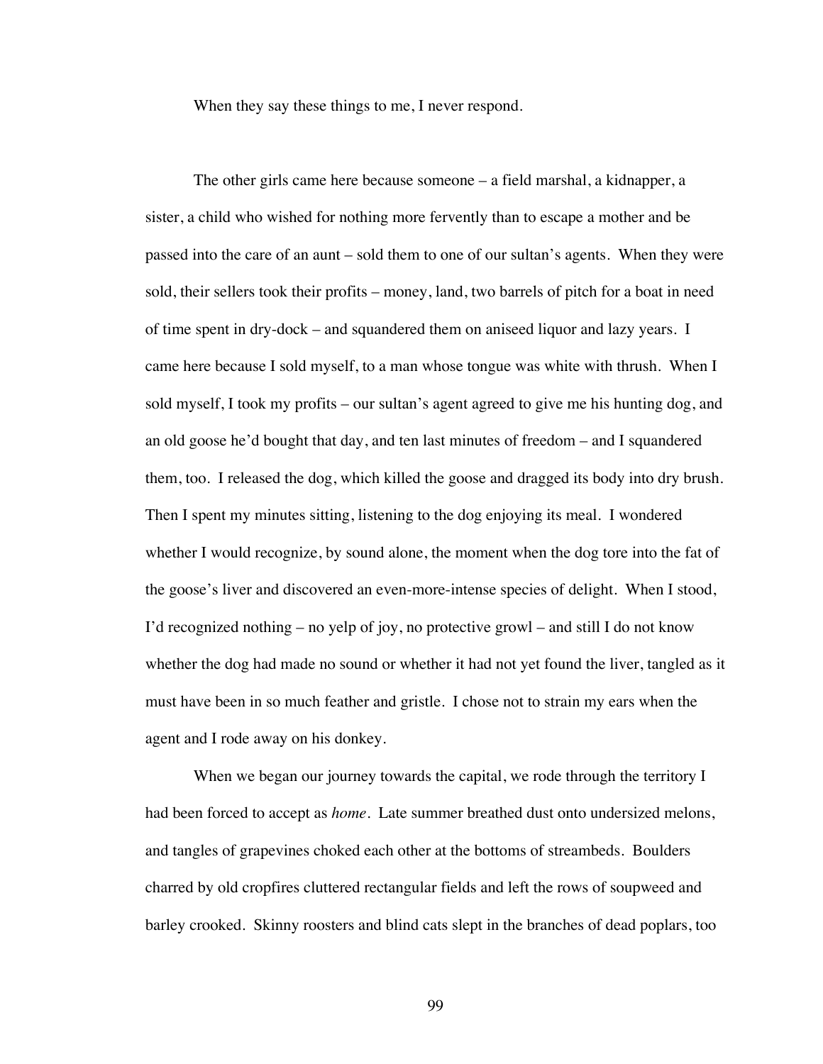When they say these things to me, I never respond.

The other girls came here because someone – a field marshal, a kidnapper, a sister, a child who wished for nothing more fervently than to escape a mother and be passed into the care of an aunt – sold them to one of our sultan's agents. When they were sold, their sellers took their profits – money, land, two barrels of pitch for a boat in need of time spent in dry-dock – and squandered them on aniseed liquor and lazy years. I came here because I sold myself, to a man whose tongue was white with thrush. When I sold myself, I took my profits – our sultan's agent agreed to give me his hunting dog, and an old goose he'd bought that day, and ten last minutes of freedom – and I squandered them, too. I released the dog, which killed the goose and dragged its body into dry brush. Then I spent my minutes sitting, listening to the dog enjoying its meal. I wondered whether I would recognize, by sound alone, the moment when the dog tore into the fat of the goose's liver and discovered an even-more-intense species of delight. When I stood, I'd recognized nothing – no yelp of joy, no protective growl – and still I do not know whether the dog had made no sound or whether it had not yet found the liver, tangled as it must have been in so much feather and gristle. I chose not to strain my ears when the agent and I rode away on his donkey.

When we began our journey towards the capital, we rode through the territory I had been forced to accept as *home*. Late summer breathed dust onto undersized melons, and tangles of grapevines choked each other at the bottoms of streambeds. Boulders charred by old cropfires cluttered rectangular fields and left the rows of soupweed and barley crooked. Skinny roosters and blind cats slept in the branches of dead poplars, too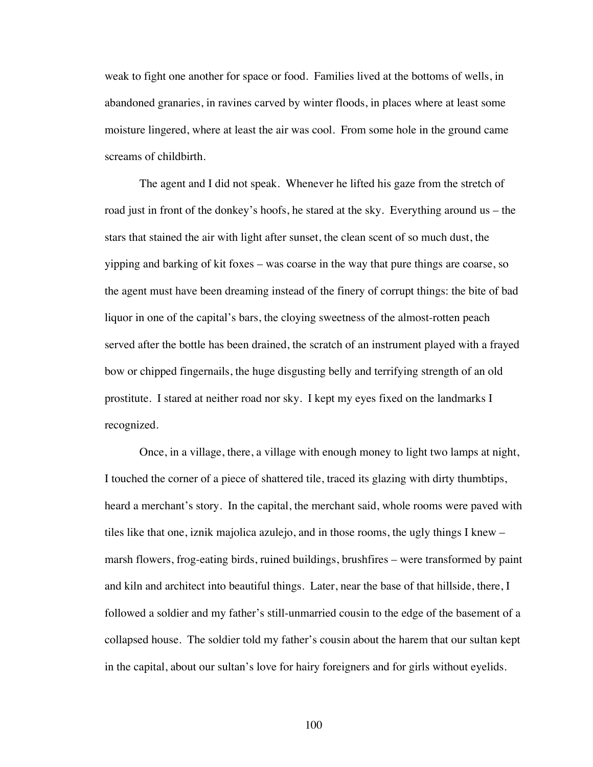weak to fight one another for space or food. Families lived at the bottoms of wells, in abandoned granaries, in ravines carved by winter floods, in places where at least some moisture lingered, where at least the air was cool. From some hole in the ground came screams of childbirth.

The agent and I did not speak. Whenever he lifted his gaze from the stretch of road just in front of the donkey's hoofs, he stared at the sky. Everything around us – the stars that stained the air with light after sunset, the clean scent of so much dust, the yipping and barking of kit foxes – was coarse in the way that pure things are coarse, so the agent must have been dreaming instead of the finery of corrupt things: the bite of bad liquor in one of the capital's bars, the cloying sweetness of the almost-rotten peach served after the bottle has been drained, the scratch of an instrument played with a frayed bow or chipped fingernails, the huge disgusting belly and terrifying strength of an old prostitute. I stared at neither road nor sky. I kept my eyes fixed on the landmarks I recognized.

Once, in a village, there, a village with enough money to light two lamps at night, I touched the corner of a piece of shattered tile, traced its glazing with dirty thumbtips, heard a merchant's story. In the capital, the merchant said, whole rooms were paved with tiles like that one, iznik majolica azulejo, and in those rooms, the ugly things I knew – marsh flowers, frog-eating birds, ruined buildings, brushfires – were transformed by paint and kiln and architect into beautiful things. Later, near the base of that hillside, there, I followed a soldier and my father's still-unmarried cousin to the edge of the basement of a collapsed house. The soldier told my father's cousin about the harem that our sultan kept in the capital, about our sultan's love for hairy foreigners and for girls without eyelids.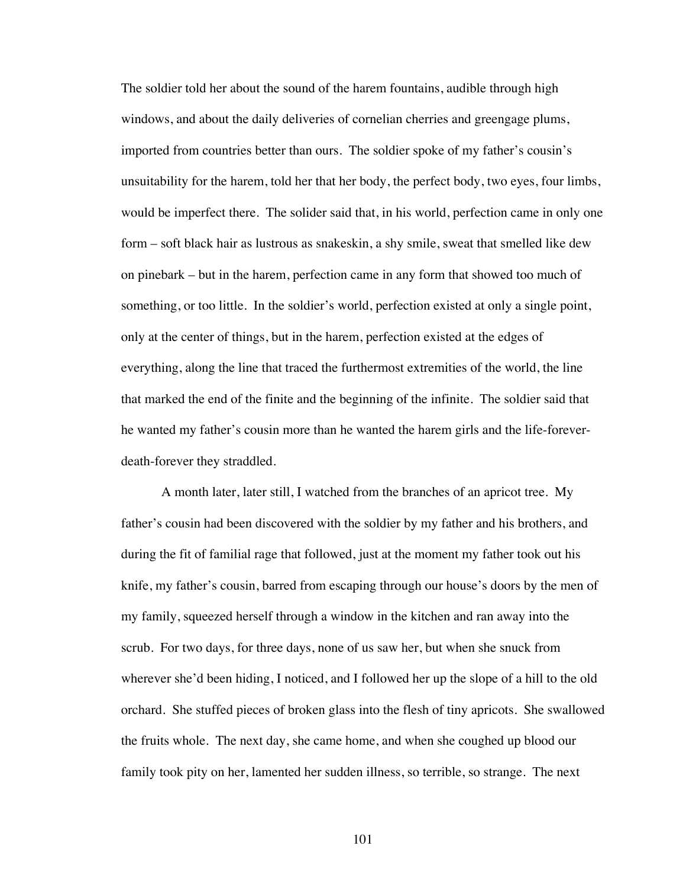The soldier told her about the sound of the harem fountains, audible through high windows, and about the daily deliveries of cornelian cherries and greengage plums, imported from countries better than ours. The soldier spoke of my father's cousin's unsuitability for the harem, told her that her body, the perfect body, two eyes, four limbs, would be imperfect there. The solider said that, in his world, perfection came in only one form – soft black hair as lustrous as snakeskin, a shy smile, sweat that smelled like dew on pinebark – but in the harem, perfection came in any form that showed too much of something, or too little. In the soldier's world, perfection existed at only a single point, only at the center of things, but in the harem, perfection existed at the edges of everything, along the line that traced the furthermost extremities of the world, the line that marked the end of the finite and the beginning of the infinite. The soldier said that he wanted my father's cousin more than he wanted the harem girls and the life-forever-death-forever they straddled.

A month later, later still, I watched from the branches of an apricot tree. My father's cousin had been discovered with the soldier by my father and his brothers, and during the fit of familial rage that followed, just at the moment my father took out his knife, my father's cousin, barred from escaping through our house's doors by the men of my family, squeezed herself through a window in the kitchen and ran away into the scrub. For two days, for three days, none of us saw her, but when she snuck from wherever she'd been hiding, I noticed, and I followed her up the slope of a hill to the old orchard. She stuffed pieces of broken glass into the flesh of tiny apricots. She swallowed the fruits whole. The next day, she came home, and when she coughed up blood our family took pity on her, lamented her sudden illness, so terrible, so strange. The next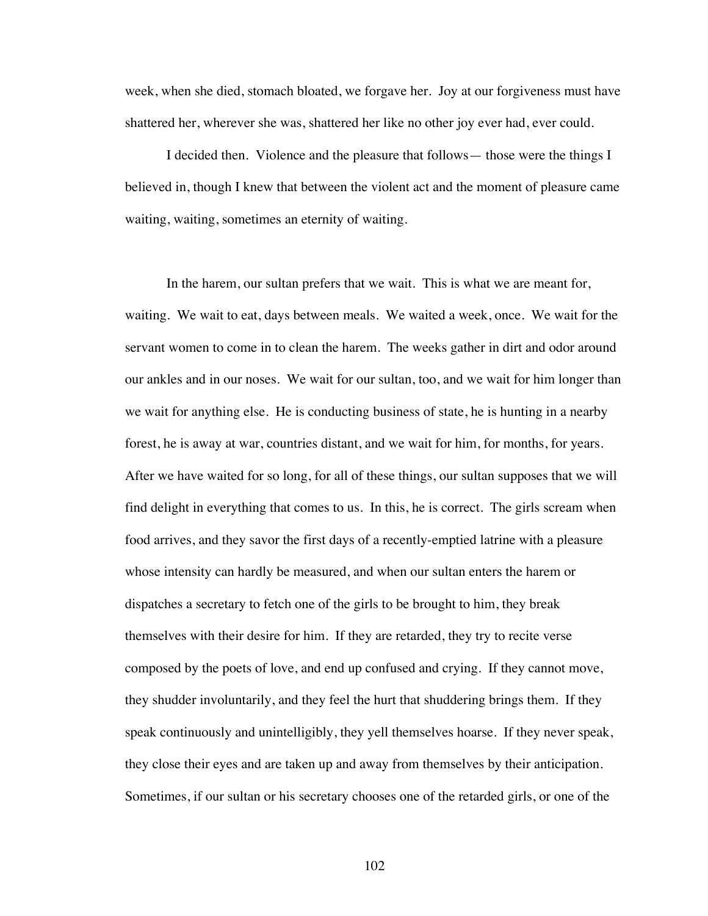week, when she died, stomach bloated, we forgave her. Joy at our forgiveness must have shattered her, wherever she was, shattered her like no other joy ever had, ever could.

I decided then. Violence and the pleasure that follows— those were the things I believed in, though I knew that between the violent act and the moment of pleasure came waiting, waiting, sometimes an eternity of waiting.

In the harem, our sultan prefers that we wait. This is what we are meant for, waiting. We wait to eat, days between meals. We waited a week, once. We wait for the servant women to come in to clean the harem. The weeks gather in dirt and odor around our ankles and in our noses. We wait for our sultan, too, and we wait for him longer than we wait for anything else. He is conducting business of state, he is hunting in a nearby forest, he is away at war, countries distant, and we wait for him, for months, for years. After we have waited for so long, for all of these things, our sultan supposes that we will find delight in everything that comes to us. In this, he is correct. The girls scream when food arrives, and they savor the first days of a recently-emptied latrine with a pleasure whose intensity can hardly be measured, and when our sultan enters the harem or dispatches a secretary to fetch one of the girls to be brought to him, they break themselves with their desire for him. If they are retarded, they try to recite verse composed by the poets of love, and end up confused and crying. If they cannot move, they shudder involuntarily, and they feel the hurt that shuddering brings them. If they speak continuously and unintelligibly, they yell themselves hoarse. If they never speak, they close their eyes and are taken up and away from themselves by their anticipation. Sometimes, if our sultan or his secretary chooses one of the retarded girls, or one of the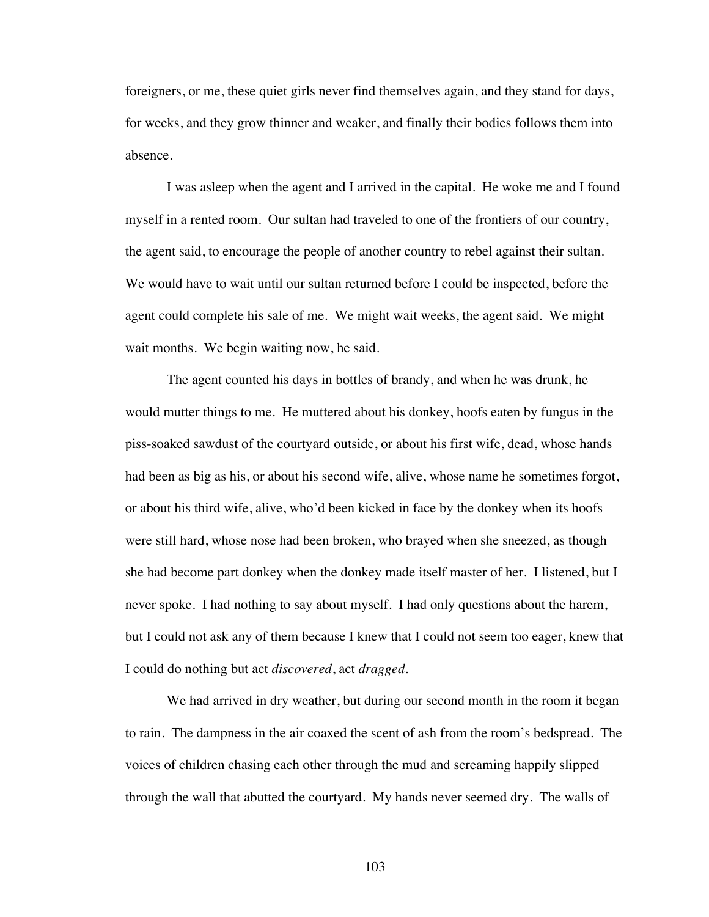foreigners, or me, these quiet girls never find themselves again, and they stand for days, for weeks, and they grow thinner and weaker, and finally their bodies follows them into absence.

I was asleep when the agent and I arrived in the capital. He woke me and I found myself in a rented room. Our sultan had traveled to one of the frontiers of our country, the agent said, to encourage the people of another country to rebel against their sultan. We would have to wait until our sultan returned before I could be inspected, before the agent could complete his sale of me. We might wait weeks, the agent said. We might wait months. We begin waiting now, he said.

The agent counted his days in bottles of brandy, and when he was drunk, he would mutter things to me. He muttered about his donkey, hoofs eaten by fungus in the piss-soaked sawdust of the courtyard outside, or about his first wife, dead, whose hands had been as big as his, or about his second wife, alive, whose name he sometimes forgot, or about his third wife, alive, who'd been kicked in face by the donkey when its hoofs were still hard, whose nose had been broken, who brayed when she sneezed, as though she had become part donkey when the donkey made itself master of her. I listened, but I never spoke. I had nothing to say about myself. I had only questions about the harem, but I could not ask any of them because I knew that I could not seem too eager, knew that I could do nothing but act *discovered*, act *dragged*.

We had arrived in dry weather, but during our second month in the room it began to rain. The dampness in the air coaxed the scent of ash from the room's bedspread. The voices of children chasing each other through the mud and screaming happily slipped through the wall that abutted the courtyard. My hands never seemed dry. The walls of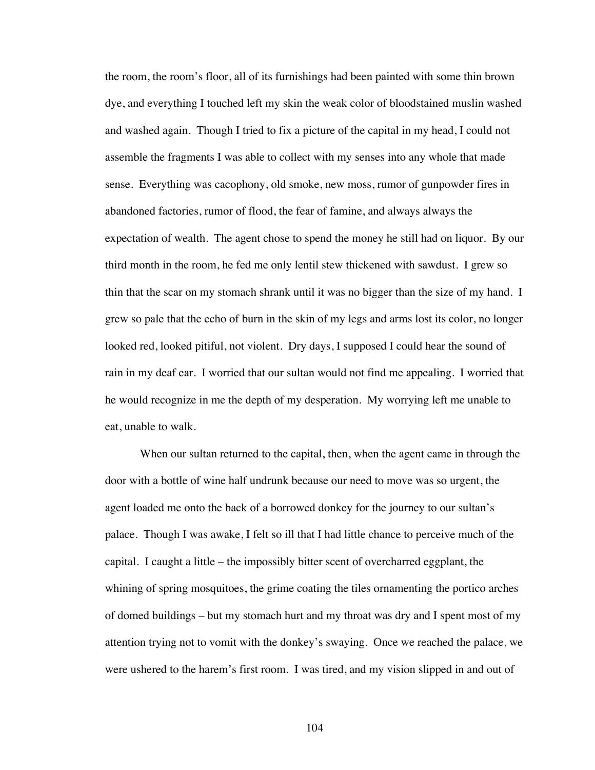the room, the room's floor, all of its furnishings had been painted with some thin brown dye, and everything I touched left my skin the weak color of bloodstained muslin washed and washed again. Though I tried to fix a picture of the capital in my head, I could not assemble the fragments I was able to collect with my senses into any whole that made sense. Everything was cacophony, old smoke, new moss, rumor of gunpowder fires in abandoned factories, rumor of flood, the fear of famine, and always always the expectation of wealth. The agent chose to spend the money he still had on liquor. By our third month in the room, he fed me only lentil stew thickened with sawdust. I grew so thin that the scar on my stomach shrank until it was no bigger than the size of my hand. I grew so pale that the echo of burn in the skin of my legs and arms lost its color, no longer looked red, looked pitiful, not violent. Dry days, I supposed I could hear the sound of rain in my deaf ear. I worried that our sultan would not find me appealing. I worried that he would recognize in me the depth of my desperation. My worrying left me unable to eat, unable to walk.

When our sultan returned to the capital, then, when the agent came in through the door with a bottle of wine half undrunk because our need to move was so urgent, the agent loaded me onto the back of a borrowed donkey for the journey to our sultan's palace. Though I was awake, I felt so ill that I had little chance to perceive much of the capital. I caught a little – the impossibly bitter scent of overcharred eggplant, the whining of spring mosquitoes, the grime coating the tiles ornamenting the portico arches of domed buildings – but my stomach hurt and my throat was dry and I spent most of my attention trying not to vomit with the donkey's swaying. Once we reached the palace, we were ushered to the harem's first room. I was tired, and my vision slipped in and out of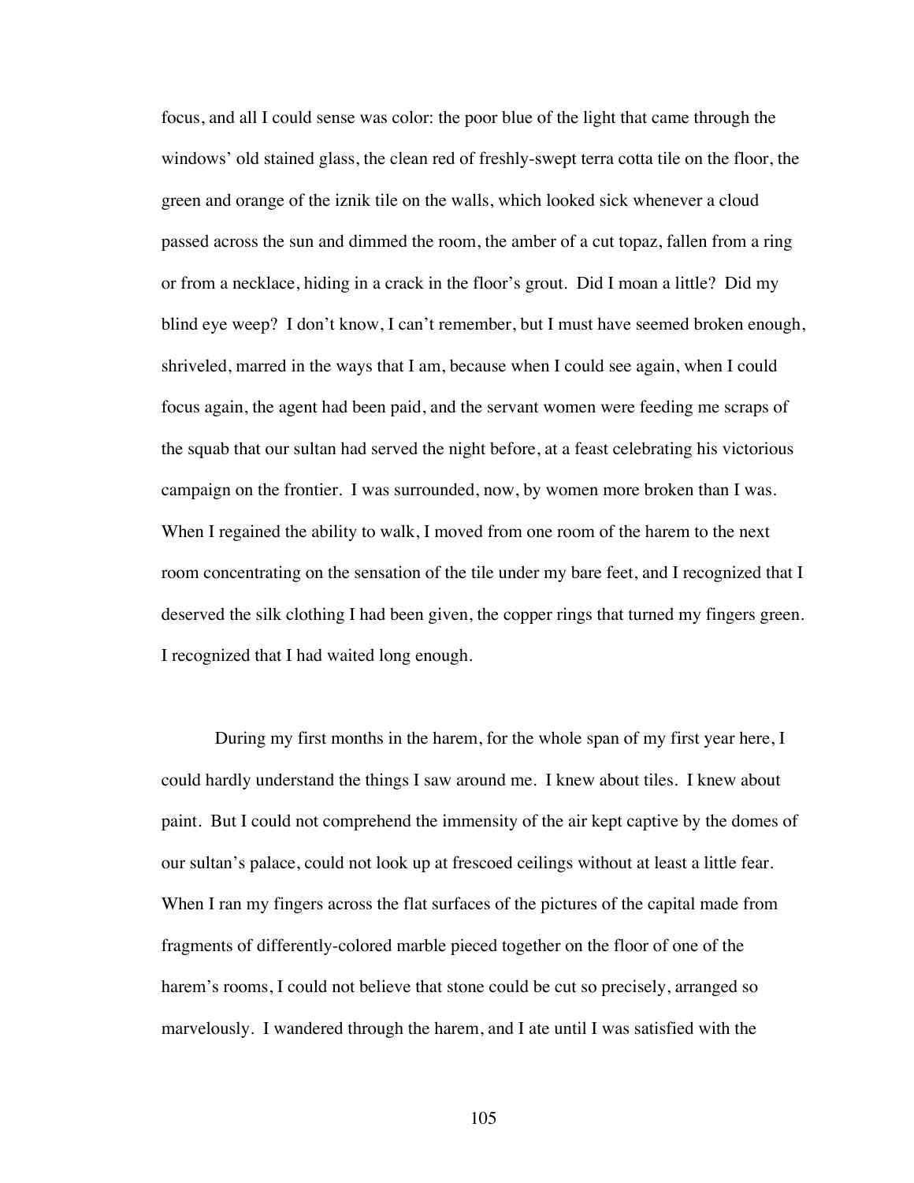focus, and all I could sense was color: the poor blue of the light that came through the windows' old stained glass, the clean red of freshly-swept terra cotta tile on the floor, the green and orange of the iznik tile on the walls, which looked sick whenever a cloud passed across the sun and dimmed the room, the amber of a cut topaz, fallen from a ring or from a necklace, hiding in a crack in the floor's grout. Did I moan a little? Did my blind eye weep? I don't know, I can't remember, but I must have seemed broken enough, shriveled, marred in the ways that I am, because when I could see again, when I could focus again, the agent had been paid, and the servant women were feeding me scraps of the squab that our sultan had served the night before, at a feast celebrating his victorious campaign on the frontier. I was surrounded, now, by women more broken than I was. When I regained the ability to walk, I moved from one room of the harem to the next room concentrating on the sensation of the tile under my bare feet, and I recognized that I deserved the silk clothing I had been given, the copper rings that turned my fingers green. I recognized that I had waited long enough.

During my first months in the harem, for the whole span of my first year here, I could hardly understand the things I saw around me. I knew about tiles. I knew about paint. But I could not comprehend the immensity of the air kept captive by the domes of our sultan's palace, could not look up at frescoed ceilings without at least a little fear. When I ran my fingers across the flat surfaces of the pictures of the capital made from fragments of differently-colored marble pieced together on the floor of one of the harem's rooms, I could not believe that stone could be cut so precisely, arranged so marvelously. I wandered through the harem, and I ate until I was satisfied with the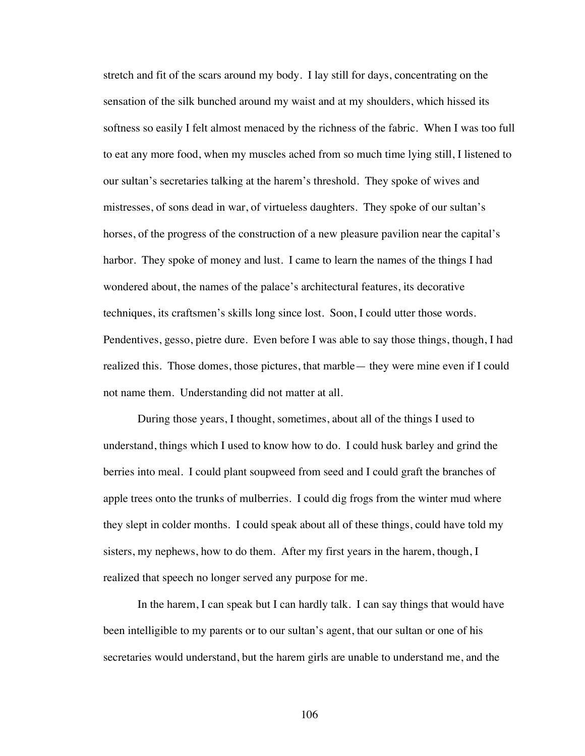stretch and fit of the scars around my body. I lay still for days, concentrating on the sensation of the silk bunched around my waist and at my shoulders, which hissed its softness so easily I felt almost menaced by the richness of the fabric. When I was too full to eat any more food, when my muscles ached from so much time lying still, I listened to our sultan's secretaries talking at the harem's threshold. They spoke of wives and mistresses, of sons dead in war, of virtueless daughters. They spoke of our sultan's horses, of the progress of the construction of a new pleasure pavilion near the capital's harbor. They spoke of money and lust. I came to learn the names of the things I had wondered about, the names of the palace's architectural features, its decorative techniques, its craftsmen's skills long since lost. Soon, I could utter those words. Pendentives, gesso, pietre dure. Even before I was able to say those things, though, I had realized this. Those domes, those pictures, that marble— they were mine even if I could not name them. Understanding did not matter at all.

During those years, I thought, sometimes, about all of the things I used to understand, things which I used to know how to do. I could husk barley and grind the berries into meal. I could plant soupweed from seed and I could graft the branches of apple trees onto the trunks of mulberries. I could dig frogs from the winter mud where they slept in colder months. I could speak about all of these things, could have told my sisters, my nephews, how to do them. After my first years in the harem, though, I realized that speech no longer served any purpose for me.

In the harem, I can speak but I can hardly talk. I can say things that would have been intelligible to my parents or to our sultan's agent, that our sultan or one of his secretaries would understand, but the harem girls are unable to understand me, and the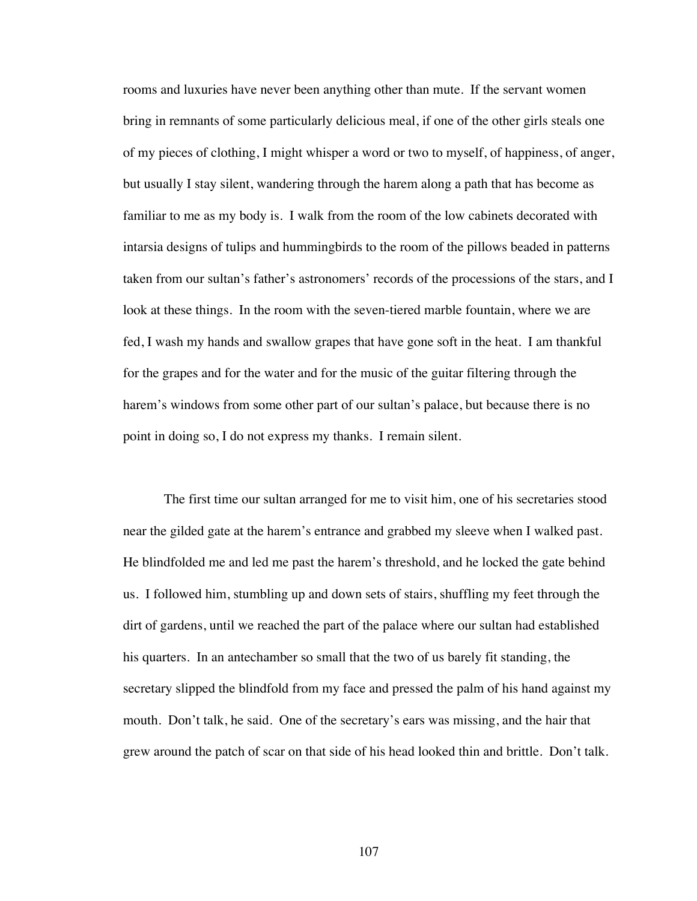rooms and luxuries have never been anything other than mute. If the servant women bring in remnants of some particularly delicious meal, if one of the other girls steals one of my pieces of clothing, I might whisper a word or two to myself, of happiness, of anger, but usually I stay silent, wandering through the harem along a path that has become as familiar to me as my body is. I walk from the room of the low cabinets decorated with intarsia designs of tulips and hummingbirds to the room of the pillows beaded in patterns taken from our sultan's father's astronomers' records of the processions of the stars, and I look at these things. In the room with the seven-tiered marble fountain, where we are fed, I wash my hands and swallow grapes that have gone soft in the heat. I am thankful for the grapes and for the water and for the music of the guitar filtering through the harem's windows from some other part of our sultan's palace, but because there is no point in doing so, I do not express my thanks. I remain silent.

The first time our sultan arranged for me to visit him, one of his secretaries stood near the gilded gate at the harem's entrance and grabbed my sleeve when I walked past. He blindfolded me and led me past the harem's threshold, and he locked the gate behind us. I followed him, stumbling up and down sets of stairs, shuffling my feet through the dirt of gardens, until we reached the part of the palace where our sultan had established his quarters. In an antechamber so small that the two of us barely fit standing, the secretary slipped the blindfold from my face and pressed the palm of his hand against my mouth. Don't talk, he said. One of the secretary's ears was missing, and the hair that grew around the patch of scar on that side of his head looked thin and brittle. Don't talk.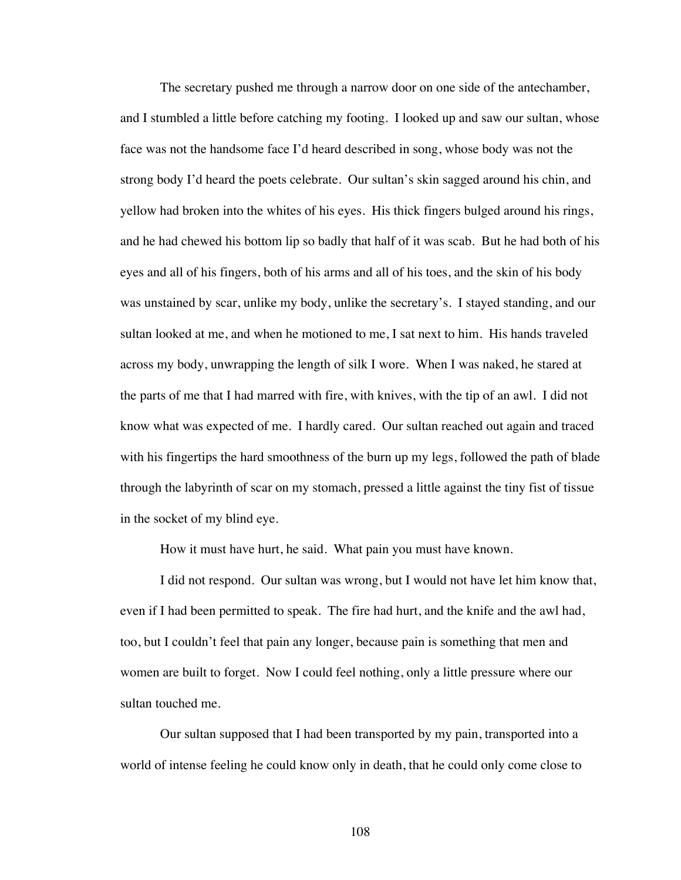The secretary pushed me through a narrow door on one side of the antechamber, and I stumbled a little before catching my footing. I looked up and saw our sultan, whose face was not the handsome face I'd heard described in song, whose body was not the strong body I'd heard the poets celebrate. Our sultan's skin sagged around his chin, and yellow had broken into the whites of his eyes. His thick fingers bulged around his rings, and he had chewed his bottom lip so badly that half of it was scab. But he had both of his eyes and all of his fingers, both of his arms and all of his toes, and the skin of his body was unstained by scar, unlike my body, unlike the secretary's. I stayed standing, and our sultan looked at me, and when he motioned to me, I sat next to him. His hands traveled across my body, unwrapping the length of silk I wore. When I was naked, he stared at the parts of me that I had marred with fire, with knives, with the tip of an awl. I did not know what was expected of me. I hardly cared. Our sultan reached out again and traced with his fingertips the hard smoothness of the burn up my legs, followed the path of blade through the labyrinth of scar on my stomach, pressed a little against the tiny fist of tissue in the socket of my blind eye.

How it must have hurt, he said. What pain you must have known.

I did not respond. Our sultan was wrong, but I would not have let him know that, even if I had been permitted to speak. The fire had hurt, and the knife and the awl had, too, but I couldn't feel that pain any longer, because pain is something that men and women are built to forget. Now I could feel nothing, only a little pressure where our sultan touched me.

Our sultan supposed that I had been transported by my pain, transported into a world of intense feeling he could know only in death, that he could only come close to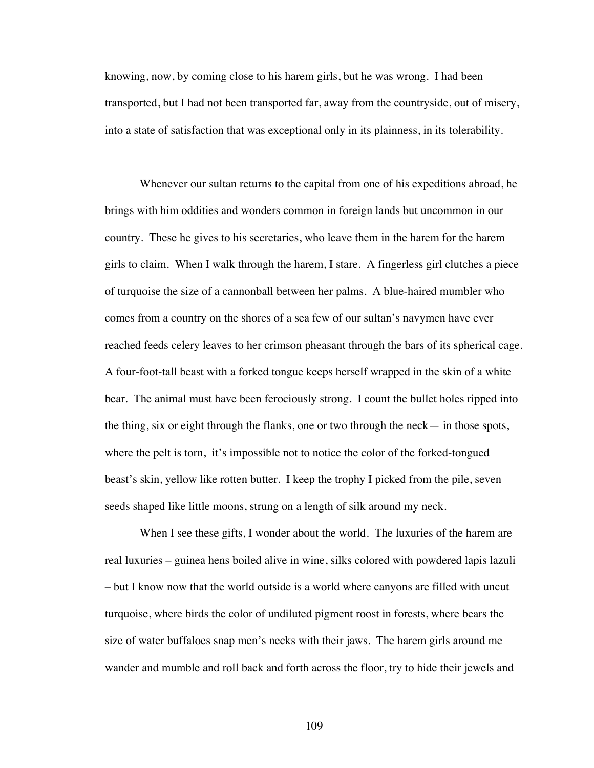knowing, now, by coming close to his harem girls, but he was wrong. I had been transported, but I had not been transported far, away from the countryside, out of misery, into a state of satisfaction that was exceptional only in its plainness, in its tolerability.

Whenever our sultan returns to the capital from one of his expeditions abroad, he brings with him oddities and wonders common in foreign lands but uncommon in our country. These he gives to his secretaries, who leave them in the harem for the harem girls to claim. When I walk through the harem, I stare. A fingerless girl clutches a piece of turquoise the size of a cannonball between her palms. A blue-haired mumbler who comes from a country on the shores of a sea few of our sultan's navymen have ever reached feeds celery leaves to her crimson pheasant through the bars of its spherical cage. A four-foot-tall beast with a forked tongue keeps herself wrapped in the skin of a white bear. The animal must have been ferociously strong. I count the bullet holes ripped into the thing, six or eight through the flanks, one or two through the neck— in those spots, where the pelt is torn, it's impossible not to notice the color of the forked-tongued beast's skin, yellow like rotten butter. I keep the trophy I picked from the pile, seven seeds shaped like little moons, strung on a length of silk around my neck.

When I see these gifts, I wonder about the world. The luxuries of the harem are real luxuries – guinea hens boiled alive in wine, silks colored with powdered lapis lazuli – but I know now that the world outside is a world where canyons are filled with uncut turquoise, where birds the color of undiluted pigment roost in forests, where bears the size of water buffaloes snap men's necks with their jaws. The harem girls around me wander and mumble and roll back and forth across the floor, try to hide their jewels and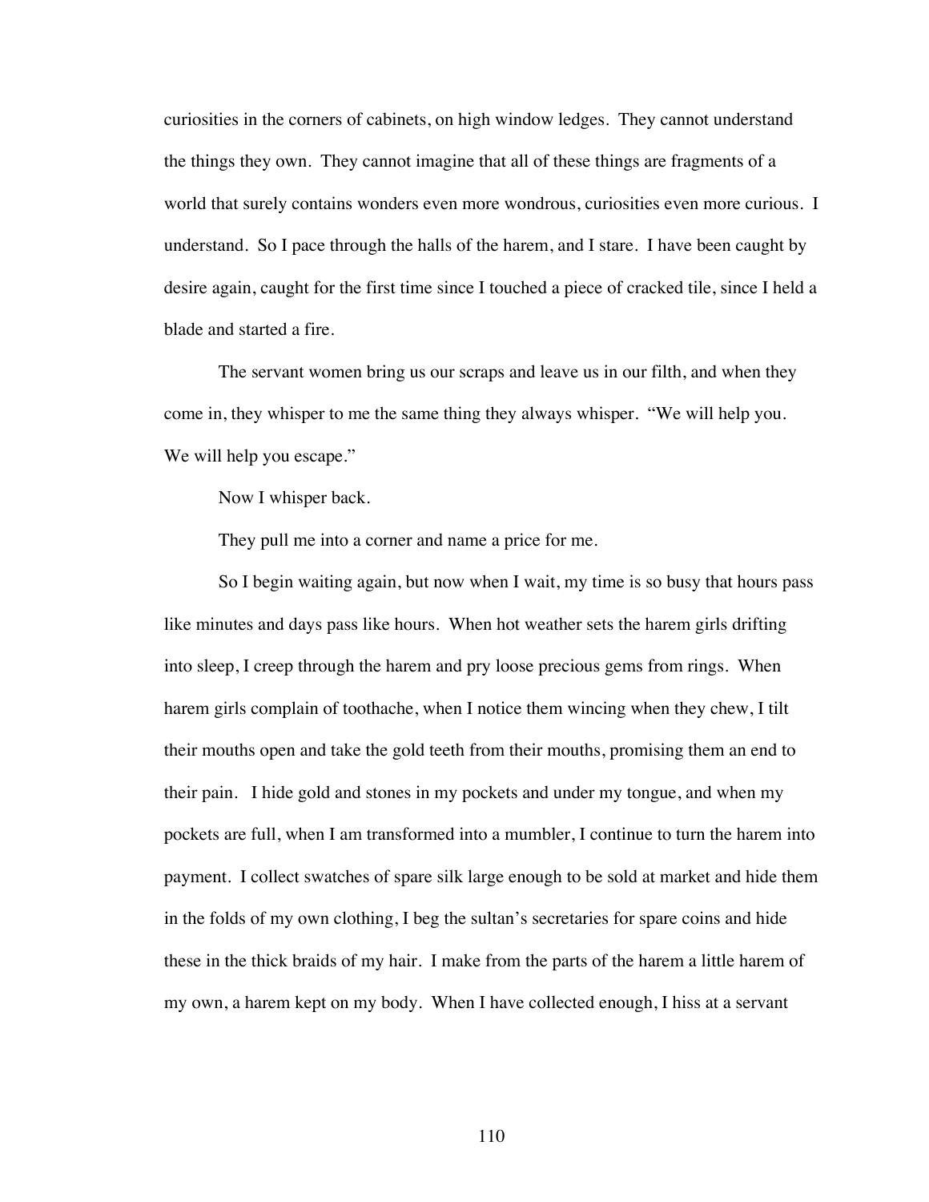curiosities in the corners of cabinets, on high window ledges. They cannot understand the things they own. They cannot imagine that all of these things are fragments of a world that surely contains wonders even more wondrous, curiosities even more curious. I understand. So I pace through the halls of the harem, and I stare. I have been caught by desire again, caught for the first time since I touched a piece of cracked tile, since I held a blade and started a fire.

The servant women bring us our scraps and leave us in our filth, and when they come in, they whisper to me the same thing they always whisper. "We will help you. We will help you escape."

Now I whisper back.

They pull me into a corner and name a price for me.

So I begin waiting again, but now when I wait, my time is so busy that hours pass like minutes and days pass like hours. When hot weather sets the harem girls drifting into sleep, I creep through the harem and pry loose precious gems from rings. When harem girls complain of toothache, when I notice them wincing when they chew, I tilt their mouths open and take the gold teeth from their mouths, promising them an end to their pain. I hide gold and stones in my pockets and under my tongue, and when my pockets are full, when I am transformed into a mumbler, I continue to turn the harem into payment. I collect swatches of spare silk large enough to be sold at market and hide them in the folds of my own clothing, I beg the sultan's secretaries for spare coins and hide these in the thick braids of my hair. I make from the parts of the harem a little harem of my own, a harem kept on my body. When I have collected enough, I hiss at a servant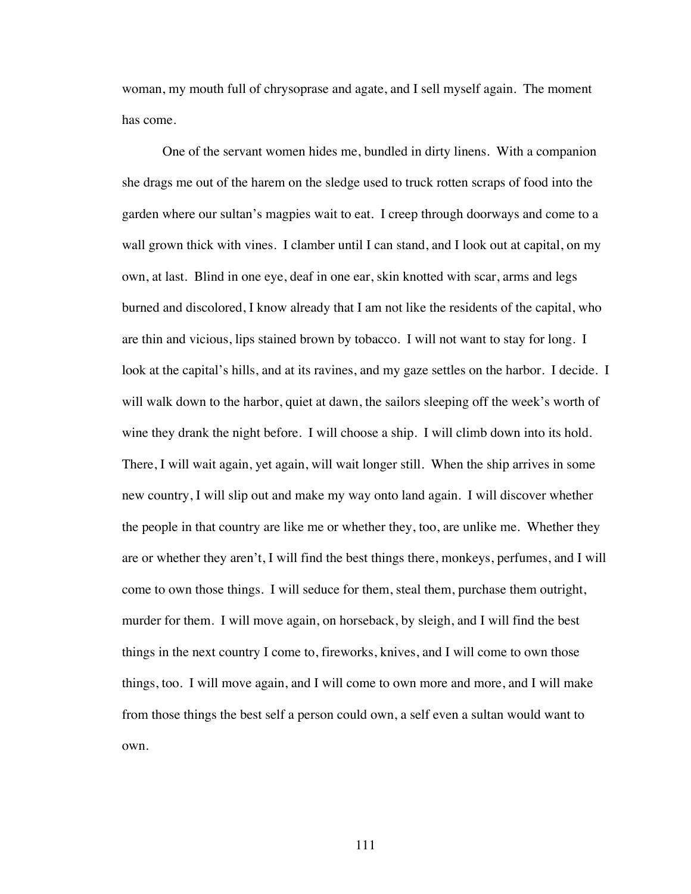woman, my mouth full of chrysoprase and agate, and I sell myself again. The moment has come.

One of the servant women hides me, bundled in dirty linens. With a companion she drags me out of the harem on the sledge used to truck rotten scraps of food into the garden where our sultan's magpies wait to eat. I creep through doorways and come to a wall grown thick with vines. I clamber until I can stand, and I look out at capital, on my own, at last. Blind in one eye, deaf in one ear, skin knotted with scar, arms and legs burned and discolored, I know already that I am not like the residents of the capital, who are thin and vicious, lips stained brown by tobacco. I will not want to stay for long. I look at the capital's hills, and at its ravines, and my gaze settles on the harbor. I decide. I will walk down to the harbor, quiet at dawn, the sailors sleeping off the week's worth of wine they drank the night before. I will choose a ship. I will climb down into its hold. There, I will wait again, yet again, will wait longer still. When the ship arrives in some new country, I will slip out and make my way onto land again. I will discover whether the people in that country are like me or whether they, too, are unlike me. Whether they are or whether they aren't, I will find the best things there, monkeys, perfumes, and I will come to own those things. I will seduce for them, steal them, purchase them outright, murder for them. I will move again, on horseback, by sleigh, and I will find the best things in the next country I come to, fireworks, knives, and I will come to own those things, too. I will move again, and I will come to own more and more, and I will make from those things the best self a person could own, a self even a sultan would want to own.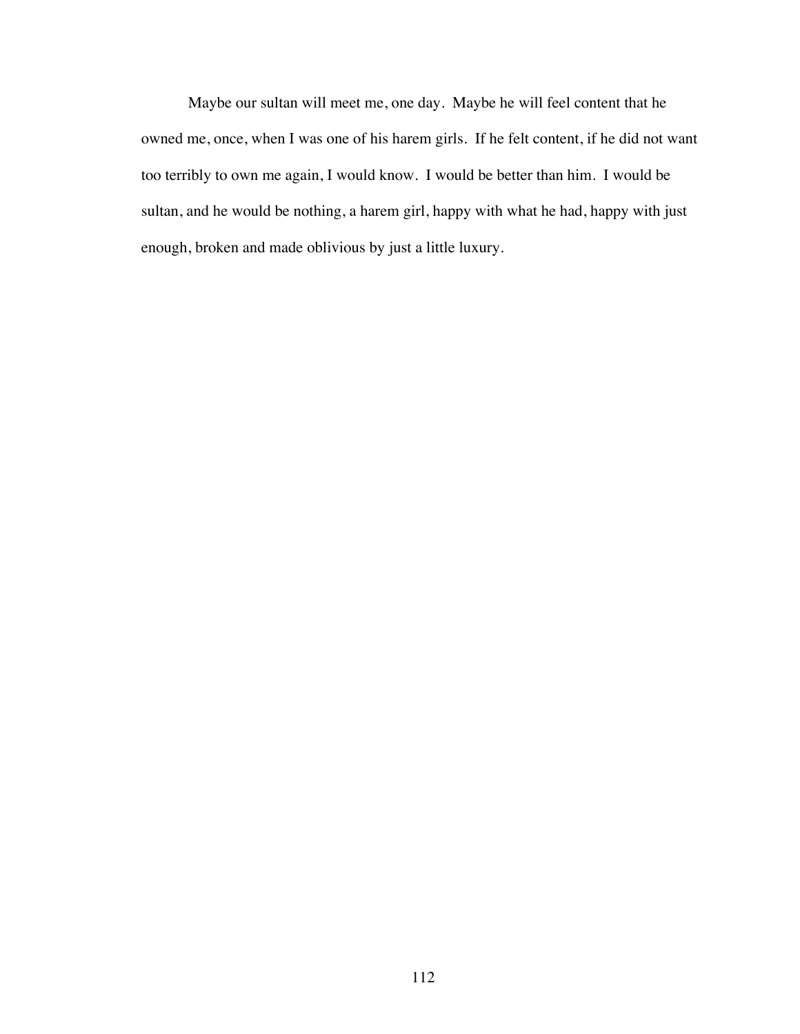Maybe our sultan will meet me, one day. Maybe he will feel content that he owned me, once, when I was one of his harem girls. If he felt content, if he did not want too terribly to own me again, I would know. I would be better than him. I would be sultan, and he would be nothing, a harem girl, happy with what he had, happy with just enough, broken and made oblivious by just a little luxury.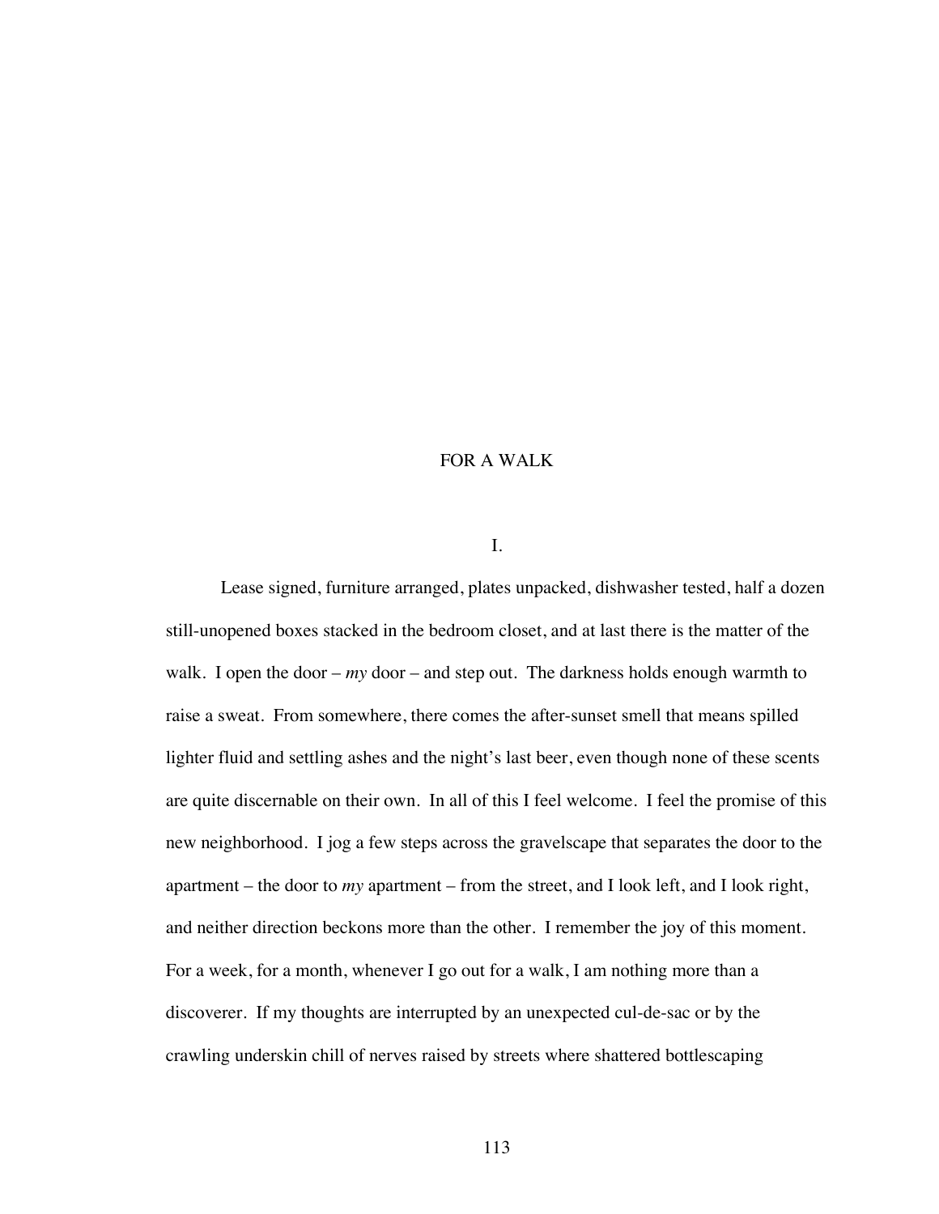# FOR A WALK

## I.

Lease signed, furniture arranged, plates unpacked, dishwasher tested, half a dozen still-unopened boxes stacked in the bedroom closet, and at last there is the matter of the walk. I open the door – *my* door – and step out. The darkness holds enough warmth to raise a sweat. From somewhere, there comes the after-sunset smell that means spilled lighter fluid and settling ashes and the night's last beer, even though none of these scents are quite discernable on their own. In all of this I feel welcome. I feel the promise of this new neighborhood. I jog a few steps across the gravelscape that separates the door to the apartment – the door to *my* apartment – from the street, and I look left, and I look right, and neither direction beckons more than the other. I remember the joy of this moment. For a week, for a month, whenever I go out for a walk, I am nothing more than a discoverer. If my thoughts are interrupted by an unexpected cul-de-sac or by the crawling underskin chill of nerves raised by streets where shattered bottlescaping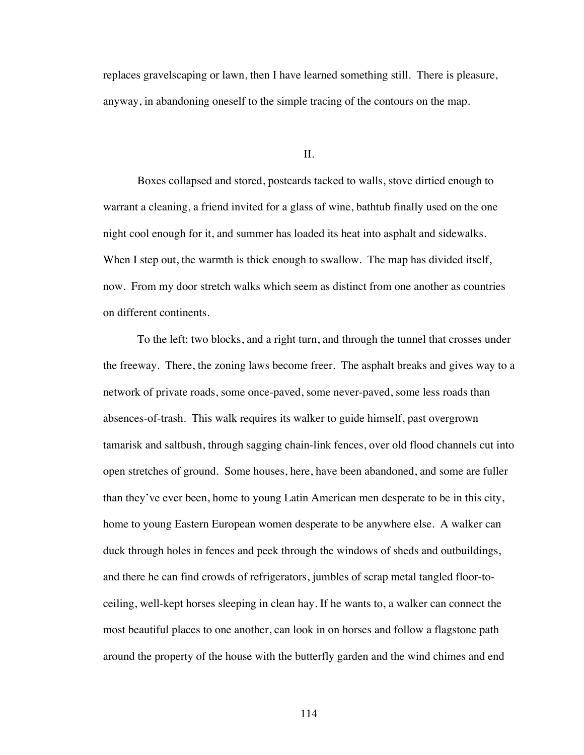replaces gravelscaping or lawn, then I have learned something still. There is pleasure, anyway, in abandoning oneself to the simple tracing of the contours on the map.

## II.

Boxes collapsed and stored, postcards tacked to walls, stove dirtied enough to warrant a cleaning, a friend invited for a glass of wine, bathtub finally used on the one night cool enough for it, and summer has loaded its heat into asphalt and sidewalks. When I step out, the warmth is thick enough to swallow. The map has divided itself, now. From my door stretch walks which seem as distinct from one another as countries on different continents.

To the left: two blocks, and a right turn, and through the tunnel that crosses under the freeway. There, the zoning laws become freer. The asphalt breaks and gives way to a network of private roads, some once-paved, some never-paved, some less roads than absences-of-trash. This walk requires its walker to guide himself, past overgrown tamarisk and saltbush, through sagging chain-link fences, over old flood channels cut into open stretches of ground. Some houses, here, have been abandoned, and some are fuller than they've ever been, home to young Latin American men desperate to be in this city, home to young Eastern European women desperate to be anywhere else. A walker can duck through holes in fences and peek through the windows of sheds and outbuildings, and there he can find crowds of refrigerators, jumbles of scrap metal tangled floor-to-ceiling, well-kept horses sleeping in clean hay. If he wants to, a walker can connect the most beautiful places to one another, can look in on horses and follow a flagstone path around the property of the house with the butterfly garden and the wind chimes and end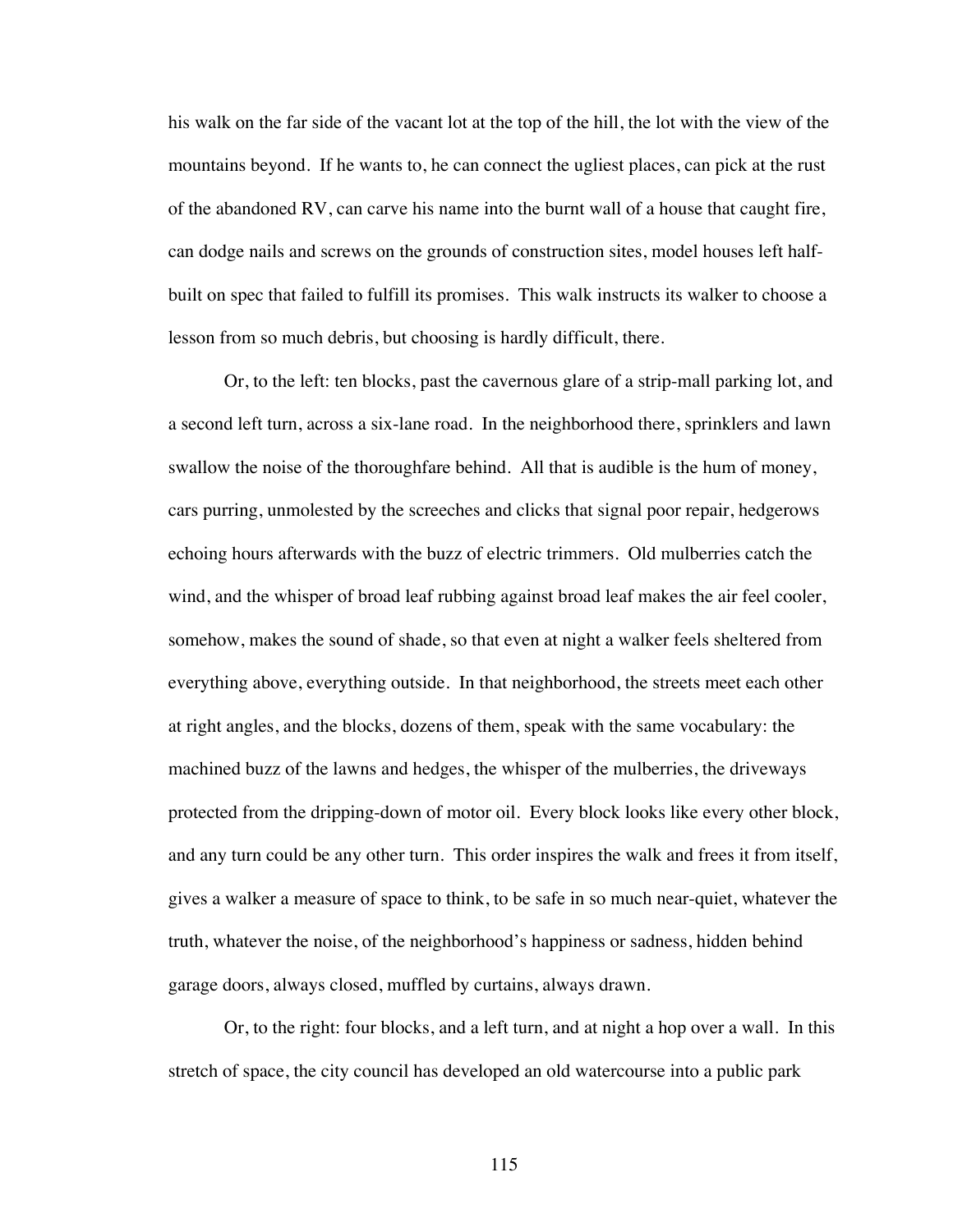his walk on the far side of the vacant lot at the top of the hill, the lot with the view of the mountains beyond. If he wants to, he can connect the ugliest places, can pick at the rust of the abandoned RV, can carve his name into the burnt wall of a house that caught fire, can dodge nails and screws on the grounds of construction sites, model houses left half-built on spec that failed to fulfill its promises. This walk instructs its walker to choose a lesson from so much debris, but choosing is hardly difficult, there.

Or, to the left: ten blocks, past the cavernous glare of a strip-mall parking lot, and a second left turn, across a six-lane road. In the neighborhood there, sprinklers and lawn swallow the noise of the thoroughfare behind. All that is audible is the hum of money, cars purring, unmolested by the screeches and clicks that signal poor repair, hedgerows echoing hours afterwards with the buzz of electric trimmers. Old mulberries catch the wind, and the whisper of broad leaf rubbing against broad leaf makes the air feel cooler, somehow, makes the sound of shade, so that even at night a walker feels sheltered from everything above, everything outside. In that neighborhood, the streets meet each other at right angles, and the blocks, dozens of them, speak with the same vocabulary: the machined buzz of the lawns and hedges, the whisper of the mulberries, the driveways protected from the dripping-down of motor oil. Every block looks like every other block, and any turn could be any other turn. This order inspires the walk and frees it from itself, gives a walker a measure of space to think, to be safe in so much near-quiet, whatever the truth, whatever the noise, of the neighborhood's happiness or sadness, hidden behind garage doors, always closed, muffled by curtains, always drawn.

Or, to the right: four blocks, and a left turn, and at night a hop over a wall. In this stretch of space, the city council has developed an old watercourse into a public park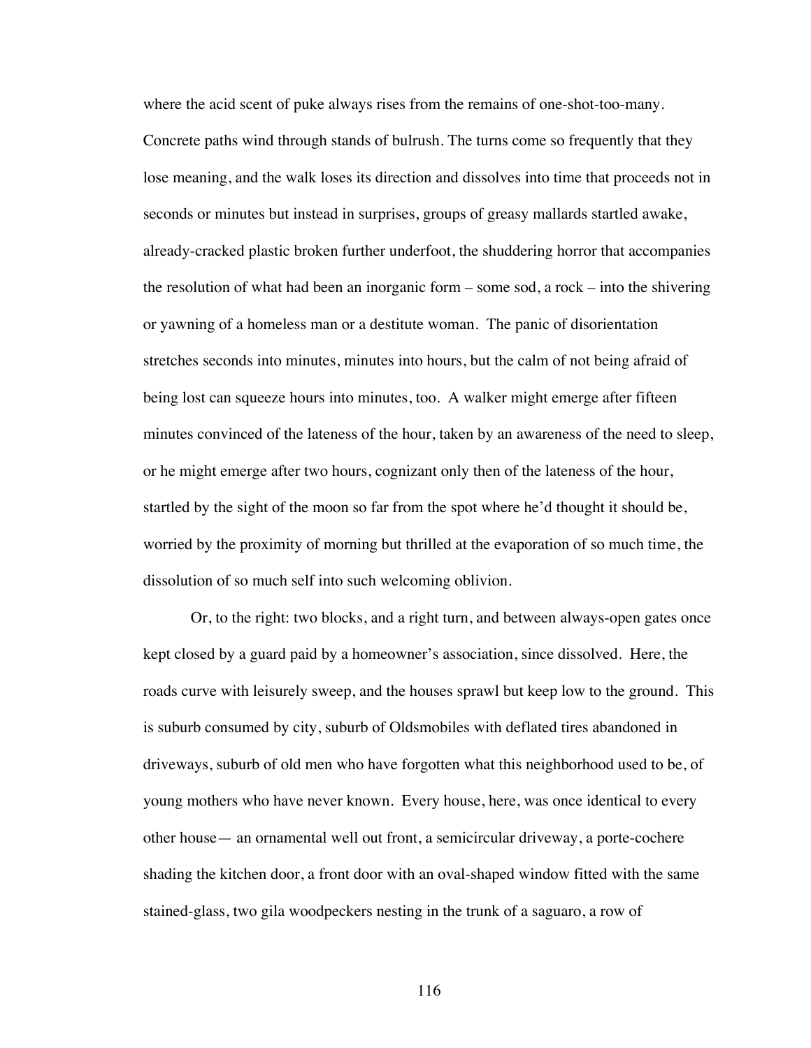where the acid scent of puke always rises from the remains of one-shot-too-many. Concrete paths wind through stands of bulrush. The turns come so frequently that they lose meaning, and the walk loses its direction and dissolves into time that proceeds not in seconds or minutes but instead in surprises, groups of greasy mallards startled awake, already-cracked plastic broken further underfoot, the shuddering horror that accompanies the resolution of what had been an inorganic form – some sod, a rock – into the shivering or yawning of a homeless man or a destitute woman. The panic of disorientation stretches seconds into minutes, minutes into hours, but the calm of not being afraid of being lost can squeeze hours into minutes, too. A walker might emerge after fifteen minutes convinced of the lateness of the hour, taken by an awareness of the need to sleep, or he might emerge after two hours, cognizant only then of the lateness of the hour, startled by the sight of the moon so far from the spot where he'd thought it should be, worried by the proximity of morning but thrilled at the evaporation of so much time, the dissolution of so much self into such welcoming oblivion.

Or, to the right: two blocks, and a right turn, and between always-open gates once kept closed by a guard paid by a homeowner's association, since dissolved. Here, the roads curve with leisurely sweep, and the houses sprawl but keep low to the ground. This is suburb consumed by city, suburb of Oldsmobiles with deflated tires abandoned in driveways, suburb of old men who have forgotten what this neighborhood used to be, of young mothers who have never known. Every house, here, was once identical to every other house— an ornamental well out front, a semicircular driveway, a porte-cochere shading the kitchen door, a front door with an oval-shaped window fitted with the same stained-glass, two gila woodpeckers nesting in the trunk of a saguaro, a row of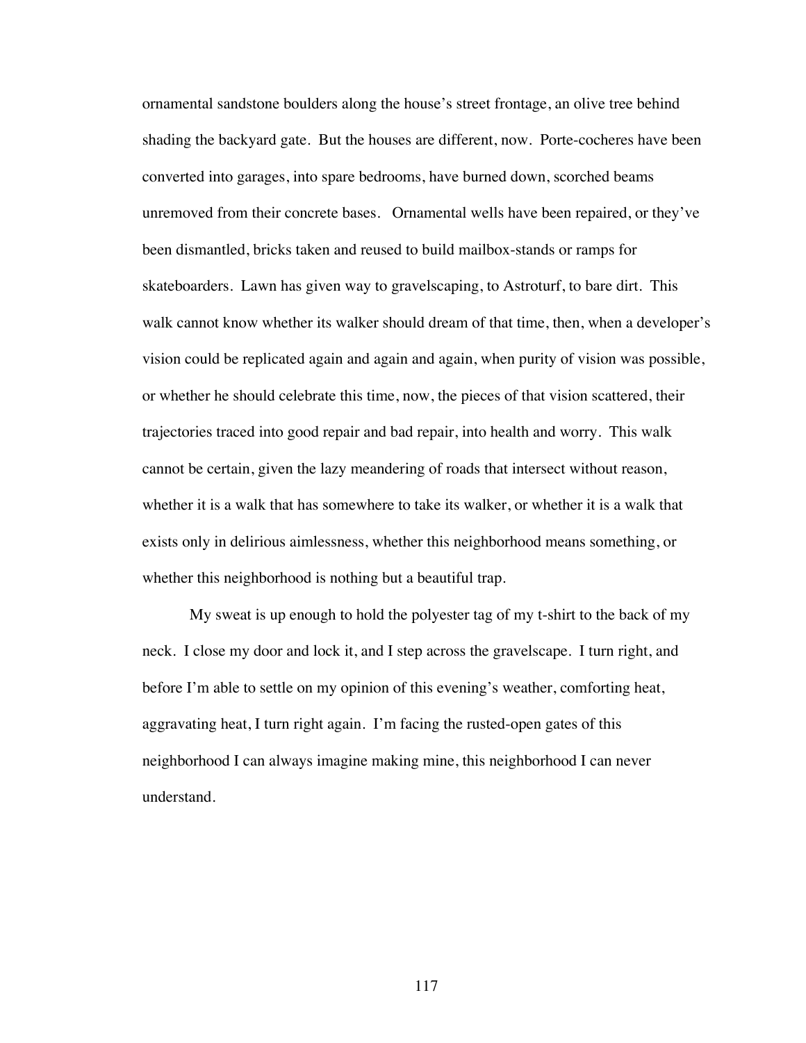ornamental sandstone boulders along the house's street frontage, an olive tree behind shading the backyard gate. But the houses are different, now. Porte-cocheres have been converted into garages, into spare bedrooms, have burned down, scorched beams unremoved from their concrete bases. Ornamental wells have been repaired, or they've been dismantled, bricks taken and reused to build mailbox-stands or ramps for skateboarders. Lawn has given way to gravelscaping, to Astroturf, to bare dirt. This walk cannot know whether its walker should dream of that time, then, when a developer's vision could be replicated again and again and again, when purity of vision was possible, or whether he should celebrate this time, now, the pieces of that vision scattered, their trajectories traced into good repair and bad repair, into health and worry. This walk cannot be certain, given the lazy meandering of roads that intersect without reason, whether it is a walk that has somewhere to take its walker, or whether it is a walk that exists only in delirious aimlessness, whether this neighborhood means something, or whether this neighborhood is nothing but a beautiful trap.

My sweat is up enough to hold the polyester tag of my t-shirt to the back of my neck. I close my door and lock it, and I step across the gravelscape. I turn right, and before I'm able to settle on my opinion of this evening's weather, comforting heat, aggravating heat, I turn right again. I'm facing the rusted-open gates of this neighborhood I can always imagine making mine, this neighborhood I can never understand.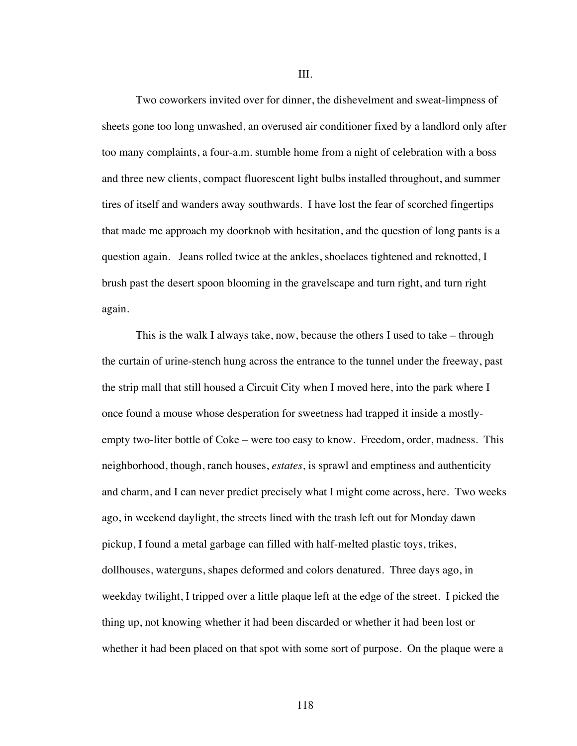III.

Two coworkers invited over for dinner, the dishevelment and sweat-limpness of sheets gone too long unwashed, an overused air conditioner fixed by a landlord only after too many complaints, a four-a.m. stumble home from a night of celebration with a boss and three new clients, compact fluorescent light bulbs installed throughout, and summer tires of itself and wanders away southwards. I have lost the fear of scorched fingertips that made me approach my doorknob with hesitation, and the question of long pants is a question again. Jeans rolled twice at the ankles, shoelaces tightened and reknotted, I brush past the desert spoon blooming in the gravelscape and turn right, and turn right again.

This is the walk I always take, now, because the others I used to take – through the curtain of urine-stench hung across the entrance to the tunnel under the freeway, past the strip mall that still housed a Circuit City when I moved here, into the park where I once found a mouse whose desperation for sweetness had trapped it inside a mostly-empty two-liter bottle of Coke – were too easy to know. Freedom, order, madness. This neighborhood, though, ranch houses, *estates*, is sprawl and emptiness and authenticity and charm, and I can never predict precisely what I might come across, here. Two weeks ago, in weekend daylight, the streets lined with the trash left out for Monday dawn pickup, I found a metal garbage can filled with half-melted plastic toys, trikes, dollhouses, waterguns, shapes deformed and colors denatured. Three days ago, in weekday twilight, I tripped over a little plaque left at the edge of the street. I picked the thing up, not knowing whether it had been discarded or whether it had been lost or whether it had been placed on that spot with some sort of purpose. On the plaque were a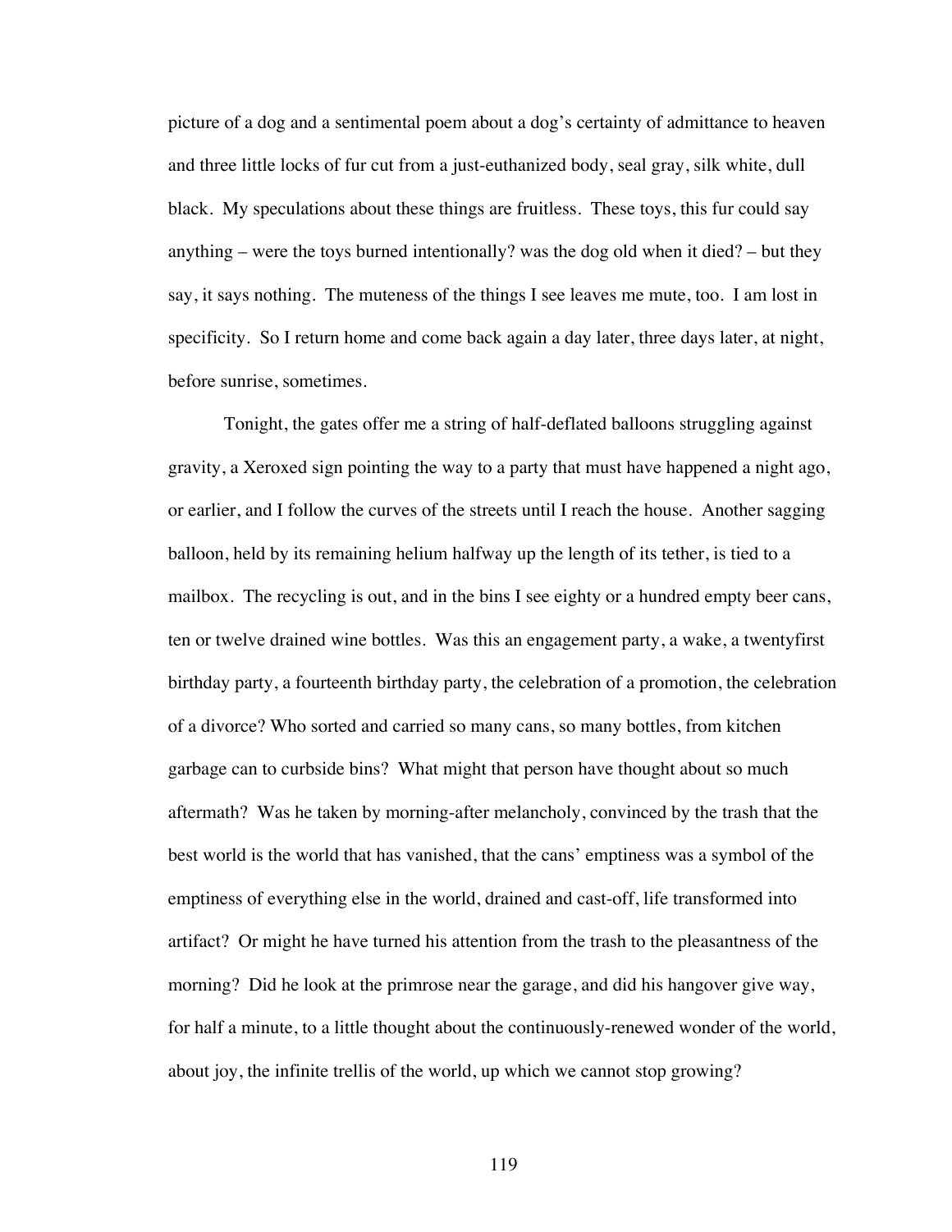picture of a dog and a sentimental poem about a dog's certainty of admittance to heaven and three little locks of fur cut from a just-euthanized body, seal gray, silk white, dull black. My speculations about these things are fruitless. These toys, this fur could say anything – were the toys burned intentionally? was the dog old when it died? – but they say, it says nothing. The muteness of the things I see leaves me mute, too. I am lost in specificity. So I return home and come back again a day later, three days later, at night, before sunrise, sometimes.

Tonight, the gates offer me a string of half-deflated balloons struggling against gravity, a Xeroxed sign pointing the way to a party that must have happened a night ago, or earlier, and I follow the curves of the streets until I reach the house. Another sagging balloon, held by its remaining helium halfway up the length of its tether, is tied to a mailbox. The recycling is out, and in the bins I see eighty or a hundred empty beer cans, ten or twelve drained wine bottles. Was this an engagement party, a wake, a twentyfirst birthday party, a fourteenth birthday party, the celebration of a promotion, the celebration of a divorce? Who sorted and carried so many cans, so many bottles, from kitchen garbage can to curbside bins? What might that person have thought about so much aftermath? Was he taken by morning-after melancholy, convinced by the trash that the best world is the world that has vanished, that the cans' emptiness was a symbol of the emptiness of everything else in the world, drained and cast-off, life transformed into artifact? Or might he have turned his attention from the trash to the pleasantness of the morning? Did he look at the primrose near the garage, and did his hangover give way, for half a minute, to a little thought about the continuously-renewed wonder of the world, about joy, the infinite trellis of the world, up which we cannot stop growing?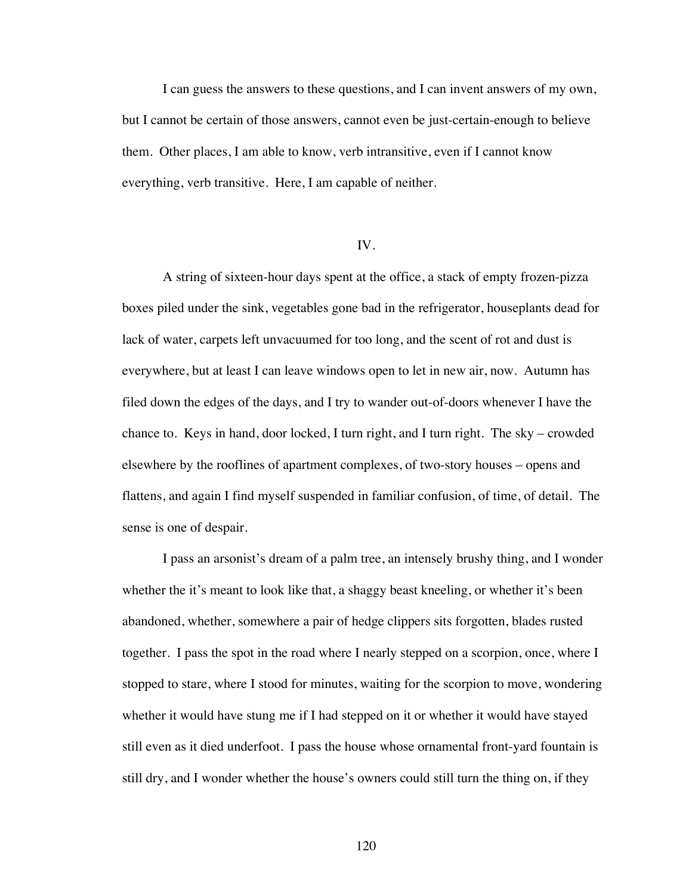I can guess the answers to these questions, and I can invent answers of my own, but I cannot be certain of those answers, cannot even be just-certain-enough to believe them. Other places, I am able to know, verb intransitive, even if I cannot know everything, verb transitive. Here, I am capable of neither.

## IV.

A string of sixteen-hour days spent at the office, a stack of empty frozen-pizza boxes piled under the sink, vegetables gone bad in the refrigerator, houseplants dead for lack of water, carpets left unvacuumed for too long, and the scent of rot and dust is everywhere, but at least I can leave windows open to let in new air, now. Autumn has filed down the edges of the days, and I try to wander out-of-doors whenever I have the chance to. Keys in hand, door locked, I turn right, and I turn right. The sky – crowded elsewhere by the rooflines of apartment complexes, of two-story houses – opens and flattens, and again I find myself suspended in familiar confusion, of time, of detail. The sense is one of despair.

I pass an arsonist's dream of a palm tree, an intensely brushy thing, and I wonder whether the it's meant to look like that, a shaggy beast kneeling, or whether it's been abandoned, whether, somewhere a pair of hedge clippers sits forgotten, blades rusted together. I pass the spot in the road where I nearly stepped on a scorpion, once, where I stopped to stare, where I stood for minutes, waiting for the scorpion to move, wondering whether it would have stung me if I had stepped on it or whether it would have stayed still even as it died underfoot. I pass the house whose ornamental front-yard fountain is still dry, and I wonder whether the house's owners could still turn the thing on, if they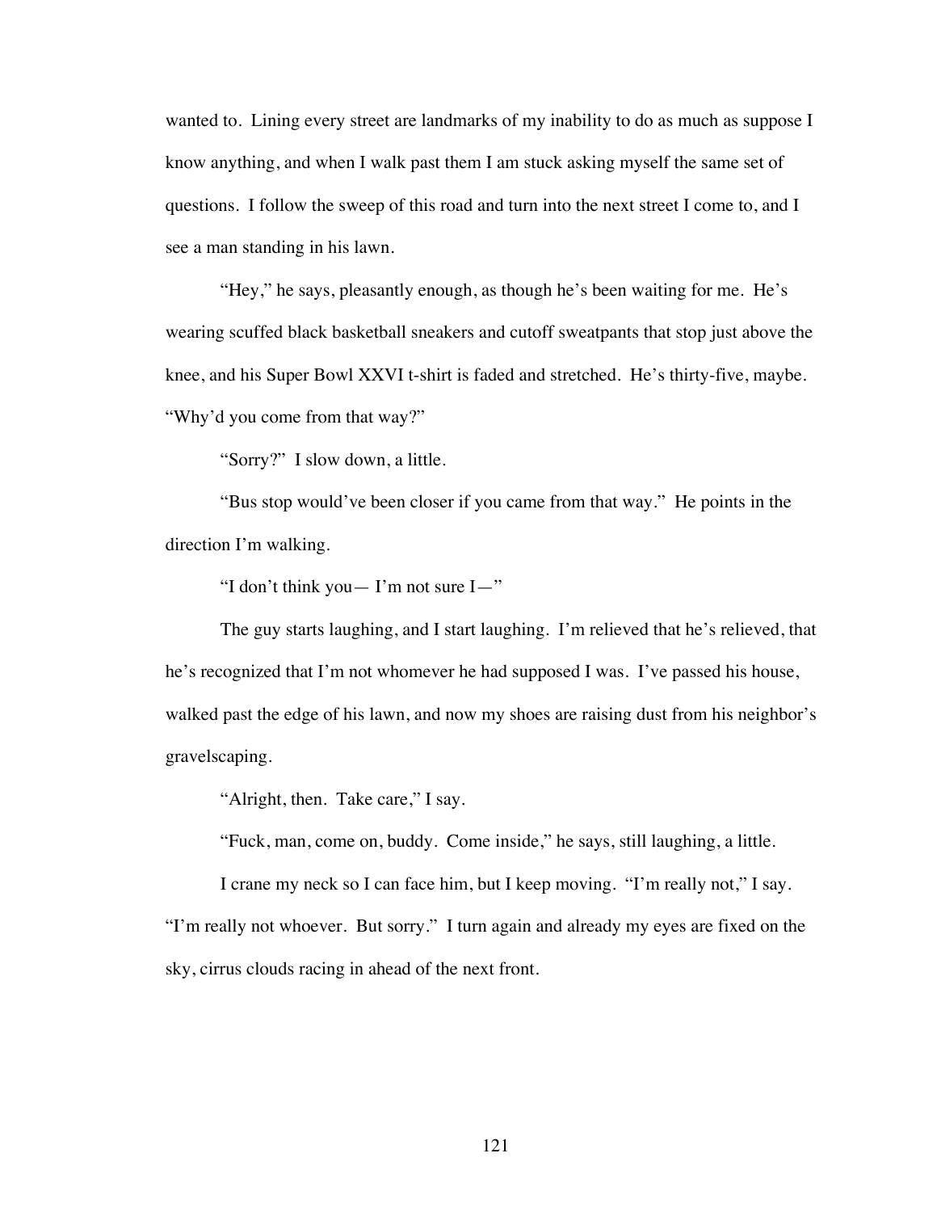wanted to. Lining every street are landmarks of my inability to do as much as suppose I know anything, and when I walk past them I am stuck asking myself the same set of questions. I follow the sweep of this road and turn into the next street I come to, and I see a man standing in his lawn.

"Hey," he says, pleasantly enough, as though he's been waiting for me. He's wearing scuffed black basketball sneakers and cutoff sweatpants that stop just above the knee, and his Super Bowl XXVI t-shirt is faded and stretched. He's thirty-five, maybe. "Why'd you come from that way?"

"Sorry?" I slow down, a little.

"Bus stop would've been closer if you came from that way." He points in the direction I'm walking.

"I don't think you— I'm not sure I—"

The guy starts laughing, and I start laughing. I'm relieved that he's relieved, that he's recognized that I'm not whomever he had supposed I was. I've passed his house, walked past the edge of his lawn, and now my shoes are raising dust from his neighbor's gravelscaping.

"Alright, then. Take care," I say.

"Fuck, man, come on, buddy. Come inside," he says, still laughing, a little.

I crane my neck so I can face him, but I keep moving. "I'm really not," I say. "I'm really not whoever. But sorry." I turn again and already my eyes are fixed on the sky, cirrus clouds racing in ahead of the next front.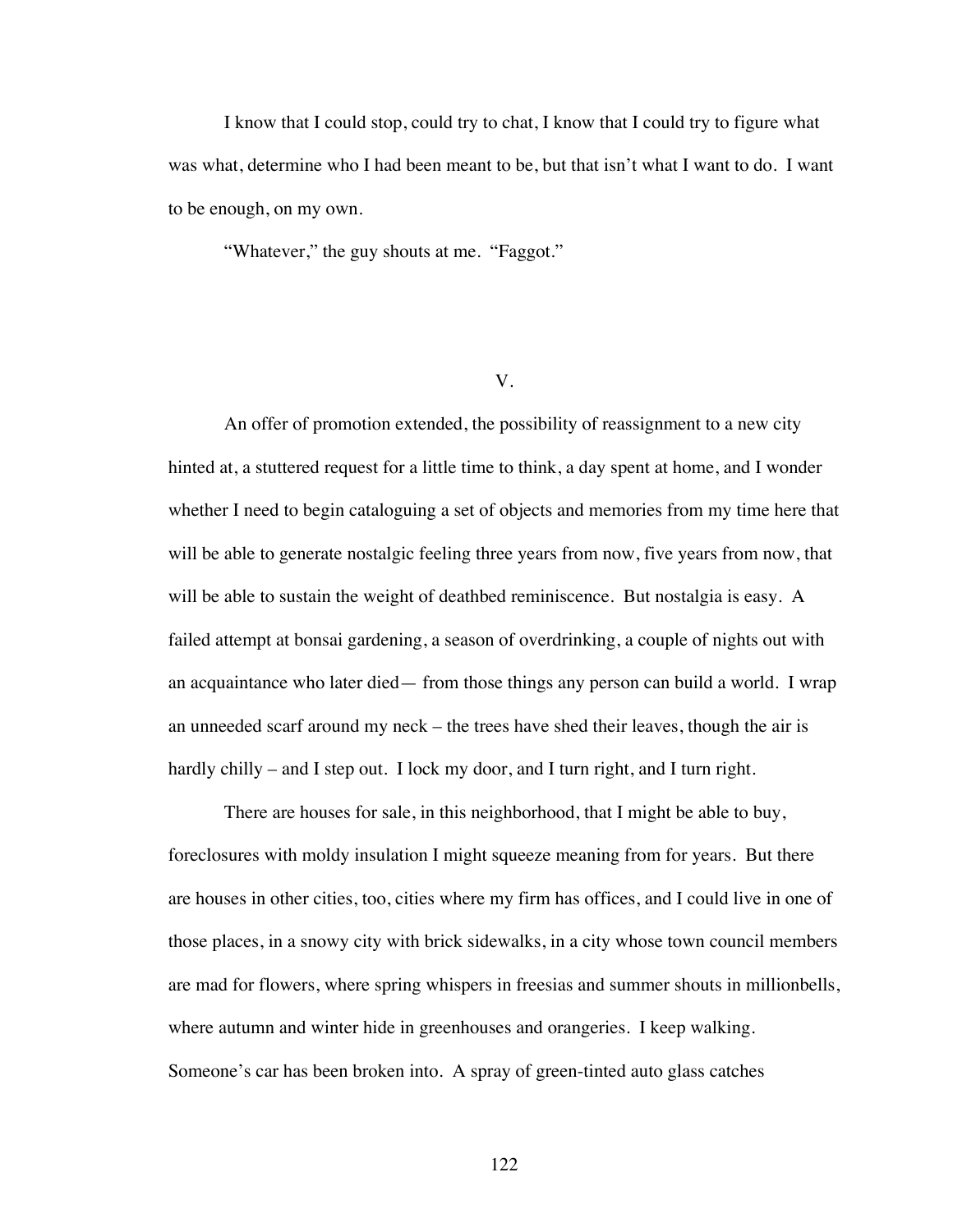I know that I could stop, could try to chat, I know that I could try to figure what was what, determine who I had been meant to be, but that isn't what I want to do. I want to be enough, on my own.

"Whatever," the guy shouts at me. "Faggot."

## V.

An offer of promotion extended, the possibility of reassignment to a new city hinted at, a stuttered request for a little time to think, a day spent at home, and I wonder whether I need to begin cataloguing a set of objects and memories from my time here that will be able to generate nostalgic feeling three years from now, five years from now, that will be able to sustain the weight of deathbed reminiscence. But nostalgia is easy. A failed attempt at bonsai gardening, a season of overdrinking, a couple of nights out with an acquaintance who later died— from those things any person can build a world. I wrap an unneeded scarf around my neck – the trees have shed their leaves, though the air is hardly chilly – and I step out. I lock my door, and I turn right, and I turn right.

There are houses for sale, in this neighborhood, that I might be able to buy, foreclosures with moldy insulation I might squeeze meaning from for years. But there are houses in other cities, too, cities where my firm has offices, and I could live in one of those places, in a snowy city with brick sidewalks, in a city whose town council members are mad for flowers, where spring whispers in freesias and summer shouts in millionbells, where autumn and winter hide in greenhouses and orangeries. I keep walking. Someone's car has been broken into. A spray of green-tinted auto glass catches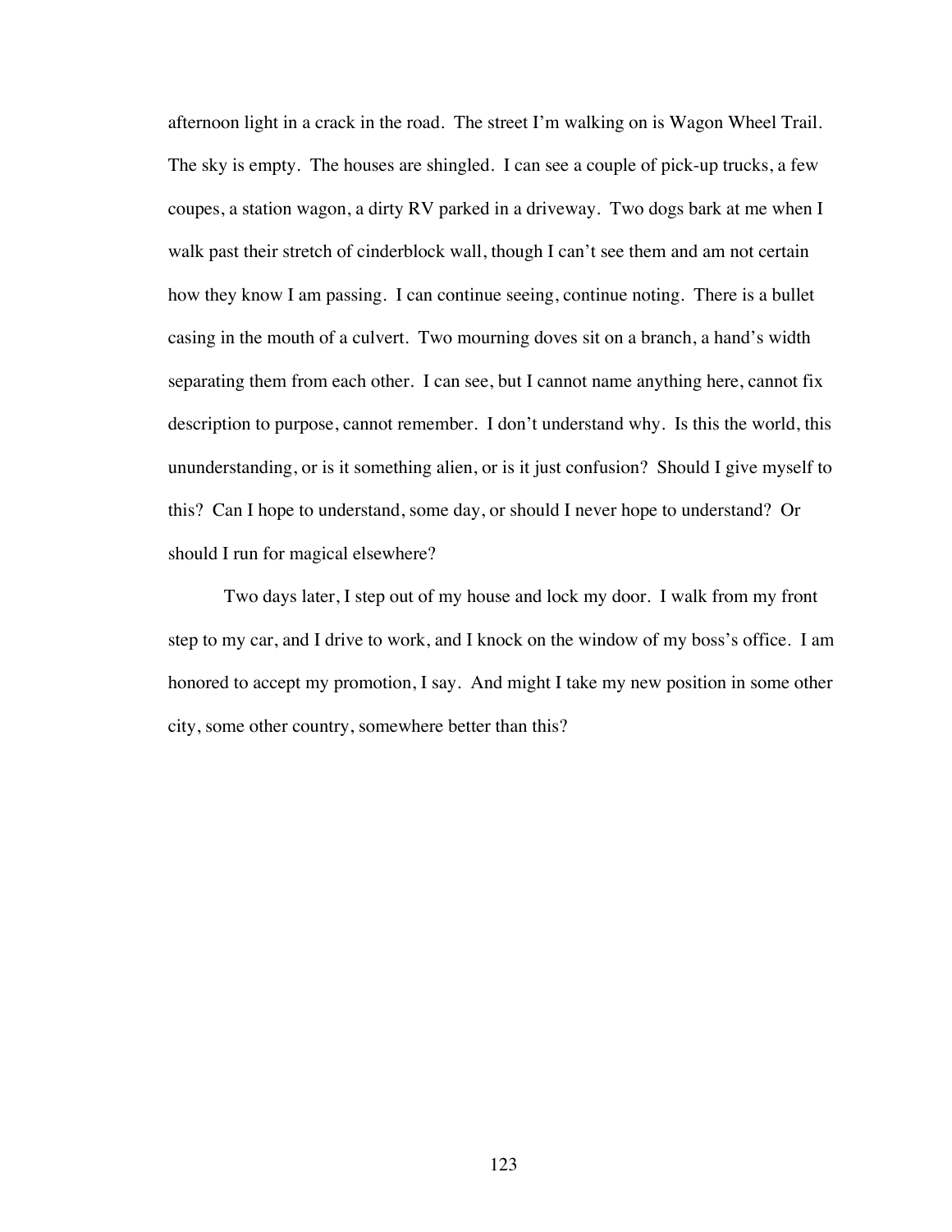afternoon light in a crack in the road. The street I'm walking on is Wagon Wheel Trail. The sky is empty. The houses are shingled. I can see a couple of pick-up trucks, a few coupes, a station wagon, a dirty RV parked in a driveway. Two dogs bark at me when I walk past their stretch of cinderblock wall, though I can't see them and am not certain how they know I am passing. I can continue seeing, continue noting. There is a bullet casing in the mouth of a culvert. Two mourning doves sit on a branch, a hand's width separating them from each other. I can see, but I cannot name anything here, cannot fix description to purpose, cannot remember. I don't understand why. Is this the world, this ununderstanding, or is it something alien, or is it just confusion? Should I give myself to this? Can I hope to understand, some day, or should I never hope to understand? Or should I run for magical elsewhere?

Two days later, I step out of my house and lock my door. I walk from my front step to my car, and I drive to work, and I knock on the window of my boss's office. I am honored to accept my promotion, I say. And might I take my new position in some other city, some other country, somewhere better than this?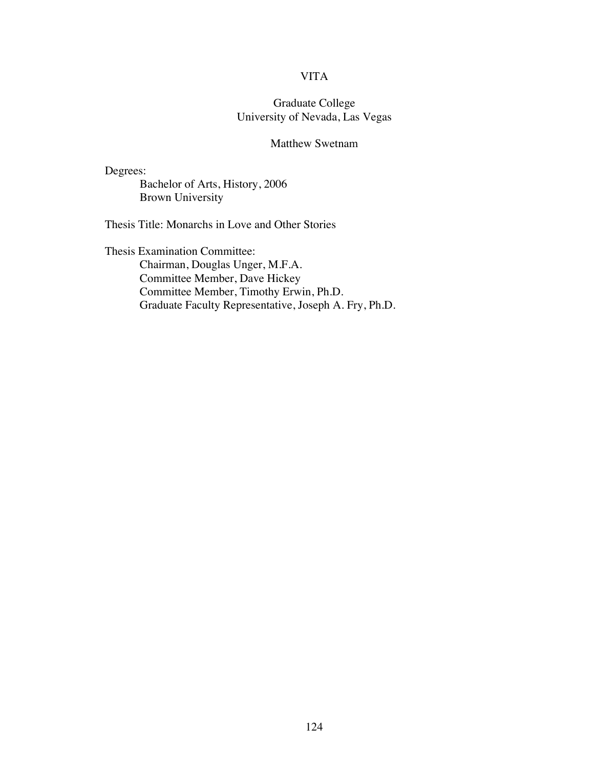# VITA

Graduate College
University of Nevada, Las Vegas

Matthew Swetnam

Degrees:

Bachelor of Arts, History, 2006
Brown University

Thesis Title: Monarchs in Love and Other Stories

Thesis Examination Committee:

Chairman, Douglas Unger, M.F.A.
Committee Member, Dave Hickey
Committee Member, Timothy Erwin, Ph.D.
Graduate Faculty Representative, Joseph A. Fry, Ph.D.